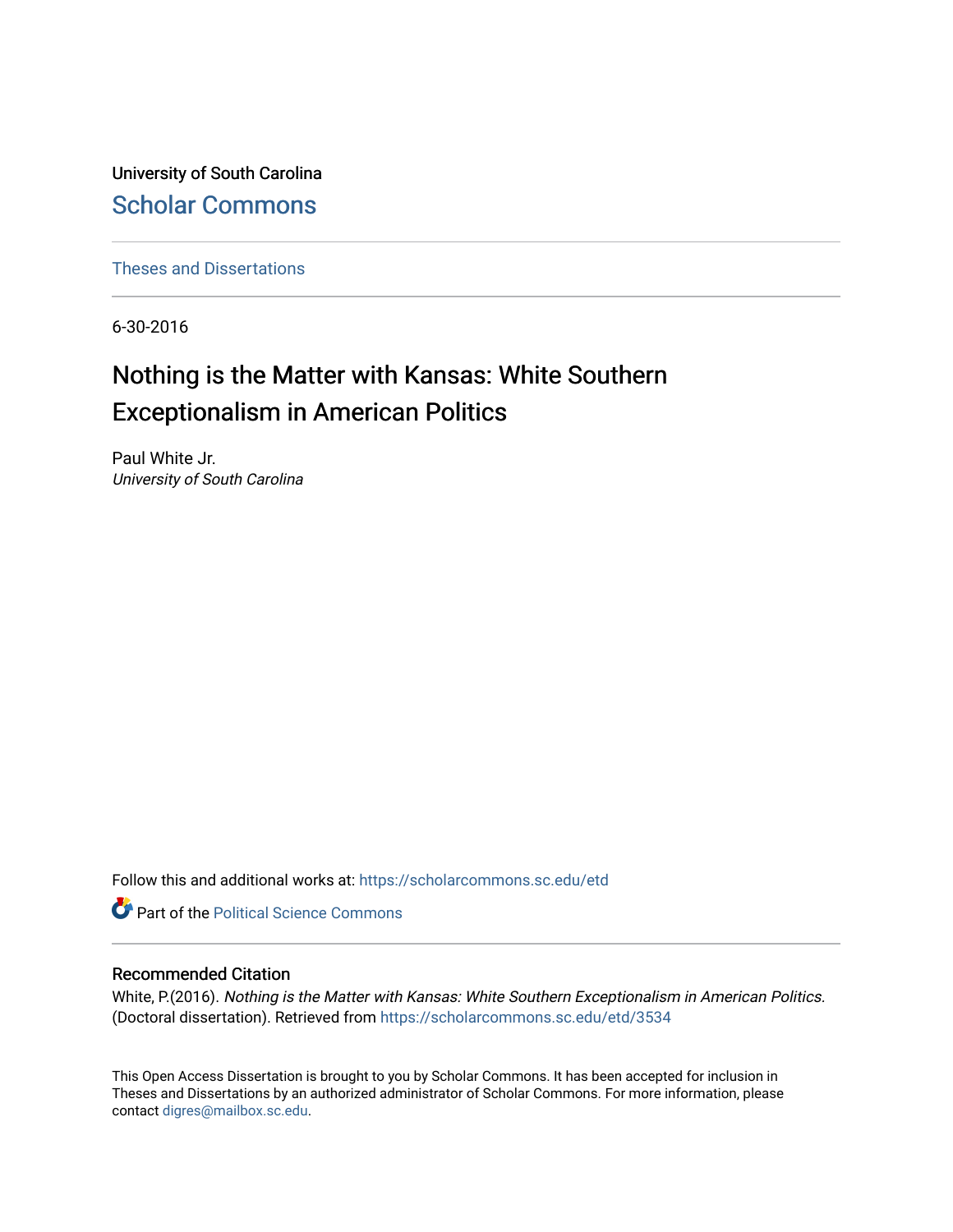University of South Carolina

Scholar Commons

Theses and Dissertations

6-30-2016

# Nothing is the Matter with Kansas: White Southern Exceptionalism in American Politics

Paul White Jr.

*University of South Carolina*

Follow this and additional works at: https://scholarcommons.sc.edu/etd

Part of the Political Science Commons

## Recommended Citation

White, P.(2016). *Nothing is the Matter with Kansas: White Southern Exceptionalism in American Politics.* (Doctoral dissertation). Retrieved from https://scholarcommons.sc.edu/etd/3534

This Open Access Dissertation is brought to you by Scholar Commons. It has been accepted for inclusion in Theses and Dissertations by an authorized administrator of Scholar Commons. For more information, please contact digres@mailbox.sc.edu.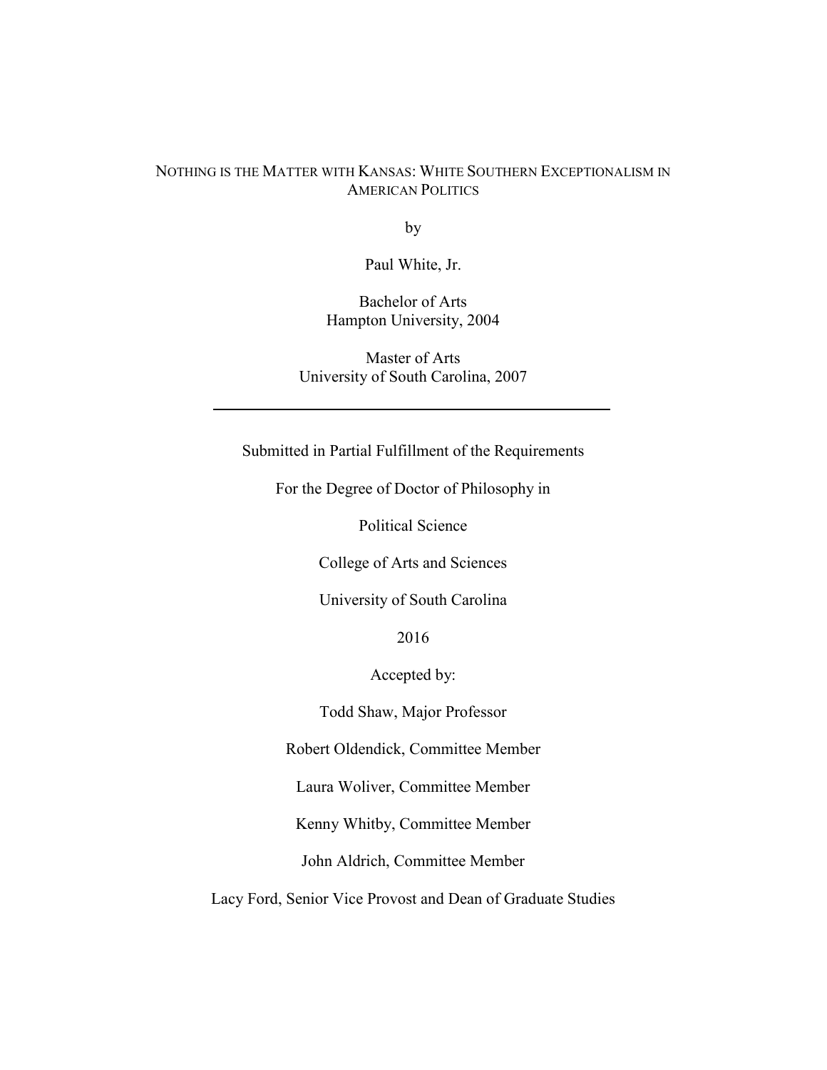# NOTHING IS THE MATTER WITH KANSAS: WHITE SOUTHERN EXCEPTIONALISM IN AMERICAN POLITICS

by

Paul White, Jr.

Bachelor of Arts
Hampton University, 2004

Master of Arts
University of South Carolina, 2007

---

Submitted in Partial Fulfillment of the Requirements

For the Degree of Doctor of Philosophy in

Political Science

College of Arts and Sciences

University of South Carolina

2016

Accepted by:

Todd Shaw, Major Professor

Robert Oldendick, Committee Member

Laura Woliver, Committee Member

Kenny Whitby, Committee Member

John Aldrich, Committee Member

Lacy Ford, Senior Vice Provost and Dean of Graduate Studies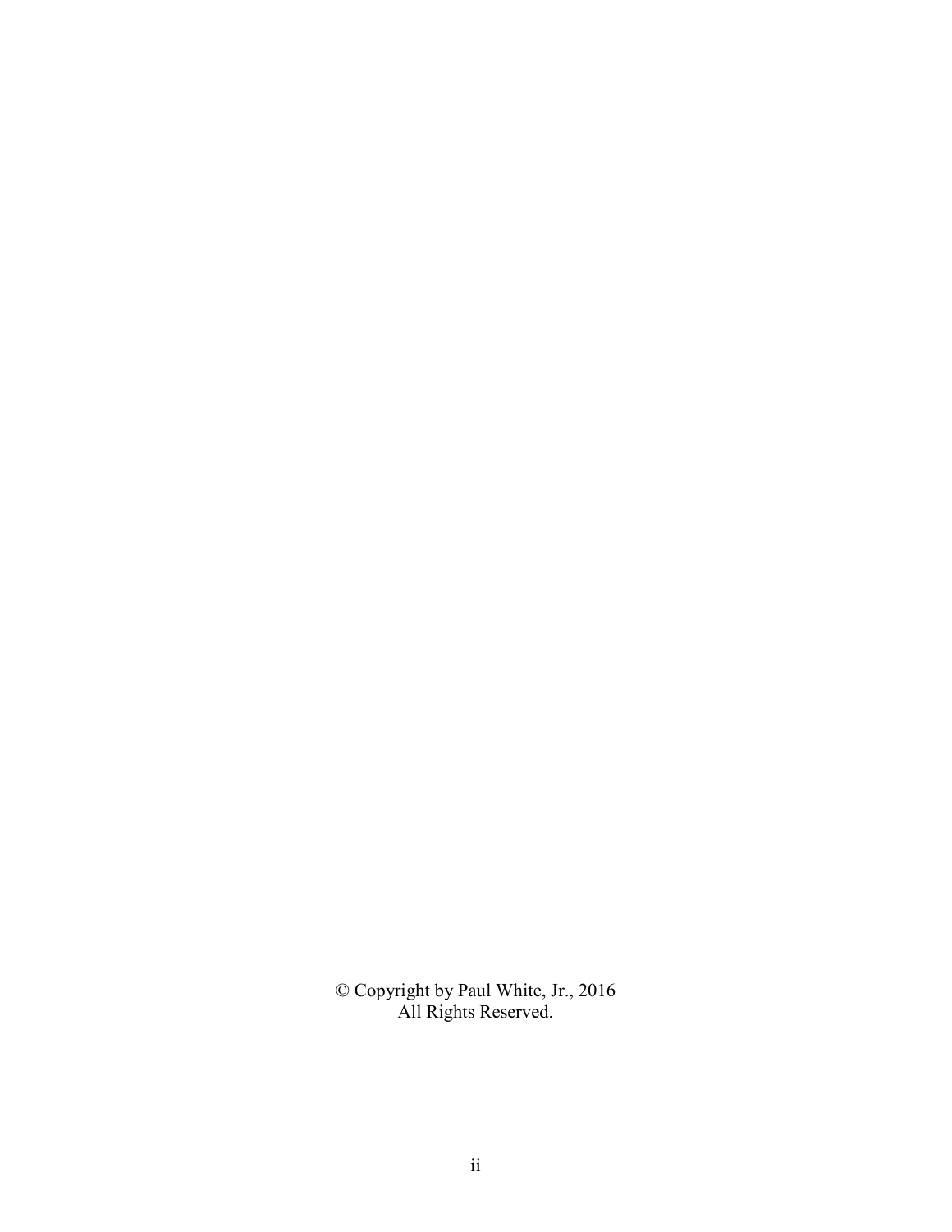© Copyright by Paul White, Jr., 2016
All Rights Reserved.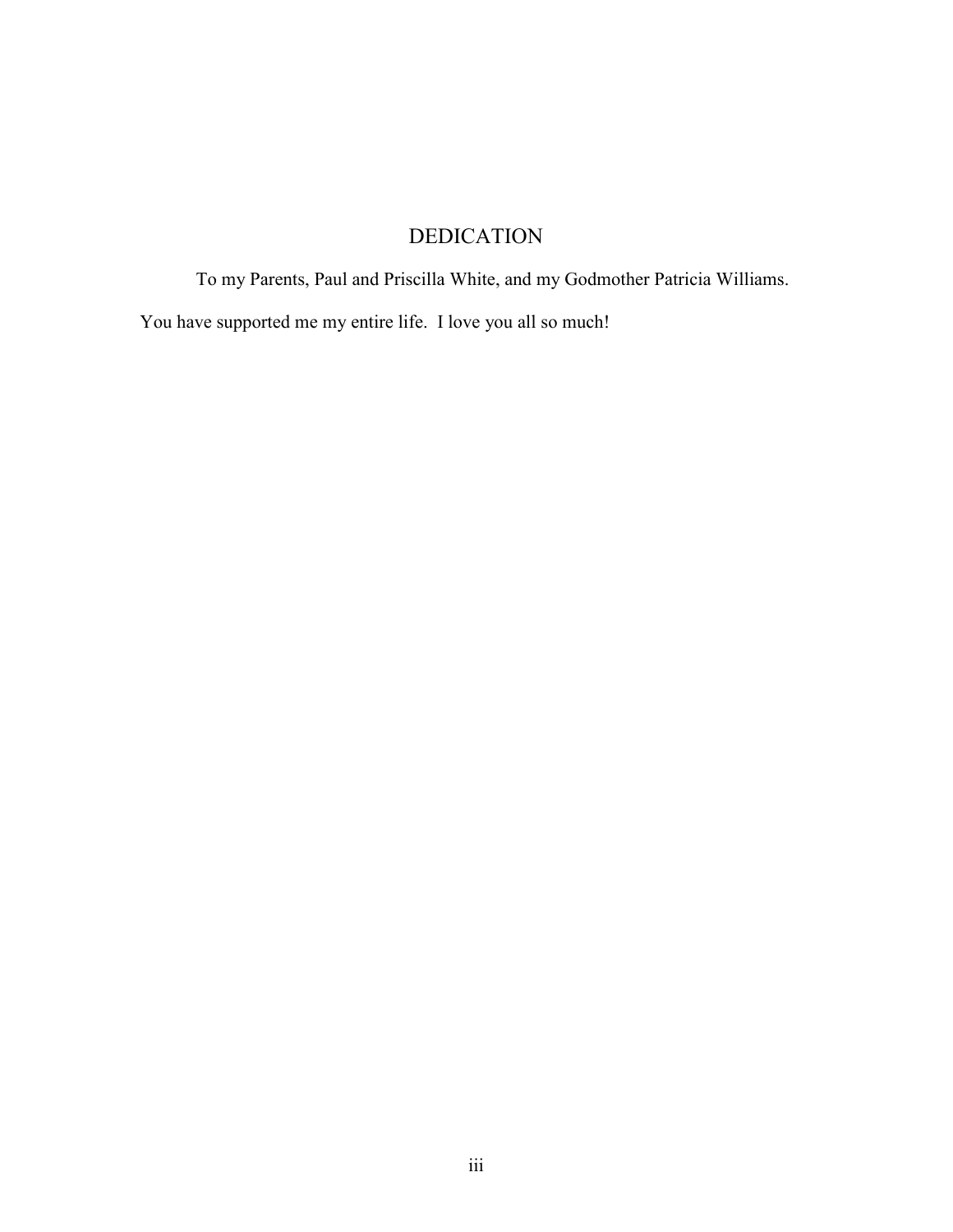# DEDICATION

To my Parents, Paul and Priscilla White, and my Godmother Patricia Williams.

You have supported me my entire life. I love you all so much!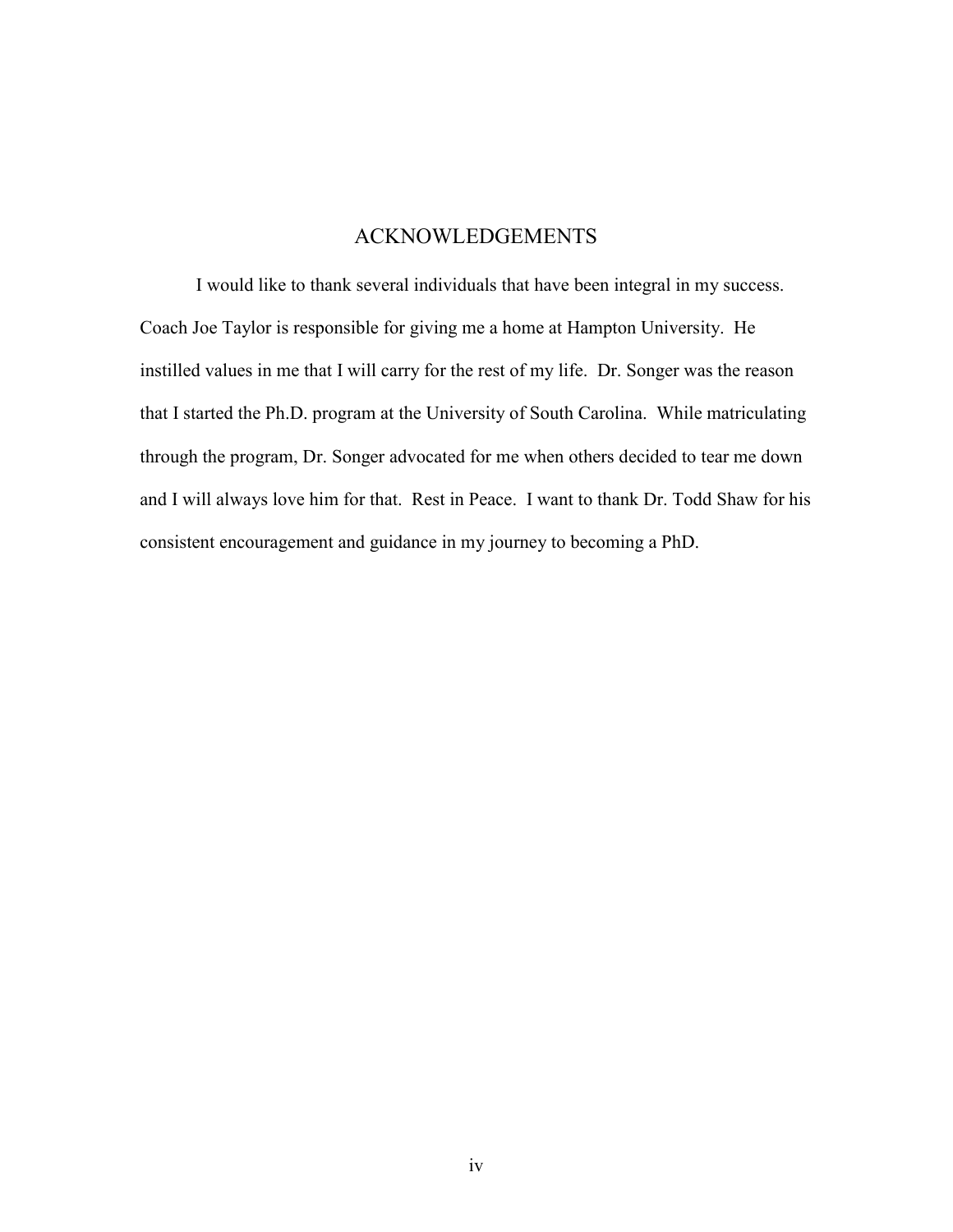# ACKNOWLEDGEMENTS

I would like to thank several individuals that have been integral in my success. Coach Joe Taylor is responsible for giving me a home at Hampton University. He instilled values in me that I will carry for the rest of my life. Dr. Songer was the reason that I started the Ph.D. program at the University of South Carolina. While matriculating through the program, Dr. Songer advocated for me when others decided to tear me down and I will always love him for that. Rest in Peace. I want to thank Dr. Todd Shaw for his consistent encouragement and guidance in my journey to becoming a PhD.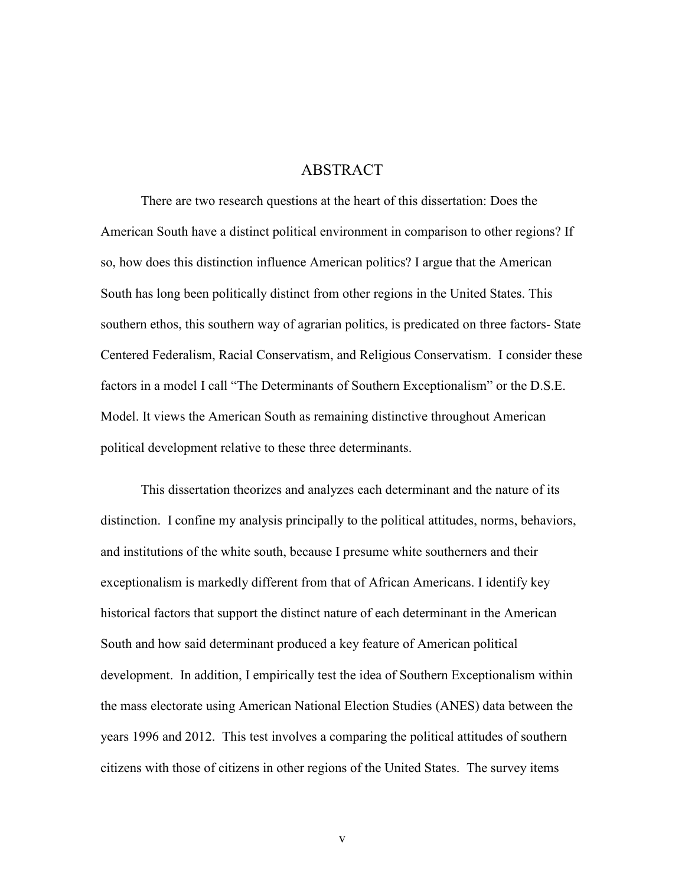# ABSTRACT

There are two research questions at the heart of this dissertation: Does the American South have a distinct political environment in comparison to other regions? If so, how does this distinction influence American politics? I argue that the American South has long been politically distinct from other regions in the United States. This southern ethos, this southern way of agrarian politics, is predicated on three factors- State Centered Federalism, Racial Conservatism, and Religious Conservatism. I consider these factors in a model I call "The Determinants of Southern Exceptionalism" or the D.S.E. Model. It views the American South as remaining distinctive throughout American political development relative to these three determinants.

This dissertation theorizes and analyzes each determinant and the nature of its distinction. I confine my analysis principally to the political attitudes, norms, behaviors, and institutions of the white south, because I presume white southerners and their exceptionalism is markedly different from that of African Americans. I identify key historical factors that support the distinct nature of each determinant in the American South and how said determinant produced a key feature of American political development. In addition, I empirically test the idea of Southern Exceptionalism within the mass electorate using American National Election Studies (ANES) data between the years 1996 and 2012. This test involves a comparing the political attitudes of southern citizens with those of citizens in other regions of the United States. The survey items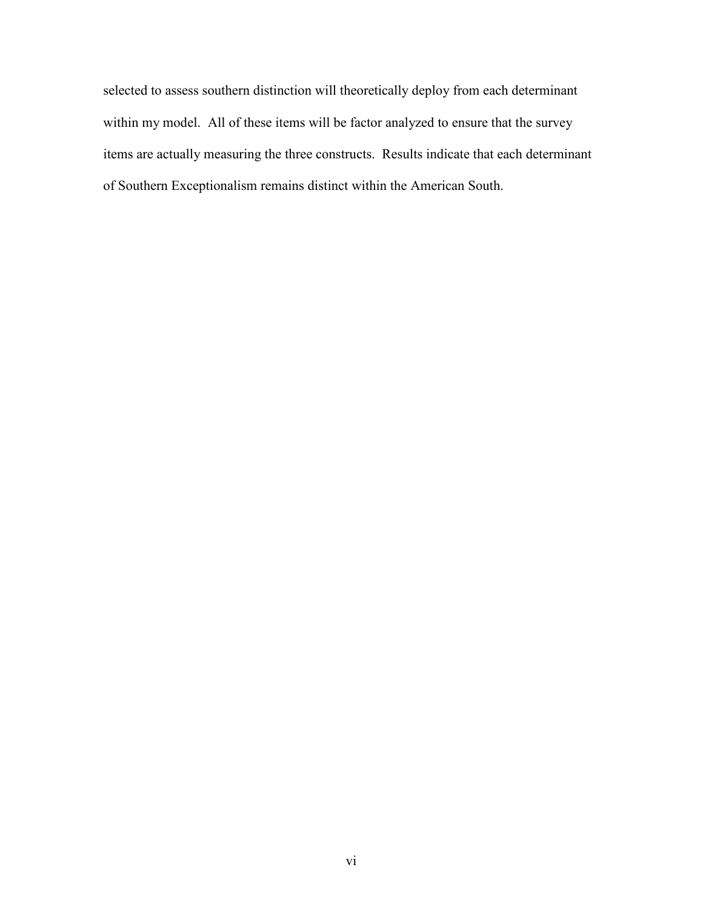selected to assess southern distinction will theoretically deploy from each determinant within my model. All of these items will be factor analyzed to ensure that the survey items are actually measuring the three constructs. Results indicate that each determinant of Southern Exceptionalism remains distinct within the American South.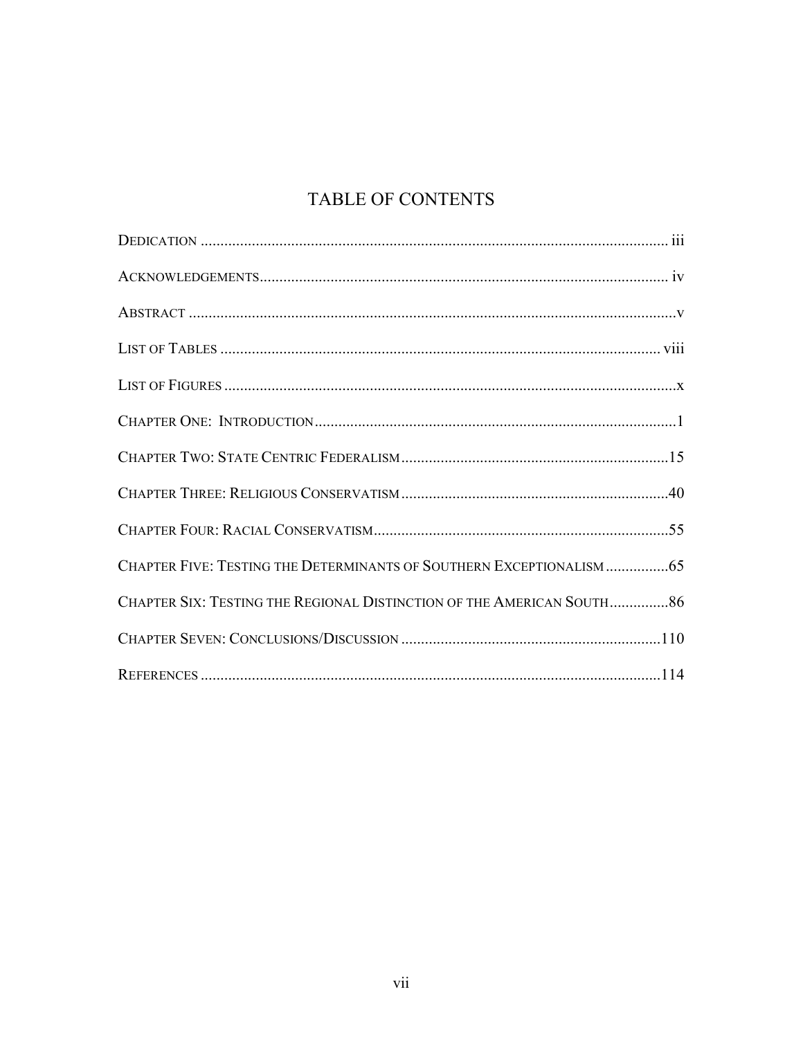# TABLE OF CONTENTS

DEDICATION ..................................................................................................................... iii

ACKNOWLEDGEMENTS....................................................................................................... iv

ABSTRACT ...........................................................................................................................v

LIST OF TABLES ................................................................................................................ viii

LIST OF FIGURES ..................................................................................................................x

CHAPTER ONE: INTRODUCTION............................................................................................1

CHAPTER TWO: STATE CENTRIC FEDERALISM....................................................................15

CHAPTER THREE: RELIGIOUS CONSERVATISM....................................................................40

CHAPTER FOUR: RACIAL CONSERVATISM...........................................................................55

CHAPTER FIVE: TESTING THE DETERMINANTS OF SOUTHERN EXCEPTIONALISM ................65

CHAPTER SIX: TESTING THE REGIONAL DISTINCTION OF THE AMERICAN SOUTH...............86

CHAPTER SEVEN: CONCLUSIONS/DISCUSSION ..................................................................110

REFERENCES .....................................................................................................................114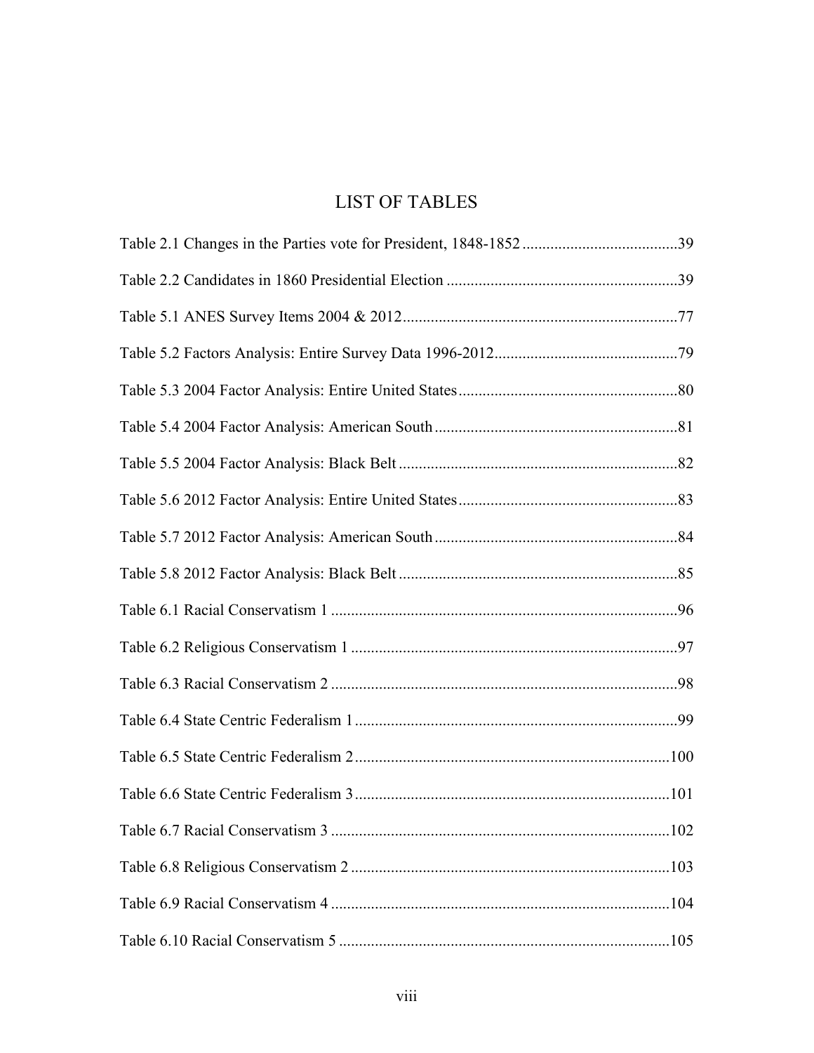# LIST OF TABLES

Table 2.1 Changes in the Parties vote for President, 1848-1852 .......................................39

Table 2.2 Candidates in 1860 Presidential Election ..........................................................39

Table 5.1 ANES Survey Items 2004 & 2012.....................................................................77

Table 5.2 Factors Analysis: Entire Survey Data 1996-2012..............................................79

Table 5.3 2004 Factor Analysis: Entire United States.......................................................80

Table 5.4 2004 Factor Analysis: American South.............................................................81

Table 5.5 2004 Factor Analysis: Black Belt......................................................................82

Table 5.6 2012 Factor Analysis: Entire United States.......................................................83

Table 5.7 2012 Factor Analysis: American South.............................................................84

Table 5.8 2012 Factor Analysis: Black Belt......................................................................85

Table 6.1 Racial Conservatism 1.......................................................................................96

Table 6.2 Religious Conservatism 1..................................................................................97

Table 6.3 Racial Conservatism 2.......................................................................................98

Table 6.4 State Centric Federalism 1.................................................................................99

Table 6.5 State Centric Federalism 2...............................................................................100

Table 6.6 State Centric Federalism 3...............................................................................101

Table 6.7 Racial Conservatism 3.....................................................................................102

Table 6.8 Religious Conservatism 2................................................................................103

Table 6.9 Racial Conservatism 4.....................................................................................104

Table 6.10 Racial Conservatism 5...................................................................................105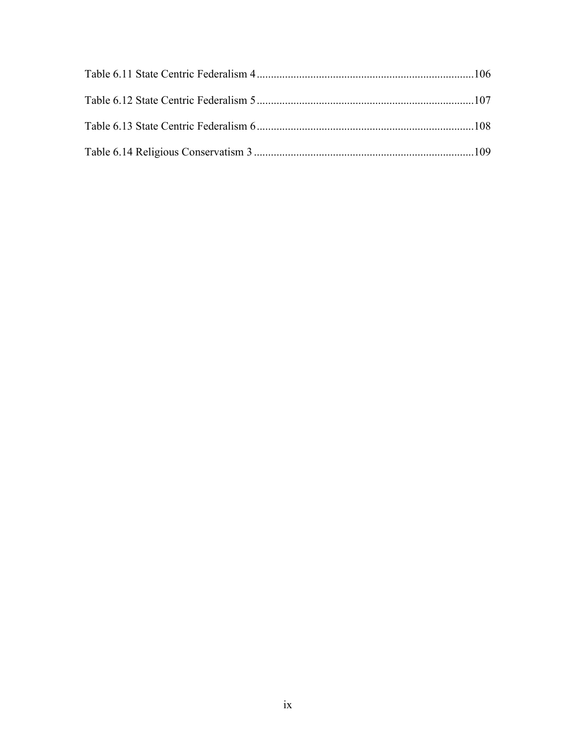Table 6.11 State Centric Federalism 4 ............................................................................106

Table 6.12 State Centric Federalism 5 ............................................................................107

Table 6.13 State Centric Federalism 6 ............................................................................108

Table 6.14 Religious Conservatism 3 .............................................................................109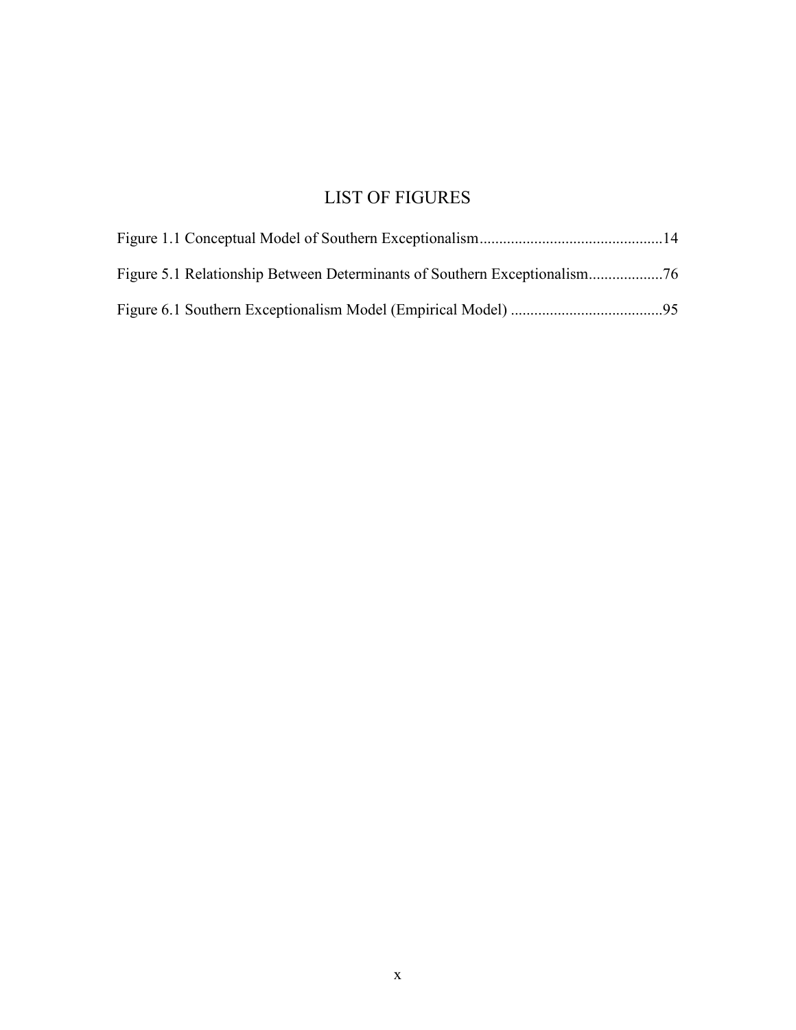# LIST OF FIGURES

Figure 1.1 Conceptual Model of Southern Exceptionalism..............................................14

Figure 5.1 Relationship Between Determinants of Southern Exceptionalism..................76

Figure 6.1 Southern Exceptionalism Model (Empirical Model) ......................................95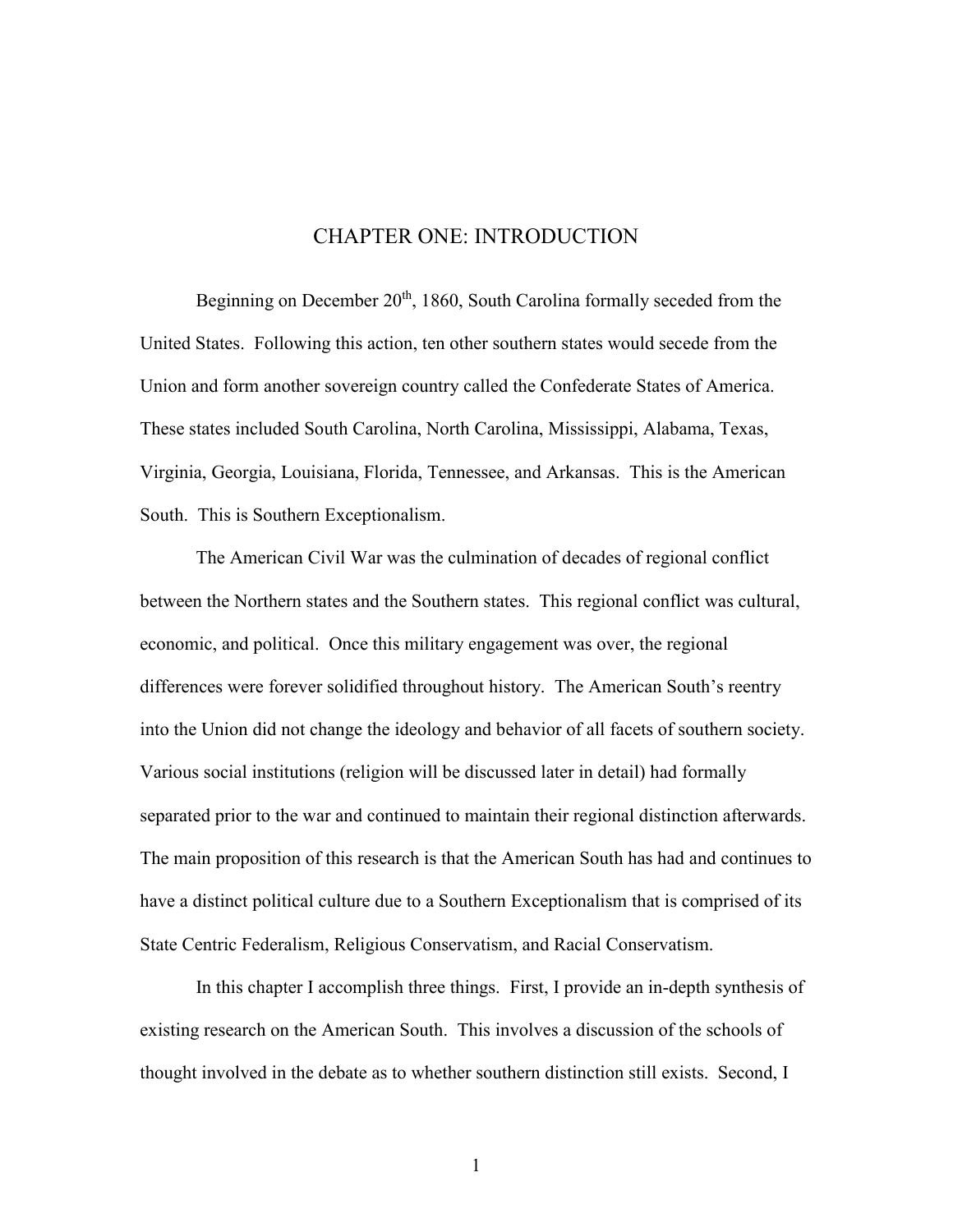# CHAPTER ONE: INTRODUCTION

Beginning on December 20th, 1860, South Carolina formally seceded from the United States. Following this action, ten other southern states would secede from the Union and form another sovereign country called the Confederate States of America. These states included South Carolina, North Carolina, Mississippi, Alabama, Texas, Virginia, Georgia, Louisiana, Florida, Tennessee, and Arkansas. This is the American South. This is Southern Exceptionalism.

The American Civil War was the culmination of decades of regional conflict between the Northern states and the Southern states. This regional conflict was cultural, economic, and political. Once this military engagement was over, the regional differences were forever solidified throughout history. The American South's reentry into the Union did not change the ideology and behavior of all facets of southern society. Various social institutions (religion will be discussed later in detail) had formally separated prior to the war and continued to maintain their regional distinction afterwards. The main proposition of this research is that the American South has had and continues to have a distinct political culture due to a Southern Exceptionalism that is comprised of its State Centric Federalism, Religious Conservatism, and Racial Conservatism.

In this chapter I accomplish three things. First, I provide an in-depth synthesis of existing research on the American South. This involves a discussion of the schools of thought involved in the debate as to whether southern distinction still exists. Second, I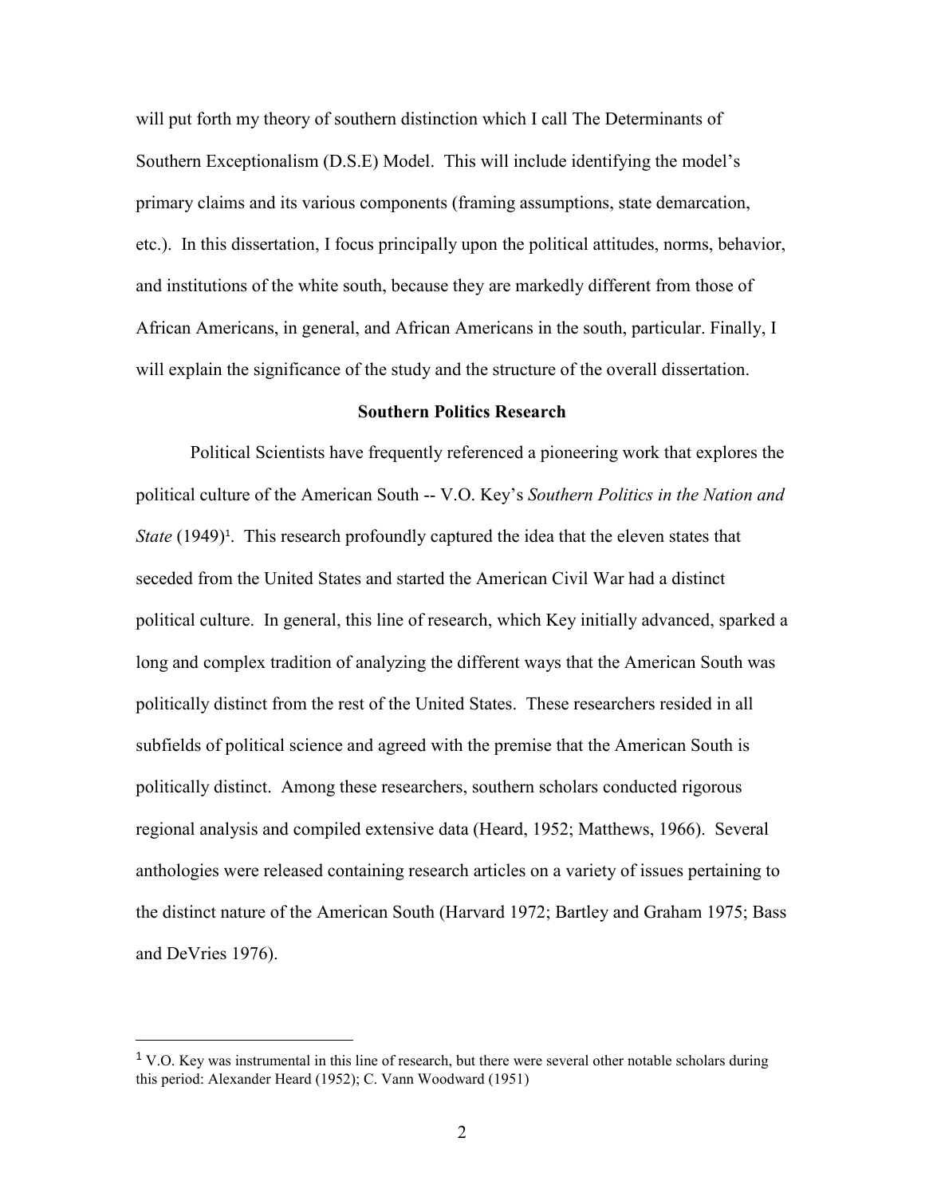will put forth my theory of southern distinction which I call The Determinants of Southern Exceptionalism (D.S.E) Model. This will include identifying the model's primary claims and its various components (framing assumptions, state demarcation, etc.). In this dissertation, I focus principally upon the political attitudes, norms, behavior, and institutions of the white south, because they are markedly different from those of African Americans, in general, and African Americans in the south, particular. Finally, I will explain the significance of the study and the structure of the overall dissertation.

### Southern Politics Research

Political Scientists have frequently referenced a pioneering work that explores the political culture of the American South -- V.O. Key's *Southern Politics in the Nation and State* (1949)[1]. This research profoundly captured the idea that the eleven states that seceded from the United States and started the American Civil War had a distinct political culture. In general, this line of research, which Key initially advanced, sparked a long and complex tradition of analyzing the different ways that the American South was politically distinct from the rest of the United States. These researchers resided in all subfields of political science and agreed with the premise that the American South is politically distinct. Among these researchers, southern scholars conducted rigorous regional analysis and compiled extensive data (Heard, 1952; Matthews, 1966). Several anthologies were released containing research articles on a variety of issues pertaining to the distinct nature of the American South (Harvard 1972; Bartley and Graham 1975; Bass and DeVries 1976).

[1] V.O. Key was instrumental in this line of research, but there were several other notable scholars during this period: Alexander Heard (1952); C. Vann Woodward (1951)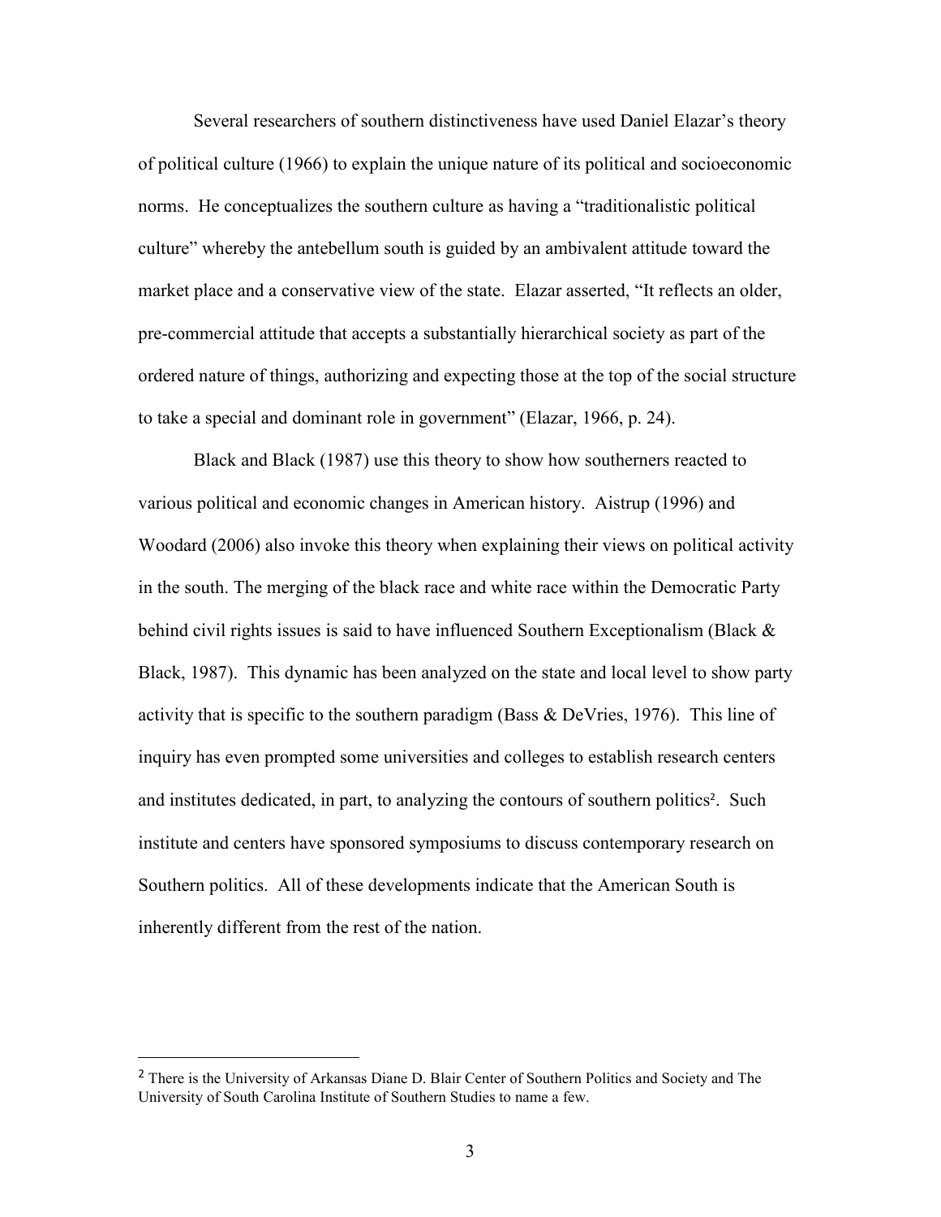Several researchers of southern distinctiveness have used Daniel Elazar's theory of political culture (1966) to explain the unique nature of its political and socioeconomic norms. He conceptualizes the southern culture as having a "traditionalistic political culture" whereby the antebellum south is guided by an ambivalent attitude toward the market place and a conservative view of the state. Elazar asserted, "It reflects an older, pre-commercial attitude that accepts a substantially hierarchical society as part of the ordered nature of things, authorizing and expecting those at the top of the social structure to take a special and dominant role in government" (Elazar, 1966, p. 24).

Black and Black (1987) use this theory to show how southerners reacted to various political and economic changes in American history. Aistrup (1996) and Woodard (2006) also invoke this theory when explaining their views on political activity in the south. The merging of the black race and white race within the Democratic Party behind civil rights issues is said to have influenced Southern Exceptionalism (Black & Black, 1987). This dynamic has been analyzed on the state and local level to show party activity that is specific to the southern paradigm (Bass & DeVries, 1976). This line of inquiry has even prompted some universities and colleges to establish research centers and institutes dedicated, in part, to analyzing the contours of southern politics[2]. Such institute and centers have sponsored symposiums to discuss contemporary research on Southern politics. All of these developments indicate that the American South is inherently different from the rest of the nation.

---

[2] There is the University of Arkansas Diane D. Blair Center of Southern Politics and Society and The University of South Carolina Institute of Southern Studies to name a few.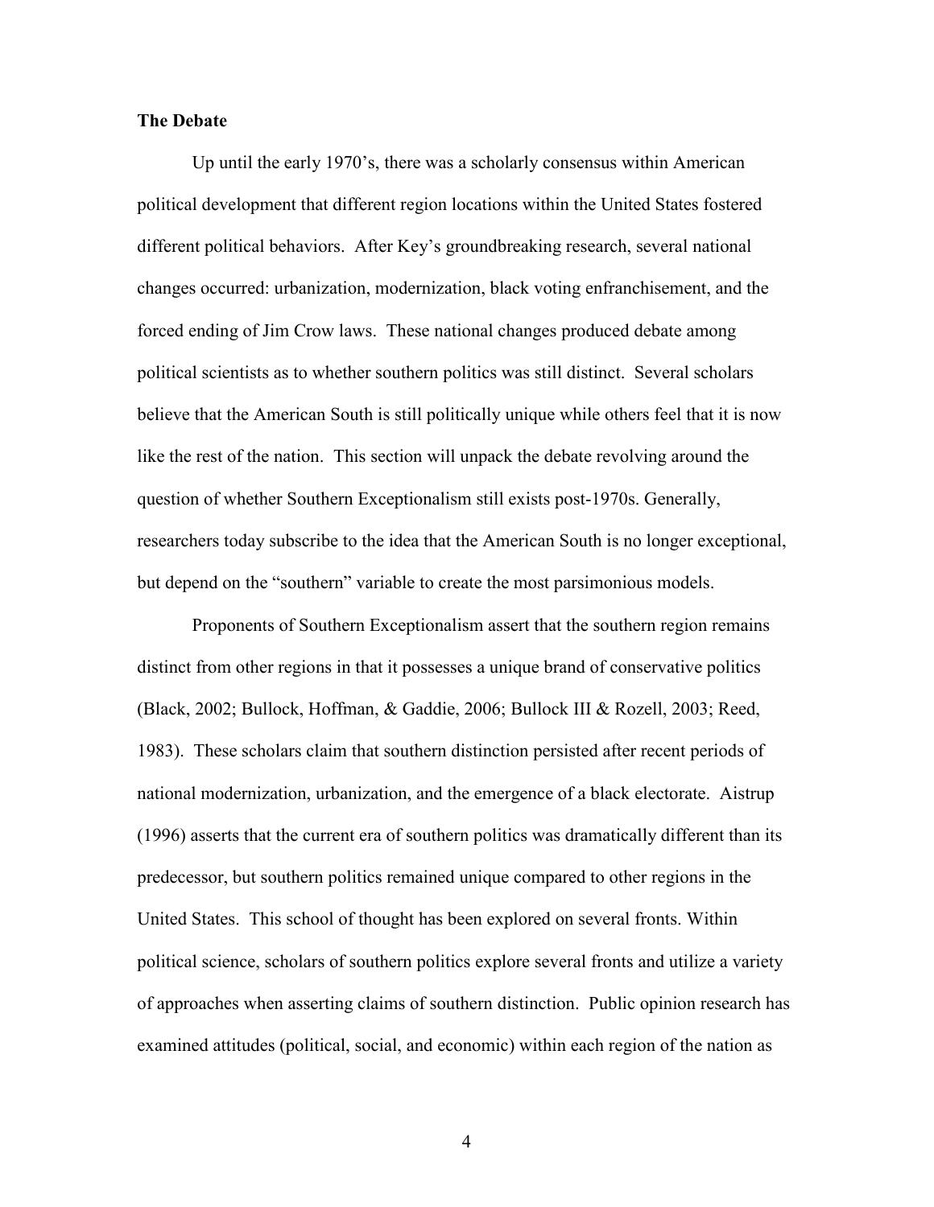**The Debate**

Up until the early 1970's, there was a scholarly consensus within American political development that different region locations within the United States fostered different political behaviors. After Key's groundbreaking research, several national changes occurred: urbanization, modernization, black voting enfranchisement, and the forced ending of Jim Crow laws. These national changes produced debate among political scientists as to whether southern politics was still distinct. Several scholars believe that the American South is still politically unique while others feel that it is now like the rest of the nation. This section will unpack the debate revolving around the question of whether Southern Exceptionalism still exists post-1970s. Generally, researchers today subscribe to the idea that the American South is no longer exceptional, but depend on the "southern" variable to create the most parsimonious models.

Proponents of Southern Exceptionalism assert that the southern region remains distinct from other regions in that it possesses a unique brand of conservative politics (Black, 2002; Bullock, Hoffman, & Gaddie, 2006; Bullock III & Rozell, 2003; Reed, 1983). These scholars claim that southern distinction persisted after recent periods of national modernization, urbanization, and the emergence of a black electorate. Aistrup (1996) asserts that the current era of southern politics was dramatically different than its predecessor, but southern politics remained unique compared to other regions in the United States. This school of thought has been explored on several fronts. Within political science, scholars of southern politics explore several fronts and utilize a variety of approaches when asserting claims of southern distinction. Public opinion research has examined attitudes (political, social, and economic) within each region of the nation as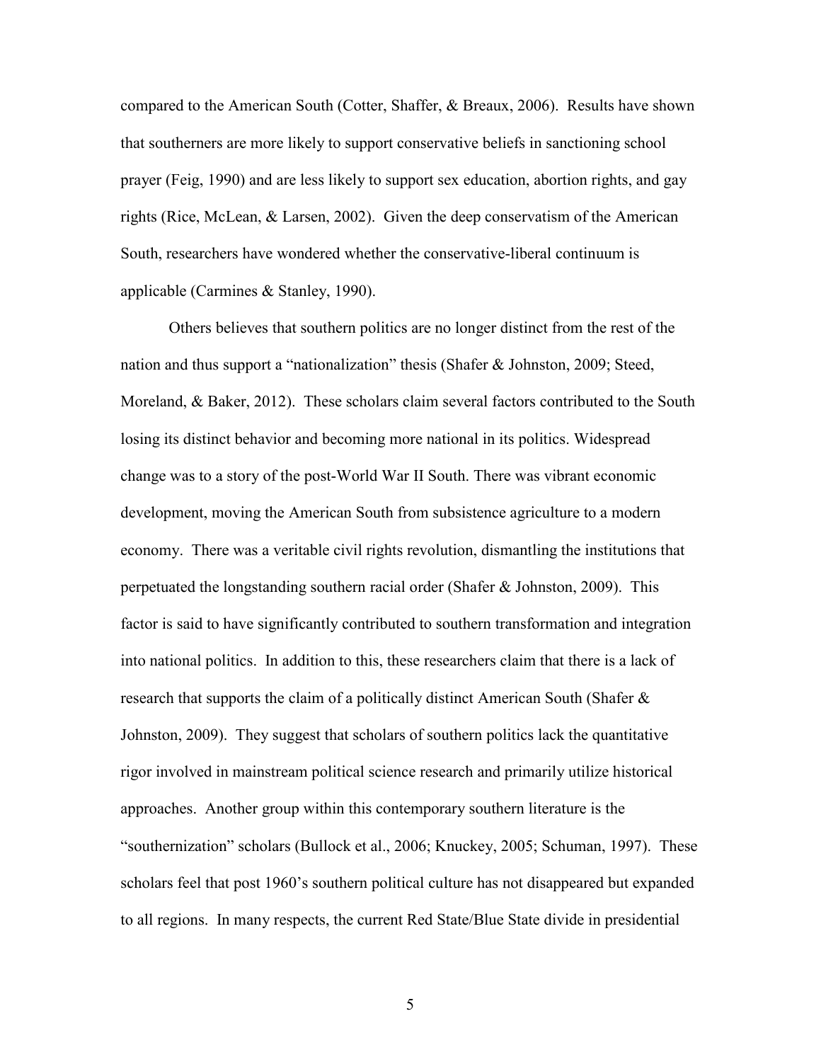compared to the American South (Cotter, Shaffer, & Breaux, 2006). Results have shown that southerners are more likely to support conservative beliefs in sanctioning school prayer (Feig, 1990) and are less likely to support sex education, abortion rights, and gay rights (Rice, McLean, & Larsen, 2002). Given the deep conservatism of the American South, researchers have wondered whether the conservative-liberal continuum is applicable (Carmines & Stanley, 1990).

Others believes that southern politics are no longer distinct from the rest of the nation and thus support a "nationalization" thesis (Shafer & Johnston, 2009; Steed, Moreland, & Baker, 2012). These scholars claim several factors contributed to the South losing its distinct behavior and becoming more national in its politics. Widespread change was to a story of the post-World War II South. There was vibrant economic development, moving the American South from subsistence agriculture to a modern economy. There was a veritable civil rights revolution, dismantling the institutions that perpetuated the longstanding southern racial order (Shafer & Johnston, 2009). This factor is said to have significantly contributed to southern transformation and integration into national politics. In addition to this, these researchers claim that there is a lack of research that supports the claim of a politically distinct American South (Shafer & Johnston, 2009). They suggest that scholars of southern politics lack the quantitative rigor involved in mainstream political science research and primarily utilize historical approaches. Another group within this contemporary southern literature is the "southernization" scholars (Bullock et al., 2006; Knuckey, 2005; Schuman, 1997). These scholars feel that post 1960's southern political culture has not disappeared but expanded to all regions. In many respects, the current Red State/Blue State divide in presidential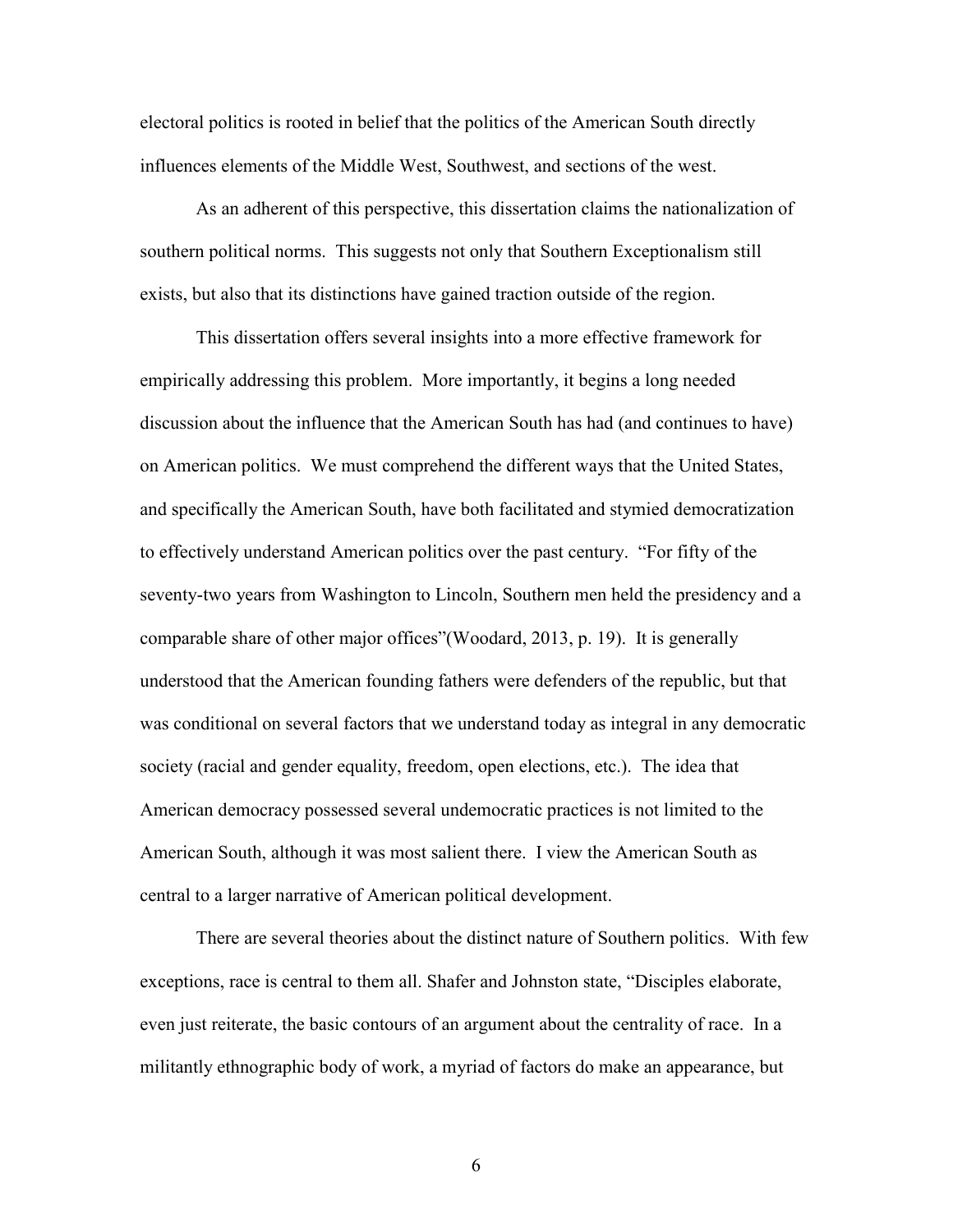electoral politics is rooted in belief that the politics of the American South directly influences elements of the Middle West, Southwest, and sections of the west.

As an adherent of this perspective, this dissertation claims the nationalization of southern political norms. This suggests not only that Southern Exceptionalism still exists, but also that its distinctions have gained traction outside of the region.

This dissertation offers several insights into a more effective framework for empirically addressing this problem. More importantly, it begins a long needed discussion about the influence that the American South has had (and continues to have) on American politics. We must comprehend the different ways that the United States, and specifically the American South, have both facilitated and stymied democratization to effectively understand American politics over the past century. "For fifty of the seventy-two years from Washington to Lincoln, Southern men held the presidency and a comparable share of other major offices"(Woodard, 2013, p. 19). It is generally understood that the American founding fathers were defenders of the republic, but that was conditional on several factors that we understand today as integral in any democratic society (racial and gender equality, freedom, open elections, etc.). The idea that American democracy possessed several undemocratic practices is not limited to the American South, although it was most salient there. I view the American South as central to a larger narrative of American political development.

There are several theories about the distinct nature of Southern politics. With few exceptions, race is central to them all. Shafer and Johnston state, "Disciples elaborate, even just reiterate, the basic contours of an argument about the centrality of race. In a militantly ethnographic body of work, a myriad of factors do make an appearance, but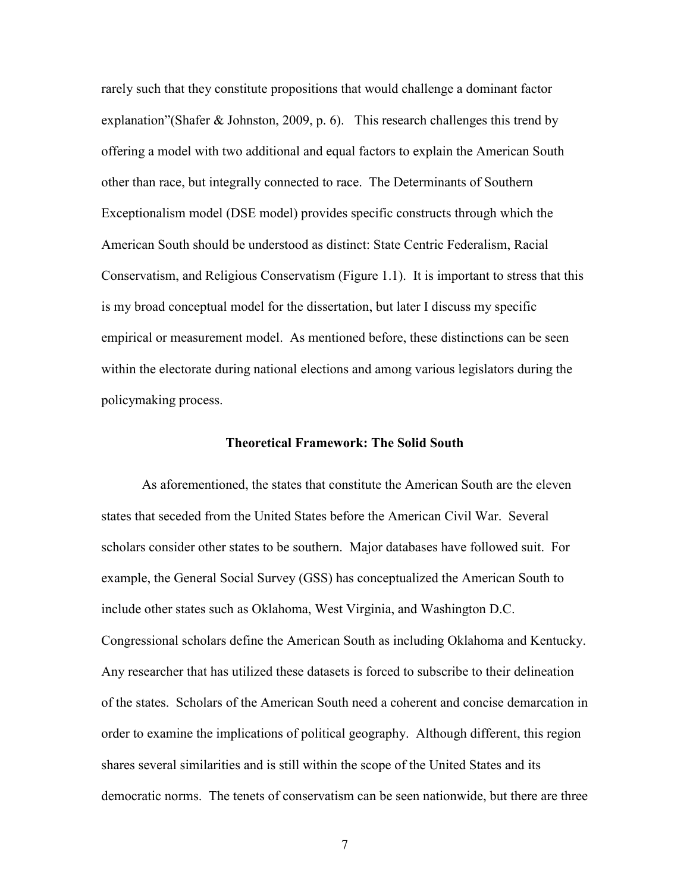rarely such that they constitute propositions that would challenge a dominant factor explanation"(Shafer & Johnston, 2009, p. 6). This research challenges this trend by offering a model with two additional and equal factors to explain the American South other than race, but integrally connected to race. The Determinants of Southern Exceptionalism model (DSE model) provides specific constructs through which the American South should be understood as distinct: State Centric Federalism, Racial Conservatism, and Religious Conservatism (Figure 1.1). It is important to stress that this is my broad conceptual model for the dissertation, but later I discuss my specific empirical or measurement model. As mentioned before, these distinctions can be seen within the electorate during national elections and among various legislators during the policymaking process.

### Theoretical Framework: The Solid South

As aforementioned, the states that constitute the American South are the eleven states that seceded from the United States before the American Civil War. Several scholars consider other states to be southern. Major databases have followed suit. For example, the General Social Survey (GSS) has conceptualized the American South to include other states such as Oklahoma, West Virginia, and Washington D.C. Congressional scholars define the American South as including Oklahoma and Kentucky. Any researcher that has utilized these datasets is forced to subscribe to their delineation of the states. Scholars of the American South need a coherent and concise demarcation in order to examine the implications of political geography. Although different, this region shares several similarities and is still within the scope of the United States and its democratic norms. The tenets of conservatism can be seen nationwide, but there are three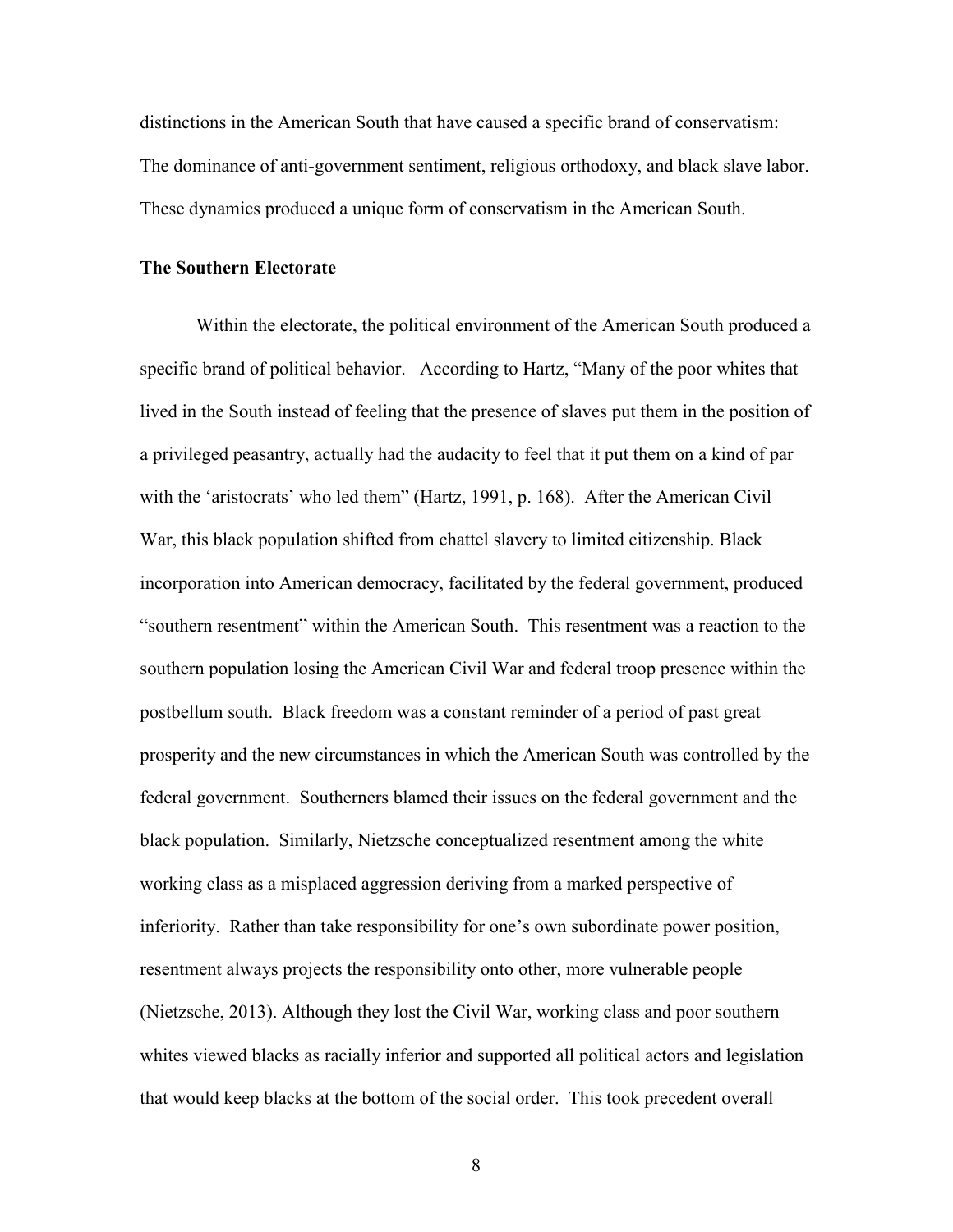distinctions in the American South that have caused a specific brand of conservatism: The dominance of anti-government sentiment, religious orthodoxy, and black slave labor. These dynamics produced a unique form of conservatism in the American South.

**The Southern Electorate**

Within the electorate, the political environment of the American South produced a specific brand of political behavior. According to Hartz, "Many of the poor whites that lived in the South instead of feeling that the presence of slaves put them in the position of a privileged peasantry, actually had the audacity to feel that it put them on a kind of par with the 'aristocrats' who led them" (Hartz, 1991, p. 168). After the American Civil War, this black population shifted from chattel slavery to limited citizenship. Black incorporation into American democracy, facilitated by the federal government, produced "southern resentment" within the American South. This resentment was a reaction to the southern population losing the American Civil War and federal troop presence within the postbellum south. Black freedom was a constant reminder of a period of past great prosperity and the new circumstances in which the American South was controlled by the federal government. Southerners blamed their issues on the federal government and the black population. Similarly, Nietzsche conceptualized resentment among the white working class as a misplaced aggression deriving from a marked perspective of inferiority. Rather than take responsibility for one's own subordinate power position, resentment always projects the responsibility onto other, more vulnerable people (Nietzsche, 2013). Although they lost the Civil War, working class and poor southern whites viewed blacks as racially inferior and supported all political actors and legislation that would keep blacks at the bottom of the social order. This took precedent overall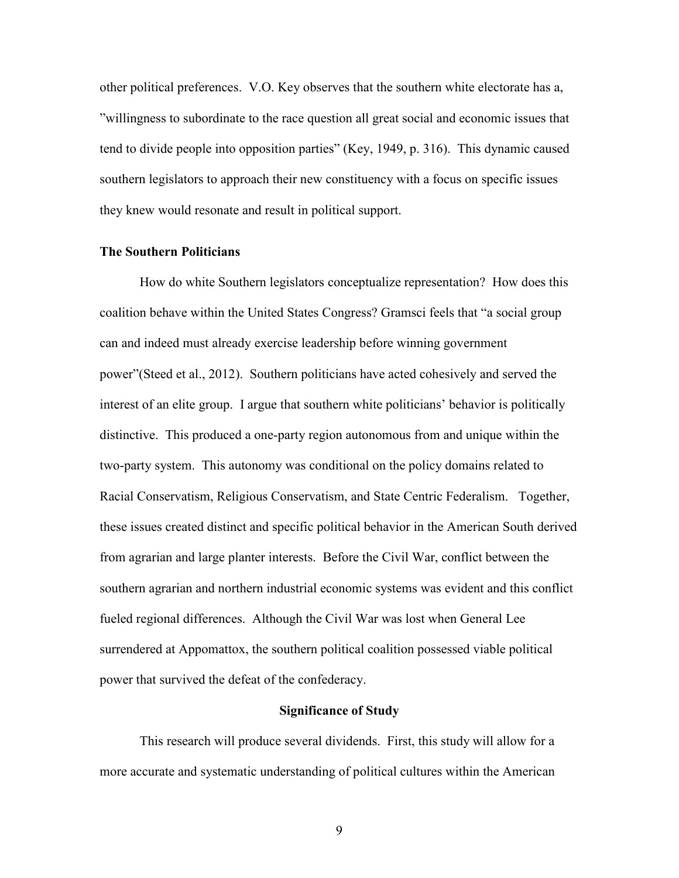other political preferences. V.O. Key observes that the southern white electorate has a, "willingness to subordinate to the race question all great social and economic issues that tend to divide people into opposition parties" (Key, 1949, p. 316). This dynamic caused southern legislators to approach their new constituency with a focus on specific issues they knew would resonate and result in political support.

**The Southern Politicians**

How do white Southern legislators conceptualize representation? How does this coalition behave within the United States Congress? Gramsci feels that "a social group can and indeed must already exercise leadership before winning government power"(Steed et al., 2012). Southern politicians have acted cohesively and served the interest of an elite group. I argue that southern white politicians' behavior is politically distinctive. This produced a one-party region autonomous from and unique within the two-party system. This autonomy was conditional on the policy domains related to Racial Conservatism, Religious Conservatism, and State Centric Federalism. Together, these issues created distinct and specific political behavior in the American South derived from agrarian and large planter interests. Before the Civil War, conflict between the southern agrarian and northern industrial economic systems was evident and this conflict fueled regional differences. Although the Civil War was lost when General Lee surrendered at Appomattox, the southern political coalition possessed viable political power that survived the defeat of the confederacy.

## Significance of Study

This research will produce several dividends. First, this study will allow for a more accurate and systematic understanding of political cultures within the American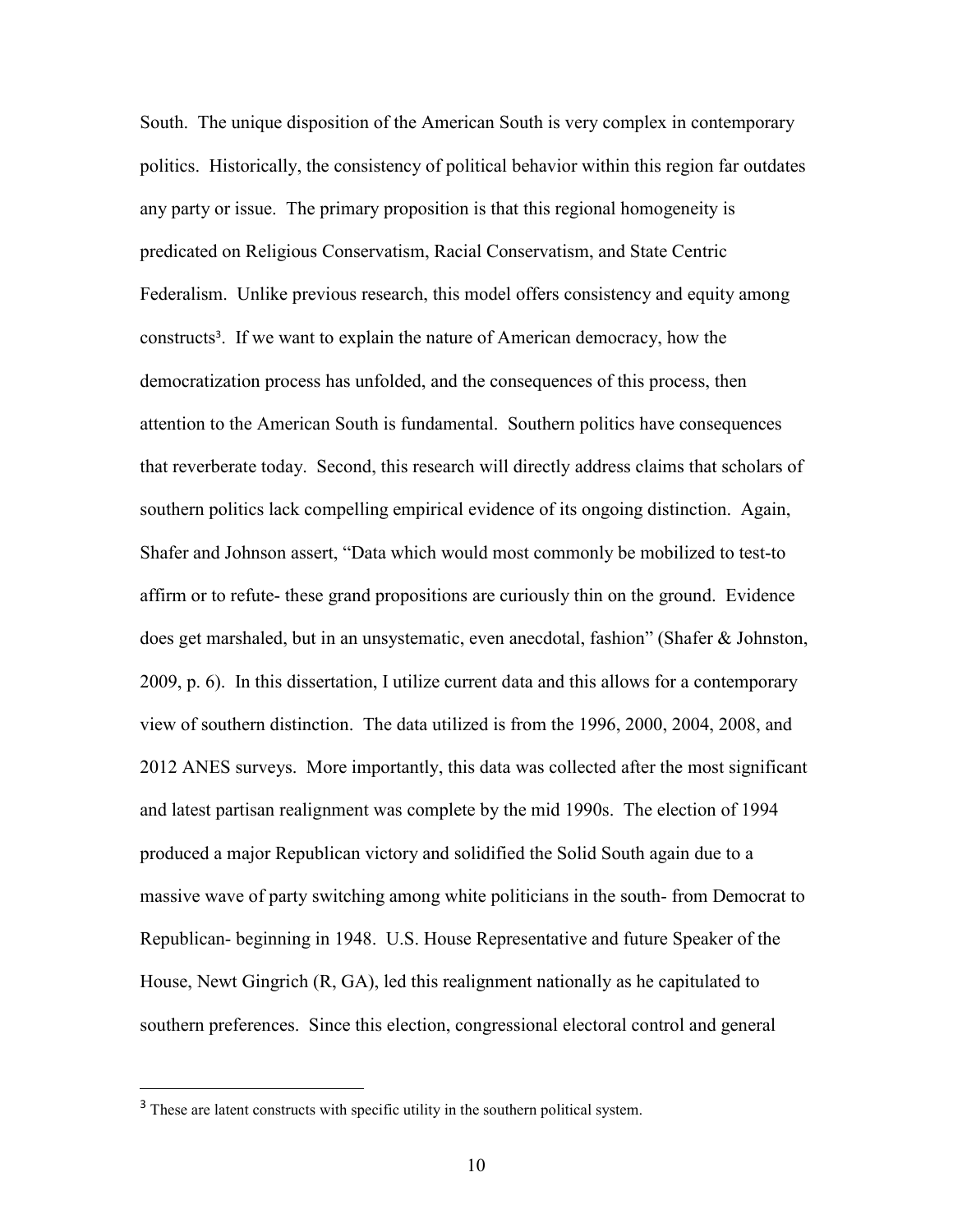South. The unique disposition of the American South is very complex in contemporary politics. Historically, the consistency of political behavior within this region far outdates any party or issue. The primary proposition is that this regional homogeneity is predicated on Religious Conservatism, Racial Conservatism, and State Centric Federalism. Unlike previous research, this model offers consistency and equity among constructs[3]. If we want to explain the nature of American democracy, how the democratization process has unfolded, and the consequences of this process, then attention to the American South is fundamental. Southern politics have consequences that reverberate today. Second, this research will directly address claims that scholars of southern politics lack compelling empirical evidence of its ongoing distinction. Again, Shafer and Johnson assert, "Data which would most commonly be mobilized to test-to affirm or to refute- these grand propositions are curiously thin on the ground. Evidence does get marshaled, but in an unsystematic, even anecdotal, fashion" (Shafer & Johnston, 2009, p. 6). In this dissertation, I utilize current data and this allows for a contemporary view of southern distinction. The data utilized is from the 1996, 2000, 2004, 2008, and 2012 ANES surveys. More importantly, this data was collected after the most significant and latest partisan realignment was complete by the mid 1990s. The election of 1994 produced a major Republican victory and solidified the Solid South again due to a massive wave of party switching among white politicians in the south- from Democrat to Republican- beginning in 1948. U.S. House Representative and future Speaker of the House, Newt Gingrich (R, GA), led this realignment nationally as he capitulated to southern preferences. Since this election, congressional electoral control and general

---

[3] These are latent constructs with specific utility in the southern political system.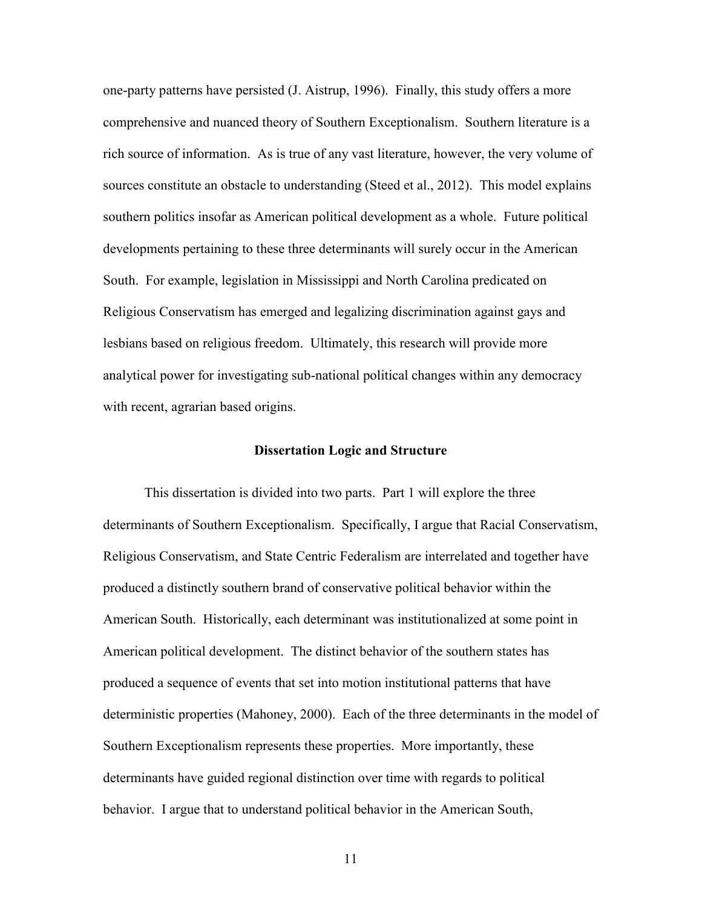one-party patterns have persisted (J. Aistrup, 1996). Finally, this study offers a more comprehensive and nuanced theory of Southern Exceptionalism. Southern literature is a rich source of information. As is true of any vast literature, however, the very volume of sources constitute an obstacle to understanding (Steed et al., 2012). This model explains southern politics insofar as American political development as a whole. Future political developments pertaining to these three determinants will surely occur in the American South. For example, legislation in Mississippi and North Carolina predicated on Religious Conservatism has emerged and legalizing discrimination against gays and lesbians based on religious freedom. Ultimately, this research will provide more analytical power for investigating sub-national political changes within any democracy with recent, agrarian based origins.

## Dissertation Logic and Structure

This dissertation is divided into two parts. Part 1 will explore the three determinants of Southern Exceptionalism. Specifically, I argue that Racial Conservatism, Religious Conservatism, and State Centric Federalism are interrelated and together have produced a distinctly southern brand of conservative political behavior within the American South. Historically, each determinant was institutionalized at some point in American political development. The distinct behavior of the southern states has produced a sequence of events that set into motion institutional patterns that have deterministic properties (Mahoney, 2000). Each of the three determinants in the model of Southern Exceptionalism represents these properties. More importantly, these determinants have guided regional distinction over time with regards to political behavior. I argue that to understand political behavior in the American South,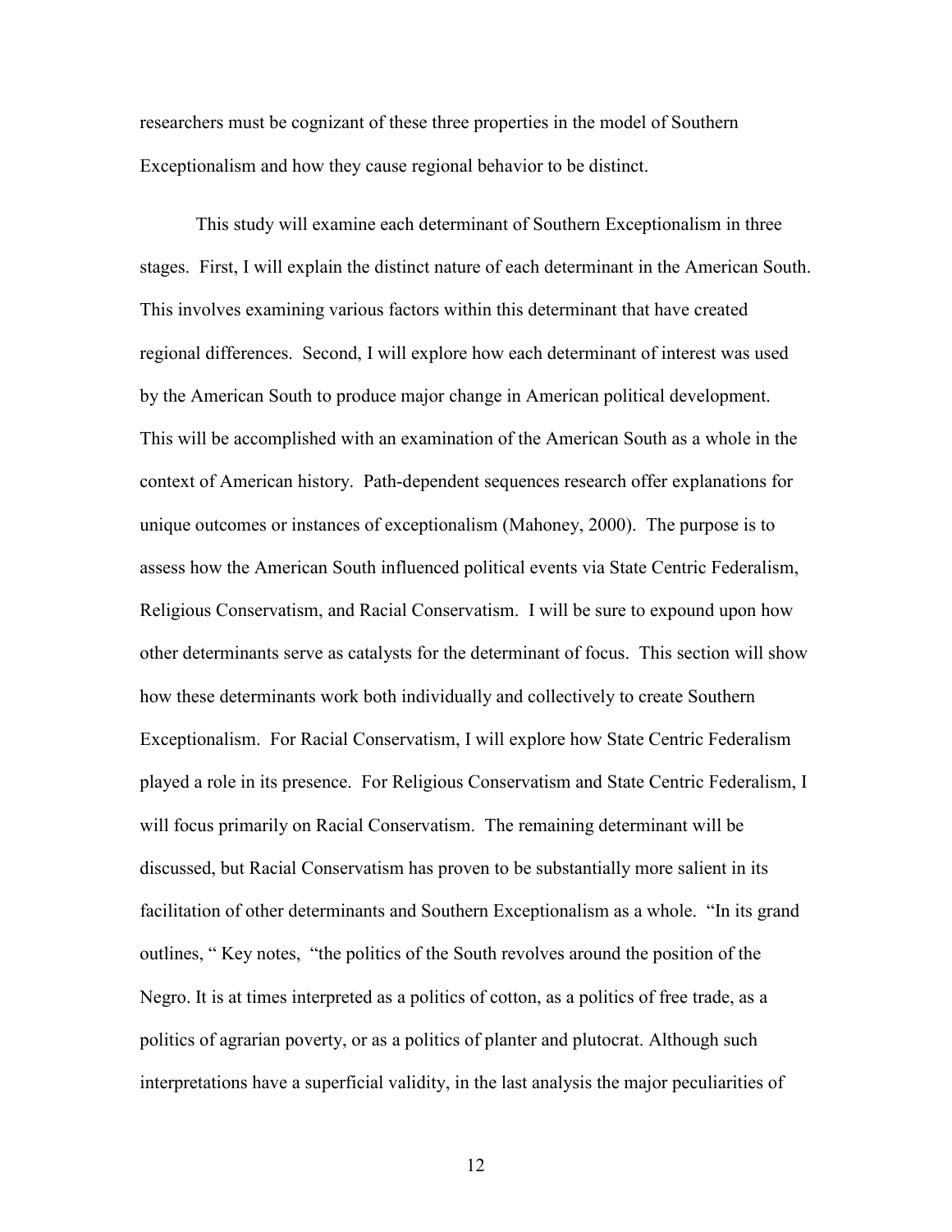researchers must be cognizant of these three properties in the model of Southern Exceptionalism and how they cause regional behavior to be distinct.

This study will examine each determinant of Southern Exceptionalism in three stages. First, I will explain the distinct nature of each determinant in the American South. This involves examining various factors within this determinant that have created regional differences. Second, I will explore how each determinant of interest was used by the American South to produce major change in American political development. This will be accomplished with an examination of the American South as a whole in the context of American history. Path-dependent sequences research offer explanations for unique outcomes or instances of exceptionalism (Mahoney, 2000). The purpose is to assess how the American South influenced political events via State Centric Federalism, Religious Conservatism, and Racial Conservatism. I will be sure to expound upon how other determinants serve as catalysts for the determinant of focus. This section will show how these determinants work both individually and collectively to create Southern Exceptionalism. For Racial Conservatism, I will explore how State Centric Federalism played a role in its presence. For Religious Conservatism and State Centric Federalism, I will focus primarily on Racial Conservatism. The remaining determinant will be discussed, but Racial Conservatism has proven to be substantially more salient in its facilitation of other determinants and Southern Exceptionalism as a whole. "In its grand outlines, " Key notes, "the politics of the South revolves around the position of the Negro. It is at times interpreted as a politics of cotton, as a politics of free trade, as a politics of agrarian poverty, or as a politics of planter and plutocrat. Although such interpretations have a superficial validity, in the last analysis the major peculiarities of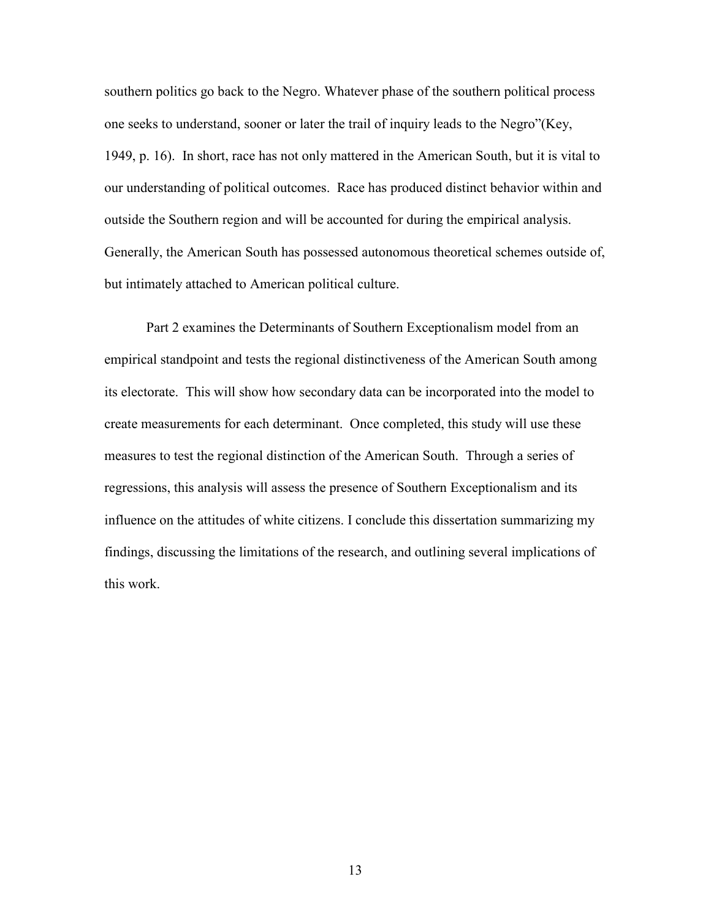southern politics go back to the Negro. Whatever phase of the southern political process one seeks to understand, sooner or later the trail of inquiry leads to the Negro"(Key, 1949, p. 16). In short, race has not only mattered in the American South, but it is vital to our understanding of political outcomes. Race has produced distinct behavior within and outside the Southern region and will be accounted for during the empirical analysis. Generally, the American South has possessed autonomous theoretical schemes outside of, but intimately attached to American political culture.

Part 2 examines the Determinants of Southern Exceptionalism model from an empirical standpoint and tests the regional distinctiveness of the American South among its electorate. This will show how secondary data can be incorporated into the model to create measurements for each determinant. Once completed, this study will use these measures to test the regional distinction of the American South. Through a series of regressions, this analysis will assess the presence of Southern Exceptionalism and its influence on the attitudes of white citizens. I conclude this dissertation summarizing my findings, discussing the limitations of the research, and outlining several implications of this work.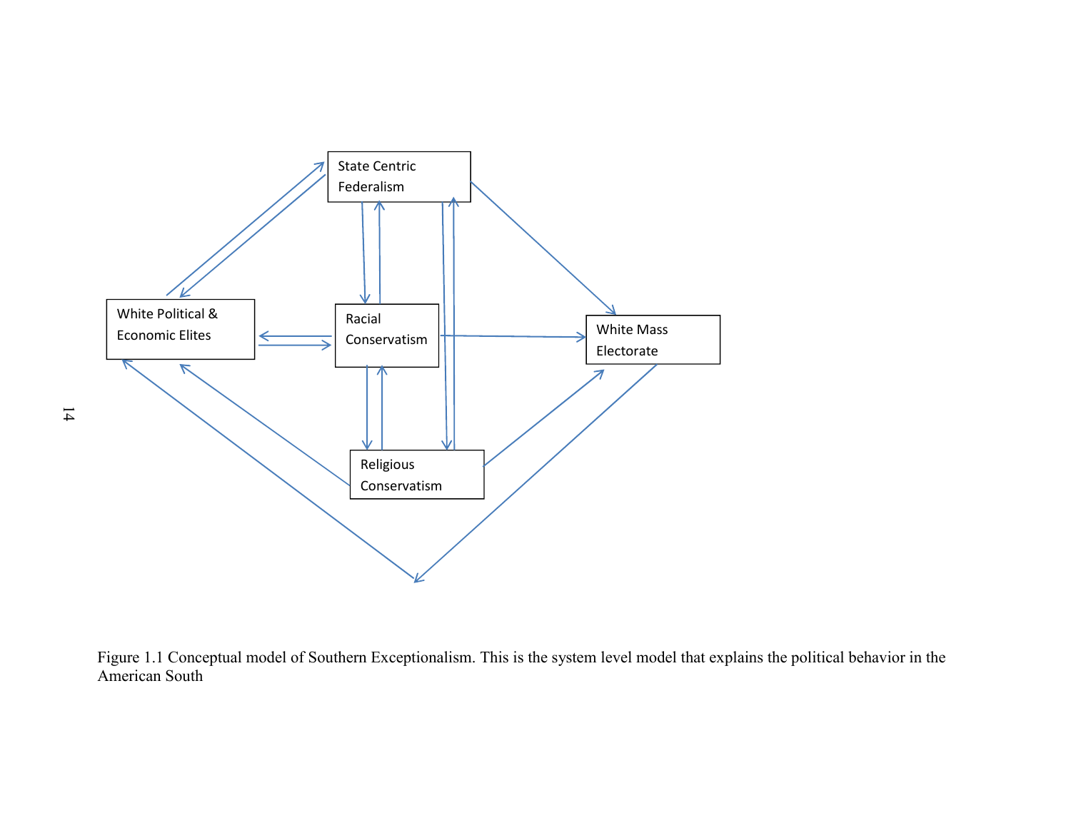State Centric Federalism

White Political & Economic Elites

Racial Conservatism

White Mass Electorate

Religious Conservatism

Figure 1.1 Conceptual model of Southern Exceptionalism. This is the system level model that explains the political behavior in the American South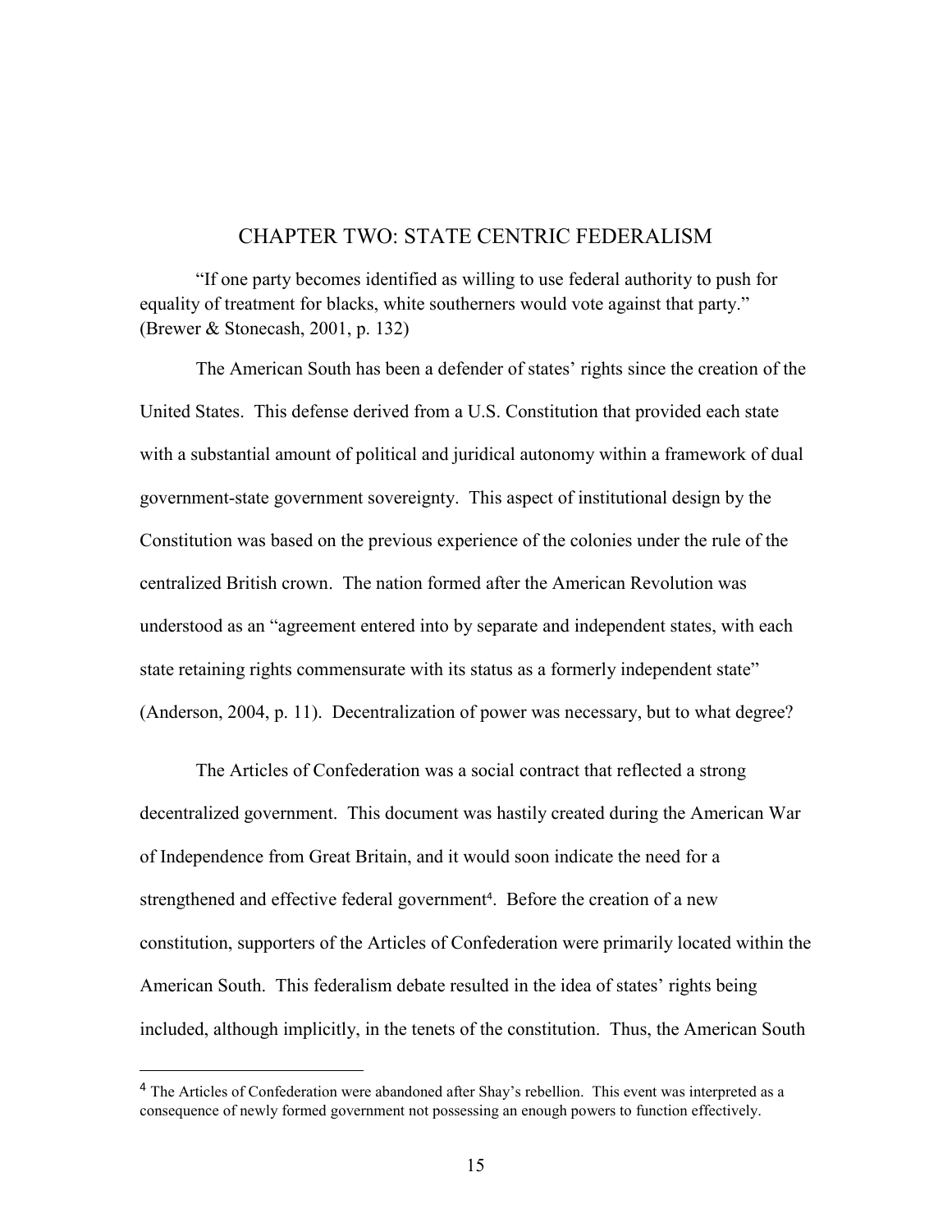# CHAPTER TWO: STATE CENTRIC FEDERALISM

"If one party becomes identified as willing to use federal authority to push for equality of treatment for blacks, white southerners would vote against that party." (Brewer & Stonecash, 2001, p. 132)

The American South has been a defender of states' rights since the creation of the United States. This defense derived from a U.S. Constitution that provided each state with a substantial amount of political and juridical autonomy within a framework of dual government-state government sovereignty. This aspect of institutional design by the Constitution was based on the previous experience of the colonies under the rule of the centralized British crown. The nation formed after the American Revolution was understood as an "agreement entered into by separate and independent states, with each state retaining rights commensurate with its status as a formerly independent state" (Anderson, 2004, p. 11). Decentralization of power was necessary, but to what degree?

The Articles of Confederation was a social contract that reflected a strong decentralized government. This document was hastily created during the American War of Independence from Great Britain, and it would soon indicate the need for a strengthened and effective federal government[4]. Before the creation of a new constitution, supporters of the Articles of Confederation were primarily located within the American South. This federalism debate resulted in the idea of states' rights being included, although implicitly, in the tenets of the constitution. Thus, the American South

---

[4] The Articles of Confederation were abandoned after Shay's rebellion. This event was interpreted as a consequence of newly formed government not possessing an enough powers to function effectively.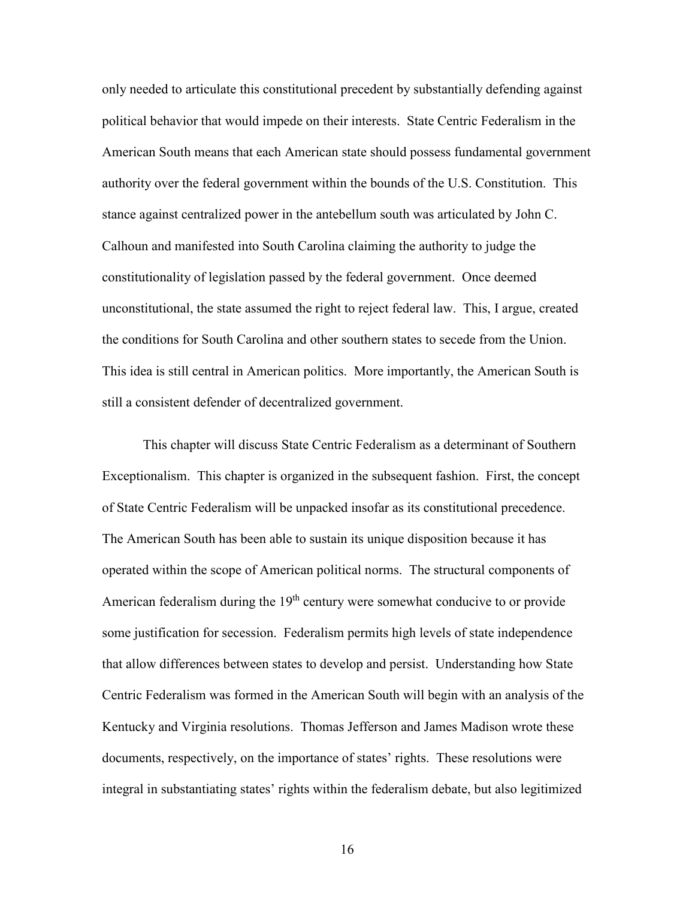only needed to articulate this constitutional precedent by substantially defending against political behavior that would impede on their interests. State Centric Federalism in the American South means that each American state should possess fundamental government authority over the federal government within the bounds of the U.S. Constitution. This stance against centralized power in the antebellum south was articulated by John C. Calhoun and manifested into South Carolina claiming the authority to judge the constitutionality of legislation passed by the federal government. Once deemed unconstitutional, the state assumed the right to reject federal law. This, I argue, created the conditions for South Carolina and other southern states to secede from the Union. This idea is still central in American politics. More importantly, the American South is still a consistent defender of decentralized government.

This chapter will discuss State Centric Federalism as a determinant of Southern Exceptionalism. This chapter is organized in the subsequent fashion. First, the concept of State Centric Federalism will be unpacked insofar as its constitutional precedence. The American South has been able to sustain its unique disposition because it has operated within the scope of American political norms. The structural components of American federalism during the 19th century were somewhat conducive to or provide some justification for secession. Federalism permits high levels of state independence that allow differences between states to develop and persist. Understanding how State Centric Federalism was formed in the American South will begin with an analysis of the Kentucky and Virginia resolutions. Thomas Jefferson and James Madison wrote these documents, respectively, on the importance of states' rights. These resolutions were integral in substantiating states' rights within the federalism debate, but also legitimized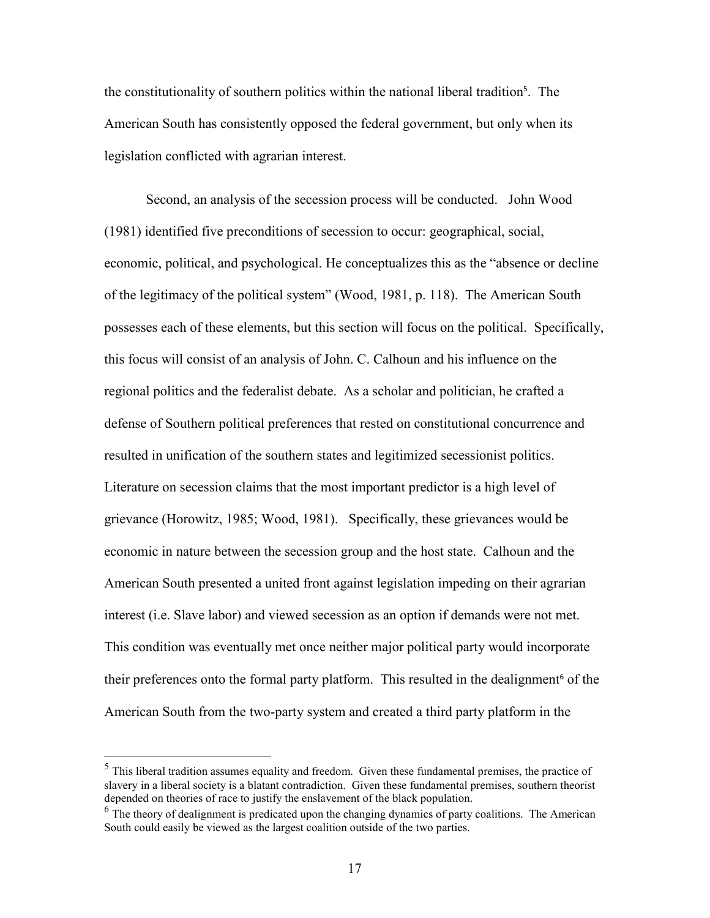the constitutionality of southern politics within the national liberal tradition[5]. The American South has consistently opposed the federal government, but only when its legislation conflicted with agrarian interest.

Second, an analysis of the secession process will be conducted. John Wood (1981) identified five preconditions of secession to occur: geographical, social, economic, political, and psychological. He conceptualizes this as the "absence or decline of the legitimacy of the political system" (Wood, 1981, p. 118). The American South possesses each of these elements, but this section will focus on the political. Specifically, this focus will consist of an analysis of John. C. Calhoun and his influence on the regional politics and the federalist debate. As a scholar and politician, he crafted a defense of Southern political preferences that rested on constitutional concurrence and resulted in unification of the southern states and legitimized secessionist politics. Literature on secession claims that the most important predictor is a high level of grievance (Horowitz, 1985; Wood, 1981). Specifically, these grievances would be economic in nature between the secession group and the host state. Calhoun and the American South presented a united front against legislation impeding on their agrarian interest (i.e. Slave labor) and viewed secession as an option if demands were not met. This condition was eventually met once neither major political party would incorporate their preferences onto the formal party platform. This resulted in the dealignment[6] of the American South from the two-party system and created a third party platform in the

[5] This liberal tradition assumes equality and freedom. Given these fundamental premises, the practice of slavery in a liberal society is a blatant contradiction. Given these fundamental premises, southern theorist depended on theories of race to justify the enslavement of the black population.

[6] The theory of dealignment is predicated upon the changing dynamics of party coalitions. The American South could easily be viewed as the largest coalition outside of the two parties.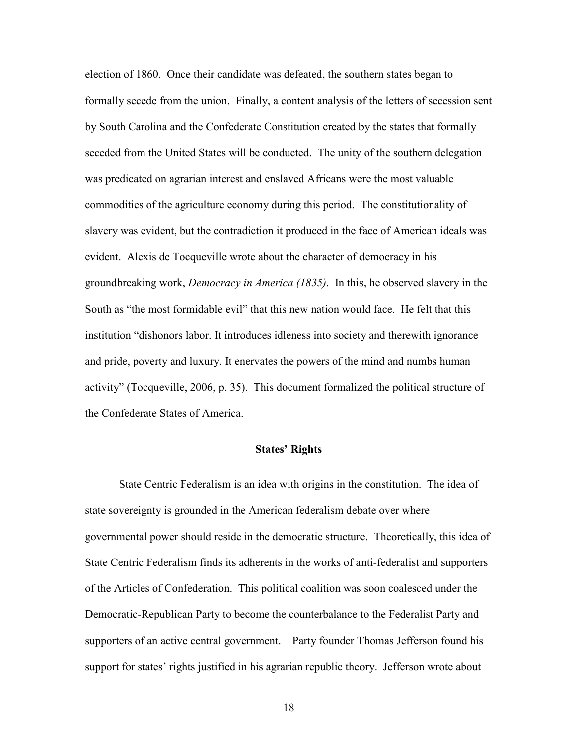election of 1860. Once their candidate was defeated, the southern states began to formally secede from the union. Finally, a content analysis of the letters of secession sent by South Carolina and the Confederate Constitution created by the states that formally seceded from the United States will be conducted. The unity of the southern delegation was predicated on agrarian interest and enslaved Africans were the most valuable commodities of the agriculture economy during this period. The constitutionality of slavery was evident, but the contradiction it produced in the face of American ideals was evident. Alexis de Tocqueville wrote about the character of democracy in his groundbreaking work, *Democracy in America (1835)*. In this, he observed slavery in the South as "the most formidable evil" that this new nation would face. He felt that this institution "dishonors labor. It introduces idleness into society and therewith ignorance and pride, poverty and luxury. It enervates the powers of the mind and numbs human activity" (Tocqueville, 2006, p. 35). This document formalized the political structure of the Confederate States of America.

## States' Rights

State Centric Federalism is an idea with origins in the constitution. The idea of state sovereignty is grounded in the American federalism debate over where governmental power should reside in the democratic structure. Theoretically, this idea of State Centric Federalism finds its adherents in the works of anti-federalist and supporters of the Articles of Confederation. This political coalition was soon coalesced under the Democratic-Republican Party to become the counterbalance to the Federalist Party and supporters of an active central government. Party founder Thomas Jefferson found his support for states' rights justified in his agrarian republic theory. Jefferson wrote about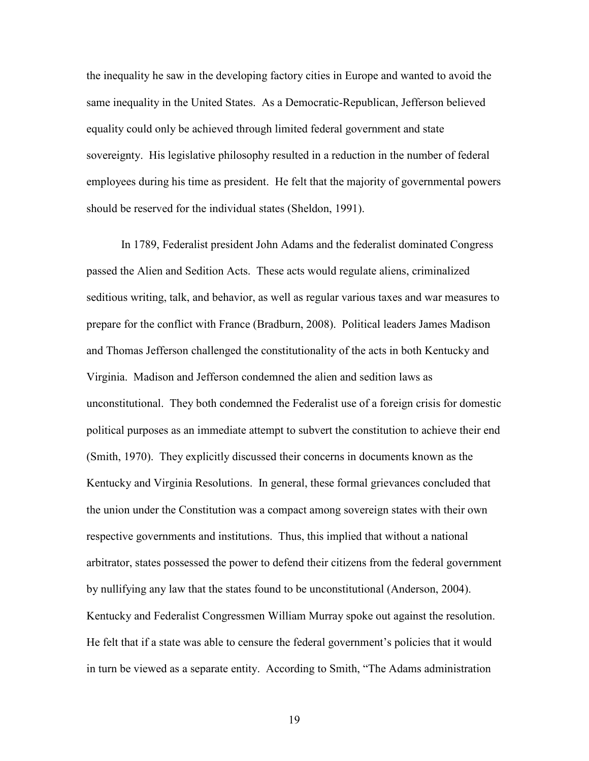the inequality he saw in the developing factory cities in Europe and wanted to avoid the same inequality in the United States. As a Democratic-Republican, Jefferson believed equality could only be achieved through limited federal government and state sovereignty. His legislative philosophy resulted in a reduction in the number of federal employees during his time as president. He felt that the majority of governmental powers should be reserved for the individual states (Sheldon, 1991).

In 1789, Federalist president John Adams and the federalist dominated Congress passed the Alien and Sedition Acts. These acts would regulate aliens, criminalized seditious writing, talk, and behavior, as well as regular various taxes and war measures to prepare for the conflict with France (Bradburn, 2008). Political leaders James Madison and Thomas Jefferson challenged the constitutionality of the acts in both Kentucky and Virginia. Madison and Jefferson condemned the alien and sedition laws as unconstitutional. They both condemned the Federalist use of a foreign crisis for domestic political purposes as an immediate attempt to subvert the constitution to achieve their end (Smith, 1970). They explicitly discussed their concerns in documents known as the Kentucky and Virginia Resolutions. In general, these formal grievances concluded that the union under the Constitution was a compact among sovereign states with their own respective governments and institutions. Thus, this implied that without a national arbitrator, states possessed the power to defend their citizens from the federal government by nullifying any law that the states found to be unconstitutional (Anderson, 2004). Kentucky and Federalist Congressmen William Murray spoke out against the resolution. He felt that if a state was able to censure the federal government's policies that it would in turn be viewed as a separate entity. According to Smith, "The Adams administration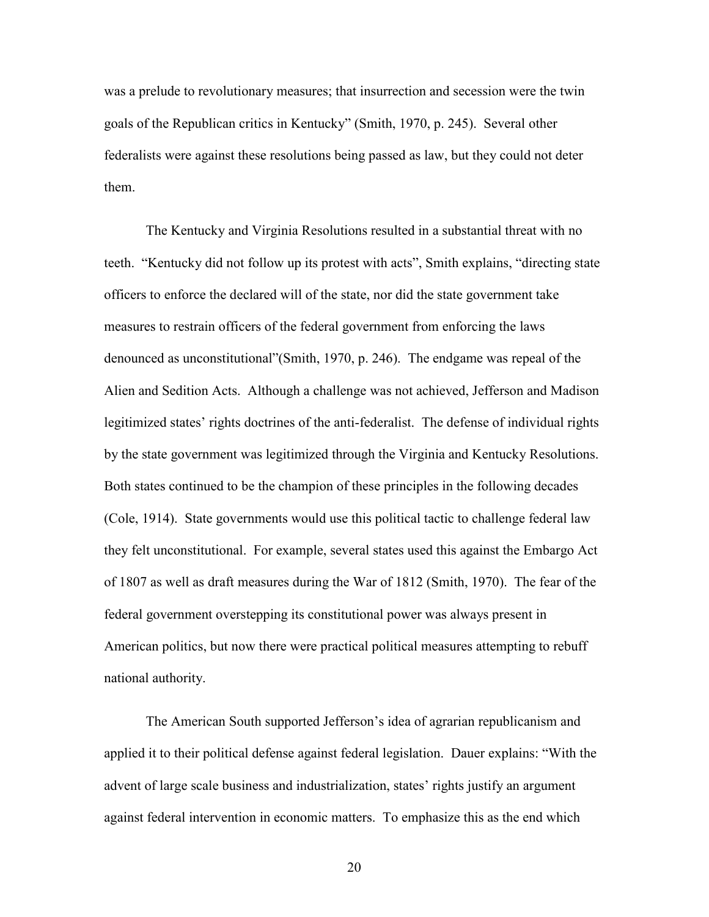was a prelude to revolutionary measures; that insurrection and secession were the twin goals of the Republican critics in Kentucky" (Smith, 1970, p. 245). Several other federalists were against these resolutions being passed as law, but they could not deter them.

The Kentucky and Virginia Resolutions resulted in a substantial threat with no teeth. "Kentucky did not follow up its protest with acts", Smith explains, "directing state officers to enforce the declared will of the state, nor did the state government take measures to restrain officers of the federal government from enforcing the laws denounced as unconstitutional"(Smith, 1970, p. 246). The endgame was repeal of the Alien and Sedition Acts. Although a challenge was not achieved, Jefferson and Madison legitimized states' rights doctrines of the anti-federalist. The defense of individual rights by the state government was legitimized through the Virginia and Kentucky Resolutions. Both states continued to be the champion of these principles in the following decades (Cole, 1914). State governments would use this political tactic to challenge federal law they felt unconstitutional. For example, several states used this against the Embargo Act of 1807 as well as draft measures during the War of 1812 (Smith, 1970). The fear of the federal government overstepping its constitutional power was always present in American politics, but now there were practical political measures attempting to rebuff national authority.

The American South supported Jefferson's idea of agrarian republicanism and applied it to their political defense against federal legislation. Dauer explains: "With the advent of large scale business and industrialization, states' rights justify an argument against federal intervention in economic matters. To emphasize this as the end which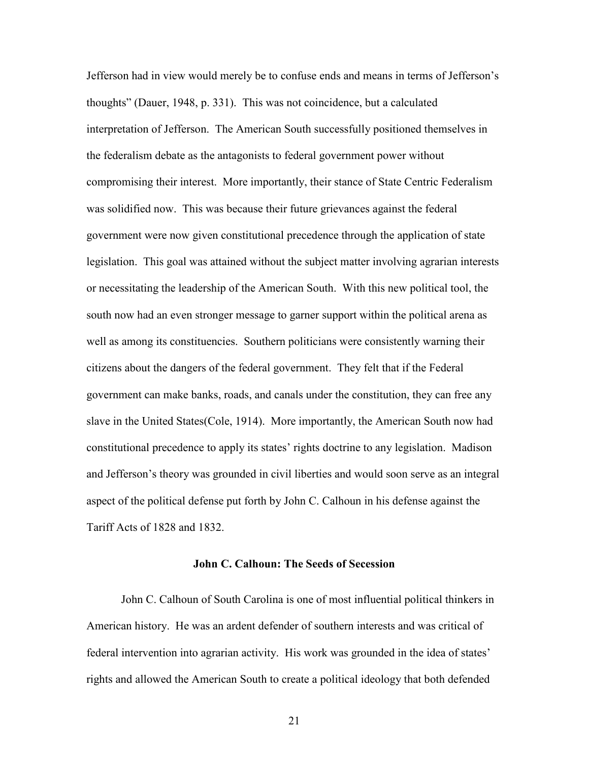Jefferson had in view would merely be to confuse ends and means in terms of Jefferson's thoughts" (Dauer, 1948, p. 331). This was not coincidence, but a calculated interpretation of Jefferson. The American South successfully positioned themselves in the federalism debate as the antagonists to federal government power without compromising their interest. More importantly, their stance of State Centric Federalism was solidified now. This was because their future grievances against the federal government were now given constitutional precedence through the application of state legislation. This goal was attained without the subject matter involving agrarian interests or necessitating the leadership of the American South. With this new political tool, the south now had an even stronger message to garner support within the political arena as well as among its constituencies. Southern politicians were consistently warning their citizens about the dangers of the federal government. They felt that if the Federal government can make banks, roads, and canals under the constitution, they can free any slave in the United States(Cole, 1914). More importantly, the American South now had constitutional precedence to apply its states' rights doctrine to any legislation. Madison and Jefferson's theory was grounded in civil liberties and would soon serve as an integral aspect of the political defense put forth by John C. Calhoun in his defense against the Tariff Acts of 1828 and 1832.

## John C. Calhoun: The Seeds of Secession

John C. Calhoun of South Carolina is one of most influential political thinkers in American history. He was an ardent defender of southern interests and was critical of federal intervention into agrarian activity. His work was grounded in the idea of states' rights and allowed the American South to create a political ideology that both defended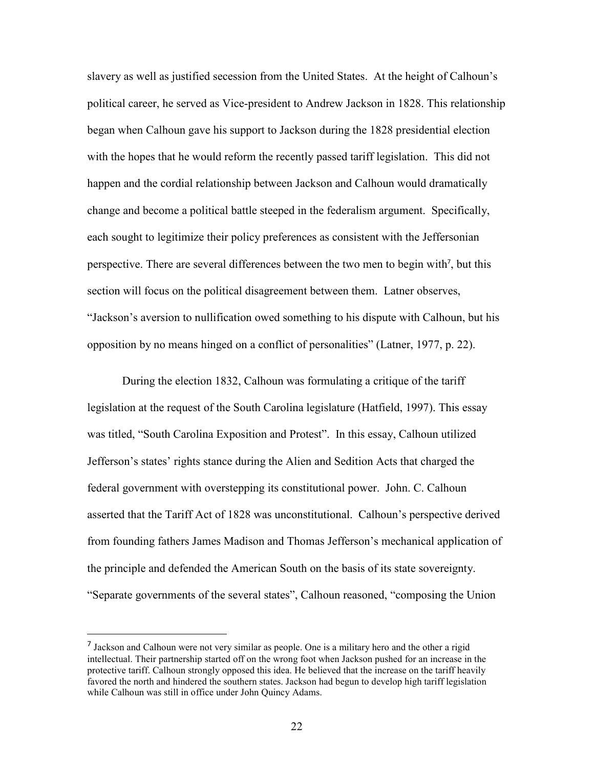slavery as well as justified secession from the United States. At the height of Calhoun's political career, he served as Vice-president to Andrew Jackson in 1828. This relationship began when Calhoun gave his support to Jackson during the 1828 presidential election with the hopes that he would reform the recently passed tariff legislation. This did not happen and the cordial relationship between Jackson and Calhoun would dramatically change and become a political battle steeped in the federalism argument. Specifically, each sought to legitimize their policy preferences as consistent with the Jeffersonian perspective. There are several differences between the two men to begin with[7], but this section will focus on the political disagreement between them. Latner observes, "Jackson's aversion to nullification owed something to his dispute with Calhoun, but his opposition by no means hinged on a conflict of personalities" (Latner, 1977, p. 22).

During the election 1832, Calhoun was formulating a critique of the tariff legislation at the request of the South Carolina legislature (Hatfield, 1997). This essay was titled, "South Carolina Exposition and Protest". In this essay, Calhoun utilized Jefferson's states' rights stance during the Alien and Sedition Acts that charged the federal government with overstepping its constitutional power. John. C. Calhoun asserted that the Tariff Act of 1828 was unconstitutional. Calhoun's perspective derived from founding fathers James Madison and Thomas Jefferson's mechanical application of the principle and defended the American South on the basis of its state sovereignty. "Separate governments of the several states", Calhoun reasoned, "composing the Union

---

[7] Jackson and Calhoun were not very similar as people. One is a military hero and the other a rigid intellectual. Their partnership started off on the wrong foot when Jackson pushed for an increase in the protective tariff. Calhoun strongly opposed this idea. He believed that the increase on the tariff heavily favored the north and hindered the southern states. Jackson had begun to develop high tariff legislation while Calhoun was still in office under John Quincy Adams.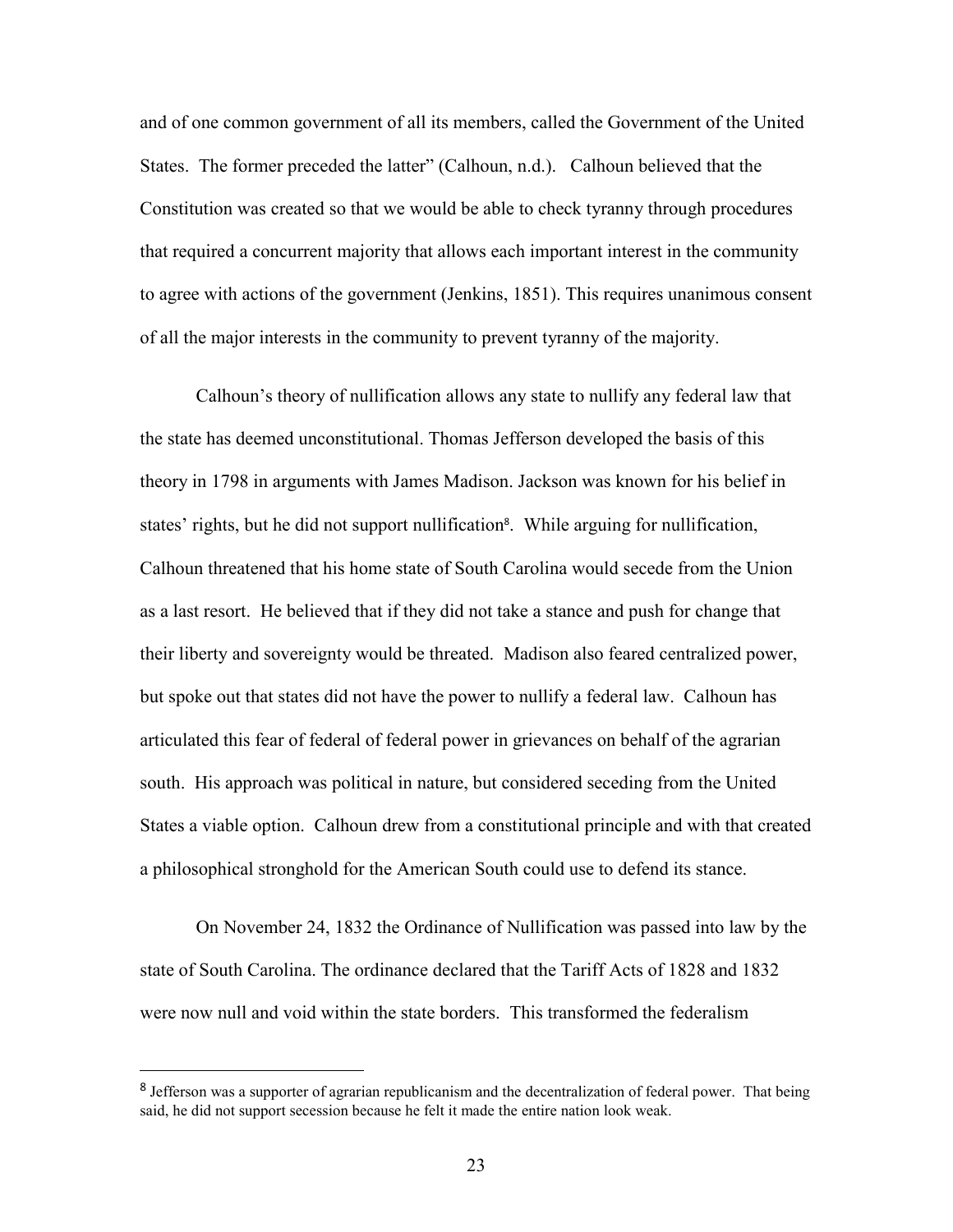and of one common government of all its members, called the Government of the United States. The former preceded the latter" (Calhoun, n.d.). Calhoun believed that the Constitution was created so that we would be able to check tyranny through procedures that required a concurrent majority that allows each important interest in the community to agree with actions of the government (Jenkins, 1851). This requires unanimous consent of all the major interests in the community to prevent tyranny of the majority.

Calhoun's theory of nullification allows any state to nullify any federal law that the state has deemed unconstitutional. Thomas Jefferson developed the basis of this theory in 1798 in arguments with James Madison. Jackson was known for his belief in states' rights, but he did not support nullification[8]. While arguing for nullification, Calhoun threatened that his home state of South Carolina would secede from the Union as a last resort. He believed that if they did not take a stance and push for change that their liberty and sovereignty would be threated. Madison also feared centralized power, but spoke out that states did not have the power to nullify a federal law. Calhoun has articulated this fear of federal of federal power in grievances on behalf of the agrarian south. His approach was political in nature, but considered seceding from the United States a viable option. Calhoun drew from a constitutional principle and with that created a philosophical stronghold for the American South could use to defend its stance.

On November 24, 1832 the Ordinance of Nullification was passed into law by the state of South Carolina. The ordinance declared that the Tariff Acts of 1828 and 1832 were now null and void within the state borders. This transformed the federalism

---

[8] Jefferson was a supporter of agrarian republicanism and the decentralization of federal power. That being said, he did not support secession because he felt it made the entire nation look weak.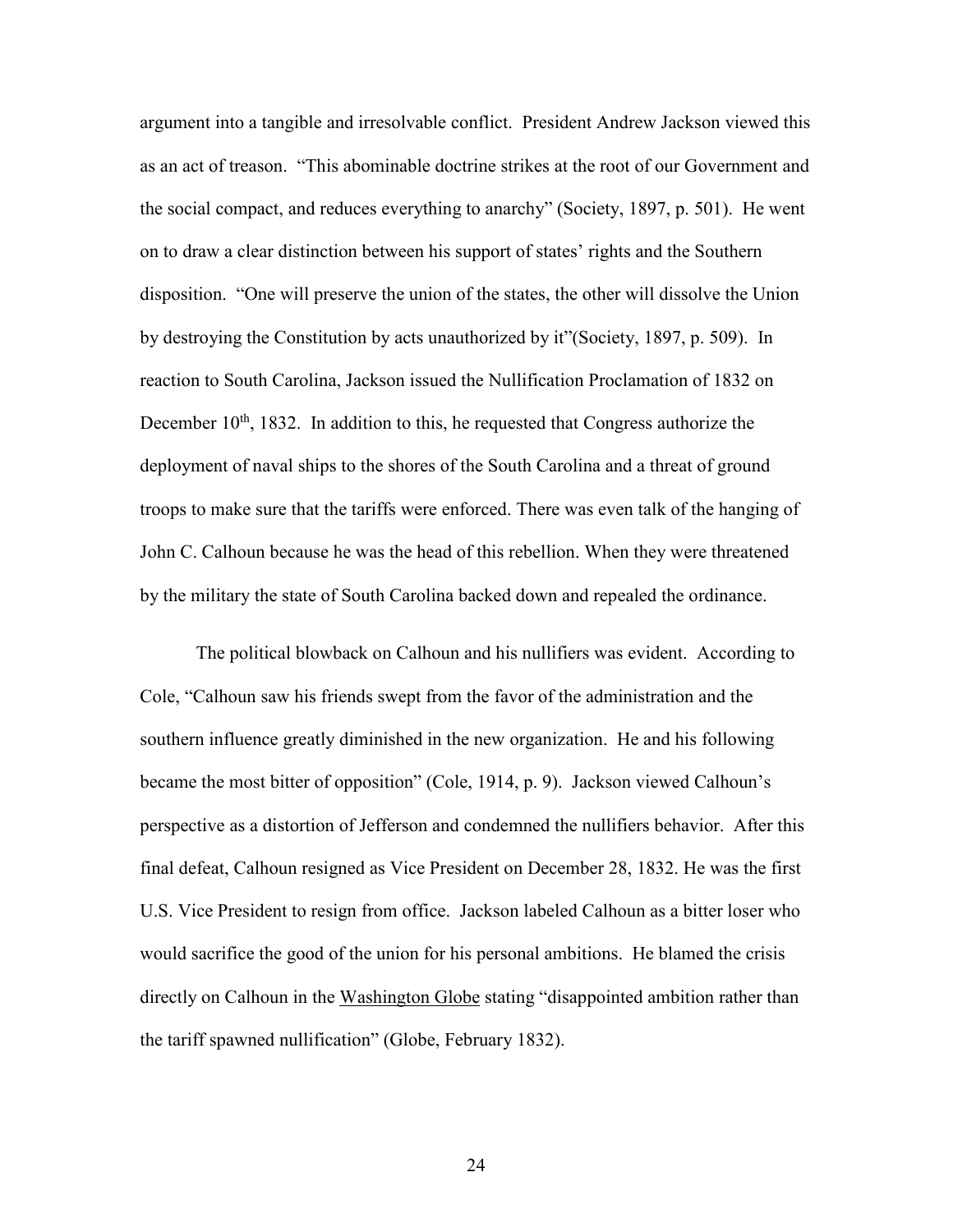argument into a tangible and irresolvable conflict. President Andrew Jackson viewed this as an act of treason. "This abominable doctrine strikes at the root of our Government and the social compact, and reduces everything to anarchy" (Society, 1897, p. 501). He went on to draw a clear distinction between his support of states' rights and the Southern disposition. "One will preserve the union of the states, the other will dissolve the Union by destroying the Constitution by acts unauthorized by it"(Society, 1897, p. 509). In reaction to South Carolina, Jackson issued the Nullification Proclamation of 1832 on December 10th, 1832. In addition to this, he requested that Congress authorize the deployment of naval ships to the shores of the South Carolina and a threat of ground troops to make sure that the tariffs were enforced. There was even talk of the hanging of John C. Calhoun because he was the head of this rebellion. When they were threatened by the military the state of South Carolina backed down and repealed the ordinance.

The political blowback on Calhoun and his nullifiers was evident. According to Cole, "Calhoun saw his friends swept from the favor of the administration and the southern influence greatly diminished in the new organization. He and his following became the most bitter of opposition" (Cole, 1914, p. 9). Jackson viewed Calhoun's perspective as a distortion of Jefferson and condemned the nullifiers behavior. After this final defeat, Calhoun resigned as Vice President on December 28, 1832. He was the first U.S. Vice President to resign from office. Jackson labeled Calhoun as a bitter loser who would sacrifice the good of the union for his personal ambitions. He blamed the crisis directly on Calhoun in the Washington Globe stating "disappointed ambition rather than the tariff spawned nullification" (Globe, February 1832).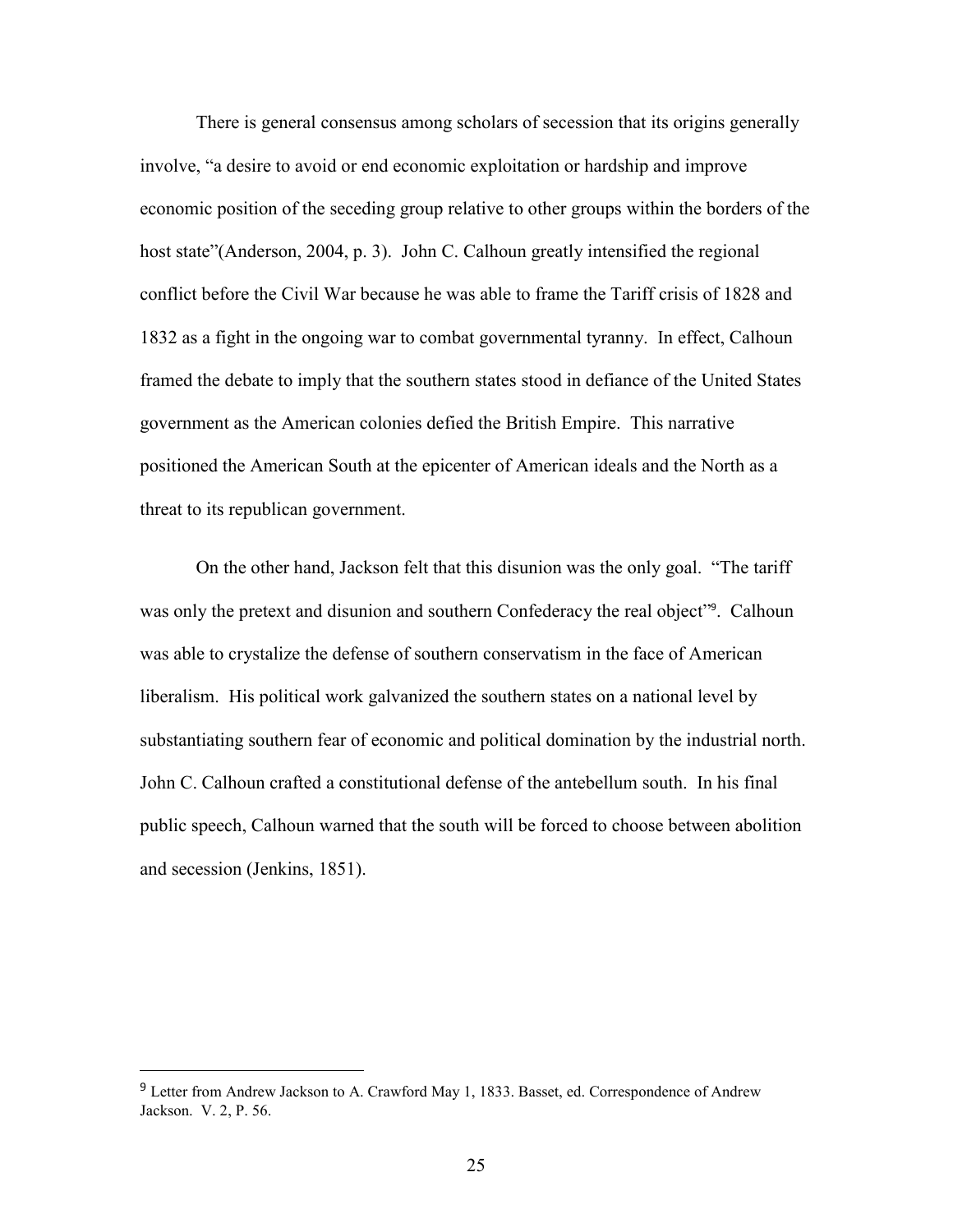There is general consensus among scholars of secession that its origins generally involve, “a desire to avoid or end economic exploitation or hardship and improve economic position of the seceding group relative to other groups within the borders of the host state”(Anderson, 2004, p. 3). John C. Calhoun greatly intensified the regional conflict before the Civil War because he was able to frame the Tariff crisis of 1828 and 1832 as a fight in the ongoing war to combat governmental tyranny. In effect, Calhoun framed the debate to imply that the southern states stood in defiance of the United States government as the American colonies defied the British Empire. This narrative positioned the American South at the epicenter of American ideals and the North as a threat to its republican government.

On the other hand, Jackson felt that this disunion was the only goal. “The tariff was only the pretext and disunion and southern Confederacy the real object”[9]. Calhoun was able to crystalize the defense of southern conservatism in the face of American liberalism. His political work galvanized the southern states on a national level by substantiating southern fear of economic and political domination by the industrial north. John C. Calhoun crafted a constitutional defense of the antebellum south. In his final public speech, Calhoun warned that the south will be forced to choose between abolition and secession (Jenkins, 1851).

---

[9] Letter from Andrew Jackson to A. Crawford May 1, 1833. Basset, ed. Correspondence of Andrew Jackson. V. 2, P. 56.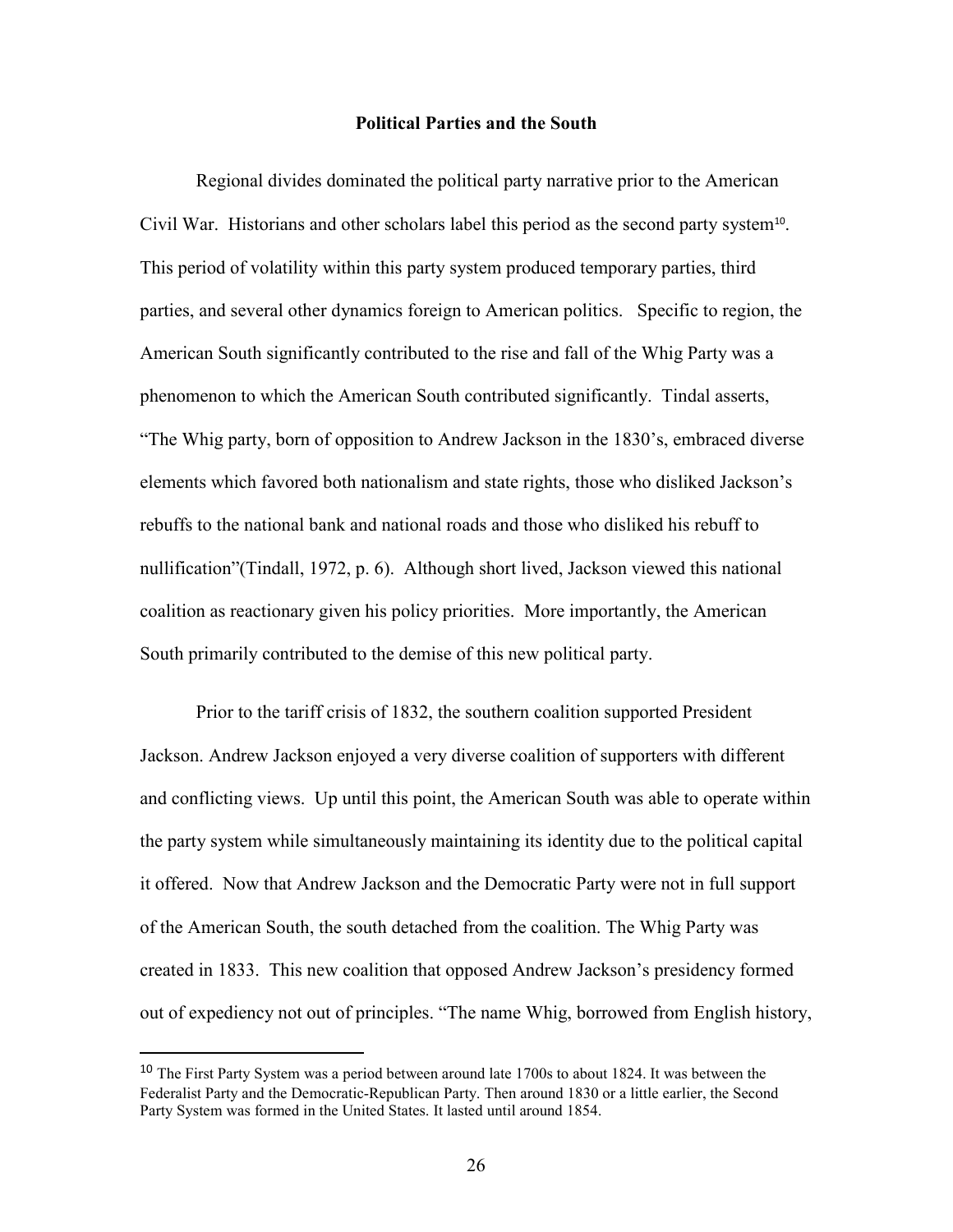## Political Parties and the South

Regional divides dominated the political party narrative prior to the American Civil War. Historians and other scholars label this period as the second party system[10]. This period of volatility within this party system produced temporary parties, third parties, and several other dynamics foreign to American politics. Specific to region, the American South significantly contributed to the rise and fall of the Whig Party was a phenomenon to which the American South contributed significantly. Tindal asserts, "The Whig party, born of opposition to Andrew Jackson in the 1830's, embraced diverse elements which favored both nationalism and state rights, those who disliked Jackson's rebuffs to the national bank and national roads and those who disliked his rebuff to nullification"(Tindall, 1972, p. 6). Although short lived, Jackson viewed this national coalition as reactionary given his policy priorities. More importantly, the American South primarily contributed to the demise of this new political party.

Prior to the tariff crisis of 1832, the southern coalition supported President Jackson. Andrew Jackson enjoyed a very diverse coalition of supporters with different and conflicting views. Up until this point, the American South was able to operate within the party system while simultaneously maintaining its identity due to the political capital it offered. Now that Andrew Jackson and the Democratic Party were not in full support of the American South, the south detached from the coalition. The Whig Party was created in 1833. This new coalition that opposed Andrew Jackson's presidency formed out of expediency not out of principles. "The name Whig, borrowed from English history,

---

[10] The First Party System was a period between around late 1700s to about 1824. It was between the Federalist Party and the Democratic-Republican Party. Then around 1830 or a little earlier, the Second Party System was formed in the United States. It lasted until around 1854.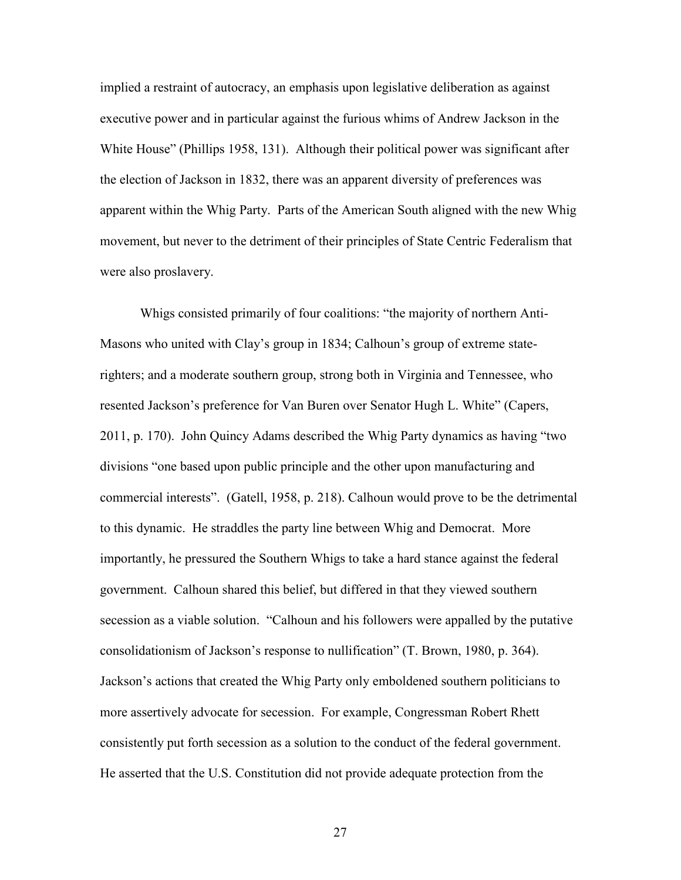implied a restraint of autocracy, an emphasis upon legislative deliberation as against executive power and in particular against the furious whims of Andrew Jackson in the White House" (Phillips 1958, 131). Although their political power was significant after the election of Jackson in 1832, there was an apparent diversity of preferences was apparent within the Whig Party. Parts of the American South aligned with the new Whig movement, but never to the detriment of their principles of State Centric Federalism that were also proslavery.

Whigs consisted primarily of four coalitions: "the majority of northern Anti-Masons who united with Clay's group in 1834; Calhoun's group of extreme state-righters; and a moderate southern group, strong both in Virginia and Tennessee, who resented Jackson's preference for Van Buren over Senator Hugh L. White" (Capers, 2011, p. 170). John Quincy Adams described the Whig Party dynamics as having "two divisions "one based upon public principle and the other upon manufacturing and commercial interests". (Gatell, 1958, p. 218). Calhoun would prove to be the detrimental to this dynamic. He straddles the party line between Whig and Democrat. More importantly, he pressured the Southern Whigs to take a hard stance against the federal government. Calhoun shared this belief, but differed in that they viewed southern secession as a viable solution. "Calhoun and his followers were appalled by the putative consolidationism of Jackson's response to nullification" (T. Brown, 1980, p. 364). Jackson's actions that created the Whig Party only emboldened southern politicians to more assertively advocate for secession. For example, Congressman Robert Rhett consistently put forth secession as a solution to the conduct of the federal government. He asserted that the U.S. Constitution did not provide adequate protection from the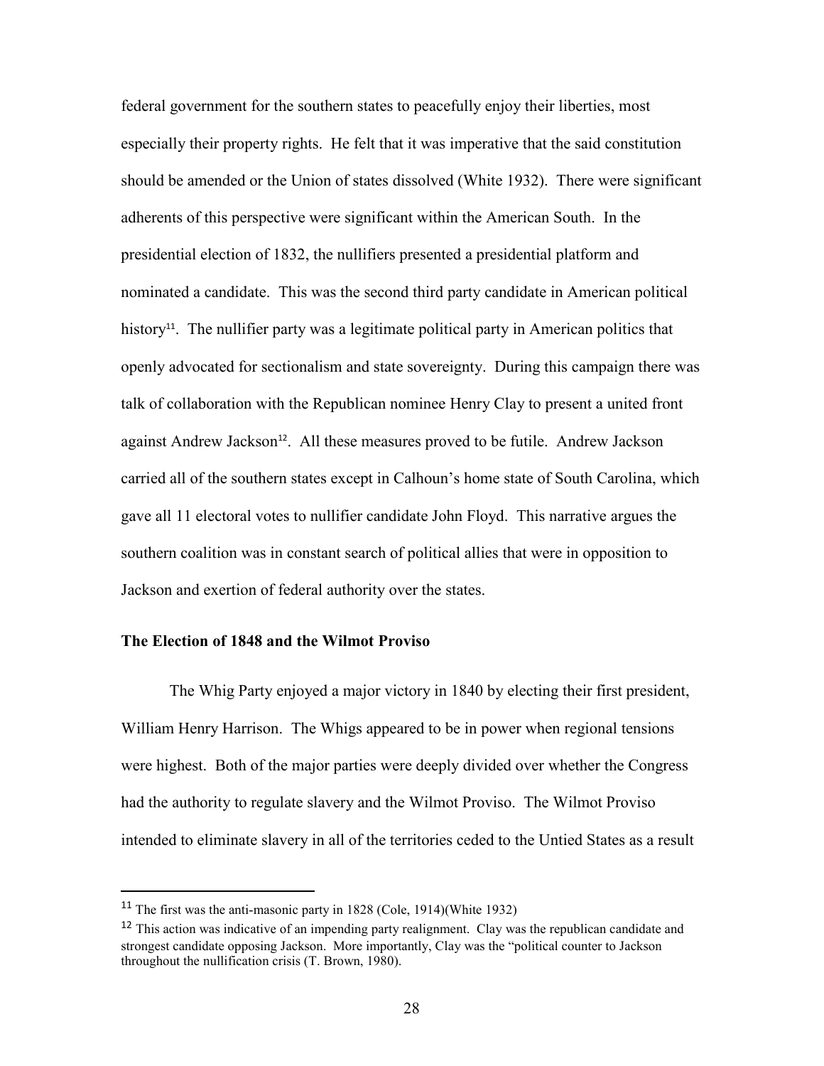federal government for the southern states to peacefully enjoy their liberties, most especially their property rights. He felt that it was imperative that the said constitution should be amended or the Union of states dissolved (White 1932). There were significant adherents of this perspective were significant within the American South. In the presidential election of 1832, the nullifiers presented a presidential platform and nominated a candidate. This was the second third party candidate in American political history[11]. The nullifier party was a legitimate political party in American politics that openly advocated for sectionalism and state sovereignty. During this campaign there was talk of collaboration with the Republican nominee Henry Clay to present a united front against Andrew Jackson[12]. All these measures proved to be futile. Andrew Jackson carried all of the southern states except in Calhoun's home state of South Carolina, which gave all 11 electoral votes to nullifier candidate John Floyd. This narrative argues the southern coalition was in constant search of political allies that were in opposition to Jackson and exertion of federal authority over the states.

### The Election of 1848 and the Wilmot Proviso

The Whig Party enjoyed a major victory in 1840 by electing their first president, William Henry Harrison. The Whigs appeared to be in power when regional tensions were highest. Both of the major parties were deeply divided over whether the Congress had the authority to regulate slavery and the Wilmot Proviso. The Wilmot Proviso intended to eliminate slavery in all of the territories ceded to the Untied States as a result

---

[11] The first was the anti-masonic party in 1828 (Cole, 1914)(White 1932)

[12] This action was indicative of an impending party realignment. Clay was the republican candidate and strongest candidate opposing Jackson. More importantly, Clay was the "political counter to Jackson throughout the nullification crisis (T. Brown, 1980).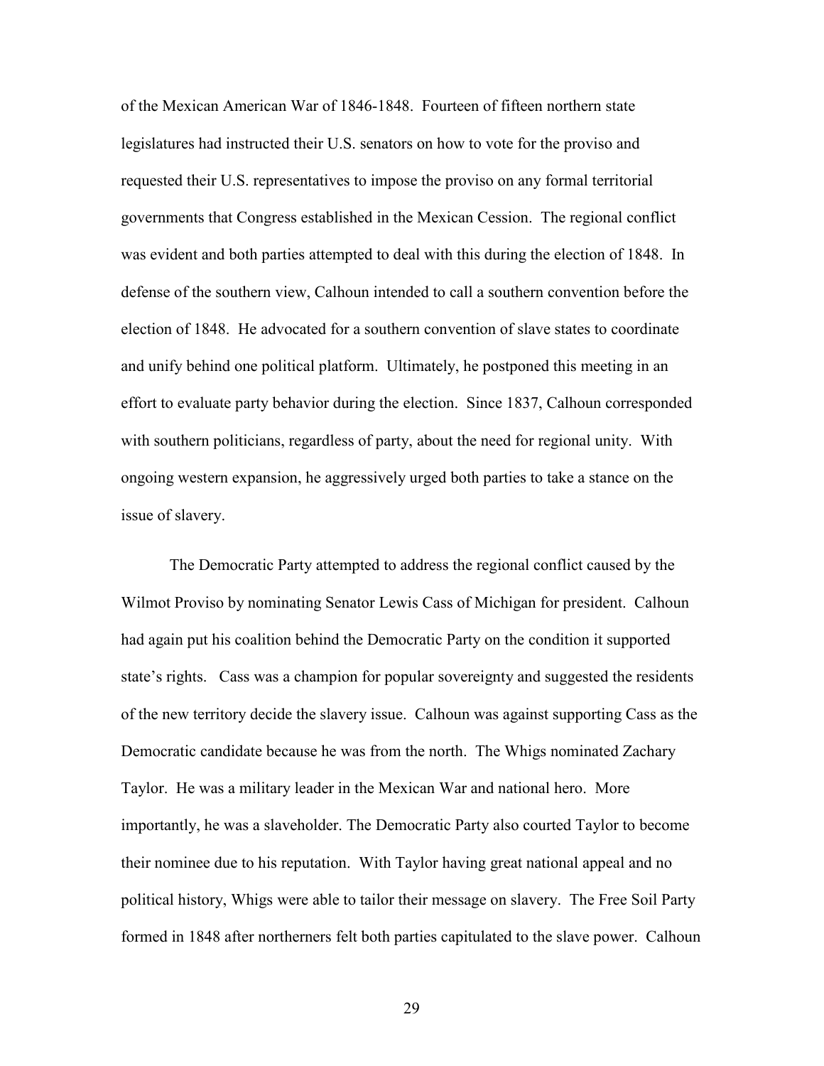of the Mexican American War of 1846-1848. Fourteen of fifteen northern state legislatures had instructed their U.S. senators on how to vote for the proviso and requested their U.S. representatives to impose the proviso on any formal territorial governments that Congress established in the Mexican Cession. The regional conflict was evident and both parties attempted to deal with this during the election of 1848. In defense of the southern view, Calhoun intended to call a southern convention before the election of 1848. He advocated for a southern convention of slave states to coordinate and unify behind one political platform. Ultimately, he postponed this meeting in an effort to evaluate party behavior during the election. Since 1837, Calhoun corresponded with southern politicians, regardless of party, about the need for regional unity. With ongoing western expansion, he aggressively urged both parties to take a stance on the issue of slavery.

The Democratic Party attempted to address the regional conflict caused by the Wilmot Proviso by nominating Senator Lewis Cass of Michigan for president. Calhoun had again put his coalition behind the Democratic Party on the condition it supported state's rights. Cass was a champion for popular sovereignty and suggested the residents of the new territory decide the slavery issue. Calhoun was against supporting Cass as the Democratic candidate because he was from the north. The Whigs nominated Zachary Taylor. He was a military leader in the Mexican War and national hero. More importantly, he was a slaveholder. The Democratic Party also courted Taylor to become their nominee due to his reputation. With Taylor having great national appeal and no political history, Whigs were able to tailor their message on slavery. The Free Soil Party formed in 1848 after northerners felt both parties capitulated to the slave power. Calhoun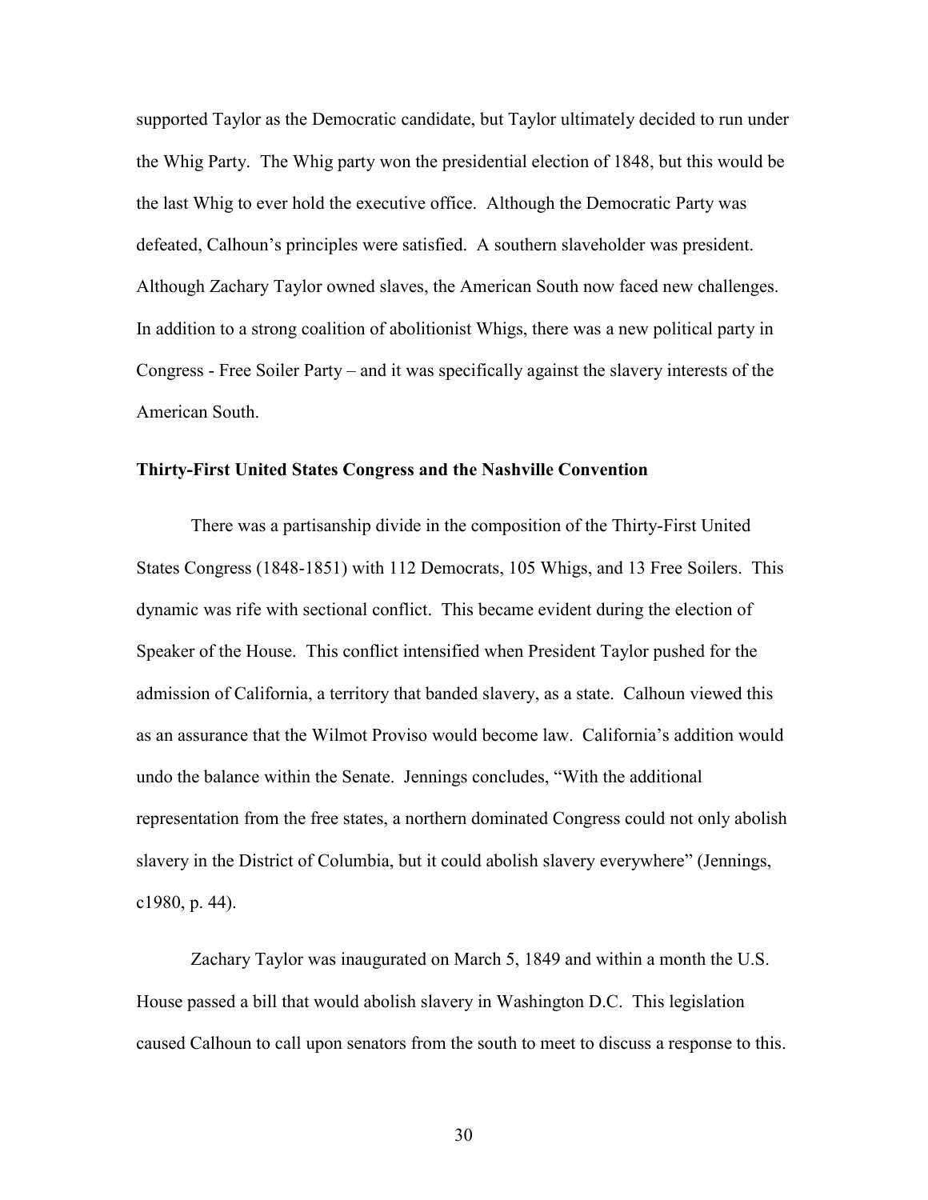supported Taylor as the Democratic candidate, but Taylor ultimately decided to run under the Whig Party. The Whig party won the presidential election of 1848, but this would be the last Whig to ever hold the executive office. Although the Democratic Party was defeated, Calhoun's principles were satisfied. A southern slaveholder was president. Although Zachary Taylor owned slaves, the American South now faced new challenges. In addition to a strong coalition of abolitionist Whigs, there was a new political party in Congress - Free Soiler Party – and it was specifically against the slavery interests of the American South.

**Thirty-First United States Congress and the Nashville Convention**

There was a partisanship divide in the composition of the Thirty-First United States Congress (1848-1851) with 112 Democrats, 105 Whigs, and 13 Free Soilers. This dynamic was rife with sectional conflict. This became evident during the election of Speaker of the House. This conflict intensified when President Taylor pushed for the admission of California, a territory that banded slavery, as a state. Calhoun viewed this as an assurance that the Wilmot Proviso would become law. California's addition would undo the balance within the Senate. Jennings concludes, "With the additional representation from the free states, a northern dominated Congress could not only abolish slavery in the District of Columbia, but it could abolish slavery everywhere" (Jennings, c1980, p. 44).

Zachary Taylor was inaugurated on March 5, 1849 and within a month the U.S. House passed a bill that would abolish slavery in Washington D.C. This legislation caused Calhoun to call upon senators from the south to meet to discuss a response to this.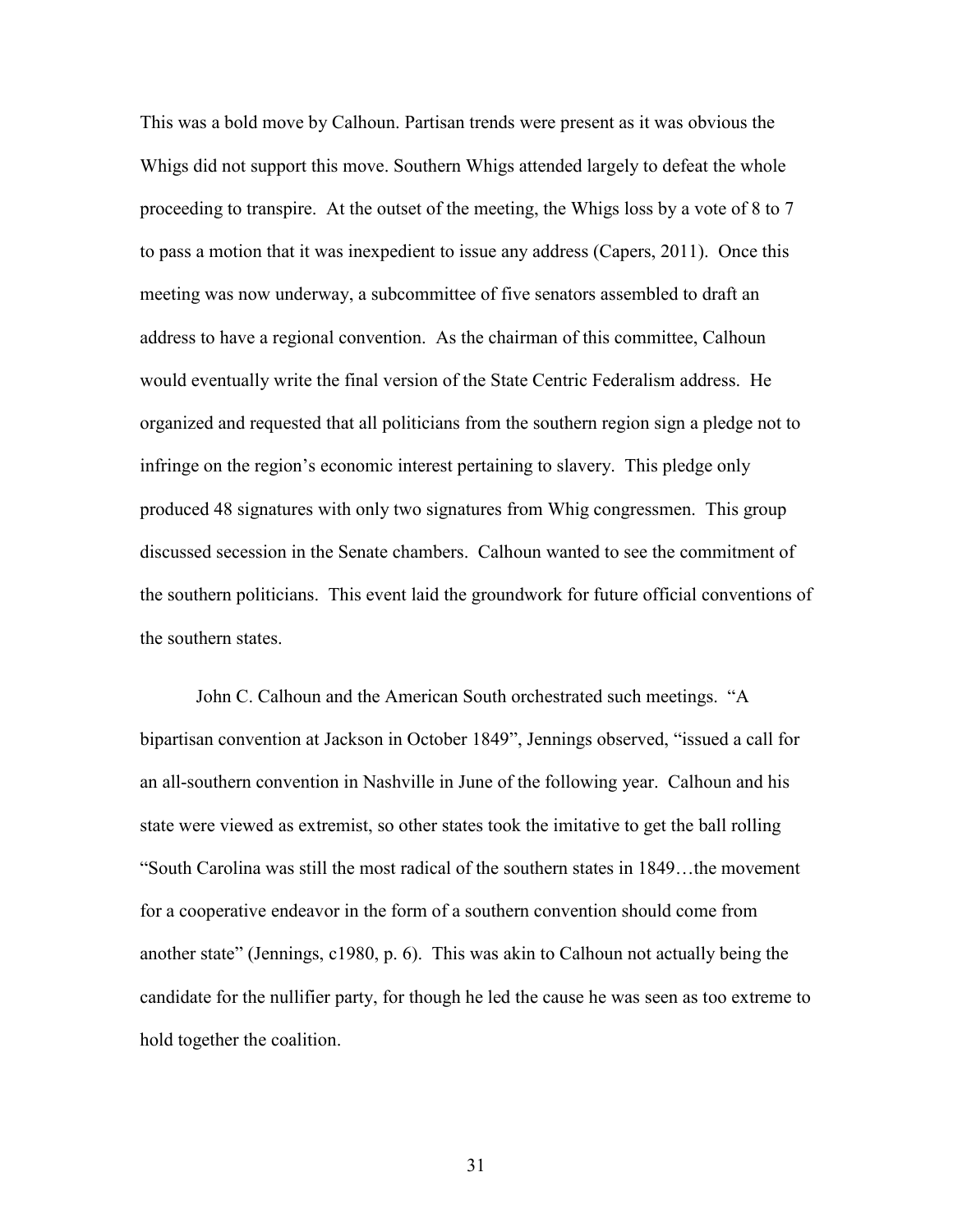This was a bold move by Calhoun. Partisan trends were present as it was obvious the Whigs did not support this move. Southern Whigs attended largely to defeat the whole proceeding to transpire. At the outset of the meeting, the Whigs loss by a vote of 8 to 7 to pass a motion that it was inexpedient to issue any address (Capers, 2011). Once this meeting was now underway, a subcommittee of five senators assembled to draft an address to have a regional convention. As the chairman of this committee, Calhoun would eventually write the final version of the State Centric Federalism address. He organized and requested that all politicians from the southern region sign a pledge not to infringe on the region's economic interest pertaining to slavery. This pledge only produced 48 signatures with only two signatures from Whig congressmen. This group discussed secession in the Senate chambers. Calhoun wanted to see the commitment of the southern politicians. This event laid the groundwork for future official conventions of the southern states.

John C. Calhoun and the American South orchestrated such meetings. "A bipartisan convention at Jackson in October 1849", Jennings observed, "issued a call for an all-southern convention in Nashville in June of the following year. Calhoun and his state were viewed as extremist, so other states took the imitative to get the ball rolling "South Carolina was still the most radical of the southern states in 1849…the movement for a cooperative endeavor in the form of a southern convention should come from another state" (Jennings, c1980, p. 6). This was akin to Calhoun not actually being the candidate for the nullifier party, for though he led the cause he was seen as too extreme to hold together the coalition.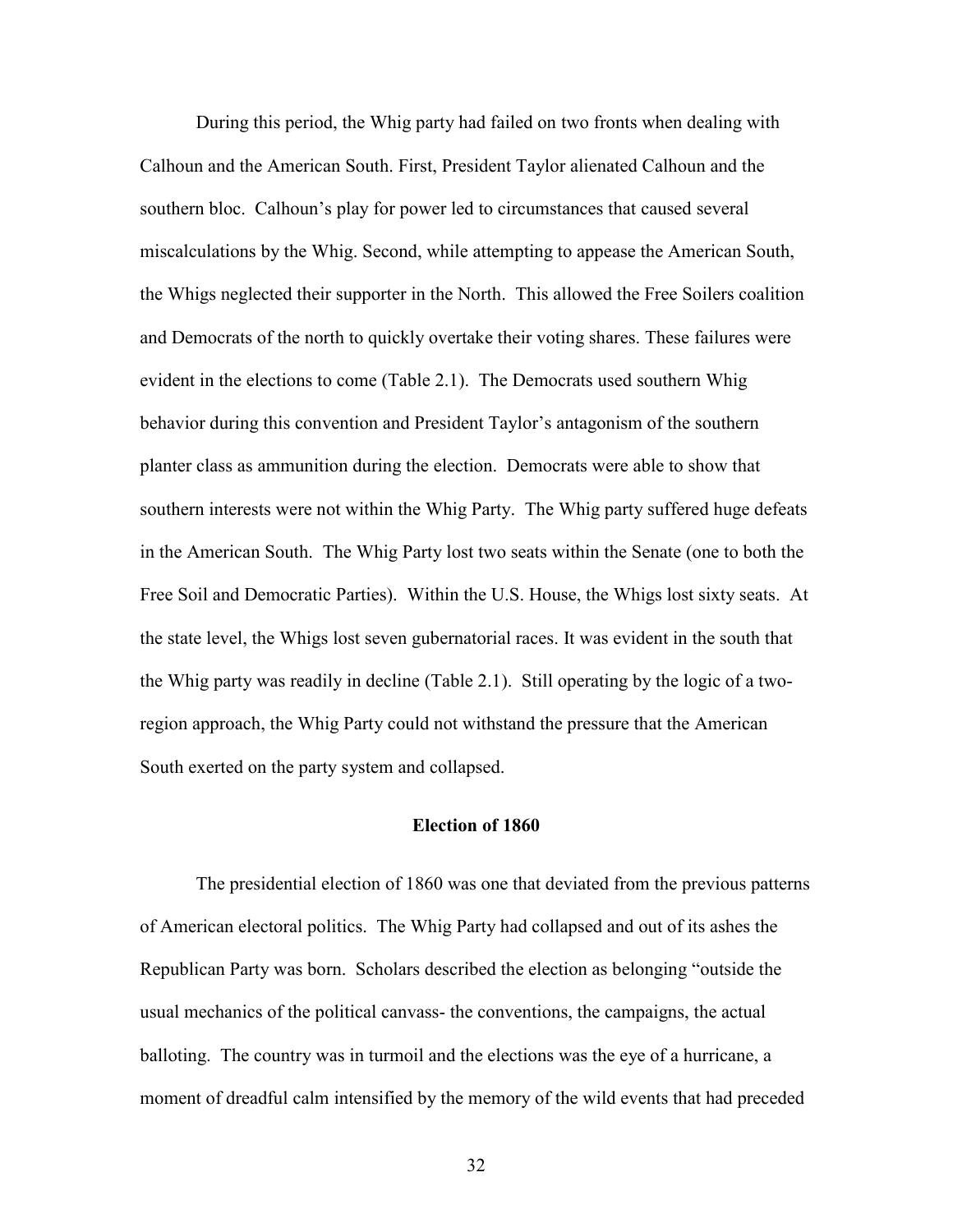During this period, the Whig party had failed on two fronts when dealing with Calhoun and the American South. First, President Taylor alienated Calhoun and the southern bloc. Calhoun's play for power led to circumstances that caused several miscalculations by the Whig. Second, while attempting to appease the American South, the Whigs neglected their supporter in the North. This allowed the Free Soilers coalition and Democrats of the north to quickly overtake their voting shares. These failures were evident in the elections to come (Table 2.1). The Democrats used southern Whig behavior during this convention and President Taylor's antagonism of the southern planter class as ammunition during the election. Democrats were able to show that southern interests were not within the Whig Party. The Whig party suffered huge defeats in the American South. The Whig Party lost two seats within the Senate (one to both the Free Soil and Democratic Parties). Within the U.S. House, the Whigs lost sixty seats. At the state level, the Whigs lost seven gubernatorial races. It was evident in the south that the Whig party was readily in decline (Table 2.1). Still operating by the logic of a two-region approach, the Whig Party could not withstand the pressure that the American South exerted on the party system and collapsed.

## Election of 1860

The presidential election of 1860 was one that deviated from the previous patterns of American electoral politics. The Whig Party had collapsed and out of its ashes the Republican Party was born. Scholars described the election as belonging "outside the usual mechanics of the political canvass- the conventions, the campaigns, the actual balloting. The country was in turmoil and the elections was the eye of a hurricane, a moment of dreadful calm intensified by the memory of the wild events that had preceded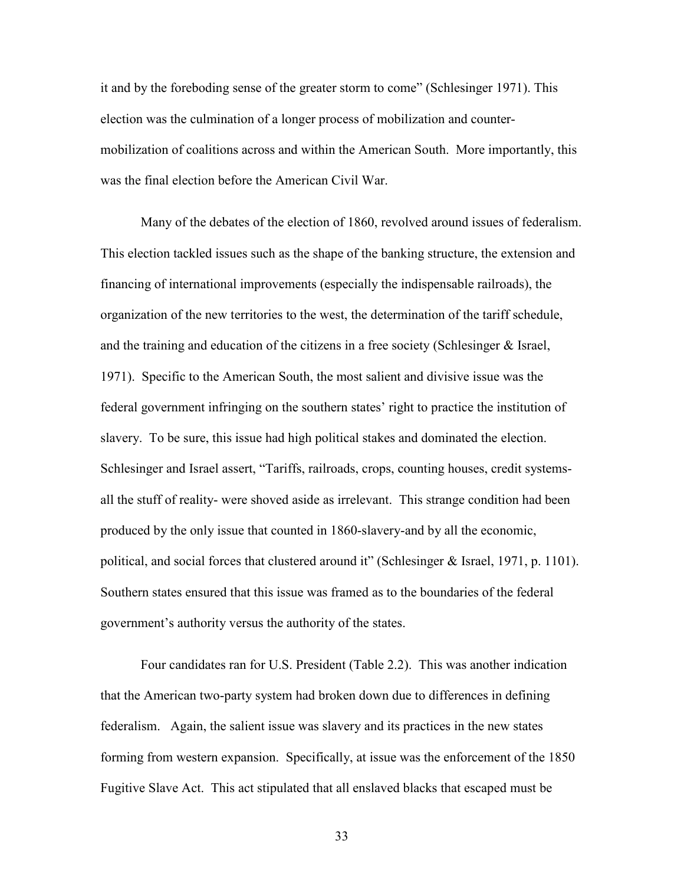it and by the foreboding sense of the greater storm to come" (Schlesinger 1971). This election was the culmination of a longer process of mobilization and counter-mobilization of coalitions across and within the American South. More importantly, this was the final election before the American Civil War.

Many of the debates of the election of 1860, revolved around issues of federalism. This election tackled issues such as the shape of the banking structure, the extension and financing of international improvements (especially the indispensable railroads), the organization of the new territories to the west, the determination of the tariff schedule, and the training and education of the citizens in a free society (Schlesinger & Israel, 1971). Specific to the American South, the most salient and divisive issue was the federal government infringing on the southern states' right to practice the institution of slavery. To be sure, this issue had high political stakes and dominated the election. Schlesinger and Israel assert, "Tariffs, railroads, crops, counting houses, credit systems-all the stuff of reality- were shoved aside as irrelevant. This strange condition had been produced by the only issue that counted in 1860-slavery-and by all the economic, political, and social forces that clustered around it" (Schlesinger & Israel, 1971, p. 1101). Southern states ensured that this issue was framed as to the boundaries of the federal government's authority versus the authority of the states.

Four candidates ran for U.S. President (Table 2.2). This was another indication that the American two-party system had broken down due to differences in defining federalism. Again, the salient issue was slavery and its practices in the new states forming from western expansion. Specifically, at issue was the enforcement of the 1850 Fugitive Slave Act. This act stipulated that all enslaved blacks that escaped must be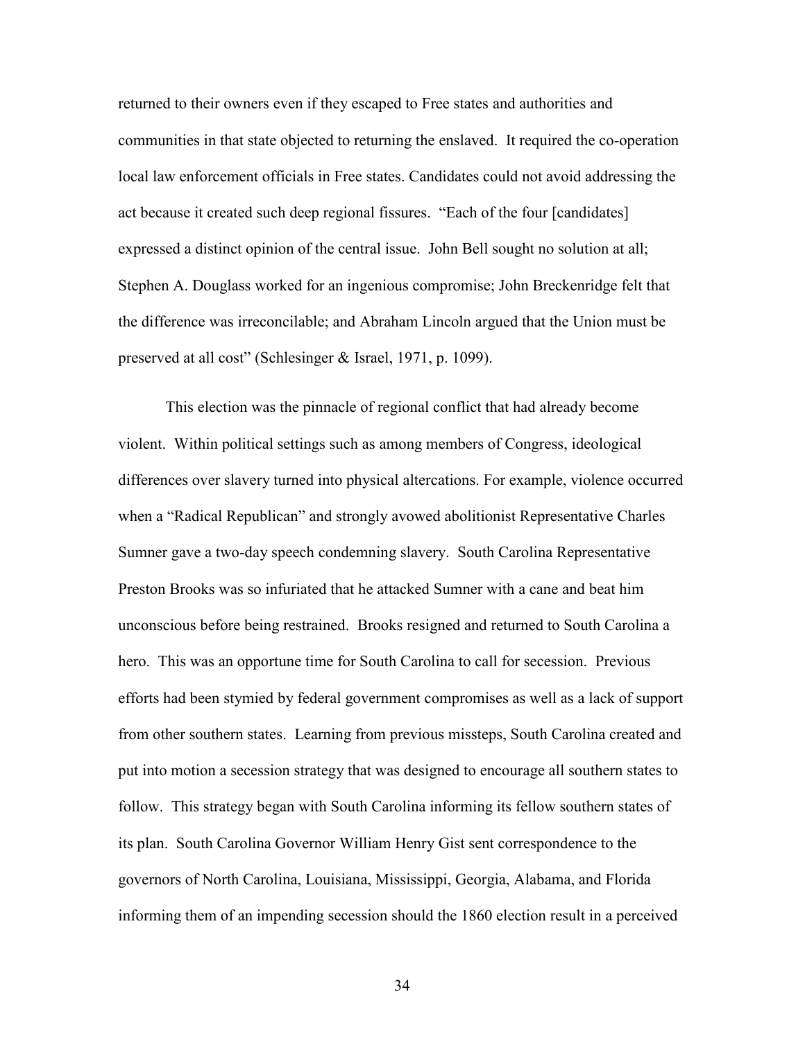returned to their owners even if they escaped to Free states and authorities and communities in that state objected to returning the enslaved. It required the co-operation local law enforcement officials in Free states. Candidates could not avoid addressing the act because it created such deep regional fissures. "Each of the four [candidates] expressed a distinct opinion of the central issue. John Bell sought no solution at all; Stephen A. Douglass worked for an ingenious compromise; John Breckenridge felt that the difference was irreconcilable; and Abraham Lincoln argued that the Union must be preserved at all cost" (Schlesinger & Israel, 1971, p. 1099).

This election was the pinnacle of regional conflict that had already become violent. Within political settings such as among members of Congress, ideological differences over slavery turned into physical altercations. For example, violence occurred when a "Radical Republican" and strongly avowed abolitionist Representative Charles Sumner gave a two-day speech condemning slavery. South Carolina Representative Preston Brooks was so infuriated that he attacked Sumner with a cane and beat him unconscious before being restrained. Brooks resigned and returned to South Carolina a hero. This was an opportune time for South Carolina to call for secession. Previous efforts had been stymied by federal government compromises as well as a lack of support from other southern states. Learning from previous missteps, South Carolina created and put into motion a secession strategy that was designed to encourage all southern states to follow. This strategy began with South Carolina informing its fellow southern states of its plan. South Carolina Governor William Henry Gist sent correspondence to the governors of North Carolina, Louisiana, Mississippi, Georgia, Alabama, and Florida informing them of an impending secession should the 1860 election result in a perceived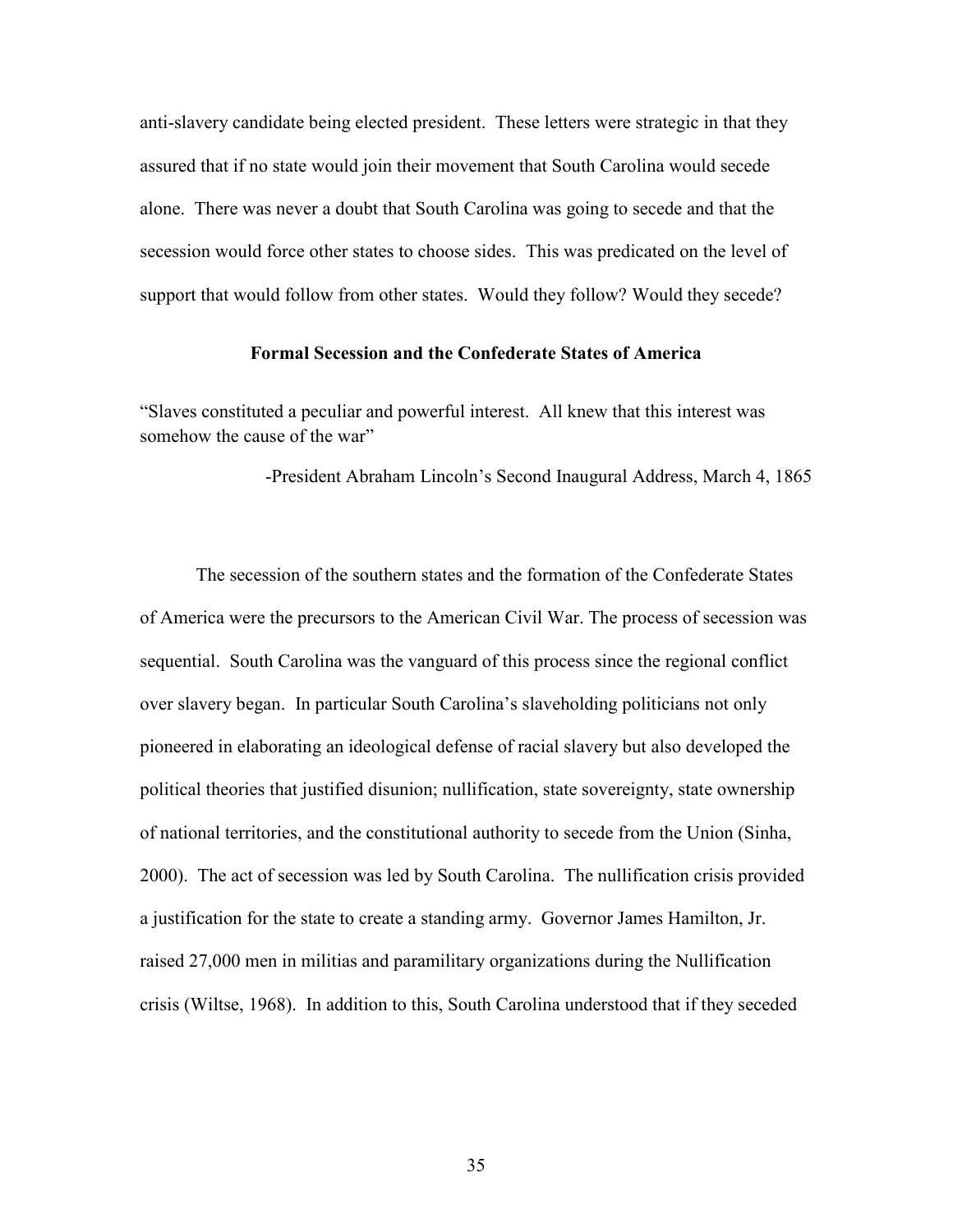anti-slavery candidate being elected president. These letters were strategic in that they assured that if no state would join their movement that South Carolina would secede alone. There was never a doubt that South Carolina was going to secede and that the secession would force other states to choose sides. This was predicated on the level of support that would follow from other states. Would they follow? Would they secede?

**Formal Secession and the Confederate States of America**

"Slaves constituted a peculiar and powerful interest. All knew that this interest was somehow the cause of the war"

-President Abraham Lincoln's Second Inaugural Address, March 4, 1865

The secession of the southern states and the formation of the Confederate States of America were the precursors to the American Civil War. The process of secession was sequential. South Carolina was the vanguard of this process since the regional conflict over slavery began. In particular South Carolina's slaveholding politicians not only pioneered in elaborating an ideological defense of racial slavery but also developed the political theories that justified disunion; nullification, state sovereignty, state ownership of national territories, and the constitutional authority to secede from the Union (Sinha, 2000). The act of secession was led by South Carolina. The nullification crisis provided a justification for the state to create a standing army. Governor James Hamilton, Jr. raised 27,000 men in militias and paramilitary organizations during the Nullification crisis (Wiltse, 1968). In addition to this, South Carolina understood that if they seceded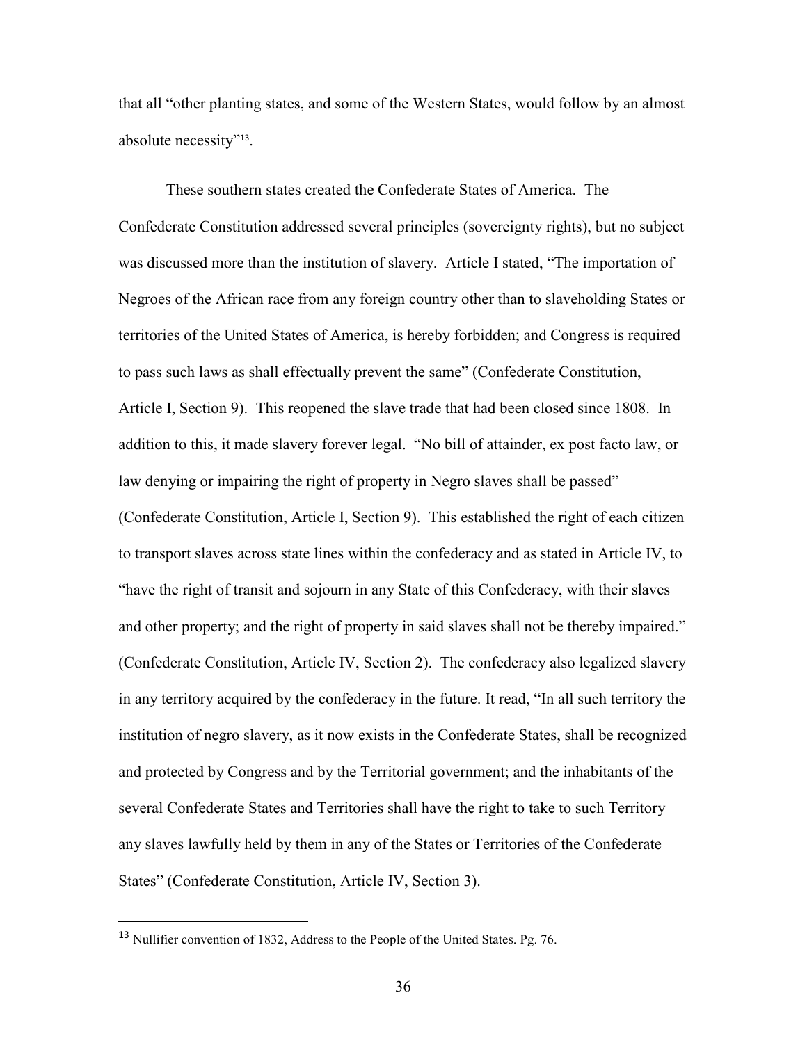that all "other planting states, and some of the Western States, would follow by an almost absolute necessity"[13].

These southern states created the Confederate States of America. The Confederate Constitution addressed several principles (sovereignty rights), but no subject was discussed more than the institution of slavery. Article I stated, "The importation of Negroes of the African race from any foreign country other than to slaveholding States or territories of the United States of America, is hereby forbidden; and Congress is required to pass such laws as shall effectually prevent the same" (Confederate Constitution, Article I, Section 9). This reopened the slave trade that had been closed since 1808. In addition to this, it made slavery forever legal. "No bill of attainder, ex post facto law, or law denying or impairing the right of property in Negro slaves shall be passed" (Confederate Constitution, Article I, Section 9). This established the right of each citizen to transport slaves across state lines within the confederacy and as stated in Article IV, to "have the right of transit and sojourn in any State of this Confederacy, with their slaves and other property; and the right of property in said slaves shall not be thereby impaired." (Confederate Constitution, Article IV, Section 2). The confederacy also legalized slavery in any territory acquired by the confederacy in the future. It read, "In all such territory the institution of negro slavery, as it now exists in the Confederate States, shall be recognized and protected by Congress and by the Territorial government; and the inhabitants of the several Confederate States and Territories shall have the right to take to such Territory any slaves lawfully held by them in any of the States or Territories of the Confederate States" (Confederate Constitution, Article IV, Section 3).

---

[13] Nullifier convention of 1832, Address to the People of the United States. Pg. 76.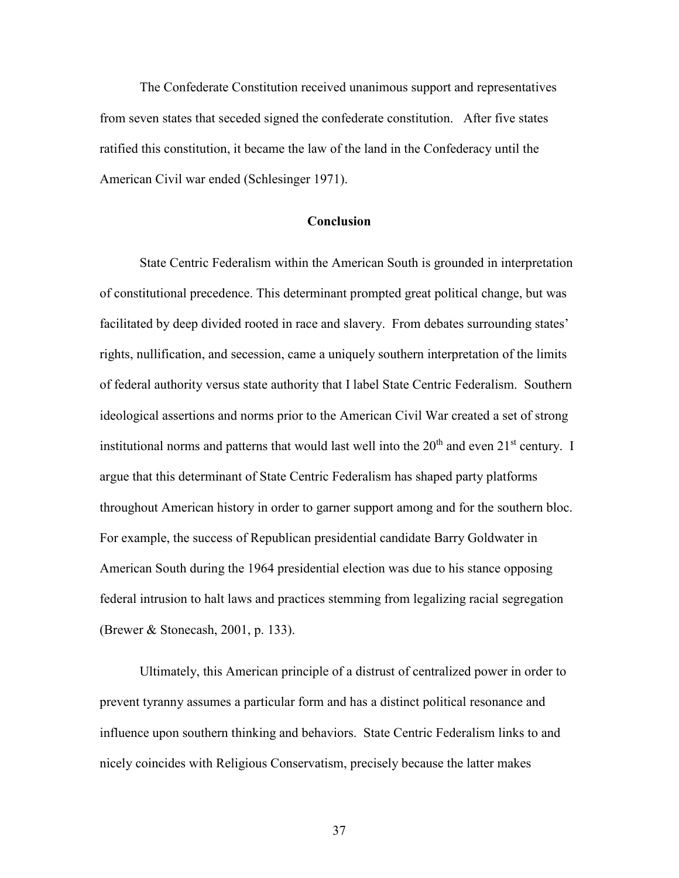The Confederate Constitution received unanimous support and representatives from seven states that seceded signed the confederate constitution. After five states ratified this constitution, it became the law of the land in the Confederacy until the American Civil war ended (Schlesinger 1971).

## Conclusion

State Centric Federalism within the American South is grounded in interpretation of constitutional precedence. This determinant prompted great political change, but was facilitated by deep divided rooted in race and slavery. From debates surrounding states' rights, nullification, and secession, came a uniquely southern interpretation of the limits of federal authority versus state authority that I label State Centric Federalism. Southern ideological assertions and norms prior to the American Civil War created a set of strong institutional norms and patterns that would last well into the 20th and even 21st century. I argue that this determinant of State Centric Federalism has shaped party platforms throughout American history in order to garner support among and for the southern bloc. For example, the success of Republican presidential candidate Barry Goldwater in American South during the 1964 presidential election was due to his stance opposing federal intrusion to halt laws and practices stemming from legalizing racial segregation (Brewer & Stonecash, 2001, p. 133).

Ultimately, this American principle of a distrust of centralized power in order to prevent tyranny assumes a particular form and has a distinct political resonance and influence upon southern thinking and behaviors. State Centric Federalism links to and nicely coincides with Religious Conservatism, precisely because the latter makes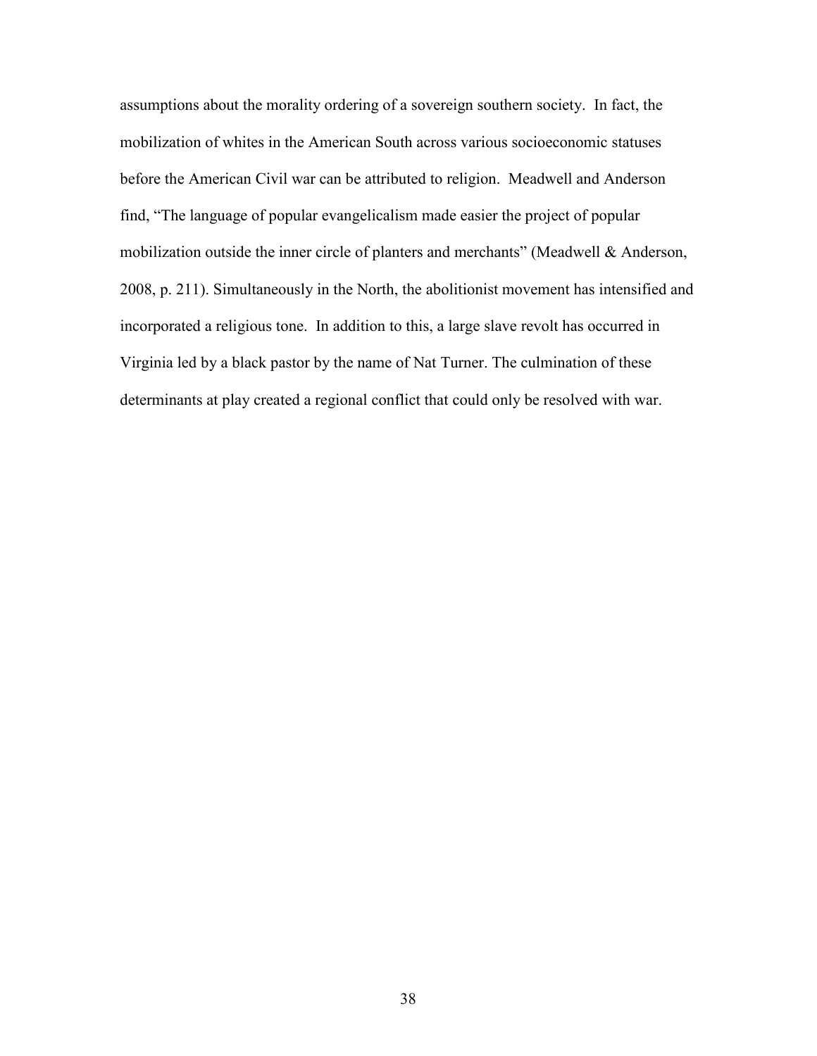assumptions about the morality ordering of a sovereign southern society. In fact, the mobilization of whites in the American South across various socioeconomic statuses before the American Civil war can be attributed to religion. Meadwell and Anderson find, "The language of popular evangelicalism made easier the project of popular mobilization outside the inner circle of planters and merchants" (Meadwell & Anderson, 2008, p. 211). Simultaneously in the North, the abolitionist movement has intensified and incorporated a religious tone. In addition to this, a large slave revolt has occurred in Virginia led by a black pastor by the name of Nat Turner. The culmination of these determinants at play created a regional conflict that could only be resolved with war.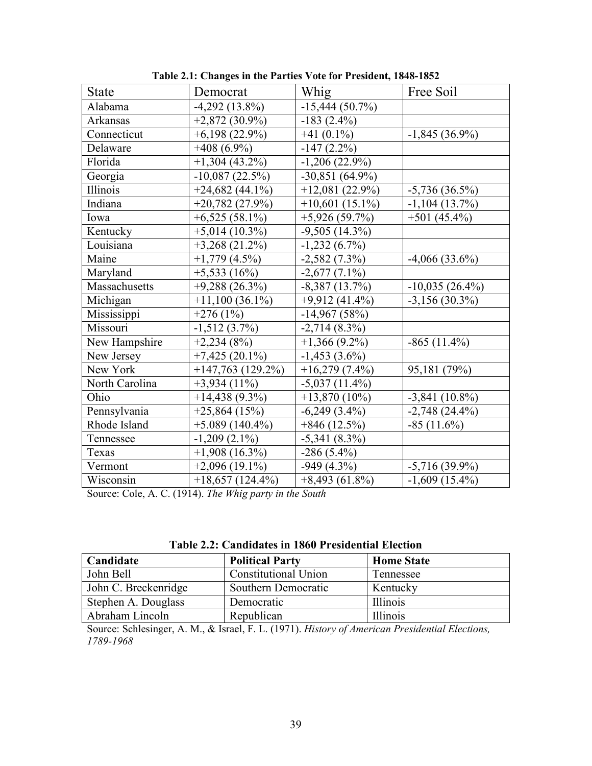**Table 2.1: Changes in the Parties Vote for President, 1848-1852**

| State | Democrat | Whig | Free Soil |
|---|---|---|---|
| Alabama | -4,292 (13.8%) | -15,444 (50.7%) | |
| Arkansas | +2,872 (30.9%) | -183 (2.4%) | |
| Connecticut | +6,198 (22.9%) | +41 (0.1%) | -1,845 (36.9%) |
| Delaware | +408 (6.9%) | -147 (2.2%) | |
| Florida | +1,304 (43.2%) | -1,206 (22.9%) | |
| Georgia | -10,087 (22.5%) | -30,851 (64.9%) | |
| Illinois | +24,682 (44.1%) | +12,081 (22.9%) | -5,736 (36.5%) |
| Indiana | +20,782 (27.9%) | +10,601 (15.1%) | -1,104 (13.7%) |
| Iowa | +6,525 (58.1%) | +5,926 (59.7%) | +501 (45.4%) |
| Kentucky | +5,014 (10.3%) | -9,505 (14.3%) | |
| Louisiana | +3,268 (21.2%) | -1,232 (6.7%) | |
| Maine | +1,779 (4.5%) | -2,582 (7.3%) | -4,066 (33.6%) |
| Maryland | +5,533 (16%) | -2,677 (7.1%) | |
| Massachusetts | +9,288 (26.3%) | -8,387 (13.7%) | -10,035 (26.4%) |
| Michigan | +11,100 (36.1%) | +9,912 (41.4%) | -3,156 (30.3%) |
| Mississippi | +276 (1%) | -14,967 (58%) | |
| Missouri | -1,512 (3.7%) | -2,714 (8.3%) | |
| New Hampshire | +2,234 (8%) | +1,366 (9.2%) | -865 (11.4%) |
| New Jersey | +7,425 (20.1%) | -1,453 (3.6%) | |
| New York | +147,763 (129.2%) | +16,279 (7.4%) | 95,181 (79%) |
| North Carolina | +3,934 (11%) | -5,037 (11.4%) | |
| Ohio | +14,438 (9.3%) | +13,870 (10%) | -3,841 (10.8%) |
| Pennsylvania | +25,864 (15%) | -6,249 (3.4%) | -2,748 (24.4%) |
| Rhode Island | +5.089 (140.4%) | +846 (12.5%) | -85 (11.6%) |
| Tennessee | -1,209 (2.1%) | -5,341 (8.3%) | |
| Texas | +1,908 (16.3%) | -286 (5.4%) | |
| Vermont | +2,096 (19.1%) | -949 (4.3%) | -5,716 (39.9%) |
| Wisconsin | +18,657 (124.4%) | +8,493 (61.8%) | -1,609 (15.4%) |

Source: Cole, A. C. (1914). *The Whig party in the South*

**Table 2.2: Candidates in 1860 Presidential Election**

| Candidate | Political Party | Home State |
|---|---|---|
| John Bell | Constitutional Union | Tennessee |
| John C. Breckenridge | Southern Democratic | Kentucky |
| Stephen A. Douglass | Democratic | Illinois |
| Abraham Lincoln | Republican | Illinois |

Source: Schlesinger, A. M., & Israel, F. L. (1971). *History of American Presidential Elections, 1789-1968*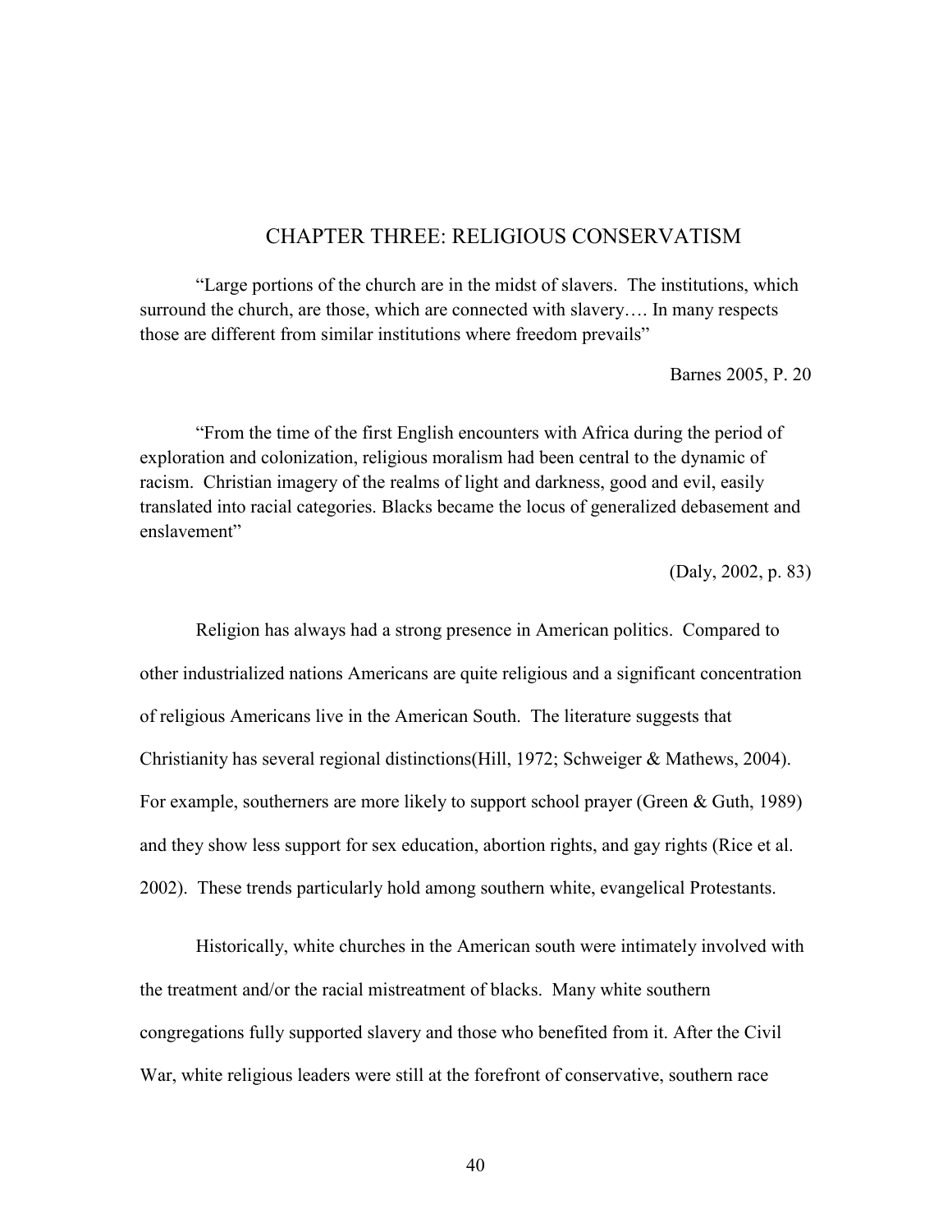# CHAPTER THREE: RELIGIOUS CONSERVATISM

"Large portions of the church are in the midst of slavers. The institutions, which surround the church, are those, which are connected with slavery…. In many respects those are different from similar institutions where freedom prevails"

Barnes 2005, P. 20

"From the time of the first English encounters with Africa during the period of exploration and colonization, religious moralism had been central to the dynamic of racism. Christian imagery of the realms of light and darkness, good and evil, easily translated into racial categories. Blacks became the locus of generalized debasement and enslavement"

(Daly, 2002, p. 83)

Religion has always had a strong presence in American politics. Compared to other industrialized nations Americans are quite religious and a significant concentration of religious Americans live in the American South. The literature suggests that Christianity has several regional distinctions(Hill, 1972; Schweiger & Mathews, 2004). For example, southerners are more likely to support school prayer (Green & Guth, 1989) and they show less support for sex education, abortion rights, and gay rights (Rice et al. 2002). These trends particularly hold among southern white, evangelical Protestants.

Historically, white churches in the American south were intimately involved with the treatment and/or the racial mistreatment of blacks. Many white southern congregations fully supported slavery and those who benefited from it. After the Civil War, white religious leaders were still at the forefront of conservative, southern race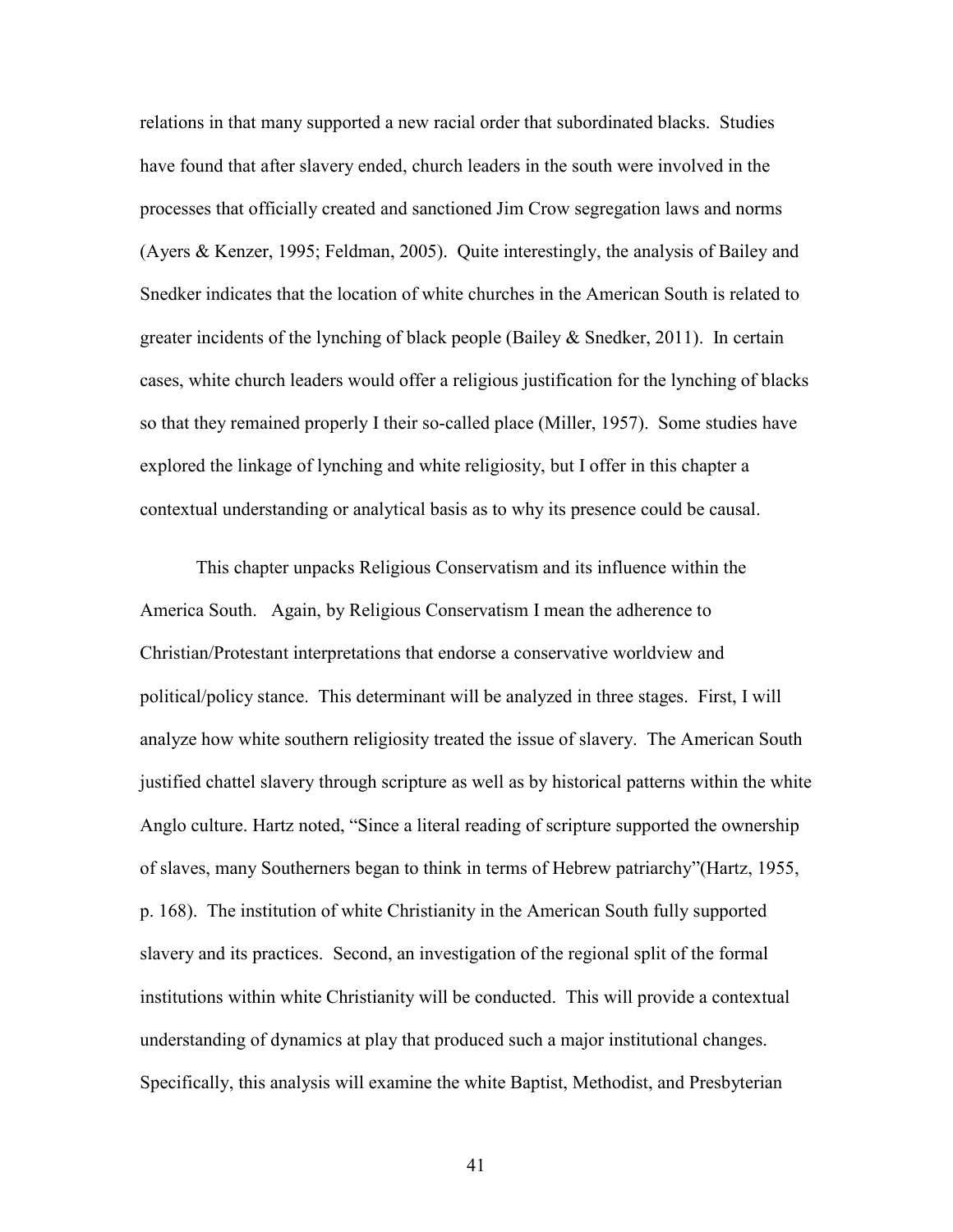relations in that many supported a new racial order that subordinated blacks. Studies have found that after slavery ended, church leaders in the south were involved in the processes that officially created and sanctioned Jim Crow segregation laws and norms (Ayers & Kenzer, 1995; Feldman, 2005). Quite interestingly, the analysis of Bailey and Snedker indicates that the location of white churches in the American South is related to greater incidents of the lynching of black people (Bailey & Snedker, 2011). In certain cases, white church leaders would offer a religious justification for the lynching of blacks so that they remained properly I their so-called place (Miller, 1957). Some studies have explored the linkage of lynching and white religiosity, but I offer in this chapter a contextual understanding or analytical basis as to why its presence could be causal.

This chapter unpacks Religious Conservatism and its influence within the America South. Again, by Religious Conservatism I mean the adherence to Christian/Protestant interpretations that endorse a conservative worldview and political/policy stance. This determinant will be analyzed in three stages. First, I will analyze how white southern religiosity treated the issue of slavery. The American South justified chattel slavery through scripture as well as by historical patterns within the white Anglo culture. Hartz noted, "Since a literal reading of scripture supported the ownership of slaves, many Southerners began to think in terms of Hebrew patriarchy"(Hartz, 1955, p. 168). The institution of white Christianity in the American South fully supported slavery and its practices. Second, an investigation of the regional split of the formal institutions within white Christianity will be conducted. This will provide a contextual understanding of dynamics at play that produced such a major institutional changes. Specifically, this analysis will examine the white Baptist, Methodist, and Presbyterian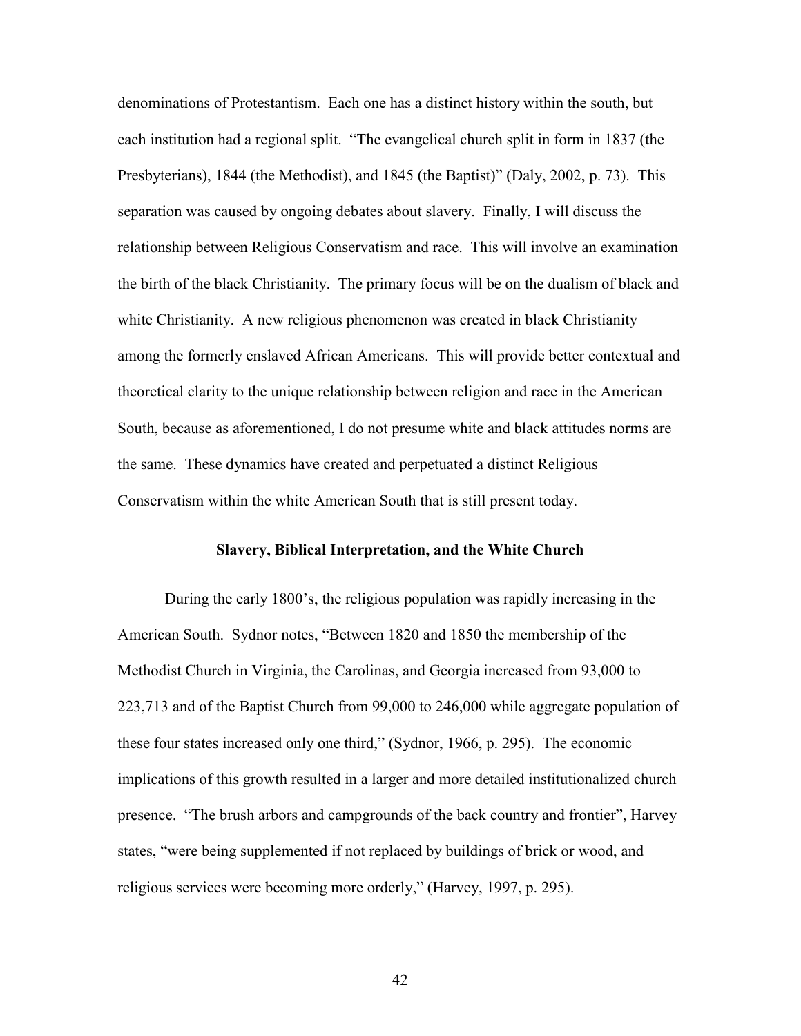denominations of Protestantism. Each one has a distinct history within the south, but each institution had a regional split. "The evangelical church split in form in 1837 (the Presbyterians), 1844 (the Methodist), and 1845 (the Baptist)" (Daly, 2002, p. 73). This separation was caused by ongoing debates about slavery. Finally, I will discuss the relationship between Religious Conservatism and race. This will involve an examination the birth of the black Christianity. The primary focus will be on the dualism of black and white Christianity. A new religious phenomenon was created in black Christianity among the formerly enslaved African Americans. This will provide better contextual and theoretical clarity to the unique relationship between religion and race in the American South, because as aforementioned, I do not presume white and black attitudes norms are the same. These dynamics have created and perpetuated a distinct Religious Conservatism within the white American South that is still present today.

### Slavery, Biblical Interpretation, and the White Church

During the early 1800's, the religious population was rapidly increasing in the American South. Sydnor notes, "Between 1820 and 1850 the membership of the Methodist Church in Virginia, the Carolinas, and Georgia increased from 93,000 to 223,713 and of the Baptist Church from 99,000 to 246,000 while aggregate population of these four states increased only one third," (Sydnor, 1966, p. 295). The economic implications of this growth resulted in a larger and more detailed institutionalized church presence. "The brush arbors and campgrounds of the back country and frontier", Harvey states, "were being supplemented if not replaced by buildings of brick or wood, and religious services were becoming more orderly," (Harvey, 1997, p. 295).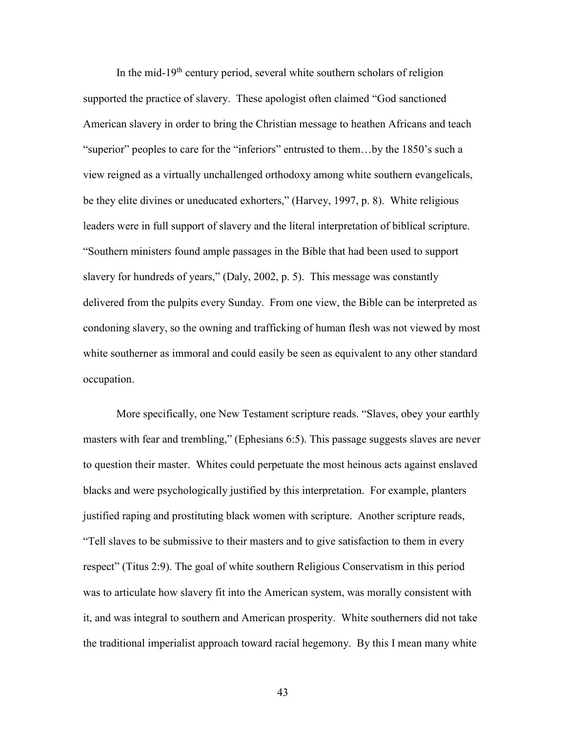In the mid-19th century period, several white southern scholars of religion supported the practice of slavery. These apologist often claimed "God sanctioned American slavery in order to bring the Christian message to heathen Africans and teach "superior" peoples to care for the "inferiors" entrusted to them…by the 1850's such a view reigned as a virtually unchallenged orthodoxy among white southern evangelicals, be they elite divines or uneducated exhorters," (Harvey, 1997, p. 8). White religious leaders were in full support of slavery and the literal interpretation of biblical scripture. "Southern ministers found ample passages in the Bible that had been used to support slavery for hundreds of years," (Daly, 2002, p. 5). This message was constantly delivered from the pulpits every Sunday. From one view, the Bible can be interpreted as condoning slavery, so the owning and trafficking of human flesh was not viewed by most white southerner as immoral and could easily be seen as equivalent to any other standard occupation.

More specifically, one New Testament scripture reads. "Slaves, obey your earthly masters with fear and trembling," (Ephesians 6:5). This passage suggests slaves are never to question their master. Whites could perpetuate the most heinous acts against enslaved blacks and were psychologically justified by this interpretation. For example, planters justified raping and prostituting black women with scripture. Another scripture reads, "Tell slaves to be submissive to their masters and to give satisfaction to them in every respect" (Titus 2:9). The goal of white southern Religious Conservatism in this period was to articulate how slavery fit into the American system, was morally consistent with it, and was integral to southern and American prosperity. White southerners did not take the traditional imperialist approach toward racial hegemony. By this I mean many white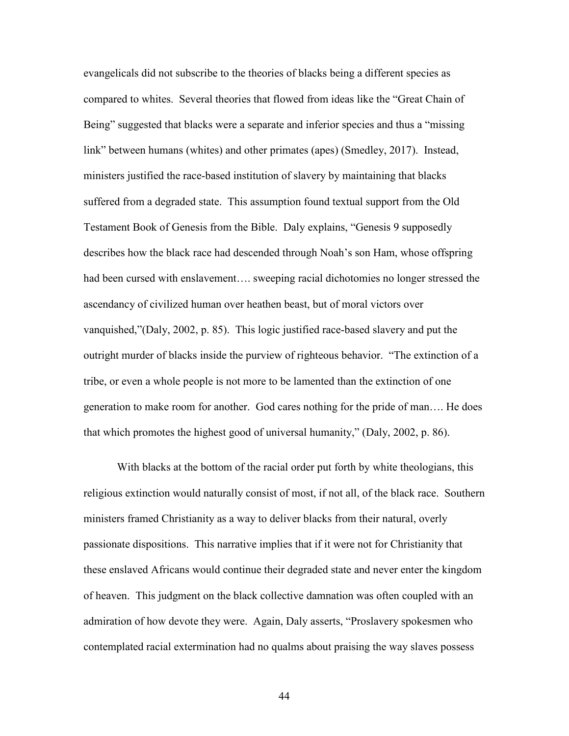evangelicals did not subscribe to the theories of blacks being a different species as compared to whites. Several theories that flowed from ideas like the "Great Chain of Being" suggested that blacks were a separate and inferior species and thus a "missing link" between humans (whites) and other primates (apes) (Smedley, 2017). Instead, ministers justified the race-based institution of slavery by maintaining that blacks suffered from a degraded state. This assumption found textual support from the Old Testament Book of Genesis from the Bible. Daly explains, "Genesis 9 supposedly describes how the black race had descended through Noah's son Ham, whose offspring had been cursed with enslavement…. sweeping racial dichotomies no longer stressed the ascendancy of civilized human over heathen beast, but of moral victors over vanquished,"(Daly, 2002, p. 85). This logic justified race-based slavery and put the outright murder of blacks inside the purview of righteous behavior. "The extinction of a tribe, or even a whole people is not more to be lamented than the extinction of one generation to make room for another. God cares nothing for the pride of man…. He does that which promotes the highest good of universal humanity," (Daly, 2002, p. 86).

With blacks at the bottom of the racial order put forth by white theologians, this religious extinction would naturally consist of most, if not all, of the black race. Southern ministers framed Christianity as a way to deliver blacks from their natural, overly passionate dispositions. This narrative implies that if it were not for Christianity that these enslaved Africans would continue their degraded state and never enter the kingdom of heaven. This judgment on the black collective damnation was often coupled with an admiration of how devote they were. Again, Daly asserts, "Proslavery spokesmen who contemplated racial extermination had no qualms about praising the way slaves possess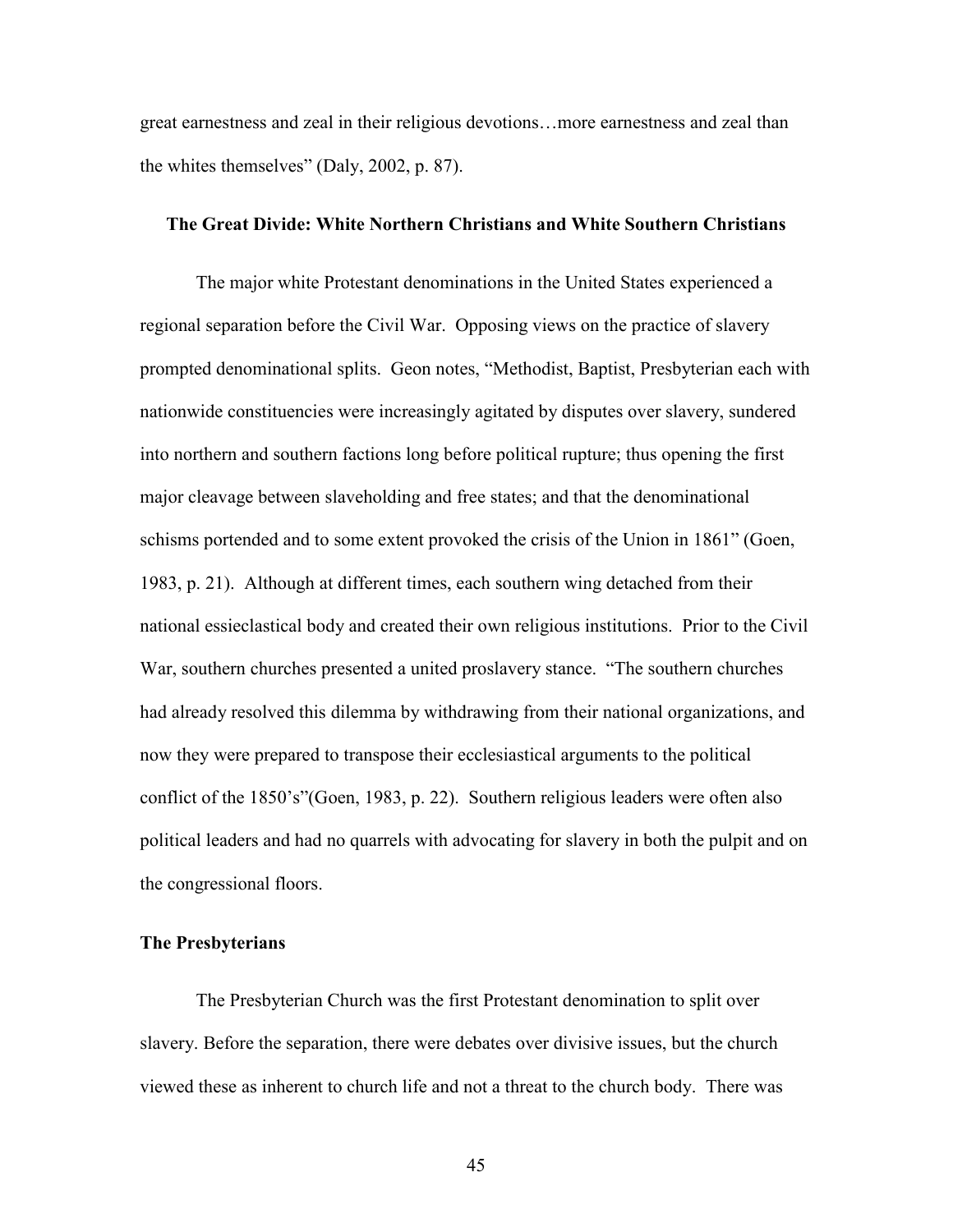great earnestness and zeal in their religious devotions…more earnestness and zeal than the whites themselves" (Daly, 2002, p. 87).

## The Great Divide: White Northern Christians and White Southern Christians

The major white Protestant denominations in the United States experienced a regional separation before the Civil War. Opposing views on the practice of slavery prompted denominational splits. Geon notes, "Methodist, Baptist, Presbyterian each with nationwide constituencies were increasingly agitated by disputes over slavery, sundered into northern and southern factions long before political rupture; thus opening the first major cleavage between slaveholding and free states; and that the denominational schisms portended and to some extent provoked the crisis of the Union in 1861" (Goen, 1983, p. 21). Although at different times, each southern wing detached from their national essieclastical body and created their own religious institutions. Prior to the Civil War, southern churches presented a united proslavery stance. "The southern churches had already resolved this dilemma by withdrawing from their national organizations, and now they were prepared to transpose their ecclesiastical arguments to the political conflict of the 1850's"(Goen, 1983, p. 22). Southern religious leaders were often also political leaders and had no quarrels with advocating for slavery in both the pulpit and on the congressional floors.

### The Presbyterians

The Presbyterian Church was the first Protestant denomination to split over slavery. Before the separation, there were debates over divisive issues, but the church viewed these as inherent to church life and not a threat to the church body. There was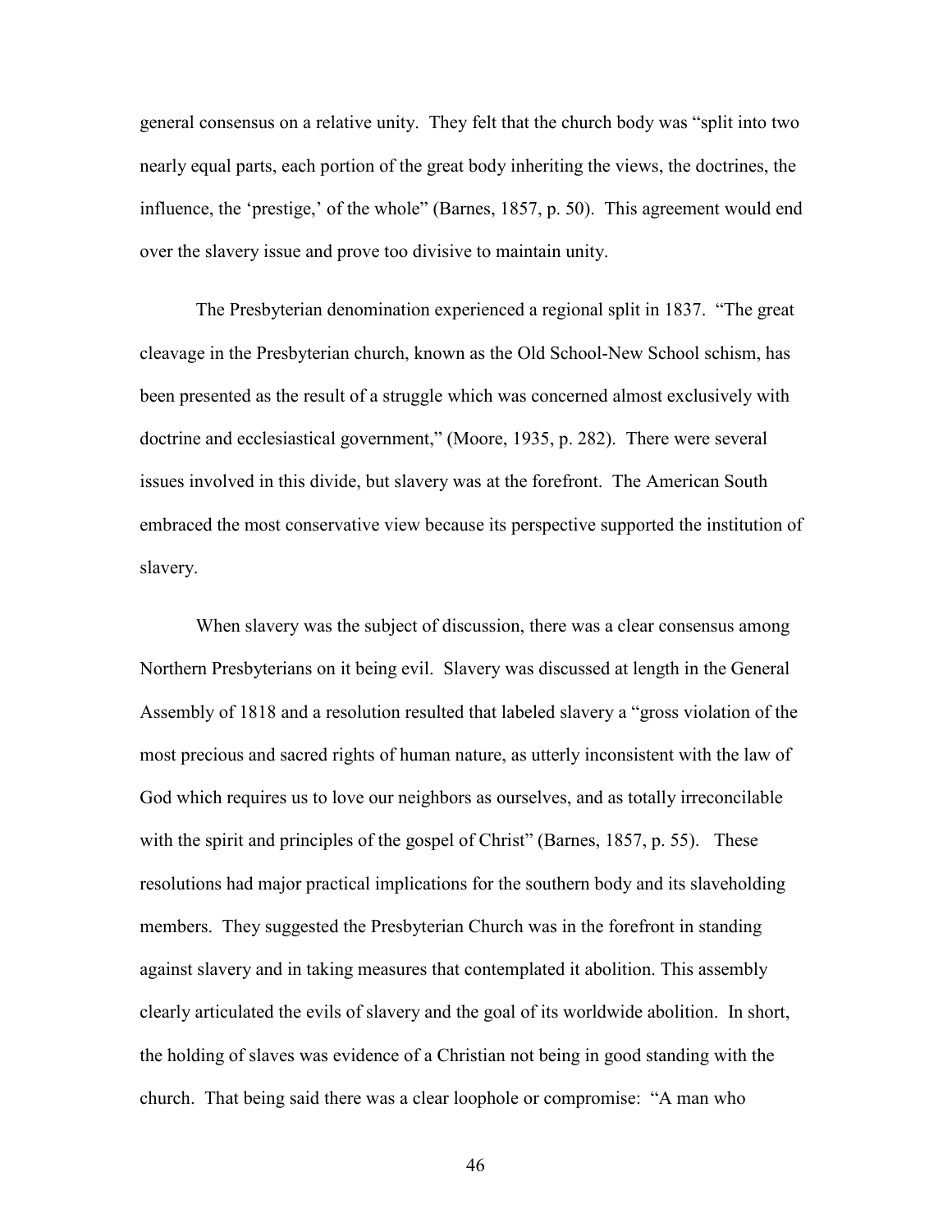general consensus on a relative unity. They felt that the church body was "split into two nearly equal parts, each portion of the great body inheriting the views, the doctrines, the influence, the 'prestige,' of the whole" (Barnes, 1857, p. 50). This agreement would end over the slavery issue and prove too divisive to maintain unity.

The Presbyterian denomination experienced a regional split in 1837. "The great cleavage in the Presbyterian church, known as the Old School-New School schism, has been presented as the result of a struggle which was concerned almost exclusively with doctrine and ecclesiastical government," (Moore, 1935, p. 282). There were several issues involved in this divide, but slavery was at the forefront. The American South embraced the most conservative view because its perspective supported the institution of slavery.

When slavery was the subject of discussion, there was a clear consensus among Northern Presbyterians on it being evil. Slavery was discussed at length in the General Assembly of 1818 and a resolution resulted that labeled slavery a "gross violation of the most precious and sacred rights of human nature, as utterly inconsistent with the law of God which requires us to love our neighbors as ourselves, and as totally irreconcilable with the spirit and principles of the gospel of Christ" (Barnes, 1857, p. 55). These resolutions had major practical implications for the southern body and its slaveholding members. They suggested the Presbyterian Church was in the forefront in standing against slavery and in taking measures that contemplated it abolition. This assembly clearly articulated the evils of slavery and the goal of its worldwide abolition. In short, the holding of slaves was evidence of a Christian not being in good standing with the church. That being said there was a clear loophole or compromise: "A man who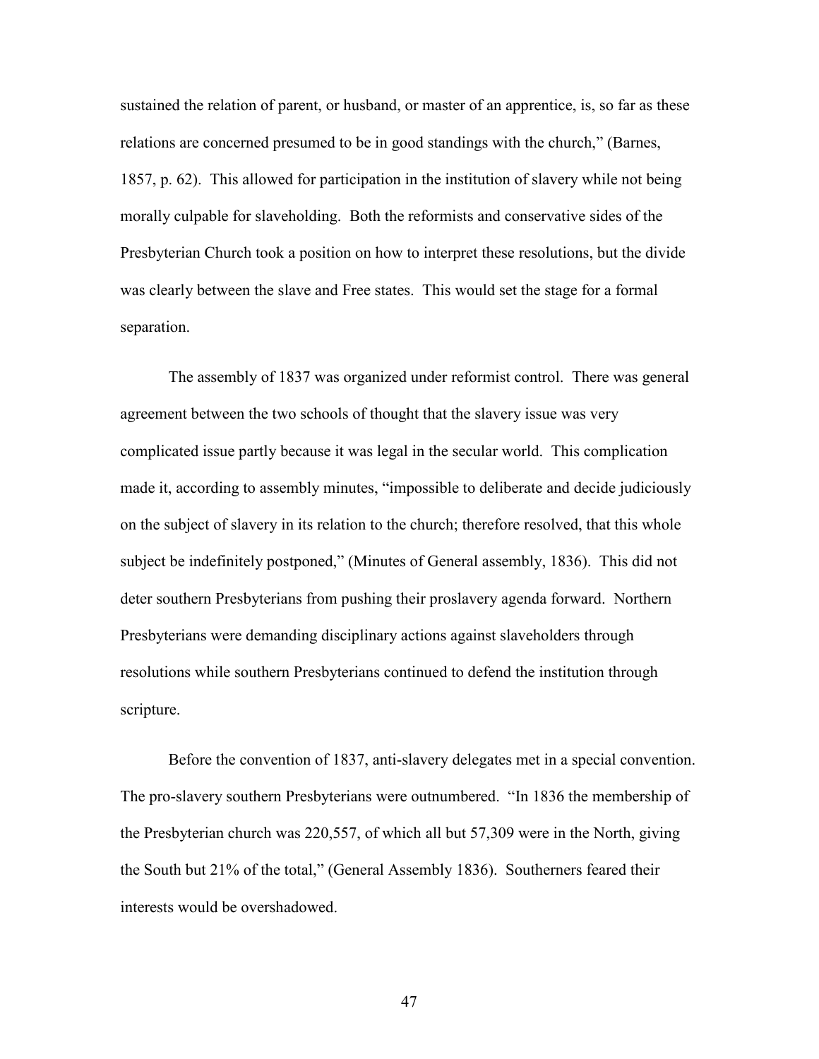sustained the relation of parent, or husband, or master of an apprentice, is, so far as these relations are concerned presumed to be in good standings with the church," (Barnes, 1857, p. 62). This allowed for participation in the institution of slavery while not being morally culpable for slaveholding. Both the reformists and conservative sides of the Presbyterian Church took a position on how to interpret these resolutions, but the divide was clearly between the slave and Free states. This would set the stage for a formal separation.

The assembly of 1837 was organized under reformist control. There was general agreement between the two schools of thought that the slavery issue was very complicated issue partly because it was legal in the secular world. This complication made it, according to assembly minutes, "impossible to deliberate and decide judiciously on the subject of slavery in its relation to the church; therefore resolved, that this whole subject be indefinitely postponed," (Minutes of General assembly, 1836). This did not deter southern Presbyterians from pushing their proslavery agenda forward. Northern Presbyterians were demanding disciplinary actions against slaveholders through resolutions while southern Presbyterians continued to defend the institution through scripture.

Before the convention of 1837, anti-slavery delegates met in a special convention. The pro-slavery southern Presbyterians were outnumbered. "In 1836 the membership of the Presbyterian church was 220,557, of which all but 57,309 were in the North, giving the South but 21% of the total," (General Assembly 1836). Southerners feared their interests would be overshadowed.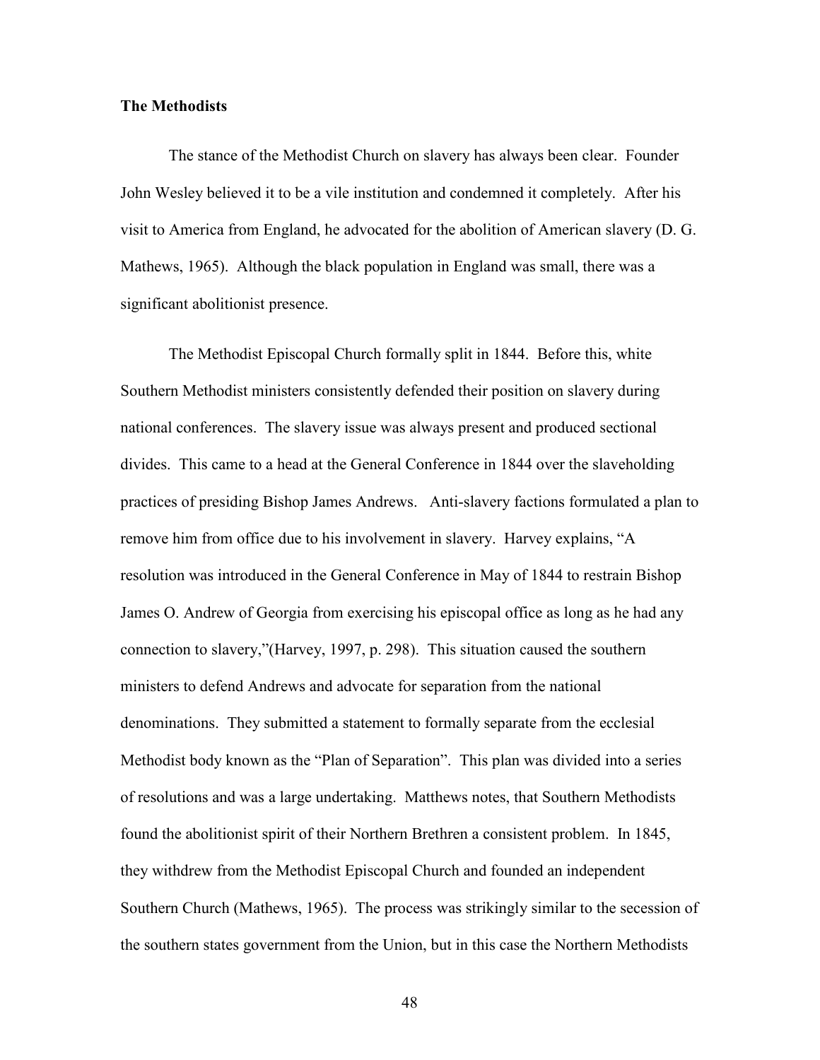**The Methodists**

The stance of the Methodist Church on slavery has always been clear. Founder John Wesley believed it to be a vile institution and condemned it completely. After his visit to America from England, he advocated for the abolition of American slavery (D. G. Mathews, 1965). Although the black population in England was small, there was a significant abolitionist presence.

The Methodist Episcopal Church formally split in 1844. Before this, white Southern Methodist ministers consistently defended their position on slavery during national conferences. The slavery issue was always present and produced sectional divides. This came to a head at the General Conference in 1844 over the slaveholding practices of presiding Bishop James Andrews. Anti-slavery factions formulated a plan to remove him from office due to his involvement in slavery. Harvey explains, "A resolution was introduced in the General Conference in May of 1844 to restrain Bishop James O. Andrew of Georgia from exercising his episcopal office as long as he had any connection to slavery,"(Harvey, 1997, p. 298). This situation caused the southern ministers to defend Andrews and advocate for separation from the national denominations. They submitted a statement to formally separate from the ecclesial Methodist body known as the "Plan of Separation". This plan was divided into a series of resolutions and was a large undertaking. Matthews notes, that Southern Methodists found the abolitionist spirit of their Northern Brethren a consistent problem. In 1845, they withdrew from the Methodist Episcopal Church and founded an independent Southern Church (Mathews, 1965). The process was strikingly similar to the secession of the southern states government from the Union, but in this case the Northern Methodists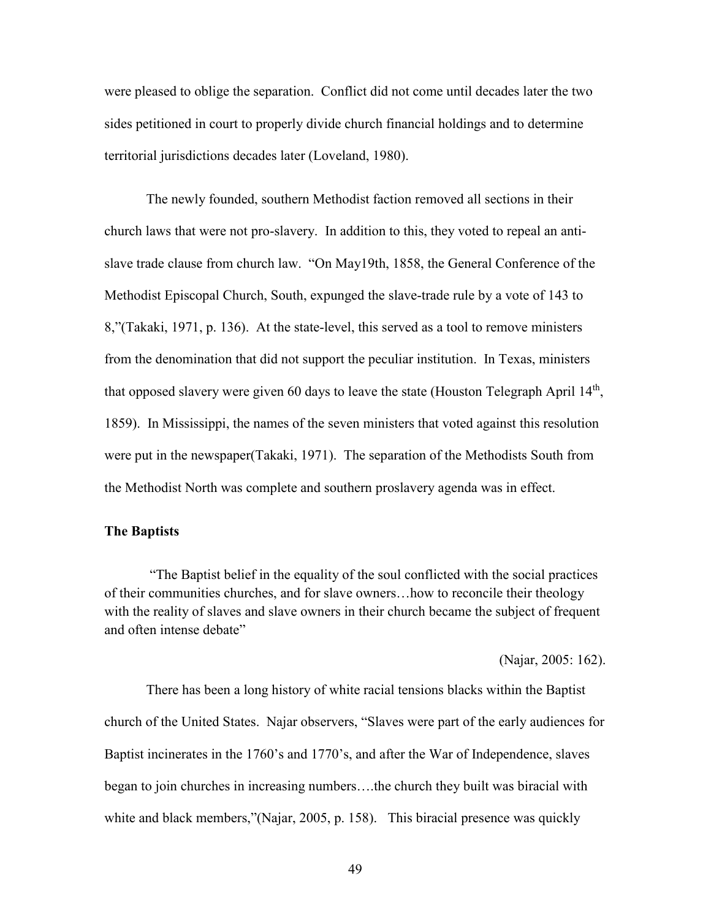were pleased to oblige the separation. Conflict did not come until decades later the two sides petitioned in court to properly divide church financial holdings and to determine territorial jurisdictions decades later (Loveland, 1980).

The newly founded, southern Methodist faction removed all sections in their church laws that were not pro-slavery. In addition to this, they voted to repeal an anti-slave trade clause from church law. "On May19th, 1858, the General Conference of the Methodist Episcopal Church, South, expunged the slave-trade rule by a vote of 143 to 8,"(Takaki, 1971, p. 136). At the state-level, this served as a tool to remove ministers from the denomination that did not support the peculiar institution. In Texas, ministers that opposed slavery were given 60 days to leave the state (Houston Telegraph April 14th, 1859). In Mississippi, the names of the seven ministers that voted against this resolution were put in the newspaper(Takaki, 1971). The separation of the Methodists South from the Methodist North was complete and southern proslavery agenda was in effect.

**The Baptists**

> "The Baptist belief in the equality of the soul conflicted with the social practices of their communities churches, and for slave owners…how to reconcile their theology with the reality of slaves and slave owners in their church became the subject of frequent and often intense debate"
>
> (Najar, 2005: 162).

There has been a long history of white racial tensions blacks within the Baptist church of the United States. Najar observers, "Slaves were part of the early audiences for Baptist incinerates in the 1760's and 1770's, and after the War of Independence, slaves began to join churches in increasing numbers….the church they built was biracial with white and black members,"(Najar, 2005, p. 158). This biracial presence was quickly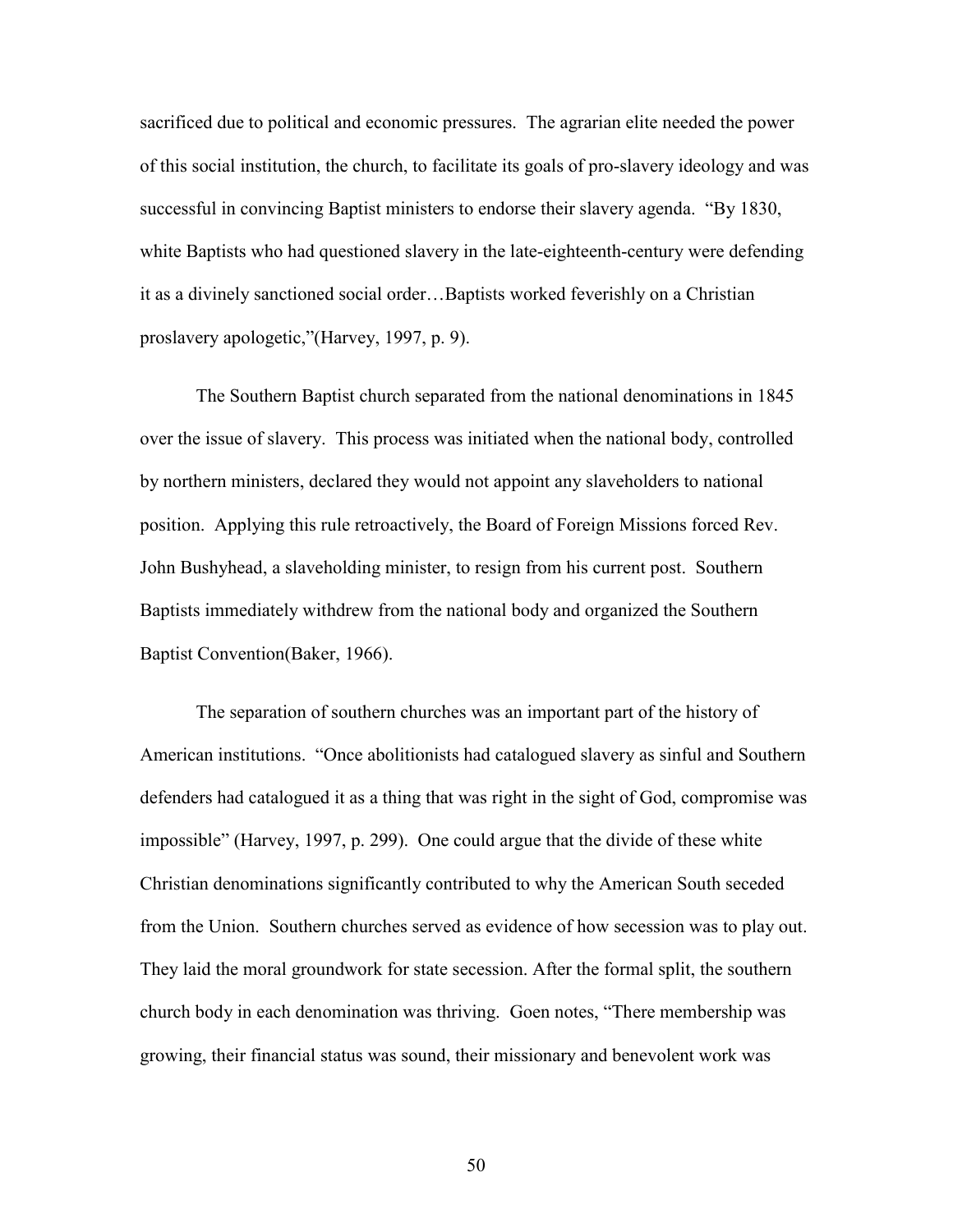sacrificed due to political and economic pressures. The agrarian elite needed the power of this social institution, the church, to facilitate its goals of pro-slavery ideology and was successful in convincing Baptist ministers to endorse their slavery agenda. "By 1830, white Baptists who had questioned slavery in the late-eighteenth-century were defending it as a divinely sanctioned social order…Baptists worked feverishly on a Christian proslavery apologetic,"(Harvey, 1997, p. 9).

The Southern Baptist church separated from the national denominations in 1845 over the issue of slavery. This process was initiated when the national body, controlled by northern ministers, declared they would not appoint any slaveholders to national position. Applying this rule retroactively, the Board of Foreign Missions forced Rev. John Bushyhead, a slaveholding minister, to resign from his current post. Southern Baptists immediately withdrew from the national body and organized the Southern Baptist Convention(Baker, 1966).

The separation of southern churches was an important part of the history of American institutions. "Once abolitionists had catalogued slavery as sinful and Southern defenders had catalogued it as a thing that was right in the sight of God, compromise was impossible" (Harvey, 1997, p. 299). One could argue that the divide of these white Christian denominations significantly contributed to why the American South seceded from the Union. Southern churches served as evidence of how secession was to play out. They laid the moral groundwork for state secession. After the formal split, the southern church body in each denomination was thriving. Goen notes, "There membership was growing, their financial status was sound, their missionary and benevolent work was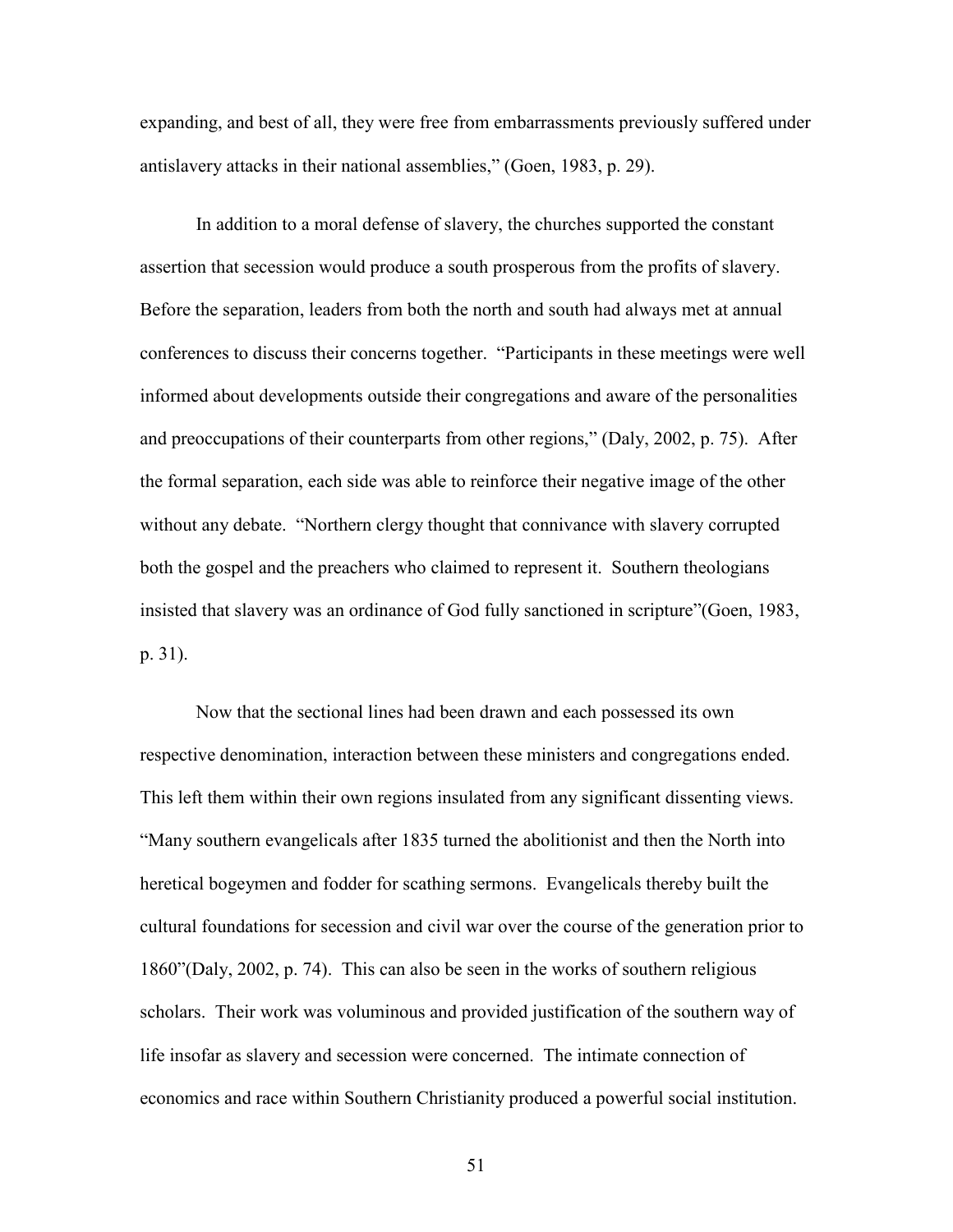expanding, and best of all, they were free from embarrassments previously suffered under antislavery attacks in their national assemblies," (Goen, 1983, p. 29).

In addition to a moral defense of slavery, the churches supported the constant assertion that secession would produce a south prosperous from the profits of slavery. Before the separation, leaders from both the north and south had always met at annual conferences to discuss their concerns together. "Participants in these meetings were well informed about developments outside their congregations and aware of the personalities and preoccupations of their counterparts from other regions," (Daly, 2002, p. 75). After the formal separation, each side was able to reinforce their negative image of the other without any debate. "Northern clergy thought that connivance with slavery corrupted both the gospel and the preachers who claimed to represent it. Southern theologians insisted that slavery was an ordinance of God fully sanctioned in scripture"(Goen, 1983, p. 31).

Now that the sectional lines had been drawn and each possessed its own respective denomination, interaction between these ministers and congregations ended. This left them within their own regions insulated from any significant dissenting views. "Many southern evangelicals after 1835 turned the abolitionist and then the North into heretical bogeymen and fodder for scathing sermons. Evangelicals thereby built the cultural foundations for secession and civil war over the course of the generation prior to 1860"(Daly, 2002, p. 74). This can also be seen in the works of southern religious scholars. Their work was voluminous and provided justification of the southern way of life insofar as slavery and secession were concerned. The intimate connection of economics and race within Southern Christianity produced a powerful social institution.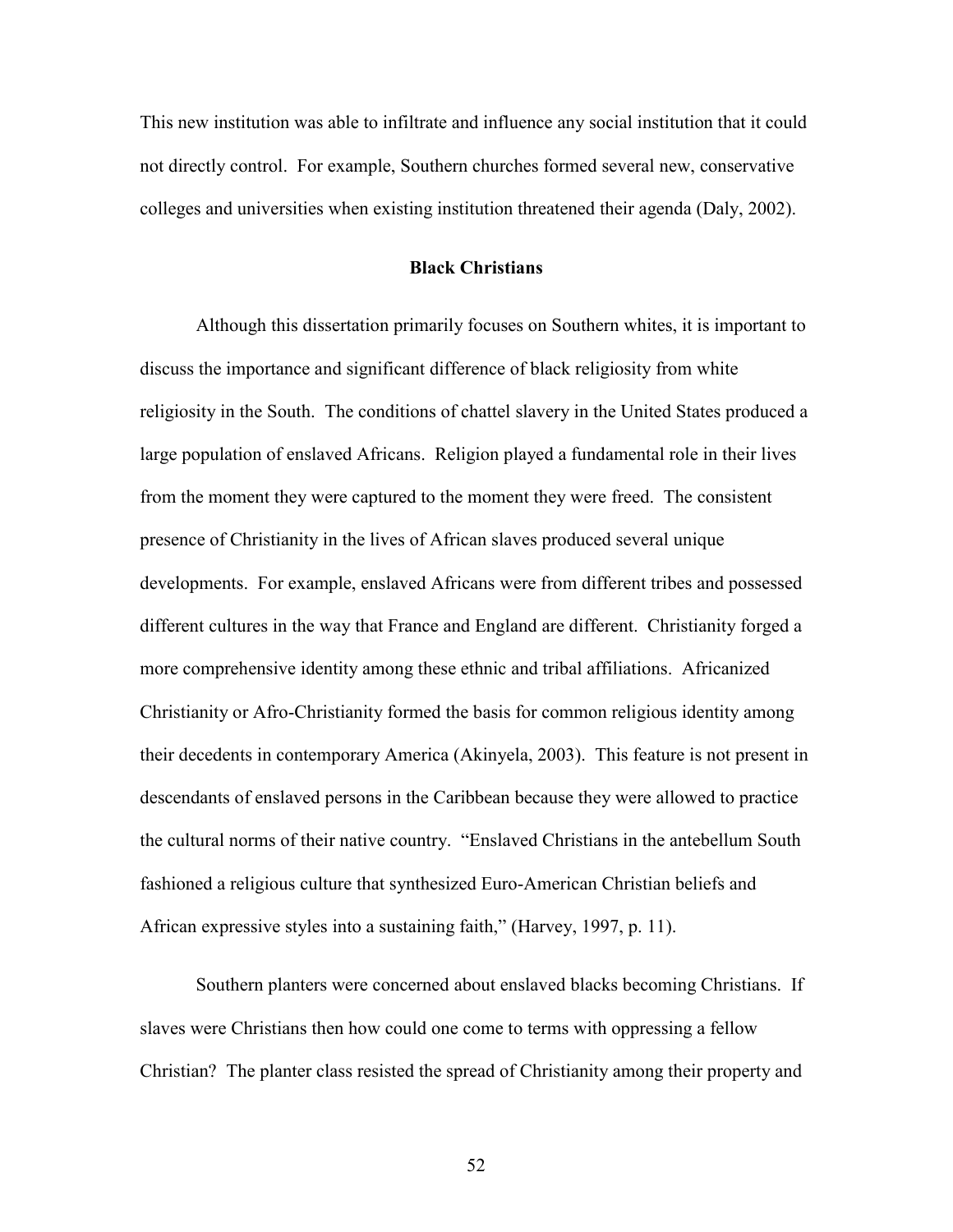This new institution was able to infiltrate and influence any social institution that it could not directly control. For example, Southern churches formed several new, conservative colleges and universities when existing institution threatened their agenda (Daly, 2002).

## Black Christians

Although this dissertation primarily focuses on Southern whites, it is important to discuss the importance and significant difference of black religiosity from white religiosity in the South. The conditions of chattel slavery in the United States produced a large population of enslaved Africans. Religion played a fundamental role in their lives from the moment they were captured to the moment they were freed. The consistent presence of Christianity in the lives of African slaves produced several unique developments. For example, enslaved Africans were from different tribes and possessed different cultures in the way that France and England are different. Christianity forged a more comprehensive identity among these ethnic and tribal affiliations. Africanized Christianity or Afro-Christianity formed the basis for common religious identity among their decedents in contemporary America (Akinyela, 2003). This feature is not present in descendants of enslaved persons in the Caribbean because they were allowed to practice the cultural norms of their native country. "Enslaved Christians in the antebellum South fashioned a religious culture that synthesized Euro-American Christian beliefs and African expressive styles into a sustaining faith," (Harvey, 1997, p. 11).

Southern planters were concerned about enslaved blacks becoming Christians. If slaves were Christians then how could one come to terms with oppressing a fellow Christian? The planter class resisted the spread of Christianity among their property and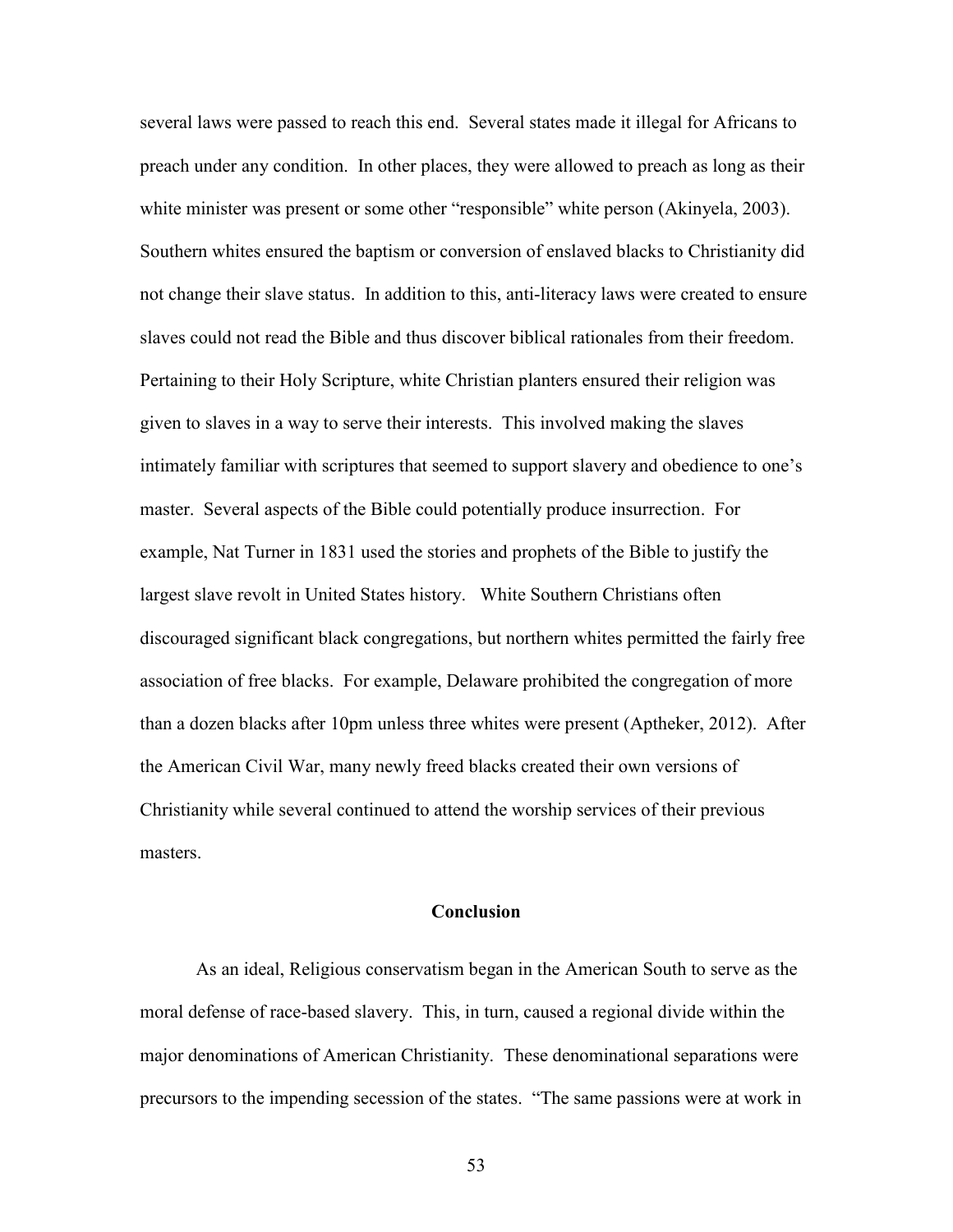several laws were passed to reach this end. Several states made it illegal for Africans to preach under any condition. In other places, they were allowed to preach as long as their white minister was present or some other "responsible" white person (Akinyela, 2003). Southern whites ensured the baptism or conversion of enslaved blacks to Christianity did not change their slave status. In addition to this, anti-literacy laws were created to ensure slaves could not read the Bible and thus discover biblical rationales from their freedom. Pertaining to their Holy Scripture, white Christian planters ensured their religion was given to slaves in a way to serve their interests. This involved making the slaves intimately familiar with scriptures that seemed to support slavery and obedience to one's master. Several aspects of the Bible could potentially produce insurrection. For example, Nat Turner in 1831 used the stories and prophets of the Bible to justify the largest slave revolt in United States history. White Southern Christians often discouraged significant black congregations, but northern whites permitted the fairly free association of free blacks. For example, Delaware prohibited the congregation of more than a dozen blacks after 10pm unless three whites were present (Aptheker, 2012). After the American Civil War, many newly freed blacks created their own versions of Christianity while several continued to attend the worship services of their previous masters.

## Conclusion

As an ideal, Religious conservatism began in the American South to serve as the moral defense of race-based slavery. This, in turn, caused a regional divide within the major denominations of American Christianity. These denominational separations were precursors to the impending secession of the states. "The same passions were at work in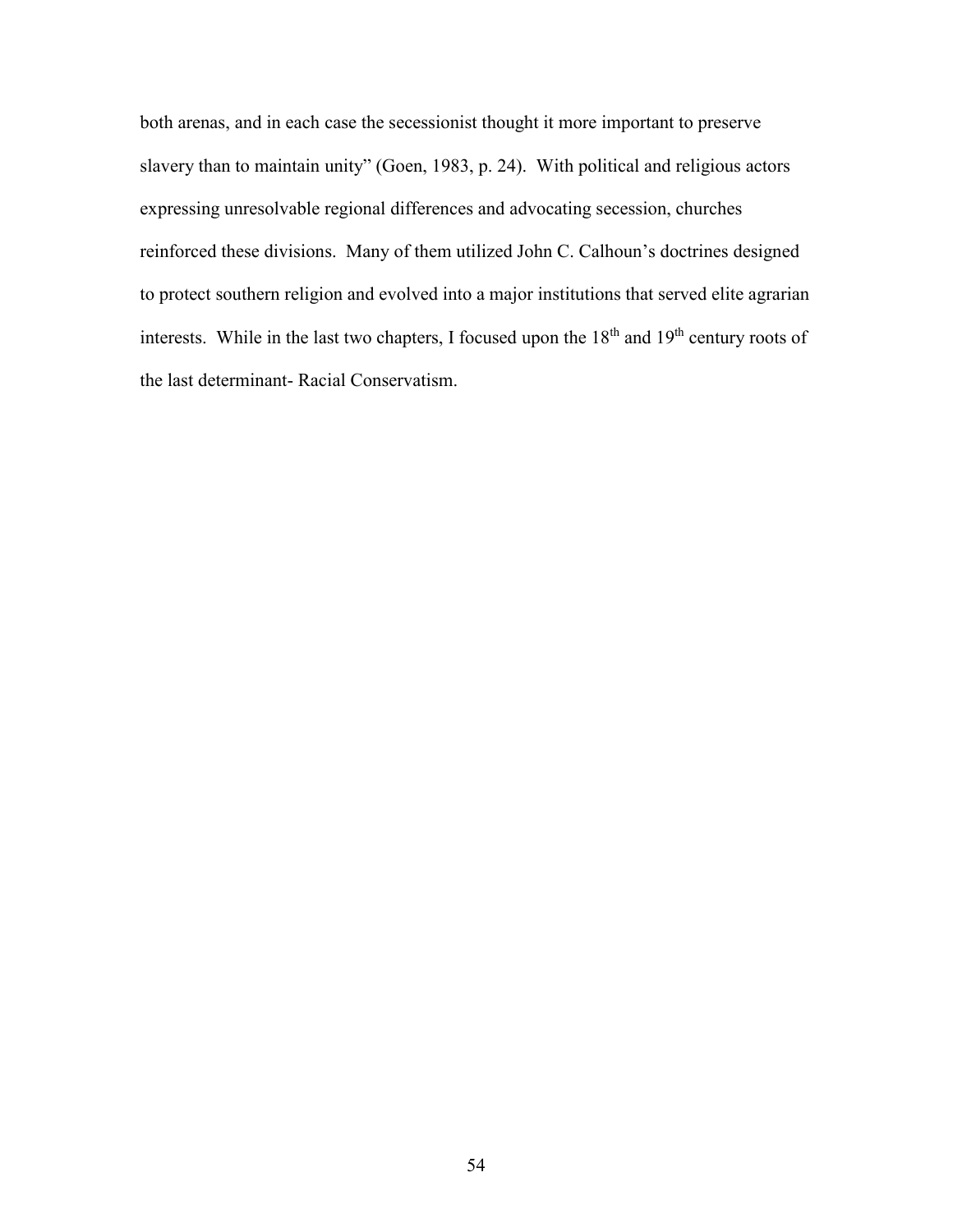both arenas, and in each case the secessionist thought it more important to preserve slavery than to maintain unity" (Goen, 1983, p. 24). With political and religious actors expressing unresolvable regional differences and advocating secession, churches reinforced these divisions. Many of them utilized John C. Calhoun's doctrines designed to protect southern religion and evolved into a major institutions that served elite agrarian interests. While in the last two chapters, I focused upon the 18th and 19th century roots of the last determinant- Racial Conservatism.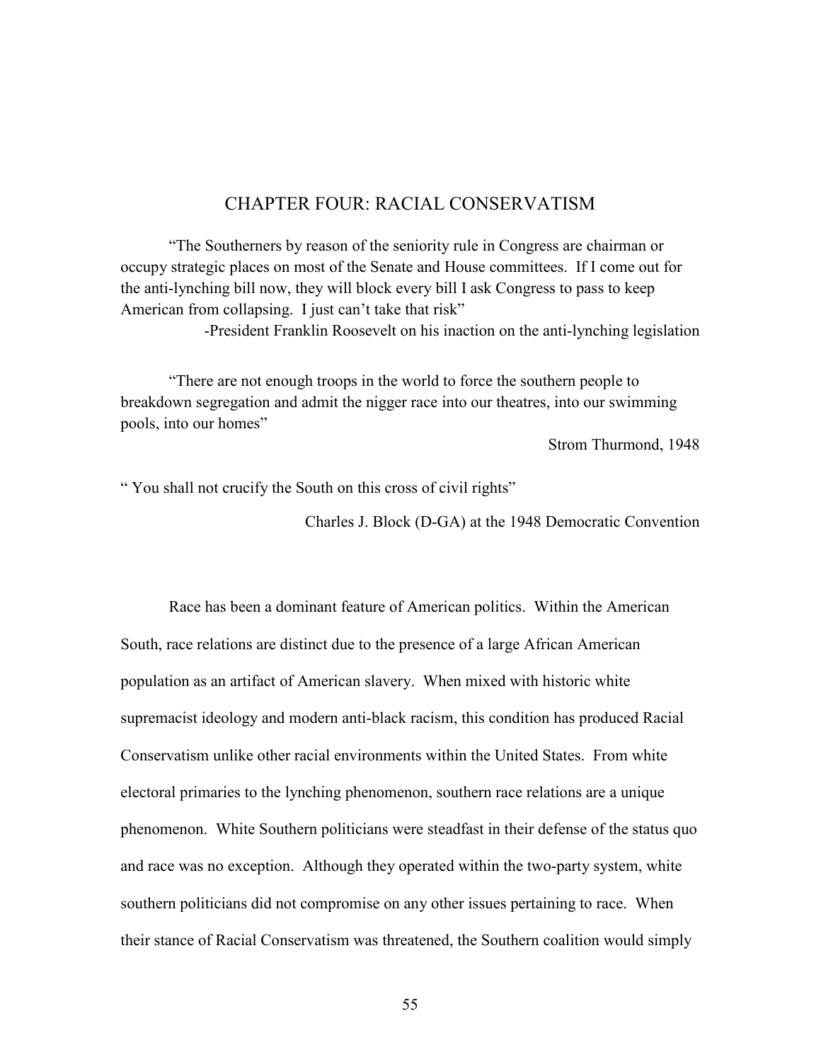# CHAPTER FOUR: RACIAL CONSERVATISM

"The Southerners by reason of the seniority rule in Congress are chairman or occupy strategic places on most of the Senate and House committees. If I come out for the anti-lynching bill now, they will block every bill I ask Congress to pass to keep American from collapsing. I just can't take that risk"

-President Franklin Roosevelt on his inaction on the anti-lynching legislation

"There are not enough troops in the world to force the southern people to breakdown segregation and admit the nigger race into our theatres, into our swimming pools, into our homes"

Strom Thurmond, 1948

" You shall not crucify the South on this cross of civil rights"

Charles J. Block (D-GA) at the 1948 Democratic Convention

Race has been a dominant feature of American politics. Within the American South, race relations are distinct due to the presence of a large African American population as an artifact of American slavery. When mixed with historic white supremacist ideology and modern anti-black racism, this condition has produced Racial Conservatism unlike other racial environments within the United States. From white electoral primaries to the lynching phenomenon, southern race relations are a unique phenomenon. White Southern politicians were steadfast in their defense of the status quo and race was no exception. Although they operated within the two-party system, white southern politicians did not compromise on any other issues pertaining to race. When their stance of Racial Conservatism was threatened, the Southern coalition would simply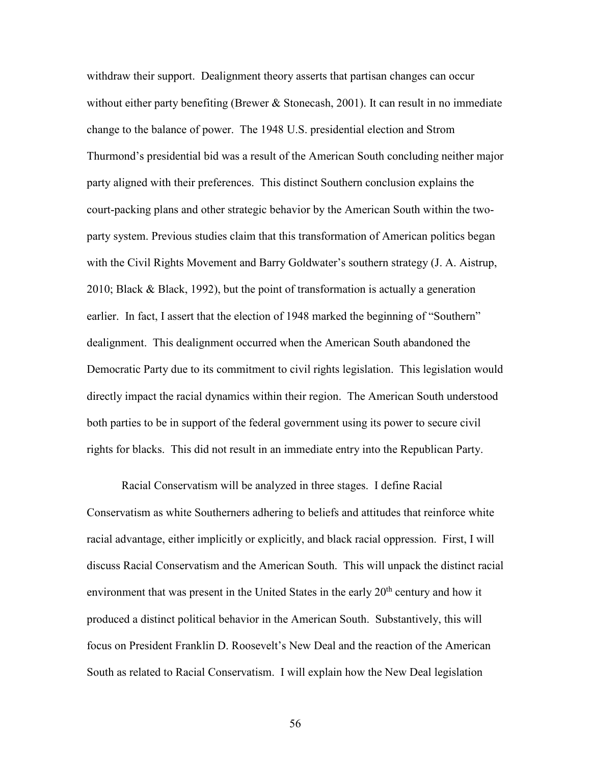withdraw their support. Dealignment theory asserts that partisan changes can occur without either party benefiting (Brewer & Stonecash, 2001). It can result in no immediate change to the balance of power. The 1948 U.S. presidential election and Strom Thurmond's presidential bid was a result of the American South concluding neither major party aligned with their preferences. This distinct Southern conclusion explains the court-packing plans and other strategic behavior by the American South within the two-party system. Previous studies claim that this transformation of American politics began with the Civil Rights Movement and Barry Goldwater's southern strategy (J. A. Aistrup, 2010; Black & Black, 1992), but the point of transformation is actually a generation earlier. In fact, I assert that the election of 1948 marked the beginning of "Southern" dealignment. This dealignment occurred when the American South abandoned the Democratic Party due to its commitment to civil rights legislation. This legislation would directly impact the racial dynamics within their region. The American South understood both parties to be in support of the federal government using its power to secure civil rights for blacks. This did not result in an immediate entry into the Republican Party.

Racial Conservatism will be analyzed in three stages. I define Racial Conservatism as white Southerners adhering to beliefs and attitudes that reinforce white racial advantage, either implicitly or explicitly, and black racial oppression. First, I will discuss Racial Conservatism and the American South. This will unpack the distinct racial environment that was present in the United States in the early 20th century and how it produced a distinct political behavior in the American South. Substantively, this will focus on President Franklin D. Roosevelt's New Deal and the reaction of the American South as related to Racial Conservatism. I will explain how the New Deal legislation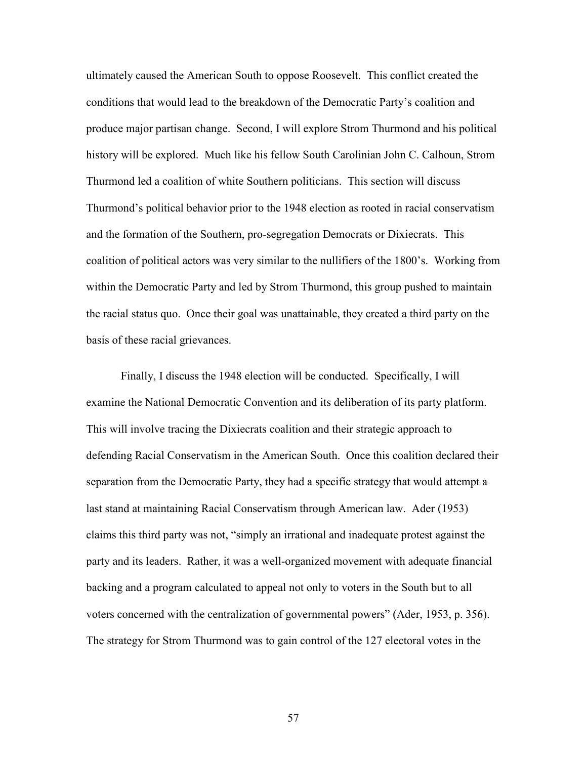ultimately caused the American South to oppose Roosevelt. This conflict created the conditions that would lead to the breakdown of the Democratic Party's coalition and produce major partisan change. Second, I will explore Strom Thurmond and his political history will be explored. Much like his fellow South Carolinian John C. Calhoun, Strom Thurmond led a coalition of white Southern politicians. This section will discuss Thurmond's political behavior prior to the 1948 election as rooted in racial conservatism and the formation of the Southern, pro-segregation Democrats or Dixiecrats. This coalition of political actors was very similar to the nullifiers of the 1800's. Working from within the Democratic Party and led by Strom Thurmond, this group pushed to maintain the racial status quo. Once their goal was unattainable, they created a third party on the basis of these racial grievances.

Finally, I discuss the 1948 election will be conducted. Specifically, I will examine the National Democratic Convention and its deliberation of its party platform. This will involve tracing the Dixiecrats coalition and their strategic approach to defending Racial Conservatism in the American South. Once this coalition declared their separation from the Democratic Party, they had a specific strategy that would attempt a last stand at maintaining Racial Conservatism through American law. Ader (1953) claims this third party was not, "simply an irrational and inadequate protest against the party and its leaders. Rather, it was a well-organized movement with adequate financial backing and a program calculated to appeal not only to voters in the South but to all voters concerned with the centralization of governmental powers" (Ader, 1953, p. 356). The strategy for Strom Thurmond was to gain control of the 127 electoral votes in the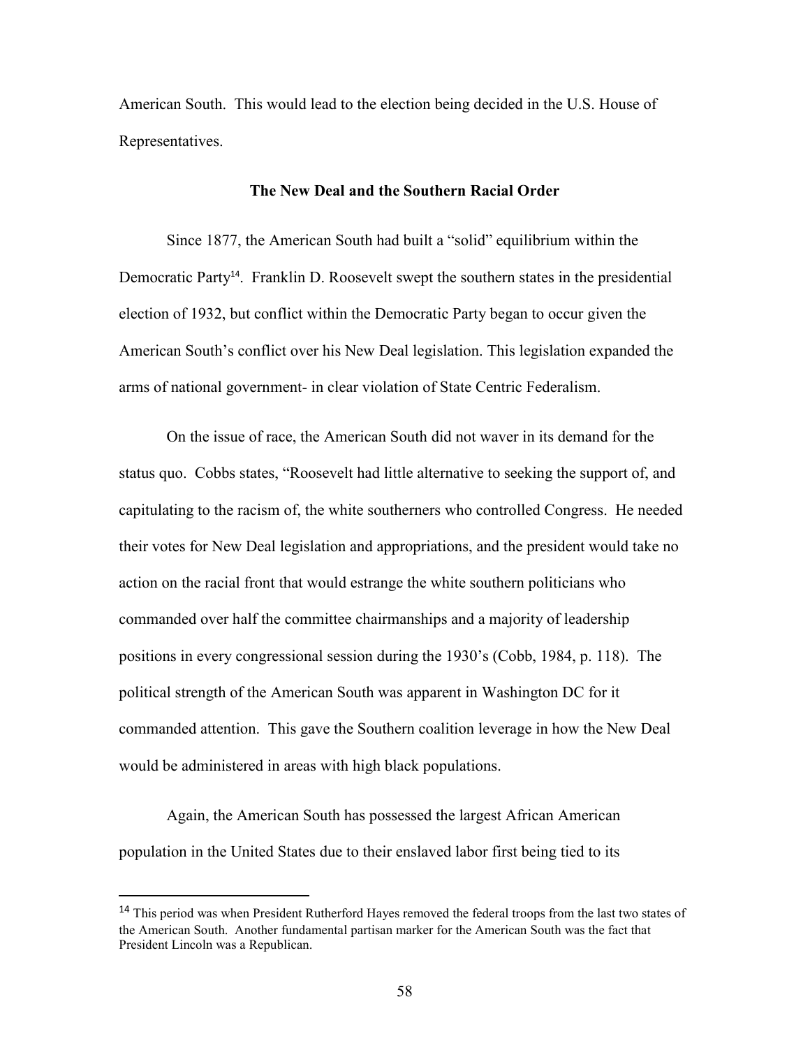American South. This would lead to the election being decided in the U.S. House of Representatives.

### The New Deal and the Southern Racial Order

Since 1877, the American South had built a "solid" equilibrium within the Democratic Party[14]. Franklin D. Roosevelt swept the southern states in the presidential election of 1932, but conflict within the Democratic Party began to occur given the American South's conflict over his New Deal legislation. This legislation expanded the arms of national government- in clear violation of State Centric Federalism.

On the issue of race, the American South did not waver in its demand for the status quo. Cobbs states, "Roosevelt had little alternative to seeking the support of, and capitulating to the racism of, the white southerners who controlled Congress. He needed their votes for New Deal legislation and appropriations, and the president would take no action on the racial front that would estrange the white southern politicians who commanded over half the committee chairmanships and a majority of leadership positions in every congressional session during the 1930's (Cobb, 1984, p. 118). The political strength of the American South was apparent in Washington DC for it commanded attention. This gave the Southern coalition leverage in how the New Deal would be administered in areas with high black populations.

Again, the American South has possessed the largest African American population in the United States due to their enslaved labor first being tied to its

[14] This period was when President Rutherford Hayes removed the federal troops from the last two states of the American South. Another fundamental partisan marker for the American South was the fact that President Lincoln was a Republican.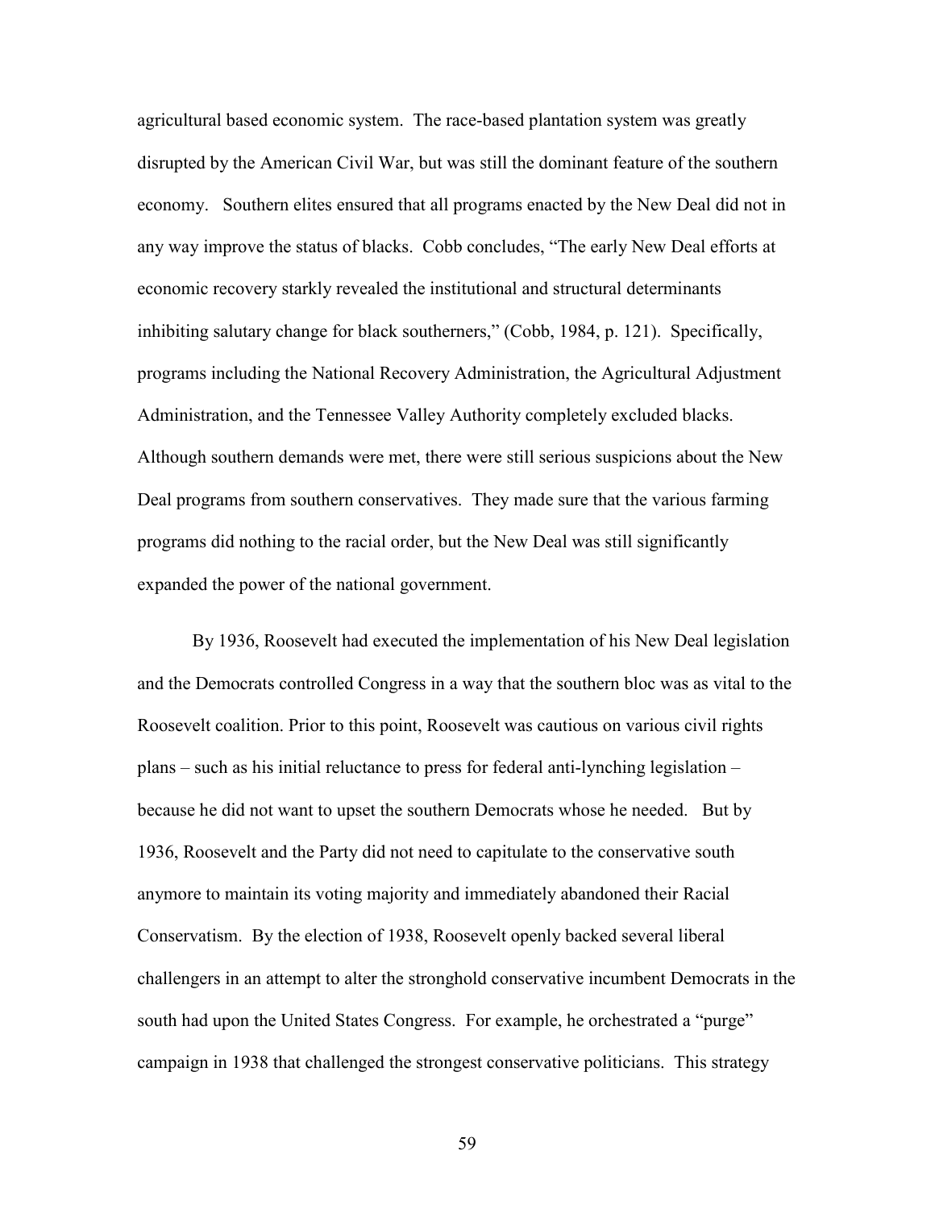agricultural based economic system. The race-based plantation system was greatly disrupted by the American Civil War, but was still the dominant feature of the southern economy. Southern elites ensured that all programs enacted by the New Deal did not in any way improve the status of blacks. Cobb concludes, "The early New Deal efforts at economic recovery starkly revealed the institutional and structural determinants inhibiting salutary change for black southerners," (Cobb, 1984, p. 121). Specifically, programs including the National Recovery Administration, the Agricultural Adjustment Administration, and the Tennessee Valley Authority completely excluded blacks. Although southern demands were met, there were still serious suspicions about the New Deal programs from southern conservatives. They made sure that the various farming programs did nothing to the racial order, but the New Deal was still significantly expanded the power of the national government.

By 1936, Roosevelt had executed the implementation of his New Deal legislation and the Democrats controlled Congress in a way that the southern bloc was as vital to the Roosevelt coalition. Prior to this point, Roosevelt was cautious on various civil rights plans – such as his initial reluctance to press for federal anti-lynching legislation – because he did not want to upset the southern Democrats whose he needed. But by 1936, Roosevelt and the Party did not need to capitulate to the conservative south anymore to maintain its voting majority and immediately abandoned their Racial Conservatism. By the election of 1938, Roosevelt openly backed several liberal challengers in an attempt to alter the stronghold conservative incumbent Democrats in the south had upon the United States Congress. For example, he orchestrated a "purge" campaign in 1938 that challenged the strongest conservative politicians. This strategy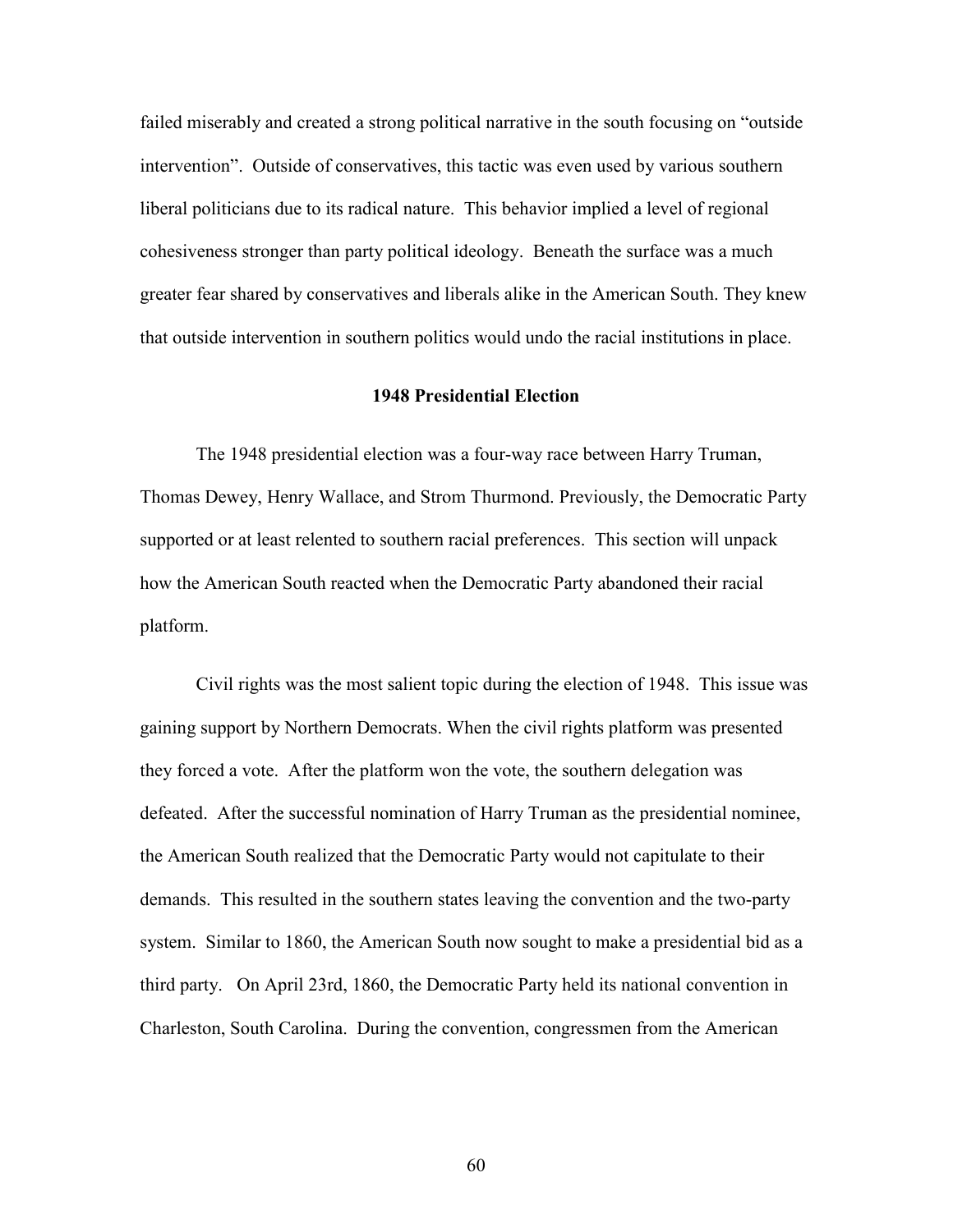failed miserably and created a strong political narrative in the south focusing on "outside intervention". Outside of conservatives, this tactic was even used by various southern liberal politicians due to its radical nature. This behavior implied a level of regional cohesiveness stronger than party political ideology. Beneath the surface was a much greater fear shared by conservatives and liberals alike in the American South. They knew that outside intervention in southern politics would undo the racial institutions in place.

### 1948 Presidential Election

The 1948 presidential election was a four-way race between Harry Truman, Thomas Dewey, Henry Wallace, and Strom Thurmond. Previously, the Democratic Party supported or at least relented to southern racial preferences. This section will unpack how the American South reacted when the Democratic Party abandoned their racial platform.

Civil rights was the most salient topic during the election of 1948. This issue was gaining support by Northern Democrats. When the civil rights platform was presented they forced a vote. After the platform won the vote, the southern delegation was defeated. After the successful nomination of Harry Truman as the presidential nominee, the American South realized that the Democratic Party would not capitulate to their demands. This resulted in the southern states leaving the convention and the two-party system. Similar to 1860, the American South now sought to make a presidential bid as a third party. On April 23rd, 1860, the Democratic Party held its national convention in Charleston, South Carolina. During the convention, congressmen from the American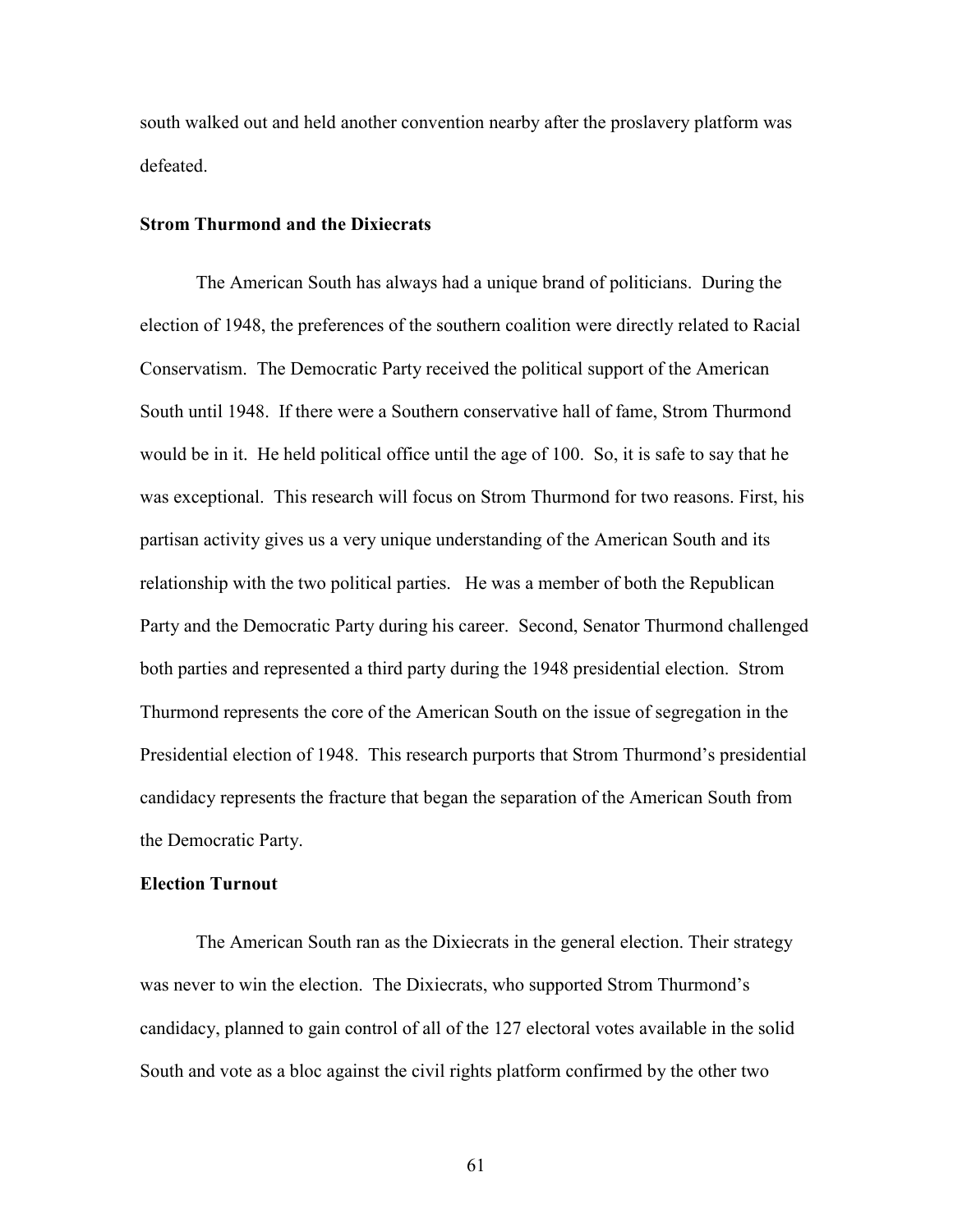south walked out and held another convention nearby after the proslavery platform was defeated.

### Strom Thurmond and the Dixiecrats

The American South has always had a unique brand of politicians. During the election of 1948, the preferences of the southern coalition were directly related to Racial Conservatism. The Democratic Party received the political support of the American South until 1948. If there were a Southern conservative hall of fame, Strom Thurmond would be in it. He held political office until the age of 100. So, it is safe to say that he was exceptional. This research will focus on Strom Thurmond for two reasons. First, his partisan activity gives us a very unique understanding of the American South and its relationship with the two political parties. He was a member of both the Republican Party and the Democratic Party during his career. Second, Senator Thurmond challenged both parties and represented a third party during the 1948 presidential election. Strom Thurmond represents the core of the American South on the issue of segregation in the Presidential election of 1948. This research purports that Strom Thurmond's presidential candidacy represents the fracture that began the separation of the American South from the Democratic Party.

### Election Turnout

The American South ran as the Dixiecrats in the general election. Their strategy was never to win the election. The Dixiecrats, who supported Strom Thurmond's candidacy, planned to gain control of all of the 127 electoral votes available in the solid South and vote as a bloc against the civil rights platform confirmed by the other two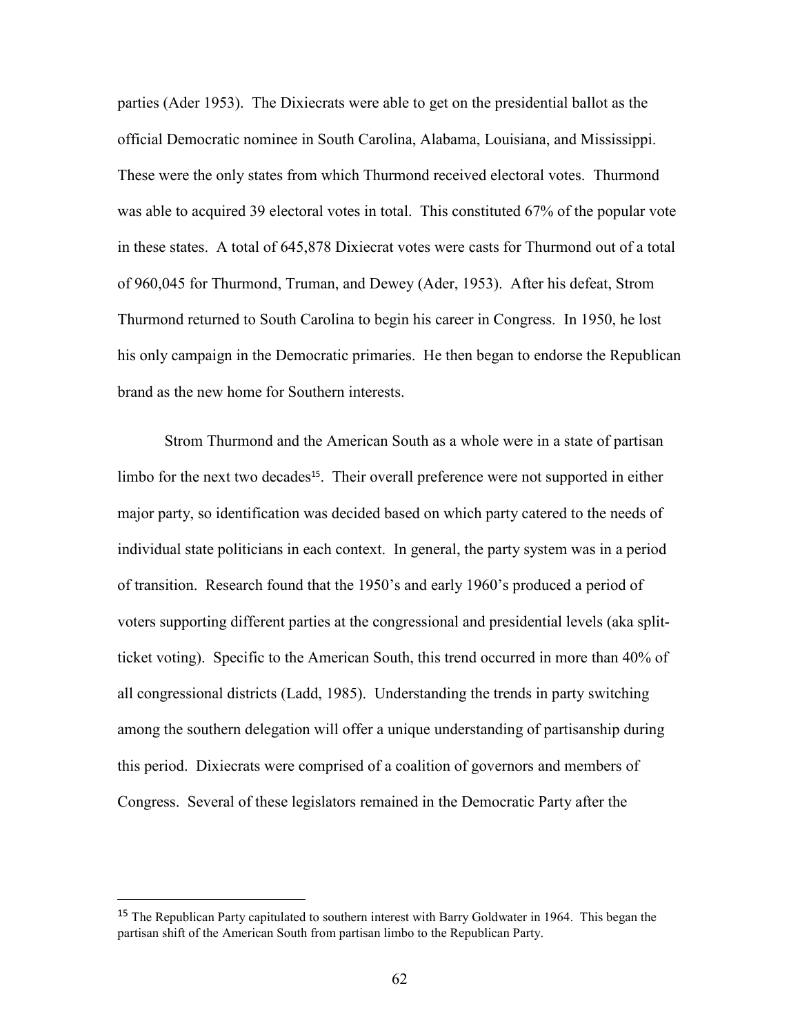parties (Ader 1953). The Dixiecrats were able to get on the presidential ballot as the official Democratic nominee in South Carolina, Alabama, Louisiana, and Mississippi. These were the only states from which Thurmond received electoral votes. Thurmond was able to acquired 39 electoral votes in total. This constituted 67% of the popular vote in these states. A total of 645,878 Dixiecrat votes were casts for Thurmond out of a total of 960,045 for Thurmond, Truman, and Dewey (Ader, 1953). After his defeat, Strom Thurmond returned to South Carolina to begin his career in Congress. In 1950, he lost his only campaign in the Democratic primaries. He then began to endorse the Republican brand as the new home for Southern interests.

Strom Thurmond and the American South as a whole were in a state of partisan limbo for the next two decades[15]. Their overall preference were not supported in either major party, so identification was decided based on which party catered to the needs of individual state politicians in each context. In general, the party system was in a period of transition. Research found that the 1950's and early 1960's produced a period of voters supporting different parties at the congressional and presidential levels (aka split-ticket voting). Specific to the American South, this trend occurred in more than 40% of all congressional districts (Ladd, 1985). Understanding the trends in party switching among the southern delegation will offer a unique understanding of partisanship during this period. Dixiecrats were comprised of a coalition of governors and members of Congress. Several of these legislators remained in the Democratic Party after the

---

[15] The Republican Party capitulated to southern interest with Barry Goldwater in 1964. This began the partisan shift of the American South from partisan limbo to the Republican Party.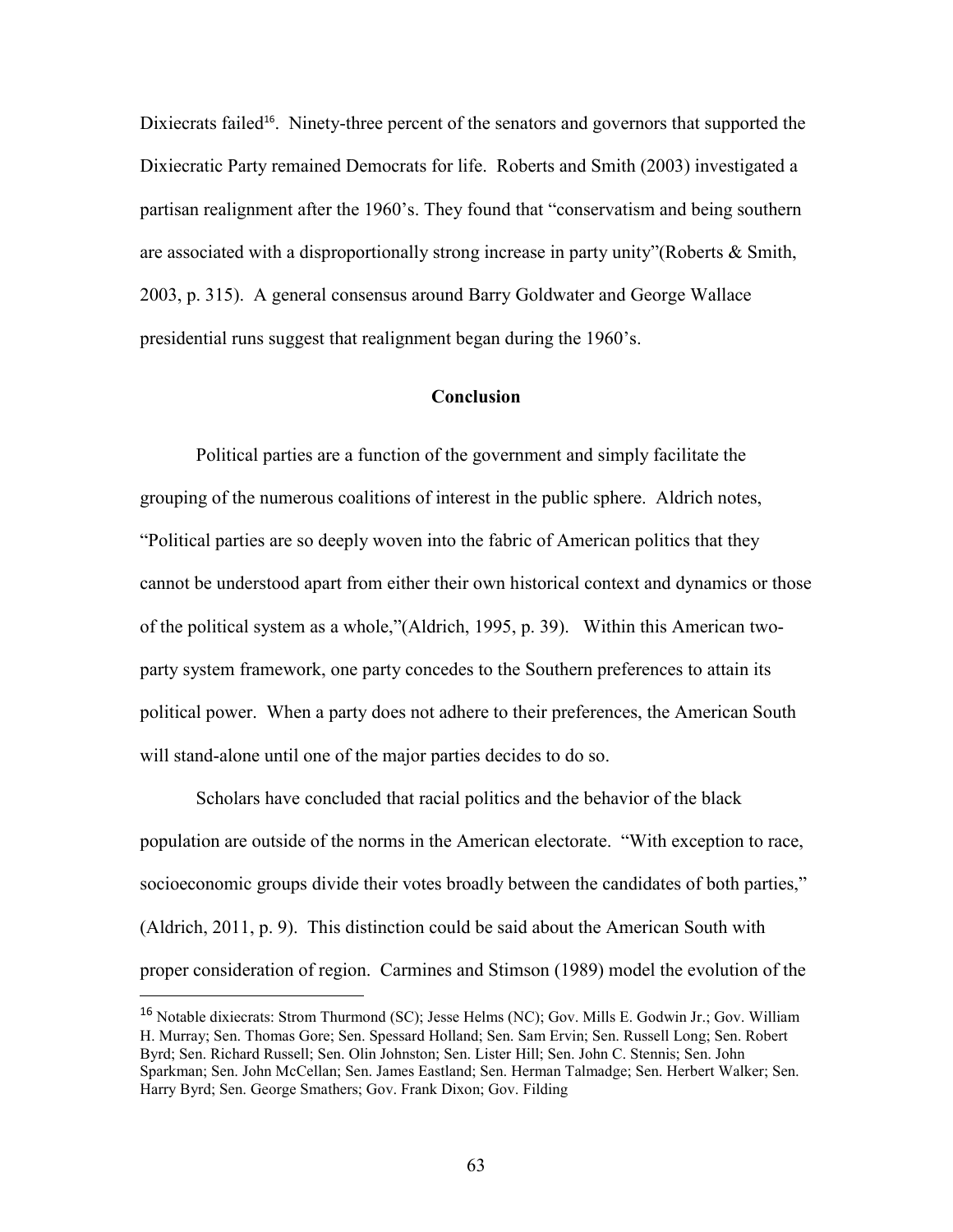Dixiecrats failed[16]. Ninety-three percent of the senators and governors that supported the Dixiecratic Party remained Democrats for life. Roberts and Smith (2003) investigated a partisan realignment after the 1960's. They found that "conservatism and being southern are associated with a disproportionally strong increase in party unity"(Roberts & Smith, 2003, p. 315). A general consensus around Barry Goldwater and George Wallace presidential runs suggest that realignment began during the 1960's.

## Conclusion

Political parties are a function of the government and simply facilitate the grouping of the numerous coalitions of interest in the public sphere. Aldrich notes, "Political parties are so deeply woven into the fabric of American politics that they cannot be understood apart from either their own historical context and dynamics or those of the political system as a whole,"(Aldrich, 1995, p. 39). Within this American two-party system framework, one party concedes to the Southern preferences to attain its political power. When a party does not adhere to their preferences, the American South will stand-alone until one of the major parties decides to do so.

Scholars have concluded that racial politics and the behavior of the black population are outside of the norms in the American electorate. "With exception to race, socioeconomic groups divide their votes broadly between the candidates of both parties," (Aldrich, 2011, p. 9). This distinction could be said about the American South with proper consideration of region. Carmines and Stimson (1989) model the evolution of the

[16] Notable dixiecrats: Strom Thurmond (SC); Jesse Helms (NC); Gov. Mills E. Godwin Jr.; Gov. William H. Murray; Sen. Thomas Gore; Sen. Spessard Holland; Sen. Sam Ervin; Sen. Russell Long; Sen. Robert Byrd; Sen. Richard Russell; Sen. Olin Johnston; Sen. Lister Hill; Sen. John C. Stennis; Sen. John Sparkman; Sen. John McCellan; Sen. James Eastland; Sen. Herman Talmadge; Sen. Herbert Walker; Sen. Harry Byrd; Sen. George Smathers; Gov. Frank Dixon; Gov. Filding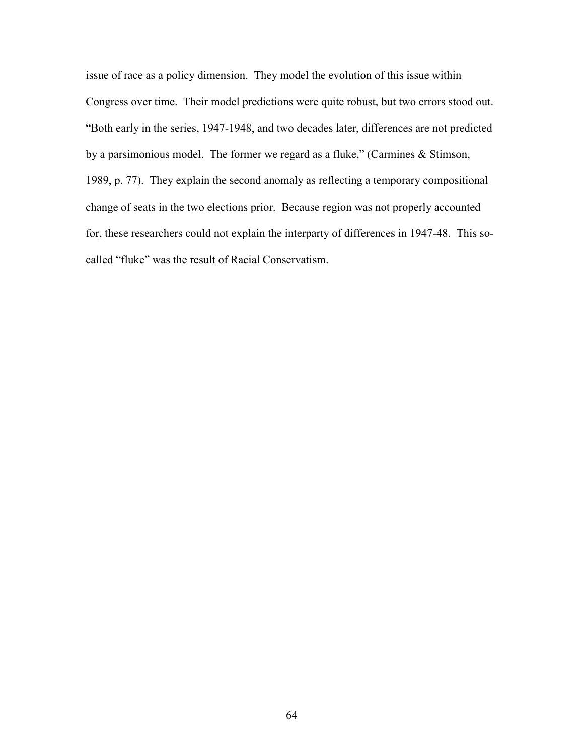issue of race as a policy dimension. They model the evolution of this issue within Congress over time. Their model predictions were quite robust, but two errors stood out. "Both early in the series, 1947-1948, and two decades later, differences are not predicted by a parsimonious model. The former we regard as a fluke," (Carmines & Stimson, 1989, p. 77). They explain the second anomaly as reflecting a temporary compositional change of seats in the two elections prior. Because region was not properly accounted for, these researchers could not explain the interparty of differences in 1947-48. This so-called "fluke" was the result of Racial Conservatism.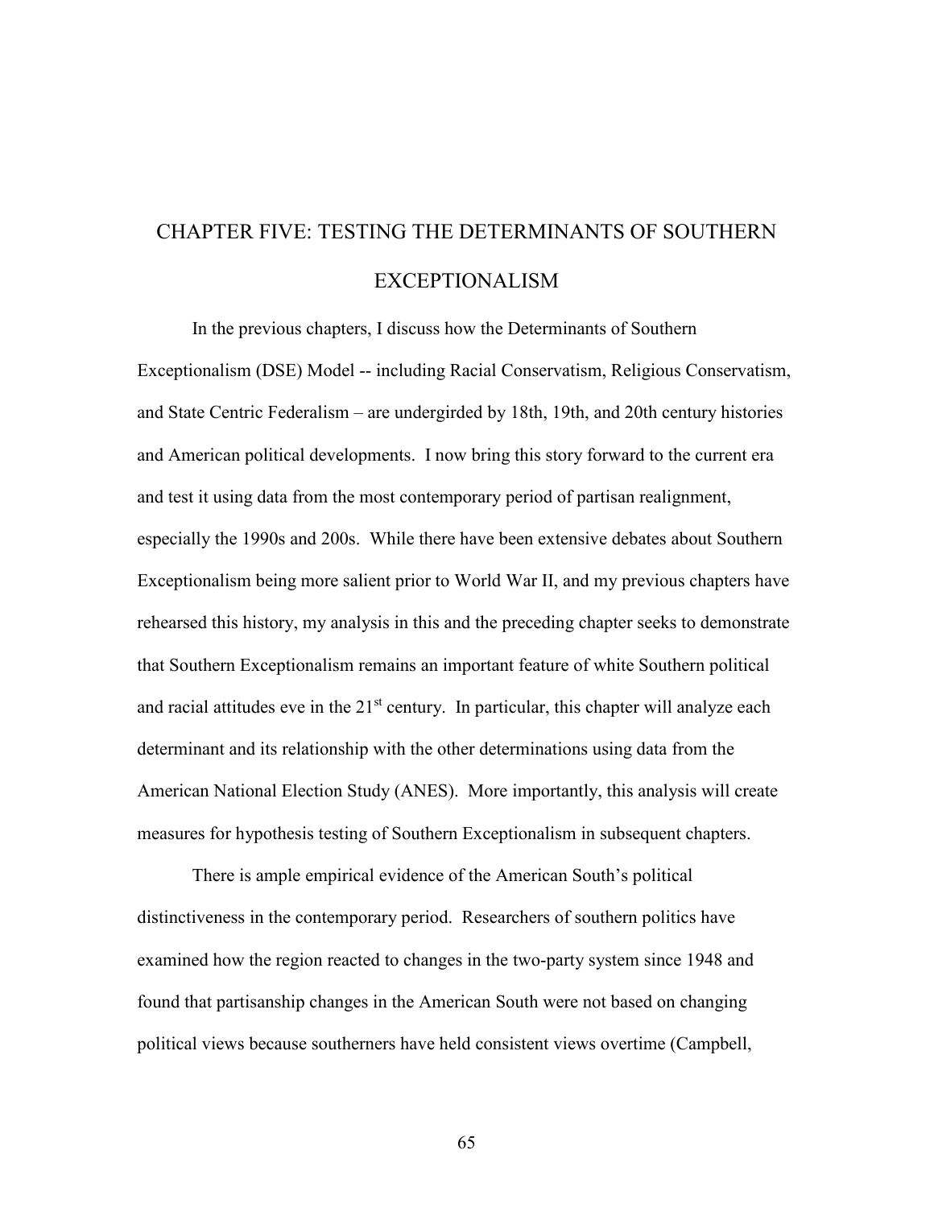# CHAPTER FIVE: TESTING THE DETERMINANTS OF SOUTHERN EXCEPTIONALISM

In the previous chapters, I discuss how the Determinants of Southern Exceptionalism (DSE) Model -- including Racial Conservatism, Religious Conservatism, and State Centric Federalism – are undergirded by 18th, 19th, and 20th century histories and American political developments. I now bring this story forward to the current era and test it using data from the most contemporary period of partisan realignment, especially the 1990s and 200s. While there have been extensive debates about Southern Exceptionalism being more salient prior to World War II, and my previous chapters have rehearsed this history, my analysis in this and the preceding chapter seeks to demonstrate that Southern Exceptionalism remains an important feature of white Southern political and racial attitudes eve in the 21st century. In particular, this chapter will analyze each determinant and its relationship with the other determinations using data from the American National Election Study (ANES). More importantly, this analysis will create measures for hypothesis testing of Southern Exceptionalism in subsequent chapters.

There is ample empirical evidence of the American South's political distinctiveness in the contemporary period. Researchers of southern politics have examined how the region reacted to changes in the two-party system since 1948 and found that partisanship changes in the American South were not based on changing political views because southerners have held consistent views overtime (Campbell,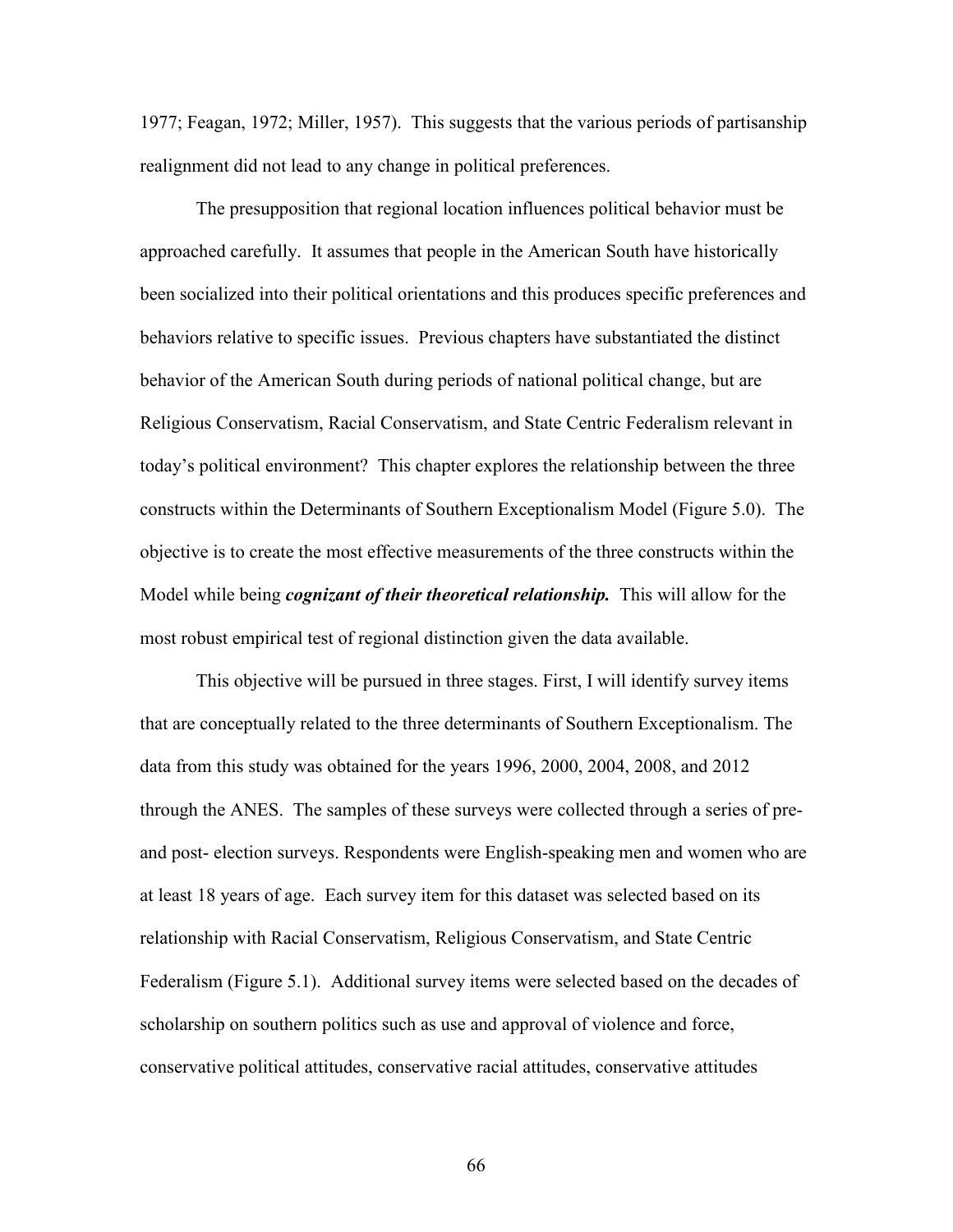1977; Feagan, 1972; Miller, 1957). This suggests that the various periods of partisanship realignment did not lead to any change in political preferences.

The presupposition that regional location influences political behavior must be approached carefully. It assumes that people in the American South have historically been socialized into their political orientations and this produces specific preferences and behaviors relative to specific issues. Previous chapters have substantiated the distinct behavior of the American South during periods of national political change, but are Religious Conservatism, Racial Conservatism, and State Centric Federalism relevant in today's political environment? This chapter explores the relationship between the three constructs within the Determinants of Southern Exceptionalism Model (Figure 5.0). The objective is to create the most effective measurements of the three constructs within the Model while being ***cognizant of their theoretical relationship.*** This will allow for the most robust empirical test of regional distinction given the data available.

This objective will be pursued in three stages. First, I will identify survey items that are conceptually related to the three determinants of Southern Exceptionalism. The data from this study was obtained for the years 1996, 2000, 2004, 2008, and 2012 through the ANES. The samples of these surveys were collected through a series of pre- and post- election surveys. Respondents were English-speaking men and women who are at least 18 years of age. Each survey item for this dataset was selected based on its relationship with Racial Conservatism, Religious Conservatism, and State Centric Federalism (Figure 5.1). Additional survey items were selected based on the decades of scholarship on southern politics such as use and approval of violence and force, conservative political attitudes, conservative racial attitudes, conservative attitudes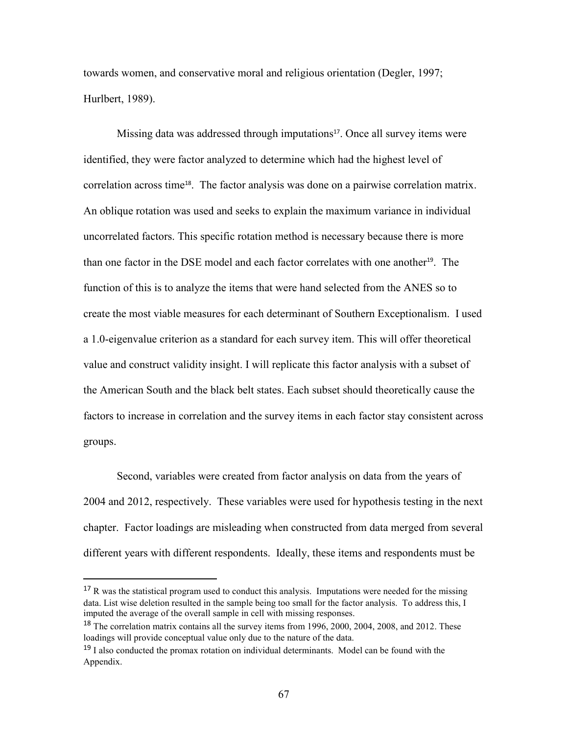towards women, and conservative moral and religious orientation (Degler, 1997; Hurlbert, 1989).

Missing data was addressed through imputations[17]. Once all survey items were identified, they were factor analyzed to determine which had the highest level of correlation across time[18]. The factor analysis was done on a pairwise correlation matrix. An oblique rotation was used and seeks to explain the maximum variance in individual uncorrelated factors. This specific rotation method is necessary because there is more than one factor in the DSE model and each factor correlates with one another[19]. The function of this is to analyze the items that were hand selected from the ANES so to create the most viable measures for each determinant of Southern Exceptionalism. I used a 1.0-eigenvalue criterion as a standard for each survey item. This will offer theoretical value and construct validity insight. I will replicate this factor analysis with a subset of the American South and the black belt states. Each subset should theoretically cause the factors to increase in correlation and the survey items in each factor stay consistent across groups.

Second, variables were created from factor analysis on data from the years of 2004 and 2012, respectively. These variables were used for hypothesis testing in the next chapter. Factor loadings are misleading when constructed from data merged from several different years with different respondents. Ideally, these items and respondents must be

---

[17] R was the statistical program used to conduct this analysis. Imputations were needed for the missing data. List wise deletion resulted in the sample being too small for the factor analysis. To address this, I imputed the average of the overall sample in cell with missing responses.

[18] The correlation matrix contains all the survey items from 1996, 2000, 2004, 2008, and 2012. These loadings will provide conceptual value only due to the nature of the data.

[19] I also conducted the promax rotation on individual determinants. Model can be found with the Appendix.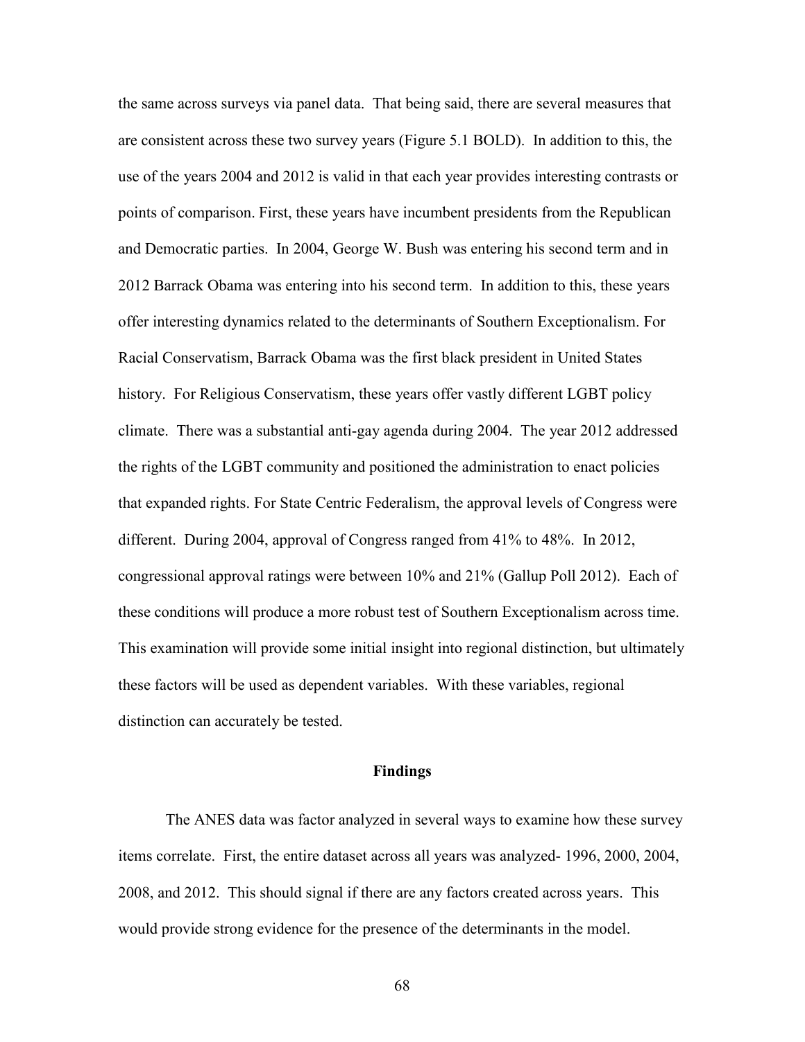the same across surveys via panel data. That being said, there are several measures that are consistent across these two survey years (Figure 5.1 BOLD). In addition to this, the use of the years 2004 and 2012 is valid in that each year provides interesting contrasts or points of comparison. First, these years have incumbent presidents from the Republican and Democratic parties. In 2004, George W. Bush was entering his second term and in 2012 Barrack Obama was entering into his second term. In addition to this, these years offer interesting dynamics related to the determinants of Southern Exceptionalism. For Racial Conservatism, Barrack Obama was the first black president in United States history. For Religious Conservatism, these years offer vastly different LGBT policy climate. There was a substantial anti-gay agenda during 2004. The year 2012 addressed the rights of the LGBT community and positioned the administration to enact policies that expanded rights. For State Centric Federalism, the approval levels of Congress were different. During 2004, approval of Congress ranged from 41% to 48%. In 2012, congressional approval ratings were between 10% and 21% (Gallup Poll 2012). Each of these conditions will produce a more robust test of Southern Exceptionalism across time. This examination will provide some initial insight into regional distinction, but ultimately these factors will be used as dependent variables. With these variables, regional distinction can accurately be tested.

## Findings

The ANES data was factor analyzed in several ways to examine how these survey items correlate. First, the entire dataset across all years was analyzed- 1996, 2000, 2004, 2008, and 2012. This should signal if there are any factors created across years. This would provide strong evidence for the presence of the determinants in the model.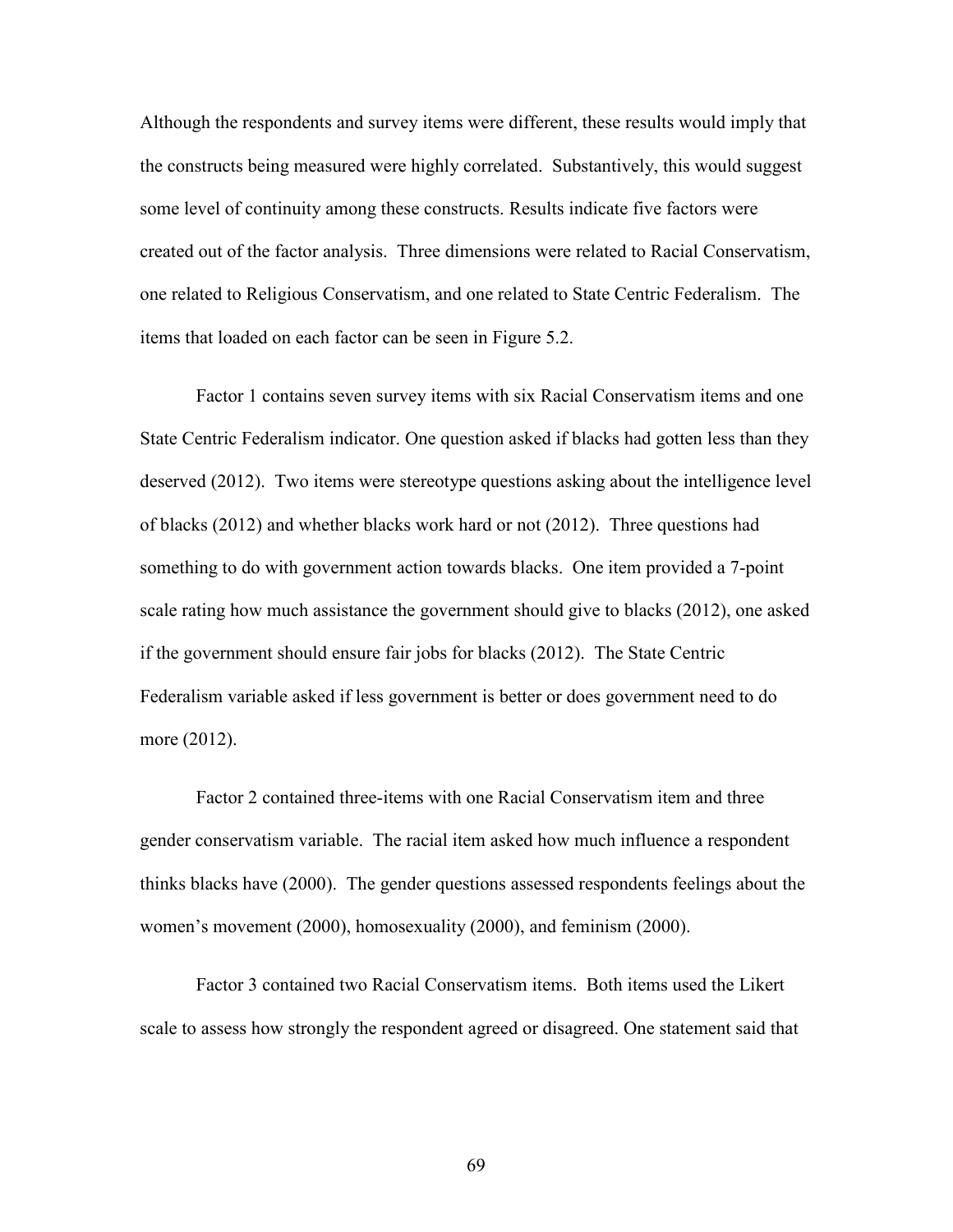Although the respondents and survey items were different, these results would imply that the constructs being measured were highly correlated. Substantively, this would suggest some level of continuity among these constructs. Results indicate five factors were created out of the factor analysis. Three dimensions were related to Racial Conservatism, one related to Religious Conservatism, and one related to State Centric Federalism. The items that loaded on each factor can be seen in Figure 5.2.

Factor 1 contains seven survey items with six Racial Conservatism items and one State Centric Federalism indicator. One question asked if blacks had gotten less than they deserved (2012). Two items were stereotype questions asking about the intelligence level of blacks (2012) and whether blacks work hard or not (2012). Three questions had something to do with government action towards blacks. One item provided a 7-point scale rating how much assistance the government should give to blacks (2012), one asked if the government should ensure fair jobs for blacks (2012). The State Centric Federalism variable asked if less government is better or does government need to do more (2012).

Factor 2 contained three-items with one Racial Conservatism item and three gender conservatism variable. The racial item asked how much influence a respondent thinks blacks have (2000). The gender questions assessed respondents feelings about the women's movement (2000), homosexuality (2000), and feminism (2000).

Factor 3 contained two Racial Conservatism items. Both items used the Likert scale to assess how strongly the respondent agreed or disagreed. One statement said that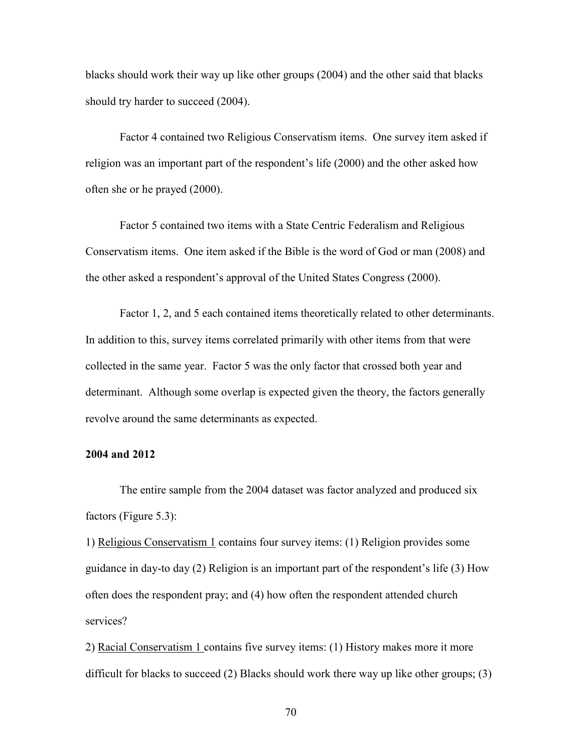blacks should work their way up like other groups (2004) and the other said that blacks should try harder to succeed (2004).

Factor 4 contained two Religious Conservatism items. One survey item asked if religion was an important part of the respondent's life (2000) and the other asked how often she or he prayed (2000).

Factor 5 contained two items with a State Centric Federalism and Religious Conservatism items. One item asked if the Bible is the word of God or man (2008) and the other asked a respondent's approval of the United States Congress (2000).

Factor 1, 2, and 5 each contained items theoretically related to other determinants. In addition to this, survey items correlated primarily with other items from that were collected in the same year. Factor 5 was the only factor that crossed both year and determinant. Although some overlap is expected given the theory, the factors generally revolve around the same determinants as expected.

**2004 and 2012**

The entire sample from the 2004 dataset was factor analyzed and produced six factors (Figure 5.3):

1) Religious Conservatism 1 contains four survey items: (1) Religion provides some guidance in day-to day (2) Religion is an important part of the respondent's life (3) How often does the respondent pray; and (4) how often the respondent attended church services?

2) Racial Conservatism 1 contains five survey items: (1) History makes more it more difficult for blacks to succeed (2) Blacks should work there way up like other groups; (3)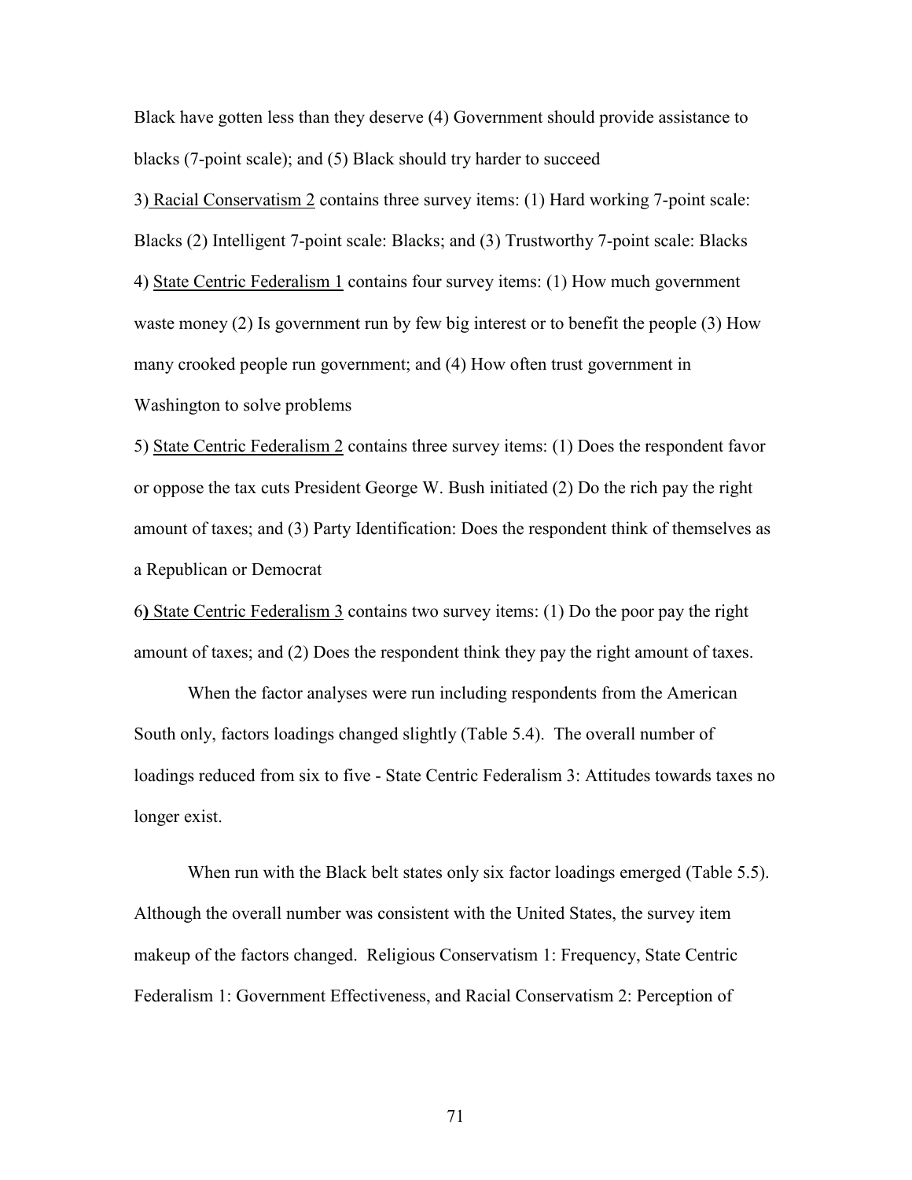Black have gotten less than they deserve (4) Government should provide assistance to blacks (7-point scale); and (5) Black should try harder to succeed

3) Racial Conservatism 2 contains three survey items: (1) Hard working 7-point scale: Blacks (2) Intelligent 7-point scale: Blacks; and (3) Trustworthy 7-point scale: Blacks

4) State Centric Federalism 1 contains four survey items: (1) How much government waste money (2) Is government run by few big interest or to benefit the people (3) How many crooked people run government; and (4) How often trust government in Washington to solve problems

5) State Centric Federalism 2 contains three survey items: (1) Does the respondent favor or oppose the tax cuts President George W. Bush initiated (2) Do the rich pay the right amount of taxes; and (3) Party Identification: Does the respondent think of themselves as a Republican or Democrat

6) State Centric Federalism 3 contains two survey items: (1) Do the poor pay the right amount of taxes; and (2) Does the respondent think they pay the right amount of taxes.

When the factor analyses were run including respondents from the American South only, factors loadings changed slightly (Table 5.4). The overall number of loadings reduced from six to five - State Centric Federalism 3: Attitudes towards taxes no longer exist.

When run with the Black belt states only six factor loadings emerged (Table 5.5). Although the overall number was consistent with the United States, the survey item makeup of the factors changed. Religious Conservatism 1: Frequency, State Centric Federalism 1: Government Effectiveness, and Racial Conservatism 2: Perception of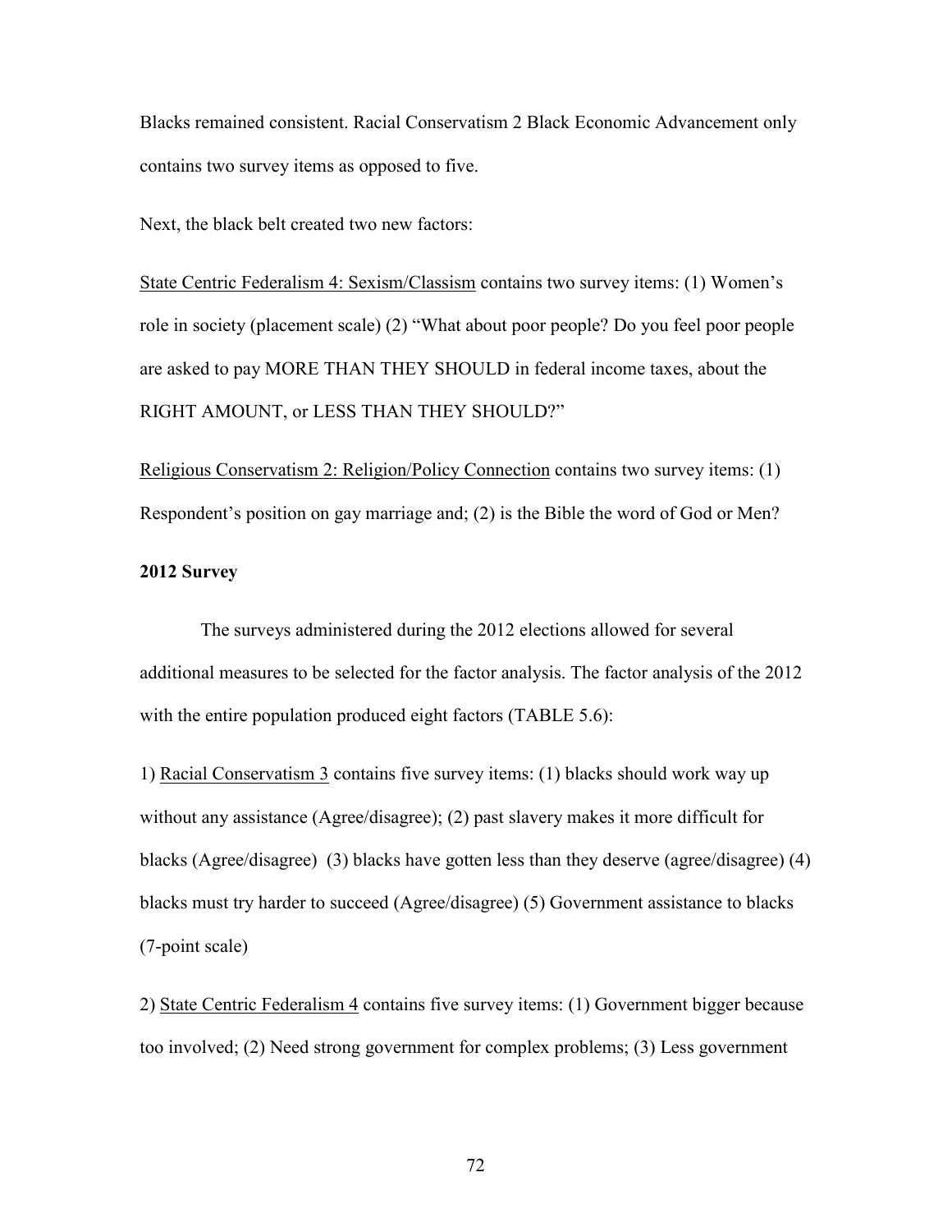Blacks remained consistent. Racial Conservatism 2 Black Economic Advancement only contains two survey items as opposed to five.

Next, the black belt created two new factors:

<u>State Centric Federalism 4: Sexism/Classism</u> contains two survey items: (1) Women's role in society (placement scale) (2) "What about poor people? Do you feel poor people are asked to pay MORE THAN THEY SHOULD in federal income taxes, about the RIGHT AMOUNT, or LESS THAN THEY SHOULD?"

<u>Religious Conservatism 2: Religion/Policy Connection</u> contains two survey items: (1) Respondent's position on gay marriage and; (2) is the Bible the word of God or Men?

**2012 Survey**

The surveys administered during the 2012 elections allowed for several additional measures to be selected for the factor analysis. The factor analysis of the 2012 with the entire population produced eight factors (TABLE 5.6):

1) <u>Racial Conservatism 3</u> contains five survey items: (1) blacks should work way up without any assistance (Agree/disagree); (2) past slavery makes it more difficult for blacks (Agree/disagree) (3) blacks have gotten less than they deserve (agree/disagree) (4) blacks must try harder to succeed (Agree/disagree) (5) Government assistance to blacks (7-point scale)

2) <u>State Centric Federalism 4</u> contains five survey items: (1) Government bigger because too involved; (2) Need strong government for complex problems; (3) Less government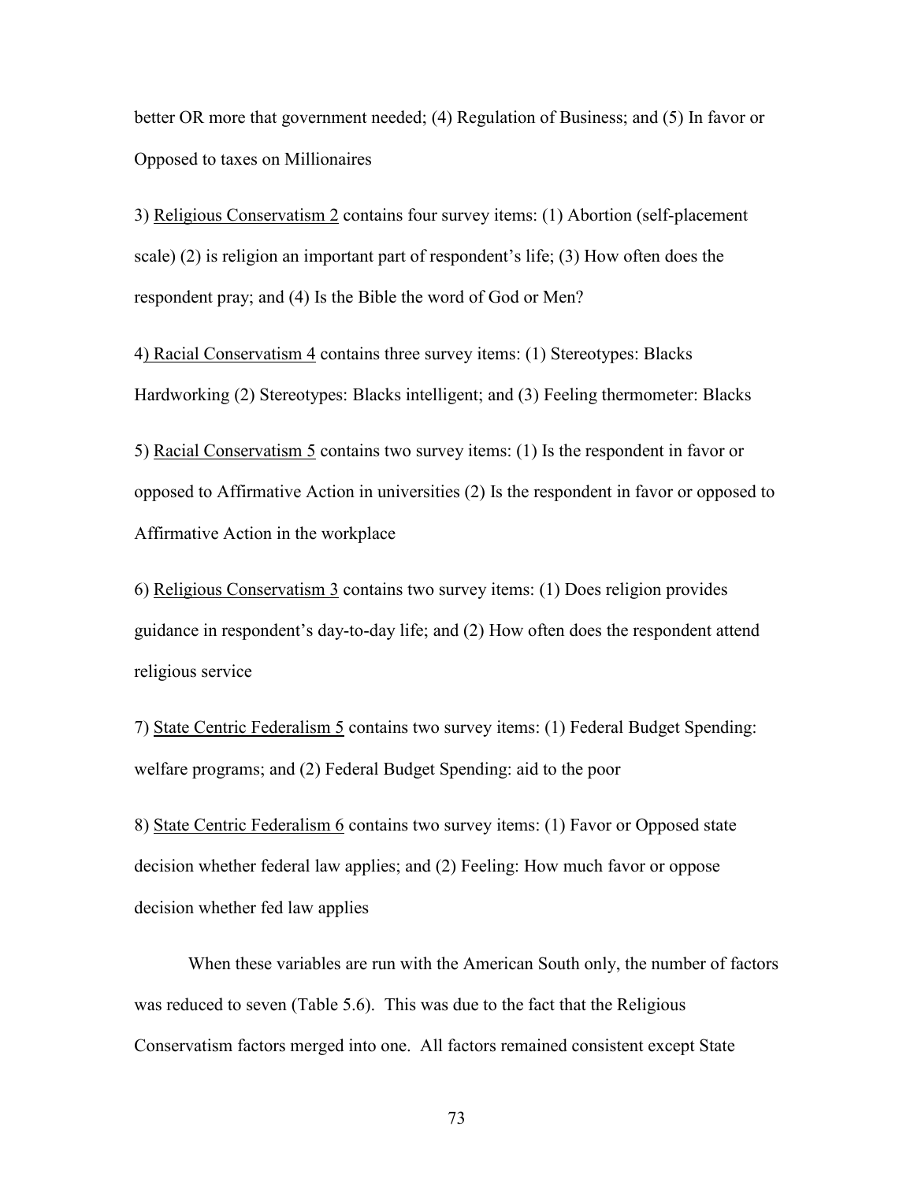better OR more that government needed; (4) Regulation of Business; and (5) In favor or Opposed to taxes on Millionaires

3) Religious Conservatism 2 contains four survey items: (1) Abortion (self-placement scale) (2) is religion an important part of respondent's life; (3) How often does the respondent pray; and (4) Is the Bible the word of God or Men?

4) Racial Conservatism 4 contains three survey items: (1) Stereotypes: Blacks Hardworking (2) Stereotypes: Blacks intelligent; and (3) Feeling thermometer: Blacks

5) Racial Conservatism 5 contains two survey items: (1) Is the respondent in favor or opposed to Affirmative Action in universities (2) Is the respondent in favor or opposed to Affirmative Action in the workplace

6) Religious Conservatism 3 contains two survey items: (1) Does religion provides guidance in respondent's day-to-day life; and (2) How often does the respondent attend religious service

7) State Centric Federalism 5 contains two survey items: (1) Federal Budget Spending: welfare programs; and (2) Federal Budget Spending: aid to the poor

8) State Centric Federalism 6 contains two survey items: (1) Favor or Opposed state decision whether federal law applies; and (2) Feeling: How much favor or oppose decision whether fed law applies

When these variables are run with the American South only, the number of factors was reduced to seven (Table 5.6). This was due to the fact that the Religious Conservatism factors merged into one. All factors remained consistent except State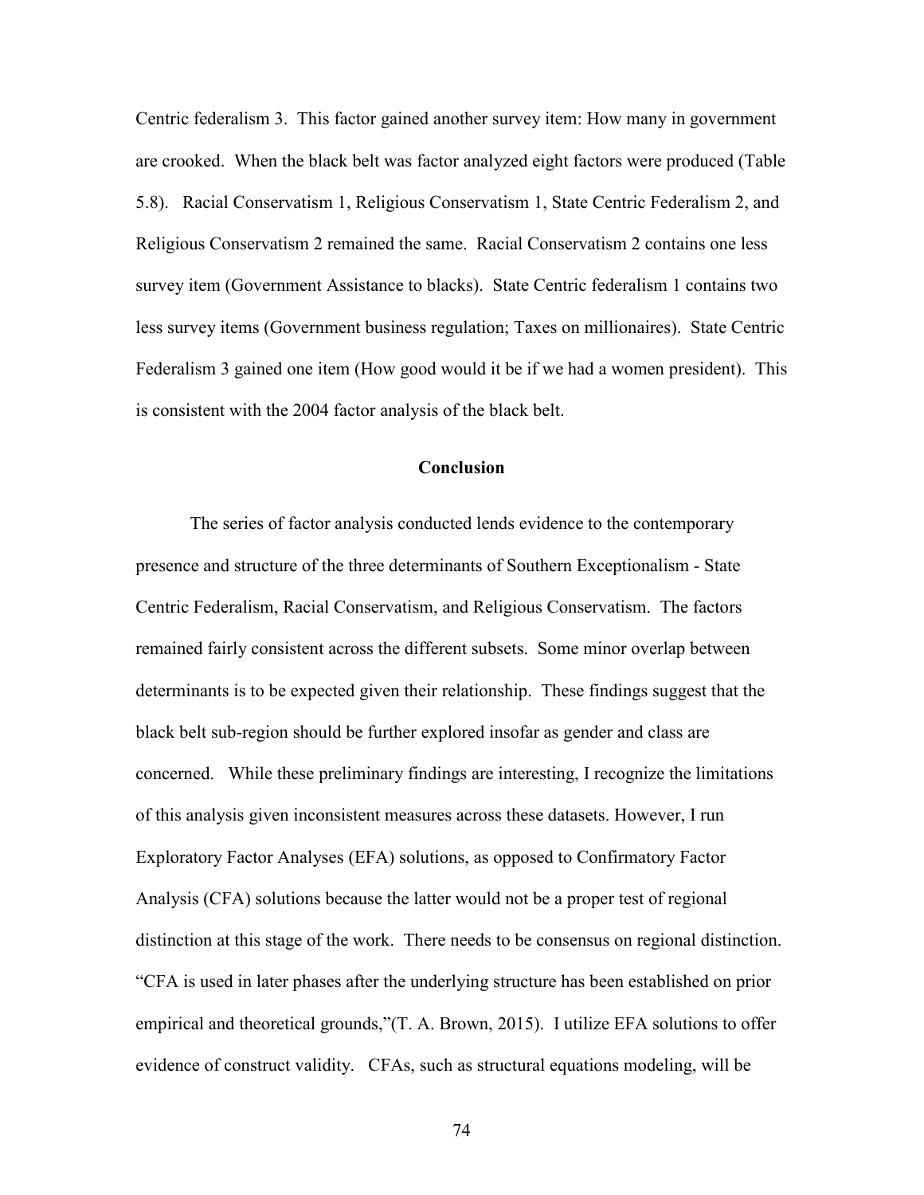Centric federalism 3. This factor gained another survey item: How many in government are crooked. When the black belt was factor analyzed eight factors were produced (Table 5.8). Racial Conservatism 1, Religious Conservatism 1, State Centric Federalism 2, and Religious Conservatism 2 remained the same. Racial Conservatism 2 contains one less survey item (Government Assistance to blacks). State Centric federalism 1 contains two less survey items (Government business regulation; Taxes on millionaires). State Centric Federalism 3 gained one item (How good would it be if we had a women president). This is consistent with the 2004 factor analysis of the black belt.

## Conclusion

The series of factor analysis conducted lends evidence to the contemporary presence and structure of the three determinants of Southern Exceptionalism - State Centric Federalism, Racial Conservatism, and Religious Conservatism. The factors remained fairly consistent across the different subsets. Some minor overlap between determinants is to be expected given their relationship. These findings suggest that the black belt sub-region should be further explored insofar as gender and class are concerned. While these preliminary findings are interesting, I recognize the limitations of this analysis given inconsistent measures across these datasets. However, I run Exploratory Factor Analyses (EFA) solutions, as opposed to Confirmatory Factor Analysis (CFA) solutions because the latter would not be a proper test of regional distinction at this stage of the work. There needs to be consensus on regional distinction. "CFA is used in later phases after the underlying structure has been established on prior empirical and theoretical grounds,"(T. A. Brown, 2015). I utilize EFA solutions to offer evidence of construct validity. CFAs, such as structural equations modeling, will be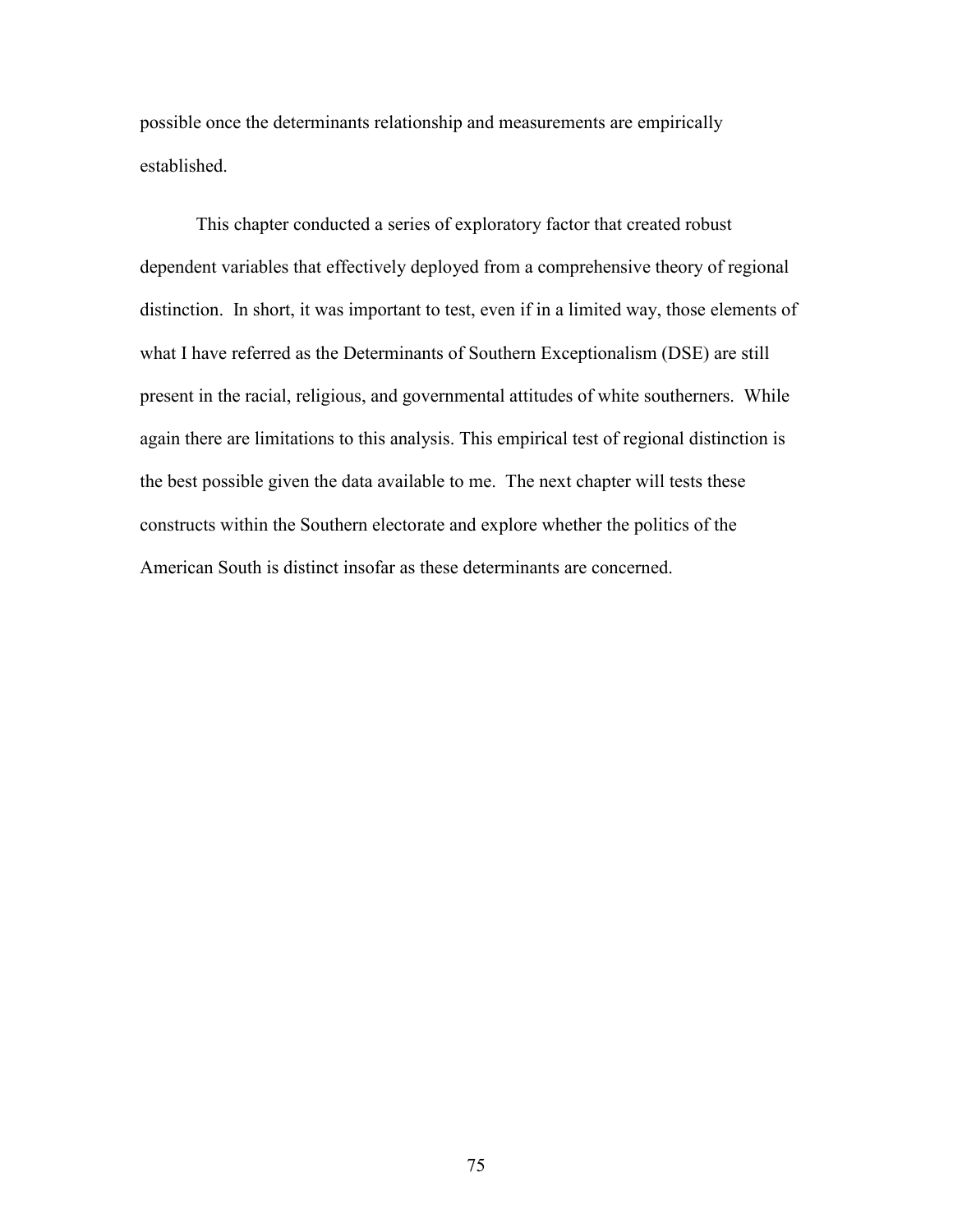possible once the determinants relationship and measurements are empirically established.

This chapter conducted a series of exploratory factor that created robust dependent variables that effectively deployed from a comprehensive theory of regional distinction. In short, it was important to test, even if in a limited way, those elements of what I have referred as the Determinants of Southern Exceptionalism (DSE) are still present in the racial, religious, and governmental attitudes of white southerners. While again there are limitations to this analysis. This empirical test of regional distinction is the best possible given the data available to me. The next chapter will tests these constructs within the Southern electorate and explore whether the politics of the American South is distinct insofar as these determinants are concerned.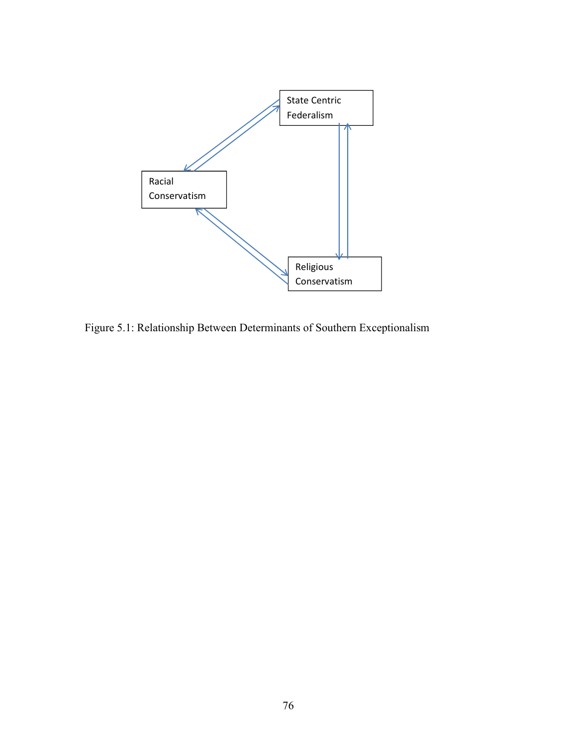State Centric Federalism

Racial Conservatism

Religious Conservatism

Figure 5.1: Relationship Between Determinants of Southern Exceptionalism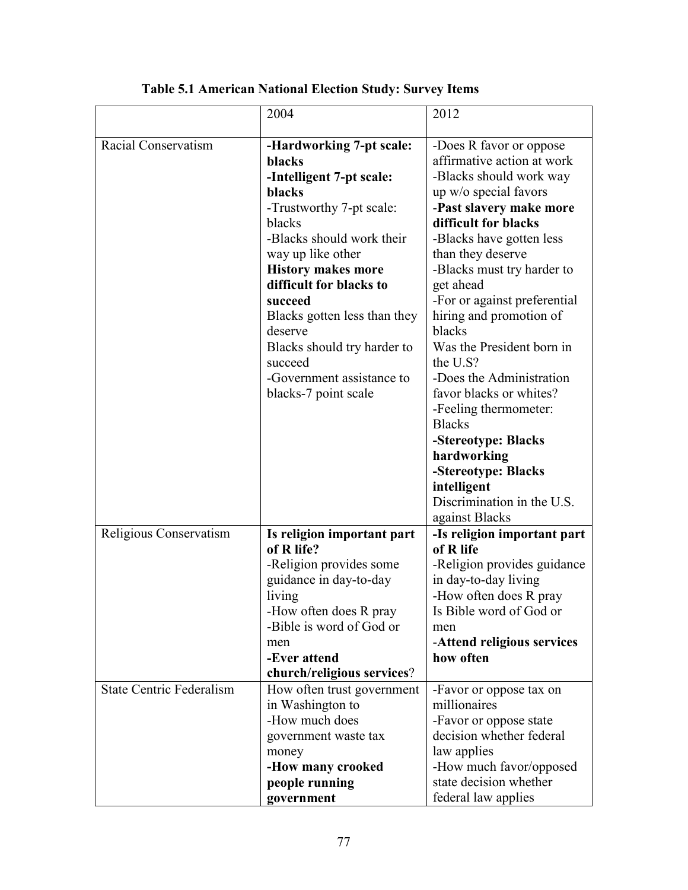**Table 5.1 American National Election Study: Survey Items**

| | 2004 | 2012 |
|---|---|---|
| Racial Conservatism | **-Hardworking 7-pt scale: blacks**<br>**-Intelligent 7-pt scale: blacks**<br>-Trustworthy 7-pt scale: blacks<br>-Blacks should work their way up like other<br>**History makes more difficult for blacks to succeed**<br>Blacks gotten less than they deserve<br>Blacks should try harder to succeed<br>-Government assistance to blacks-7 point scale | -Does R favor or oppose affirmative action at work<br>-Blacks should work way up w/o special favors<br>-**Past slavery make more difficult for blacks**<br>-Blacks have gotten less than they deserve<br>-Blacks must try harder to get ahead<br>-For or against preferential hiring and promotion of blacks<br>Was the President born in the U.S?<br>-Does the Administration favor blacks or whites?<br>-Feeling thermometer: Blacks<br>**-Stereotype: Blacks hardworking**<br>**-Stereotype: Blacks intelligent**<br>Discrimination in the U.S. against Blacks |
| Religious Conservatism | **Is religion important part of R life?**<br>-Religion provides some guidance in day-to-day living<br>-How often does R pray<br>-Bible is word of God or men<br>**-Ever attend church/religious services**? | **-Is religion important part of R life**<br>-Religion provides guidance in day-to-day living<br>-How often does R pray<br>Is Bible word of God or men<br>-**Attend religious services how often** |
| State Centric Federalism | How often trust government in Washington to<br>-How much does government waste tax money<br>**-How many crooked people running government** | -Favor or oppose tax on millionaires<br>-Favor or oppose state decision whether federal law applies<br>-How much favor/opposed state decision whether federal law applies |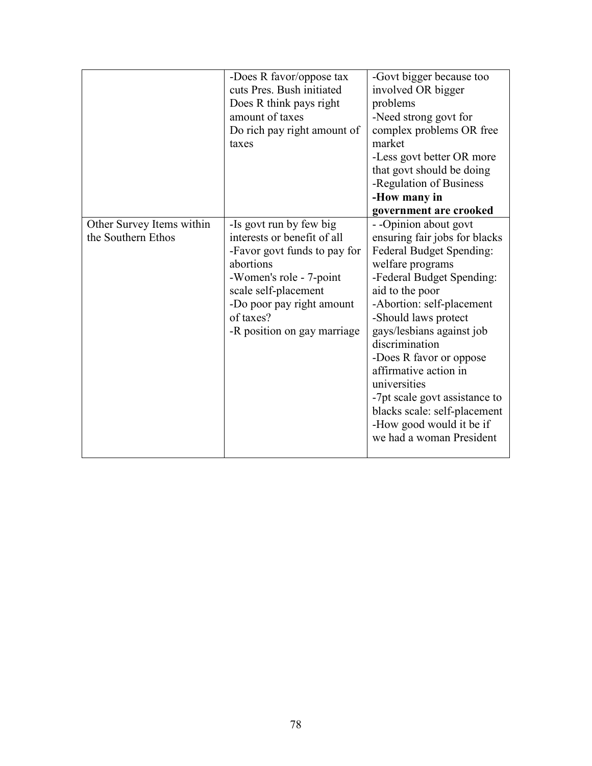| | | |
|---|---|---|
| | -Does R favor/oppose tax cuts Pres. Bush initiated<br>Does R think pays right amount of taxes<br>Do rich pay right amount of taxes | -Govt bigger because too involved OR bigger problems<br>-Need strong govt for complex problems OR free market<br>-Less govt better OR more that govt should be doing<br>-Regulation of Business<br>**-How many in government are crooked** |
| Other Survey Items within the Southern Ethos | -Is govt run by few big interests or benefit of all<br>-Favor govt funds to pay for abortions<br>-Women's role - 7-point scale self-placement<br>-Do poor pay right amount of taxes?<br>-R position on gay marriage | - -Opinion about govt ensuring fair jobs for blacks<br>Federal Budget Spending: welfare programs<br>-Federal Budget Spending: aid to the poor<br>-Abortion: self-placement<br>-Should laws protect gays/lesbians against job discrimination<br>-Does R favor or oppose affirmative action in universities<br>-7pt scale govt assistance to blacks scale: self-placement<br>-How good would it be if we had a woman President |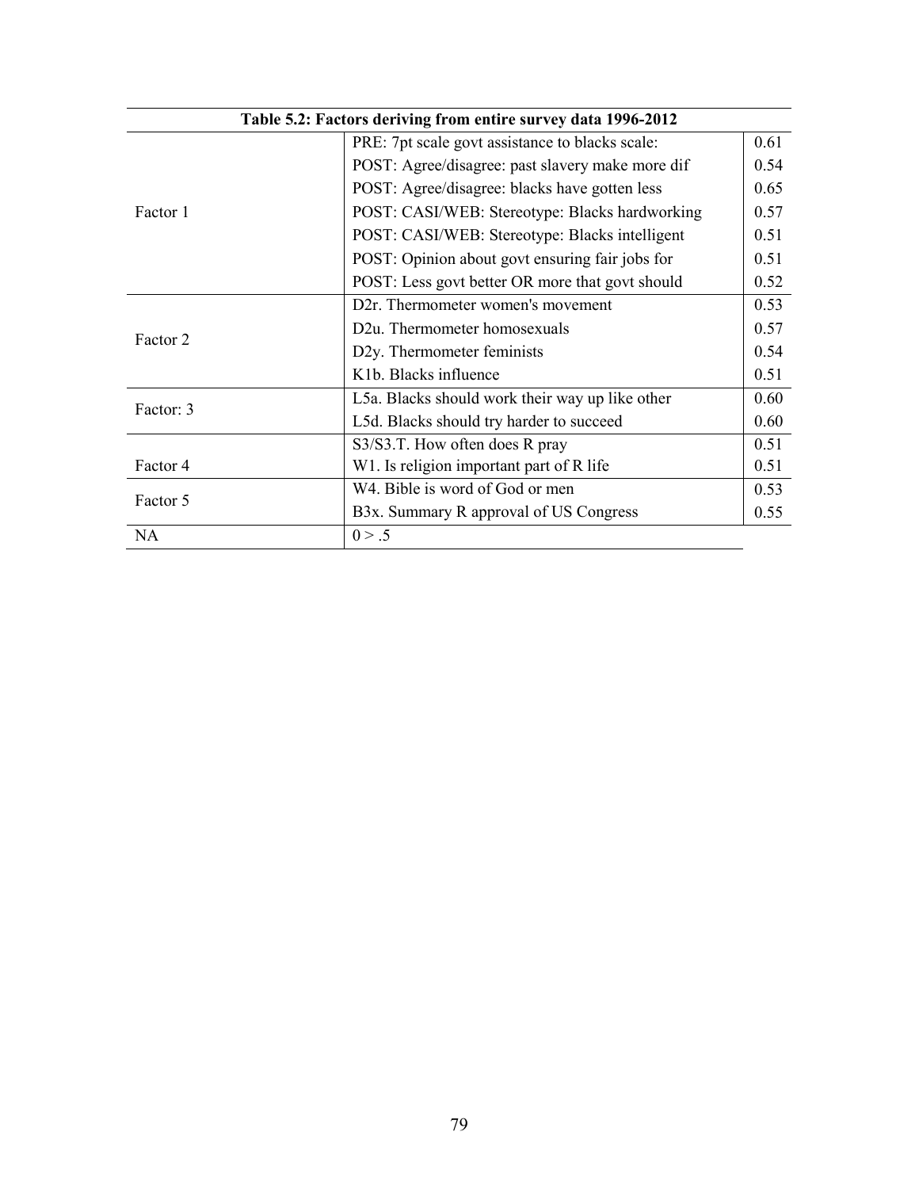**Table 5.2: Factors deriving from entire survey data 1996-2012**

| | | |
|---|---|---|
| Factor 1 | PRE: 7pt scale govt assistance to blacks scale: | 0.61 |
| | POST: Agree/disagree: past slavery make more dif | 0.54 |
| | POST: Agree/disagree: blacks have gotten less | 0.65 |
| | POST: CASI/WEB: Stereotype: Blacks hardworking | 0.57 |
| | POST: CASI/WEB: Stereotype: Blacks intelligent | 0.51 |
| | POST: Opinion about govt ensuring fair jobs for | 0.51 |
| | POST: Less govt better OR more that govt should | 0.52 |
| Factor 2 | D2r. Thermometer women's movement | 0.53 |
| | D2u. Thermometer homosexuals | 0.57 |
| | D2y. Thermometer feminists | 0.54 |
| | K1b. Blacks influence | 0.51 |
| Factor: 3 | L5a. Blacks should work their way up like other | 0.60 |
| | L5d. Blacks should try harder to succeed | 0.60 |
| Factor 4 | S3/S3.T. How often does R pray | 0.51 |
| | W1. Is religion important part of R life | 0.51 |
| Factor 5 | W4. Bible is word of God or men | 0.53 |
| | B3x. Summary R approval of US Congress | 0.55 |
| NA | 0 > .5 | |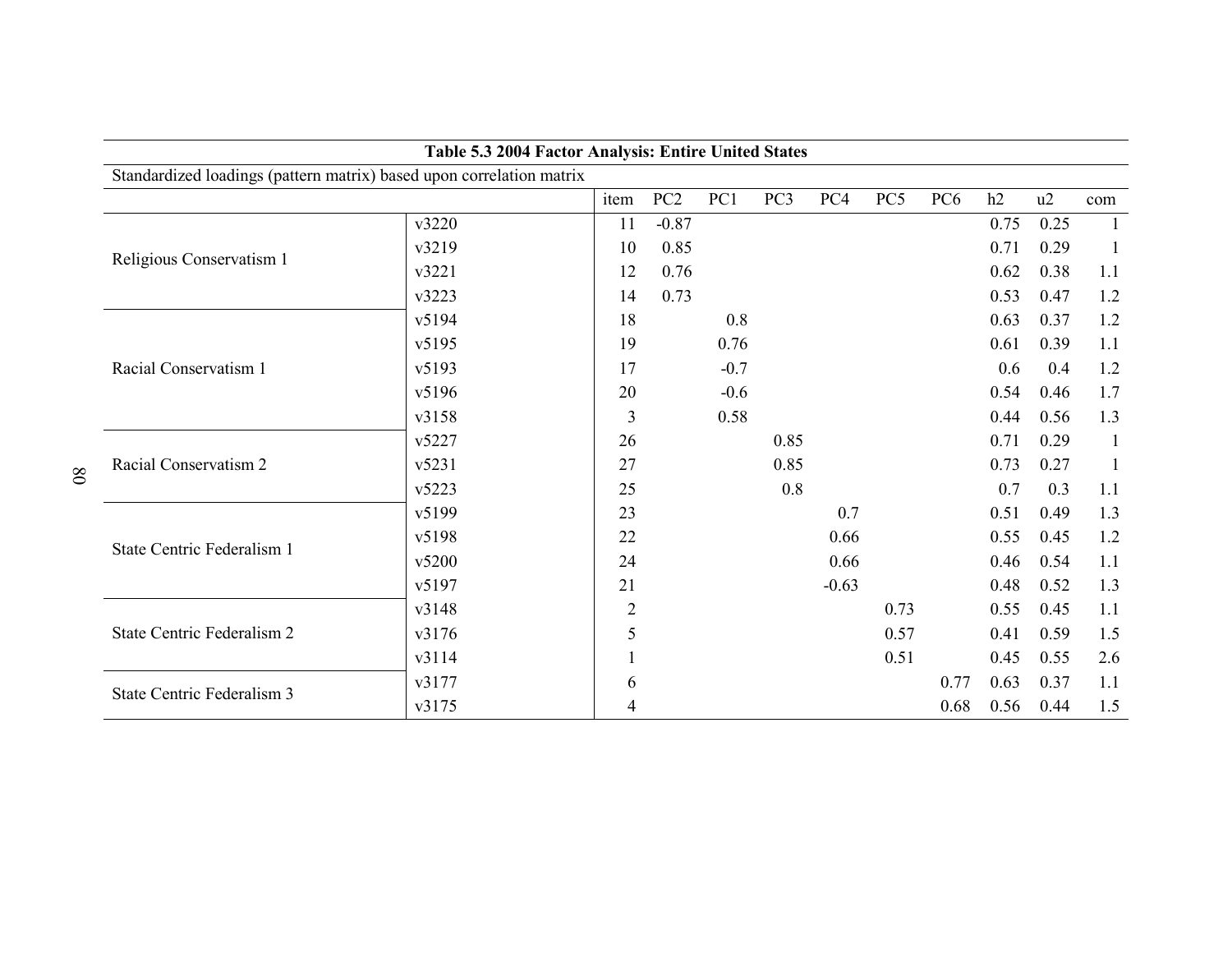**Table 5.3 2004 Factor Analysis: Entire United States**

Standardized loadings (pattern matrix) based upon correlation matrix

| | | item | PC2 | PC1 | PC3 | PC4 | PC5 | PC6 | h2 | u2 | com |
|---|---|---|---|---|---|---|---|---|---|---|---|
| Religious Conservatism 1 | v3220 | 11 | -0.87 | | | | | | 0.75 | 0.25 | 1 |
| | v3219 | 10 | 0.85 | | | | | | 0.71 | 0.29 | 1 |
| | v3221 | 12 | 0.76 | | | | | | 0.62 | 0.38 | 1.1 |
| | v3223 | 14 | 0.73 | | | | | | 0.53 | 0.47 | 1.2 |
| Racial Conservatism 1 | v5194 | 18 | | 0.8 | | | | | 0.63 | 0.37 | 1.2 |
| | v5195 | 19 | | 0.76 | | | | | 0.61 | 0.39 | 1.1 |
| | v5193 | 17 | | -0.7 | | | | | 0.6 | 0.4 | 1.2 |
| | v5196 | 20 | | -0.6 | | | | | 0.54 | 0.46 | 1.7 |
| | v3158 | 3 | | 0.58 | | | | | 0.44 | 0.56 | 1.3 |
| Racial Conservatism 2 | v5227 | 26 | | | 0.85 | | | | 0.71 | 0.29 | 1 |
| | v5231 | 27 | | | 0.85 | | | | 0.73 | 0.27 | 1 |
| | v5223 | 25 | | | 0.8 | | | | 0.7 | 0.3 | 1.1 |
| State Centric Federalism 1 | v5199 | 23 | | | | 0.7 | | | 0.51 | 0.49 | 1.3 |
| | v5198 | 22 | | | | 0.66 | | | 0.55 | 0.45 | 1.2 |
| | v5200 | 24 | | | | 0.66 | | | 0.46 | 0.54 | 1.1 |
| | v5197 | 21 | | | | -0.63 | | | 0.48 | 0.52 | 1.3 |
| State Centric Federalism 2 | v3148 | 2 | | | | | 0.73 | | 0.55 | 0.45 | 1.1 |
| | v3176 | 5 | | | | | 0.57 | | 0.41 | 0.59 | 1.5 |
| | v3114 | 1 | | | | | 0.51 | | 0.45 | 0.55 | 2.6 |
| State Centric Federalism 3 | v3177 | 6 | | | | | | 0.77 | 0.63 | 0.37 | 1.1 |
| | v3175 | 4 | | | | | | 0.68 | 0.56 | 0.44 | 1.5 |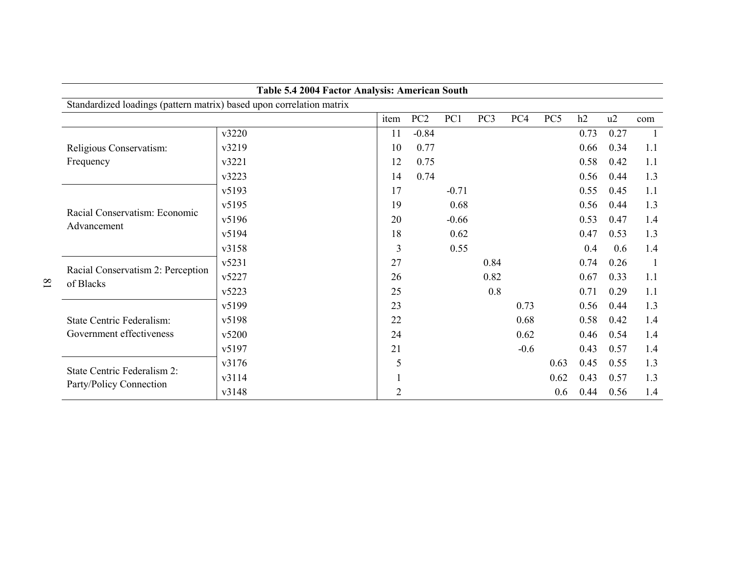**Table 5.4 2004 Factor Analysis: American South**

Standardized loadings (pattern matrix) based upon correlation matrix

| | | item | PC2 | PC1 | PC3 | PC4 | PC5 | h2 | u2 | com |
|---|---|---|---|---|---|---|---|---|---|---|
| Religious Conservatism: Frequency | v3220 | 11 | -0.84 | | | | | 0.73 | 0.27 | 1 |
| | v3219 | 10 | 0.77 | | | | | 0.66 | 0.34 | 1.1 |
| | v3221 | 12 | 0.75 | | | | | 0.58 | 0.42 | 1.1 |
| | v3223 | 14 | 0.74 | | | | | 0.56 | 0.44 | 1.3 |
| Racial Conservatism: Economic Advancement | v5193 | 17 | | -0.71 | | | | 0.55 | 0.45 | 1.1 |
| | v5195 | 19 | | 0.68 | | | | 0.56 | 0.44 | 1.3 |
| | v5196 | 20 | | -0.66 | | | | 0.53 | 0.47 | 1.4 |
| | v5194 | 18 | | 0.62 | | | | 0.47 | 0.53 | 1.3 |
| | v3158 | 3 | | 0.55 | | | | 0.4 | 0.6 | 1.4 |
| Racial Conservatism 2: Perception of Blacks | v5231 | 27 | | | 0.84 | | | 0.74 | 0.26 | 1 |
| | v5227 | 26 | | | 0.82 | | | 0.67 | 0.33 | 1.1 |
| | v5223 | 25 | | | 0.8 | | | 0.71 | 0.29 | 1.1 |
| State Centric Federalism: Government effectiveness | v5199 | 23 | | | | 0.73 | | 0.56 | 0.44 | 1.3 |
| | v5198 | 22 | | | | 0.68 | | 0.58 | 0.42 | 1.4 |
| | v5200 | 24 | | | | 0.62 | | 0.46 | 0.54 | 1.4 |
| | v5197 | 21 | | | | -0.6 | | 0.43 | 0.57 | 1.4 |
| State Centric Federalism 2: Party/Policy Connection | v3176 | 5 | | | | | 0.63 | 0.45 | 0.55 | 1.3 |
| | v3114 | 1 | | | | | 0.62 | 0.43 | 0.57 | 1.3 |
| | v3148 | 2 | | | | | 0.6 | 0.44 | 0.56 | 1.4 |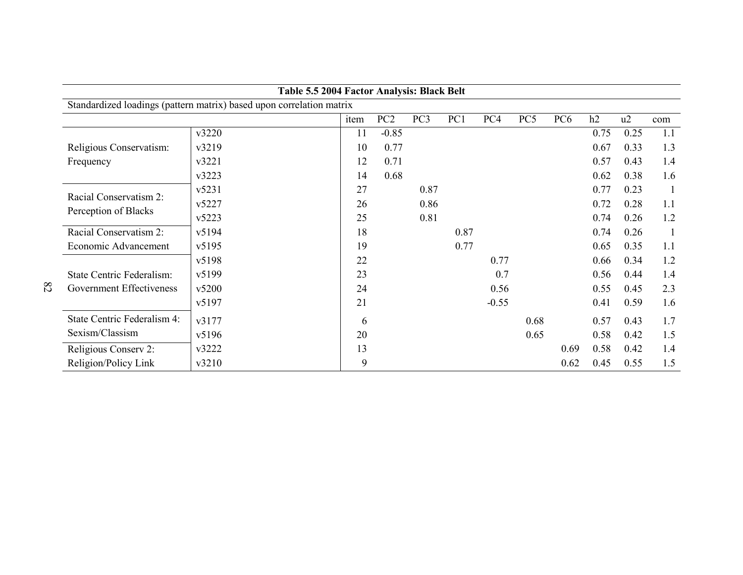**Table 5.5 2004 Factor Analysis: Black Belt**

Standardized loadings (pattern matrix) based upon correlation matrix

| | | item | PC2 | PC3 | PC1 | PC4 | PC5 | PC6 | h2 | u2 | com |
|---|---|---|---|---|---|---|---|---|---|---|---|
| Religious Conservatism: Frequency | v3220 | 11 | -0.85 | | | | | | 0.75 | 0.25 | 1.1 |
| | v3219 | 10 | 0.77 | | | | | | 0.67 | 0.33 | 1.3 |
| | v3221 | 12 | 0.71 | | | | | | 0.57 | 0.43 | 1.4 |
| | v3223 | 14 | 0.68 | | | | | | 0.62 | 0.38 | 1.6 |
| Racial Conservatism 2: Perception of Blacks | v5231 | 27 | | 0.87 | | | | | 0.77 | 0.23 | 1 |
| | v5227 | 26 | | 0.86 | | | | | 0.72 | 0.28 | 1.1 |
| | v5223 | 25 | | 0.81 | | | | | 0.74 | 0.26 | 1.2 |
| Racial Conservatism 2: Economic Advancement | v5194 | 18 | | | 0.87 | | | | 0.74 | 0.26 | 1 |
| | v5195 | 19 | | | 0.77 | | | | 0.65 | 0.35 | 1.1 |
| State Centric Federalism: Government Effectiveness | v5198 | 22 | | | | 0.77 | | | 0.66 | 0.34 | 1.2 |
| | v5199 | 23 | | | | 0.7 | | | 0.56 | 0.44 | 1.4 |
| | v5200 | 24 | | | | 0.56 | | | 0.55 | 0.45 | 2.3 |
| | v5197 | 21 | | | | -0.55 | | | 0.41 | 0.59 | 1.6 |
| State Centric Federalism 4: Sexism/Classism | v3177 | 6 | | | | | 0.68 | | 0.57 | 0.43 | 1.7 |
| | v5196 | 20 | | | | | 0.65 | | 0.58 | 0.42 | 1.5 |
| Religious Conserv 2: Religion/Policy Link | v3222 | 13 | | | | | | 0.69 | 0.58 | 0.42 | 1.4 |
| | v3210 | 9 | | | | | | 0.62 | 0.45 | 0.55 | 1.5 |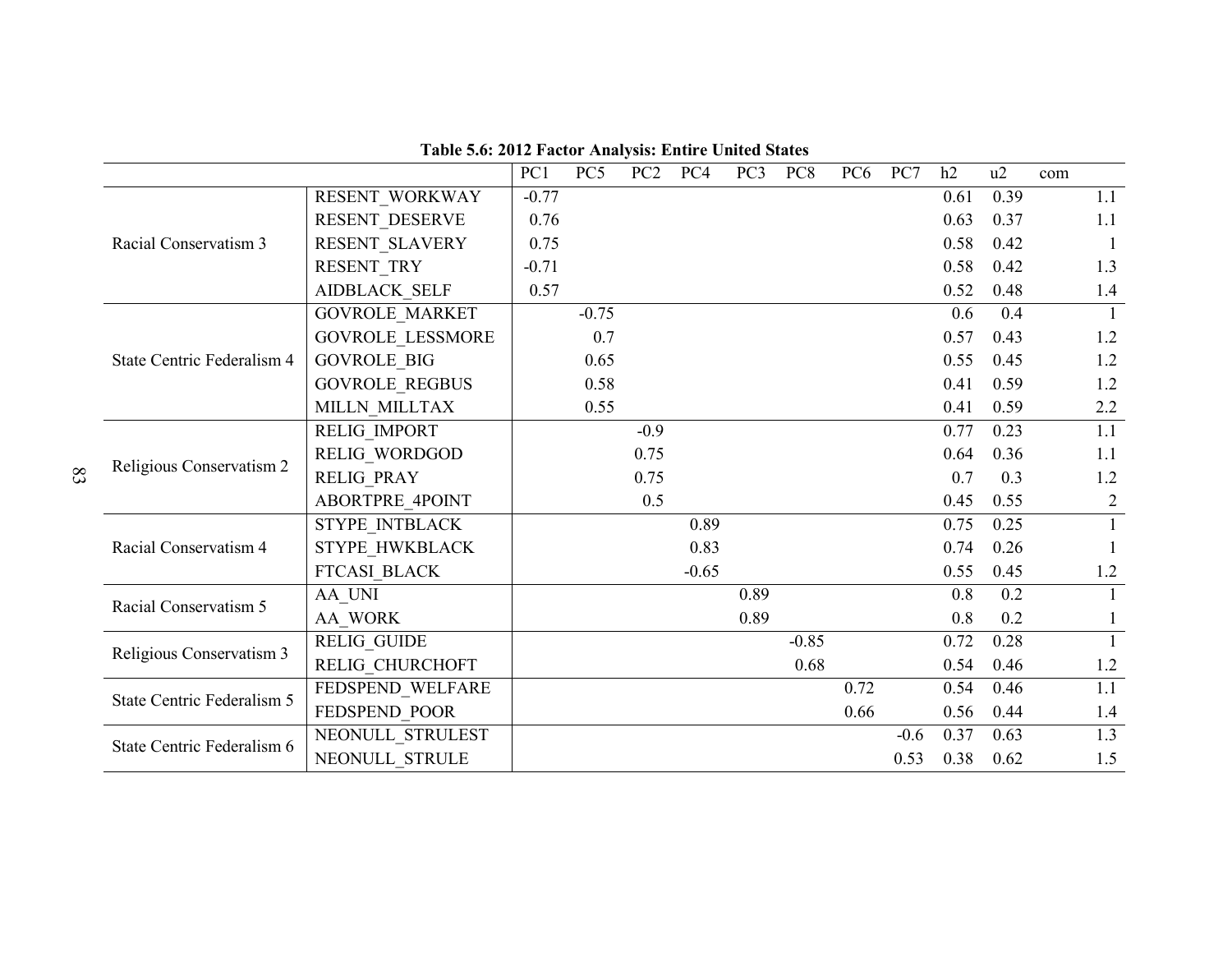**Table 5.6: 2012 Factor Analysis: Entire United States**

| | | PC1 | PC5 | PC2 | PC4 | PC3 | PC8 | PC6 | PC7 | h2 | u2 | com |
|---|---|---|---|---|---|---|---|---|---|---|---|---|
| Racial Conservatism 3 | RESENT_WORKWAY | -0.77 | | | | | | | | 0.61 | 0.39 | 1.1 |
| | RESENT_DESERVE | 0.76 | | | | | | | | 0.63 | 0.37 | 1.1 |
| | RESENT_SLAVERY | 0.75 | | | | | | | | 0.58 | 0.42 | 1 |
| | RESENT_TRY | -0.71 | | | | | | | | 0.58 | 0.42 | 1.3 |
| | AIDBLACK_SELF | 0.57 | | | | | | | | 0.52 | 0.48 | 1.4 |
| State Centric Federalism 4 | GOVROLE_MARKET | | -0.75 | | | | | | | 0.6 | 0.4 | 1 |
| | GOVROLE_LESSMORE | | 0.7 | | | | | | | 0.57 | 0.43 | 1.2 |
| | GOVROLE_BIG | | 0.65 | | | | | | | 0.55 | 0.45 | 1.2 |
| | GOVROLE_REGBUS | | 0.58 | | | | | | | 0.41 | 0.59 | 1.2 |
| | MILLN_MILLTAX | | 0.55 | | | | | | | 0.41 | 0.59 | 2.2 |
| Religious Conservatism 2 | RELIG_IMPORT | | | -0.9 | | | | | | 0.77 | 0.23 | 1.1 |
| | RELIG_WORDGOD | | | 0.75 | | | | | | 0.64 | 0.36 | 1.1 |
| | RELIG_PRAY | | | 0.75 | | | | | | 0.7 | 0.3 | 1.2 |
| | ABORTPRE_4POINT | | | 0.5 | | | | | | 0.45 | 0.55 | 2 |
| Racial Conservatism 4 | STYPE_INTBLACK | | | | 0.89 | | | | | 0.75 | 0.25 | 1 |
| | STYPE_HWKBLACK | | | | 0.83 | | | | | 0.74 | 0.26 | 1 |
| | FTCASI_BLACK | | | | -0.65 | | | | | 0.55 | 0.45 | 1.2 |
| Racial Conservatism 5 | AA_UNI | | | | | 0.89 | | | | 0.8 | 0.2 | 1 |
| | AA_WORK | | | | | 0.89 | | | | 0.8 | 0.2 | 1 |
| Religious Conservatism 3 | RELIG_GUIDE | | | | | | -0.85 | | | 0.72 | 0.28 | 1 |
| | RELIG_CHURCHOFT | | | | | | 0.68 | | | 0.54 | 0.46 | 1.2 |
| State Centric Federalism 5 | FEDSPEND_WELFARE | | | | | | | 0.72 | | 0.54 | 0.46 | 1.1 |
| | FEDSPEND_POOR | | | | | | | 0.66 | | 0.56 | 0.44 | 1.4 |
| State Centric Federalism 6 | NEONULL_STRULEST | | | | | | | | -0.6 | 0.37 | 0.63 | 1.3 |
| | NEONULL_STRULE | | | | | | | | 0.53 | 0.38 | 0.62 | 1.5 |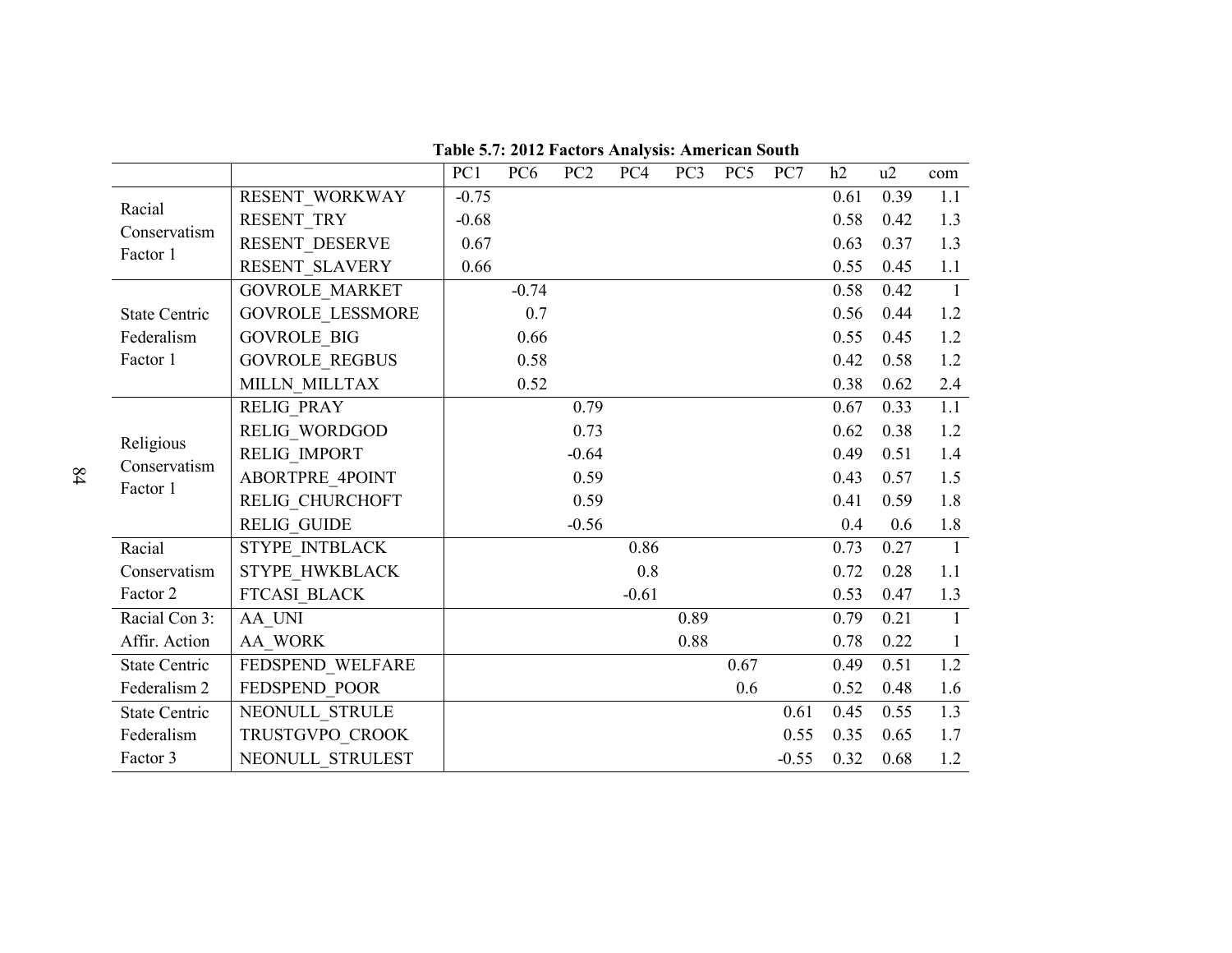**Table 5.7: 2012 Factors Analysis: American South**

| | | PC1 | PC6 | PC2 | PC4 | PC3 | PC5 | PC7 | h2 | u2 | com |
|---|---|---|---|---|---|---|---|---|---|---|---|
| Racial Conservatism Factor 1 | RESENT_WORKWAY | -0.75 | | | | | | | 0.61 | 0.39 | 1.1 |
| | RESENT_TRY | -0.68 | | | | | | | 0.58 | 0.42 | 1.3 |
| | RESENT_DESERVE | 0.67 | | | | | | | 0.63 | 0.37 | 1.3 |
| | RESENT_SLAVERY | 0.66 | | | | | | | 0.55 | 0.45 | 1.1 |
| State Centric Federalism Factor 1 | GOVROLE_MARKET | | -0.74 | | | | | | 0.58 | 0.42 | 1 |
| | GOVROLE_LESSMORE | | 0.7 | | | | | | 0.56 | 0.44 | 1.2 |
| | GOVROLE_BIG | | 0.66 | | | | | | 0.55 | 0.45 | 1.2 |
| | GOVROLE_REGBUS | | 0.58 | | | | | | 0.42 | 0.58 | 1.2 |
| | MILLN_MILLTAX | | 0.52 | | | | | | 0.38 | 0.62 | 2.4 |
| Religious Conservatism Factor 1 | RELIG_PRAY | | | 0.79 | | | | | 0.67 | 0.33 | 1.1 |
| | RELIG_WORDGOD | | | 0.73 | | | | | 0.62 | 0.38 | 1.2 |
| | RELIG_IMPORT | | | -0.64 | | | | | 0.49 | 0.51 | 1.4 |
| | ABORTPRE_4POINT | | | 0.59 | | | | | 0.43 | 0.57 | 1.5 |
| | RELIG_CHURCHOFT | | | 0.59 | | | | | 0.41 | 0.59 | 1.8 |
| | RELIG_GUIDE | | | -0.56 | | | | | 0.4 | 0.6 | 1.8 |
| Racial Conservatism Factor 2 | STYPE_INTBLACK | | | | 0.86 | | | | 0.73 | 0.27 | 1 |
| | STYPE_HWKBLACK | | | | 0.8 | | | | 0.72 | 0.28 | 1.1 |
| | FTCASI_BLACK | | | | -0.61 | | | | 0.53 | 0.47 | 1.3 |
| Racial Con 3: Affir. Action | AA_UNI | | | | | 0.89 | | | 0.79 | 0.21 | 1 |
| | AA_WORK | | | | | 0.88 | | | 0.78 | 0.22 | 1 |
| State Centric Federalism 2 | FEDSPEND_WELFARE | | | | | | 0.67 | | 0.49 | 0.51 | 1.2 |
| | FEDSPEND_POOR | | | | | | 0.6 | | 0.52 | 0.48 | 1.6 |
| State Centric Federalism Factor 3 | NEONULL_STRULE | | | | | | | 0.61 | 0.45 | 0.55 | 1.3 |
| | TRUSTGVPO_CROOK | | | | | | | 0.55 | 0.35 | 0.65 | 1.7 |
| | NEONULL_STRULEST | | | | | | | -0.55 | 0.32 | 0.68 | 1.2 |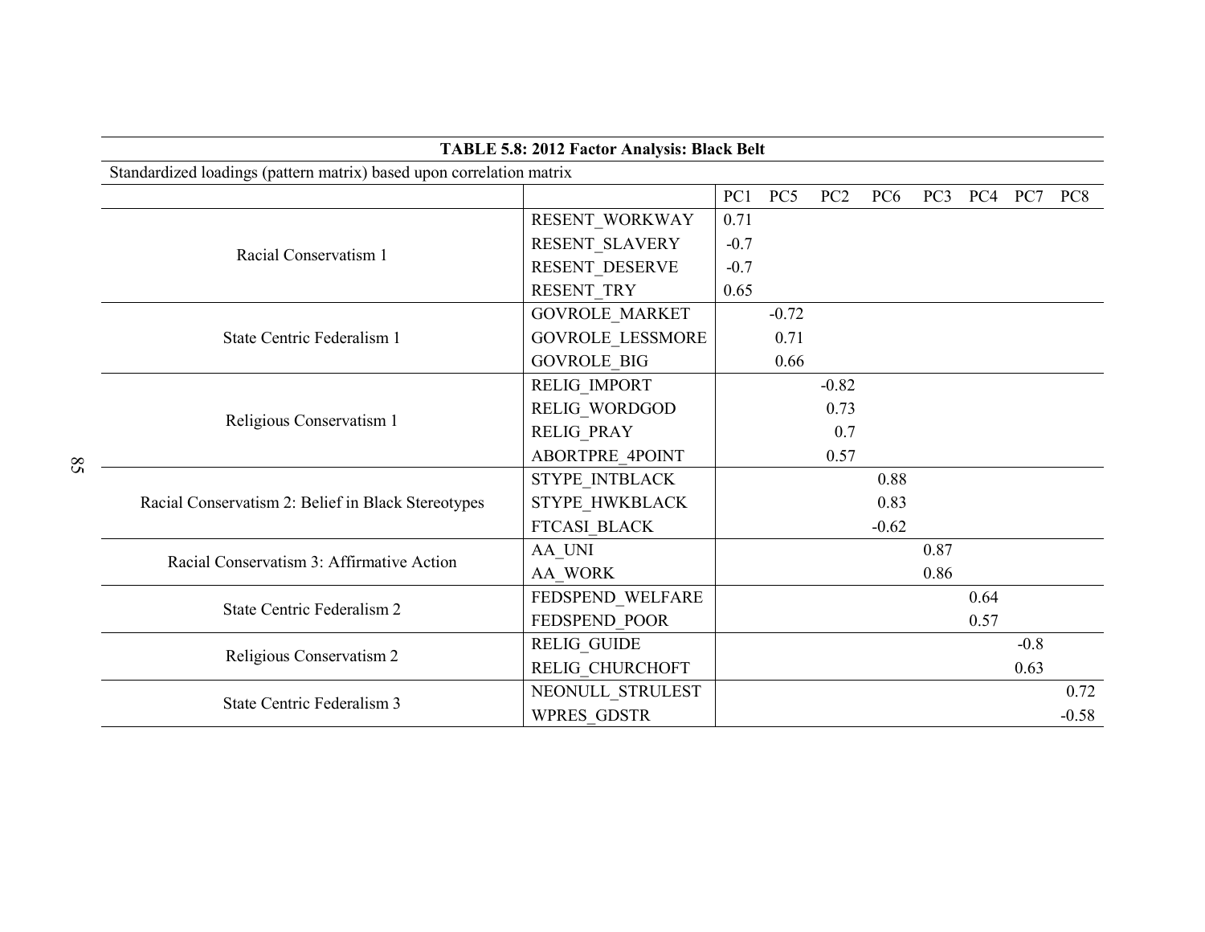**TABLE 5.8: 2012 Factor Analysis: Black Belt**

Standardized loadings (pattern matrix) based upon correlation matrix

| | | PC1 | PC5 | PC2 | PC6 | PC3 | PC4 | PC7 | PC8 |
|---|---|---|---|---|---|---|---|---|---|
| Racial Conservatism 1 | RESENT_WORKWAY | 0.71 | | | | | | | |
| | RESENT_SLAVERY | -0.7 | | | | | | | |
| | RESENT_DESERVE | -0.7 | | | | | | | |
| | RESENT_TRY | 0.65 | | | | | | | |
| State Centric Federalism 1 | GOVROLE_MARKET | | -0.72 | | | | | | |
| | GOVROLE_LESSMORE | | 0.71 | | | | | | |
| | GOVROLE_BIG | | 0.66 | | | | | | |
| Religious Conservatism 1 | RELIG_IMPORT | | | -0.82 | | | | | |
| | RELIG_WORDGOD | | | 0.73 | | | | | |
| | RELIG_PRAY | | | 0.7 | | | | | |
| | ABORTPRE_4POINT | | | 0.57 | | | | | |
| Racial Conservatism 2: Belief in Black Stereotypes | STYPE_INTBLACK | | | | 0.88 | | | | |
| | STYPE_HWKBLACK | | | | 0.83 | | | | |
| | FTCASI_BLACK | | | | -0.62 | | | | |
| Racial Conservatism 3: Affirmative Action | AA_UNI | | | | | 0.87 | | | |
| | AA_WORK | | | | | 0.86 | | | |
| State Centric Federalism 2 | FEDSPEND_WELFARE | | | | | | 0.64 | | |
| | FEDSPEND_POOR | | | | | | 0.57 | | |
| Religious Conservatism 2 | RELIG_GUIDE | | | | | | | -0.8 | |
| | RELIG_CHURCHOFT | | | | | | | 0.63 | |
| State Centric Federalism 3 | NEONULL_STRULEST | | | | | | | | 0.72 |
| | WPRES_GDSTR | | | | | | | | -0.58 |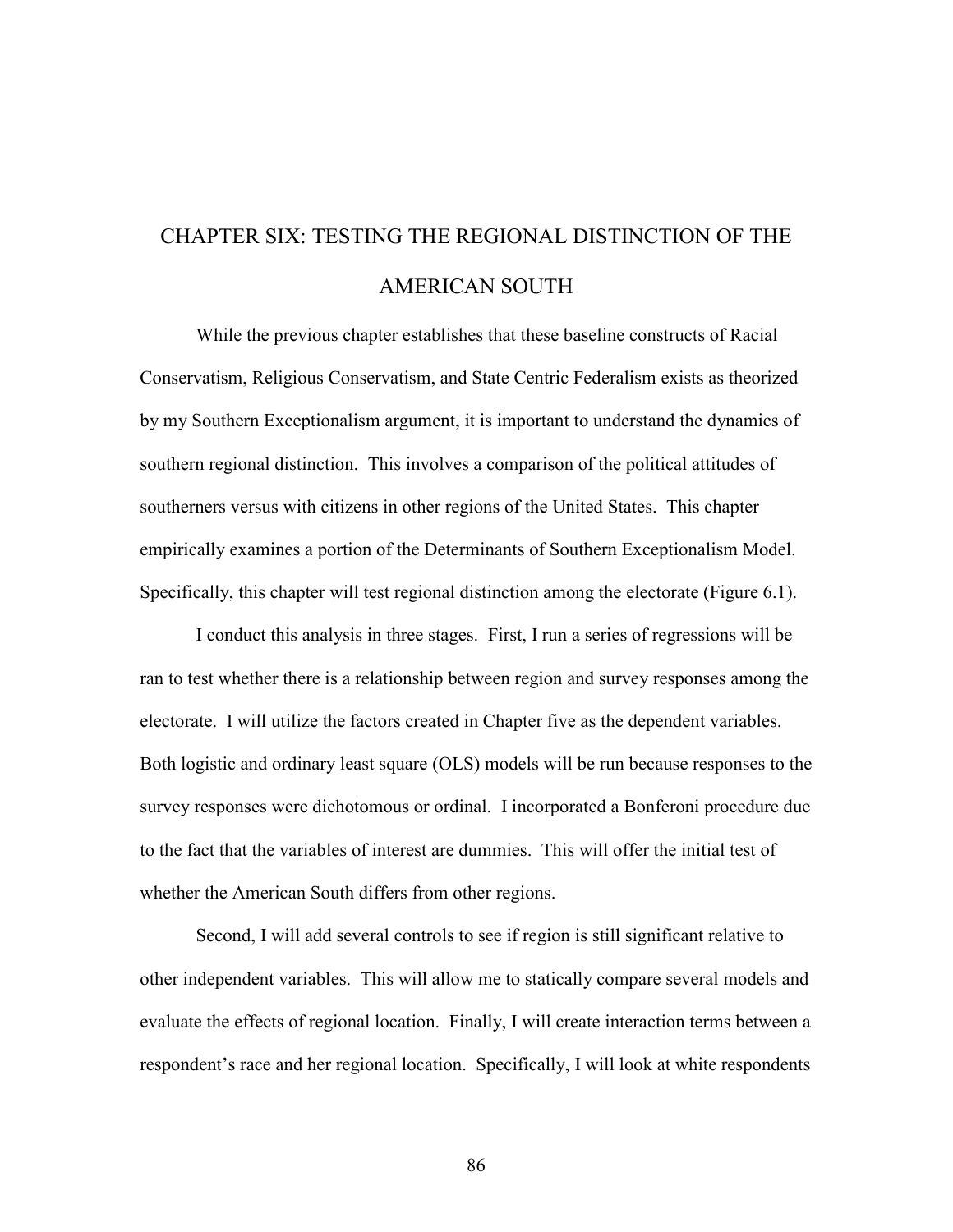# CHAPTER SIX: TESTING THE REGIONAL DISTINCTION OF THE AMERICAN SOUTH

While the previous chapter establishes that these baseline constructs of Racial Conservatism, Religious Conservatism, and State Centric Federalism exists as theorized by my Southern Exceptionalism argument, it is important to understand the dynamics of southern regional distinction. This involves a comparison of the political attitudes of southerners versus with citizens in other regions of the United States. This chapter empirically examines a portion of the Determinants of Southern Exceptionalism Model. Specifically, this chapter will test regional distinction among the electorate (Figure 6.1).

I conduct this analysis in three stages. First, I run a series of regressions will be ran to test whether there is a relationship between region and survey responses among the electorate. I will utilize the factors created in Chapter five as the dependent variables. Both logistic and ordinary least square (OLS) models will be run because responses to the survey responses were dichotomous or ordinal. I incorporated a Bonferoni procedure due to the fact that the variables of interest are dummies. This will offer the initial test of whether the American South differs from other regions.

Second, I will add several controls to see if region is still significant relative to other independent variables. This will allow me to statically compare several models and evaluate the effects of regional location. Finally, I will create interaction terms between a respondent's race and her regional location. Specifically, I will look at white respondents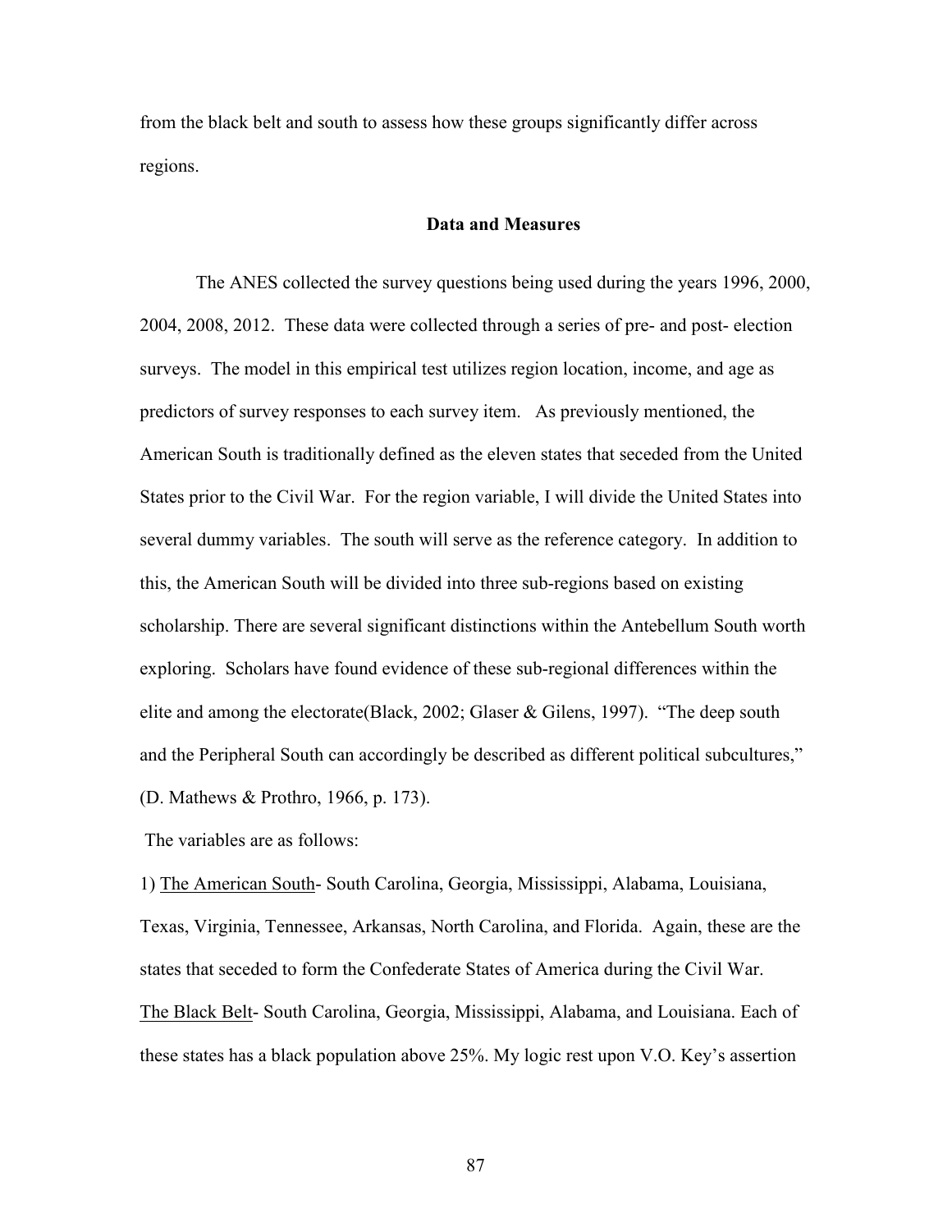from the black belt and south to assess how these groups significantly differ across regions.

## Data and Measures

The ANES collected the survey questions being used during the years 1996, 2000, 2004, 2008, 2012. These data were collected through a series of pre- and post- election surveys. The model in this empirical test utilizes region location, income, and age as predictors of survey responses to each survey item. As previously mentioned, the American South is traditionally defined as the eleven states that seceded from the United States prior to the Civil War. For the region variable, I will divide the United States into several dummy variables. The south will serve as the reference category. In addition to this, the American South will be divided into three sub-regions based on existing scholarship. There are several significant distinctions within the Antebellum South worth exploring. Scholars have found evidence of these sub-regional differences within the elite and among the electorate(Black, 2002; Glaser & Gilens, 1997). "The deep south and the Peripheral South can accordingly be described as different political subcultures," (D. Mathews & Prothro, 1966, p. 173).

The variables are as follows:

1) <u>The American South</u>- South Carolina, Georgia, Mississippi, Alabama, Louisiana, Texas, Virginia, Tennessee, Arkansas, North Carolina, and Florida. Again, these are the states that seceded to form the Confederate States of America during the Civil War.

<u>The Black Belt</u>- South Carolina, Georgia, Mississippi, Alabama, and Louisiana. Each of these states has a black population above 25%. My logic rest upon V.O. Key's assertion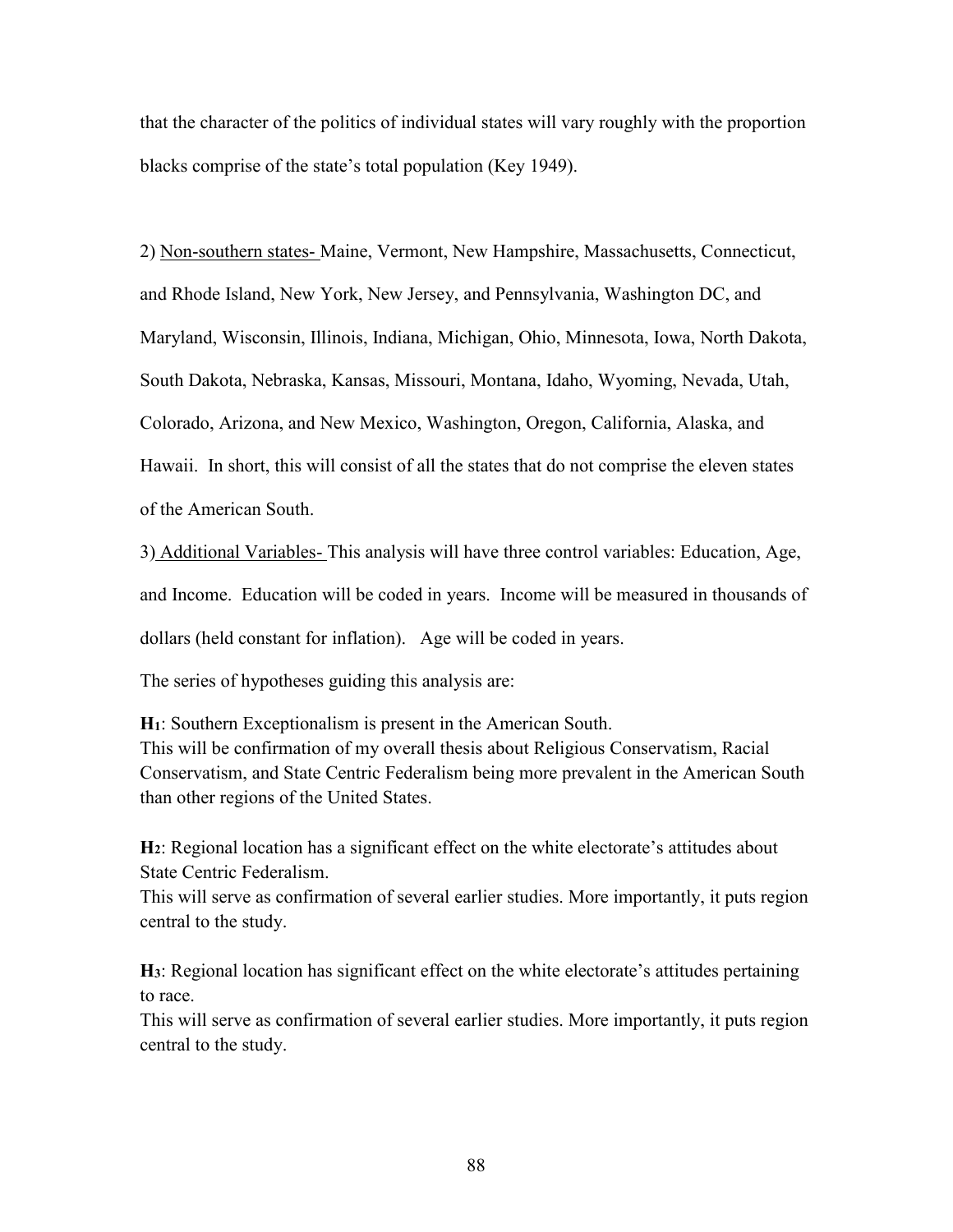that the character of the politics of individual states will vary roughly with the proportion blacks comprise of the state's total population (Key 1949).

2) Non-southern states- Maine, Vermont, New Hampshire, Massachusetts, Connecticut, and Rhode Island, New York, New Jersey, and Pennsylvania, Washington DC, and Maryland, Wisconsin, Illinois, Indiana, Michigan, Ohio, Minnesota, Iowa, North Dakota, South Dakota, Nebraska, Kansas, Missouri, Montana, Idaho, Wyoming, Nevada, Utah, Colorado, Arizona, and New Mexico, Washington, Oregon, California, Alaska, and Hawaii. In short, this will consist of all the states that do not comprise the eleven states of the American South.

3) Additional Variables- This analysis will have three control variables: Education, Age, and Income. Education will be coded in years. Income will be measured in thousands of dollars (held constant for inflation). Age will be coded in years.

The series of hypotheses guiding this analysis are:

**$H_1$**: Southern Exceptionalism is present in the American South.
This will be confirmation of my overall thesis about Religious Conservatism, Racial Conservatism, and State Centric Federalism being more prevalent in the American South than other regions of the United States.

**$H_2$**: Regional location has a significant effect on the white electorate's attitudes about State Centric Federalism.
This will serve as confirmation of several earlier studies. More importantly, it puts region central to the study.

**$H_3$**: Regional location has significant effect on the white electorate's attitudes pertaining to race.
This will serve as confirmation of several earlier studies. More importantly, it puts region central to the study.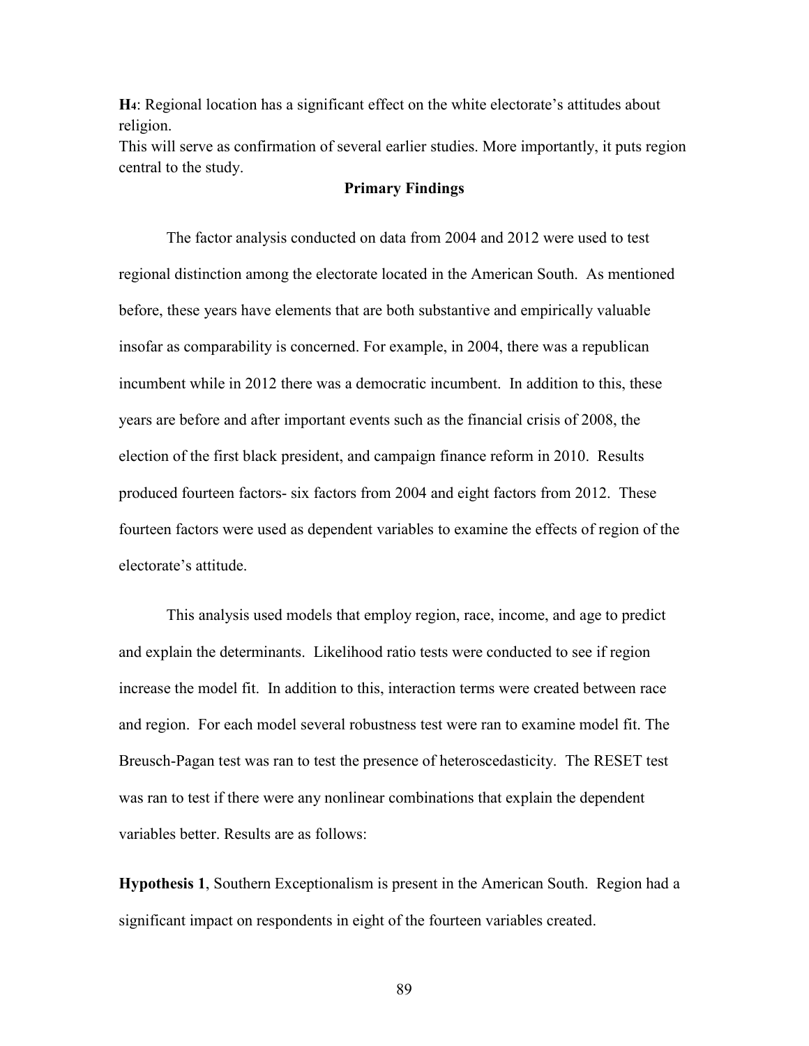**H4**: Regional location has a significant effect on the white electorate's attitudes about religion.

This will serve as confirmation of several earlier studies. More importantly, it puts region central to the study.

## Primary Findings

The factor analysis conducted on data from 2004 and 2012 were used to test regional distinction among the electorate located in the American South. As mentioned before, these years have elements that are both substantive and empirically valuable insofar as comparability is concerned. For example, in 2004, there was a republican incumbent while in 2012 there was a democratic incumbent. In addition to this, these years are before and after important events such as the financial crisis of 2008, the election of the first black president, and campaign finance reform in 2010. Results produced fourteen factors- six factors from 2004 and eight factors from 2012. These fourteen factors were used as dependent variables to examine the effects of region of the electorate's attitude.

This analysis used models that employ region, race, income, and age to predict and explain the determinants. Likelihood ratio tests were conducted to see if region increase the model fit. In addition to this, interaction terms were created between race and region. For each model several robustness test were ran to examine model fit. The Breusch-Pagan test was ran to test the presence of heteroscedasticity. The RESET test was ran to test if there were any nonlinear combinations that explain the dependent variables better. Results are as follows:

**Hypothesis 1**, Southern Exceptionalism is present in the American South. Region had a significant impact on respondents in eight of the fourteen variables created.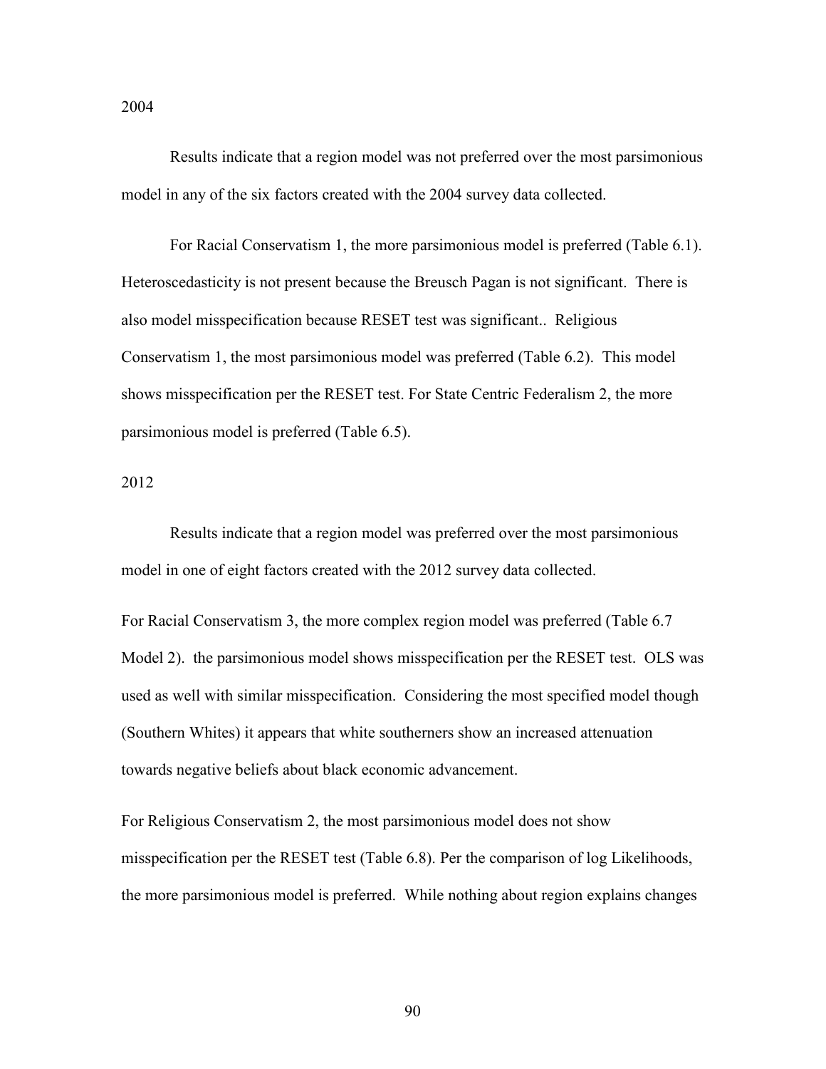2004

Results indicate that a region model was not preferred over the most parsimonious model in any of the six factors created with the 2004 survey data collected.

For Racial Conservatism 1, the more parsimonious model is preferred (Table 6.1). Heteroscedasticity is not present because the Breusch Pagan is not significant. There is also model misspecification because RESET test was significant.. Religious Conservatism 1, the most parsimonious model was preferred (Table 6.2). This model shows misspecification per the RESET test. For State Centric Federalism 2, the more parsimonious model is preferred (Table 6.5).

2012

Results indicate that a region model was preferred over the most parsimonious model in one of eight factors created with the 2012 survey data collected.

For Racial Conservatism 3, the more complex region model was preferred (Table 6.7 Model 2). the parsimonious model shows misspecification per the RESET test. OLS was used as well with similar misspecification. Considering the most specified model though (Southern Whites) it appears that white southerners show an increased attenuation towards negative beliefs about black economic advancement.

For Religious Conservatism 2, the most parsimonious model does not show misspecification per the RESET test (Table 6.8). Per the comparison of log Likelihoods, the more parsimonious model is preferred. While nothing about region explains changes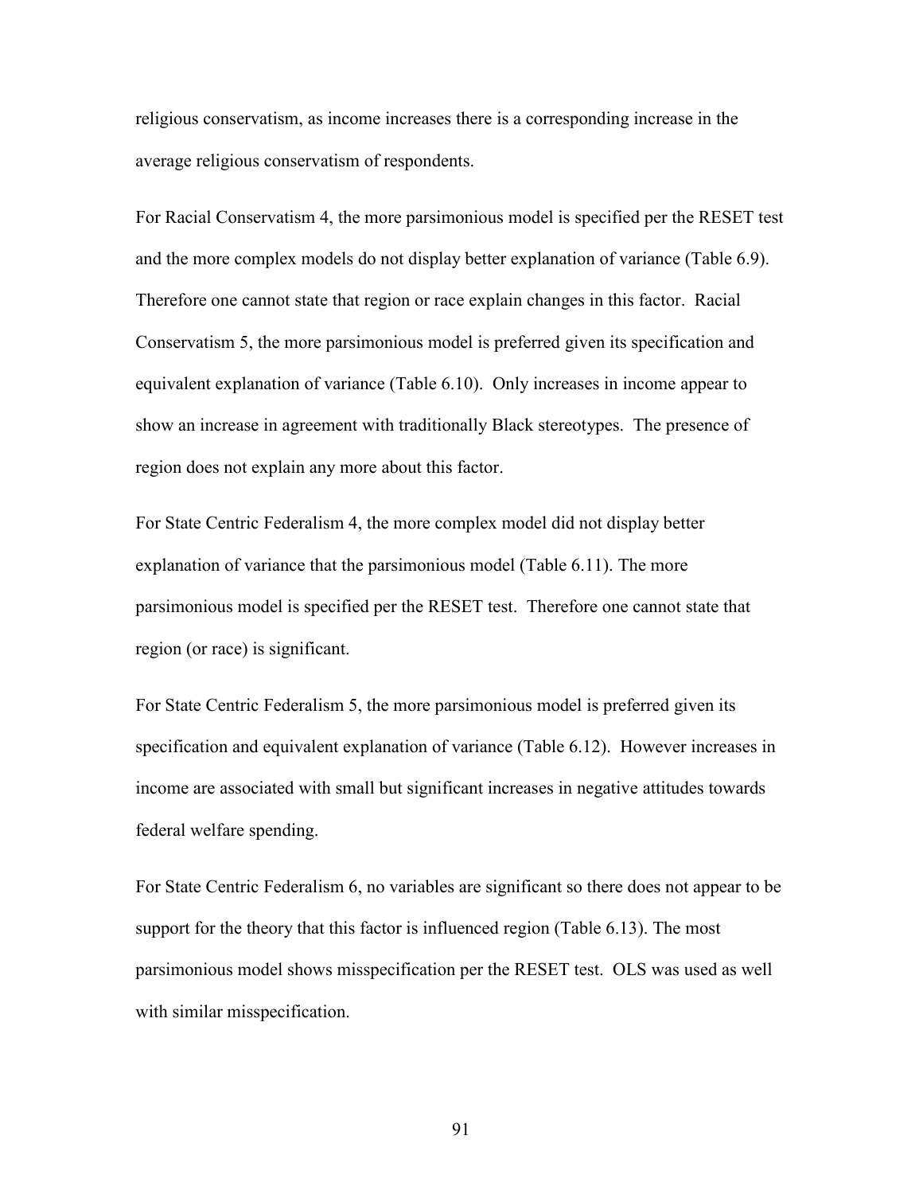religious conservatism, as income increases there is a corresponding increase in the average religious conservatism of respondents.

For Racial Conservatism 4, the more parsimonious model is specified per the RESET test and the more complex models do not display better explanation of variance (Table 6.9). Therefore one cannot state that region or race explain changes in this factor. Racial Conservatism 5, the more parsimonious model is preferred given its specification and equivalent explanation of variance (Table 6.10). Only increases in income appear to show an increase in agreement with traditionally Black stereotypes. The presence of region does not explain any more about this factor.

For State Centric Federalism 4, the more complex model did not display better explanation of variance that the parsimonious model (Table 6.11). The more parsimonious model is specified per the RESET test. Therefore one cannot state that region (or race) is significant.

For State Centric Federalism 5, the more parsimonious model is preferred given its specification and equivalent explanation of variance (Table 6.12). However increases in income are associated with small but significant increases in negative attitudes towards federal welfare spending.

For State Centric Federalism 6, no variables are significant so there does not appear to be support for the theory that this factor is influenced region (Table 6.13). The most parsimonious model shows misspecification per the RESET test. OLS was used as well with similar misspecification.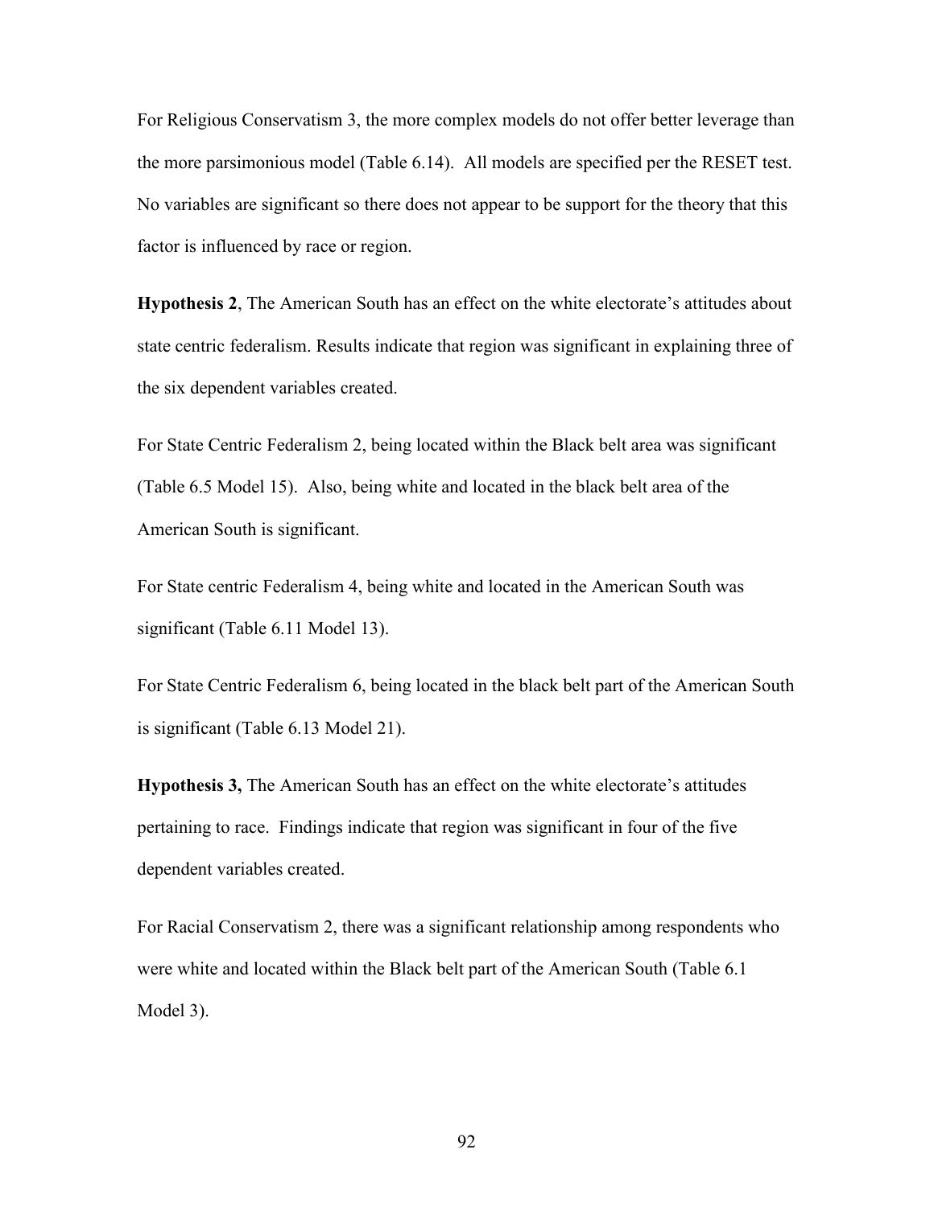For Religious Conservatism 3, the more complex models do not offer better leverage than the more parsimonious model (Table 6.14). All models are specified per the RESET test. No variables are significant so there does not appear to be support for the theory that this factor is influenced by race or region.

**Hypothesis 2**, The American South has an effect on the white electorate's attitudes about state centric federalism. Results indicate that region was significant in explaining three of the six dependent variables created.

For State Centric Federalism 2, being located within the Black belt area was significant (Table 6.5 Model 15). Also, being white and located in the black belt area of the American South is significant.

For State centric Federalism 4, being white and located in the American South was significant (Table 6.11 Model 13).

For State Centric Federalism 6, being located in the black belt part of the American South is significant (Table 6.13 Model 21).

**Hypothesis 3,** The American South has an effect on the white electorate's attitudes pertaining to race. Findings indicate that region was significant in four of the five dependent variables created.

For Racial Conservatism 2, there was a significant relationship among respondents who were white and located within the Black belt part of the American South (Table 6.1 Model 3).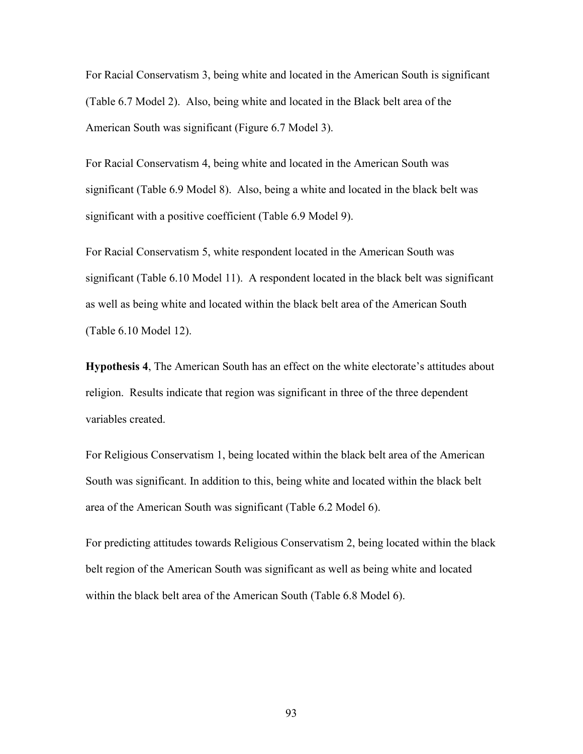For Racial Conservatism 3, being white and located in the American South is significant (Table 6.7 Model 2). Also, being white and located in the Black belt area of the American South was significant (Figure 6.7 Model 3).

For Racial Conservatism 4, being white and located in the American South was significant (Table 6.9 Model 8). Also, being a white and located in the black belt was significant with a positive coefficient (Table 6.9 Model 9).

For Racial Conservatism 5, white respondent located in the American South was significant (Table 6.10 Model 11). A respondent located in the black belt was significant as well as being white and located within the black belt area of the American South (Table 6.10 Model 12).

**Hypothesis 4**, The American South has an effect on the white electorate's attitudes about religion. Results indicate that region was significant in three of the three dependent variables created.

For Religious Conservatism 1, being located within the black belt area of the American South was significant. In addition to this, being white and located within the black belt area of the American South was significant (Table 6.2 Model 6).

For predicting attitudes towards Religious Conservatism 2, being located within the black belt region of the American South was significant as well as being white and located within the black belt area of the American South (Table 6.8 Model 6).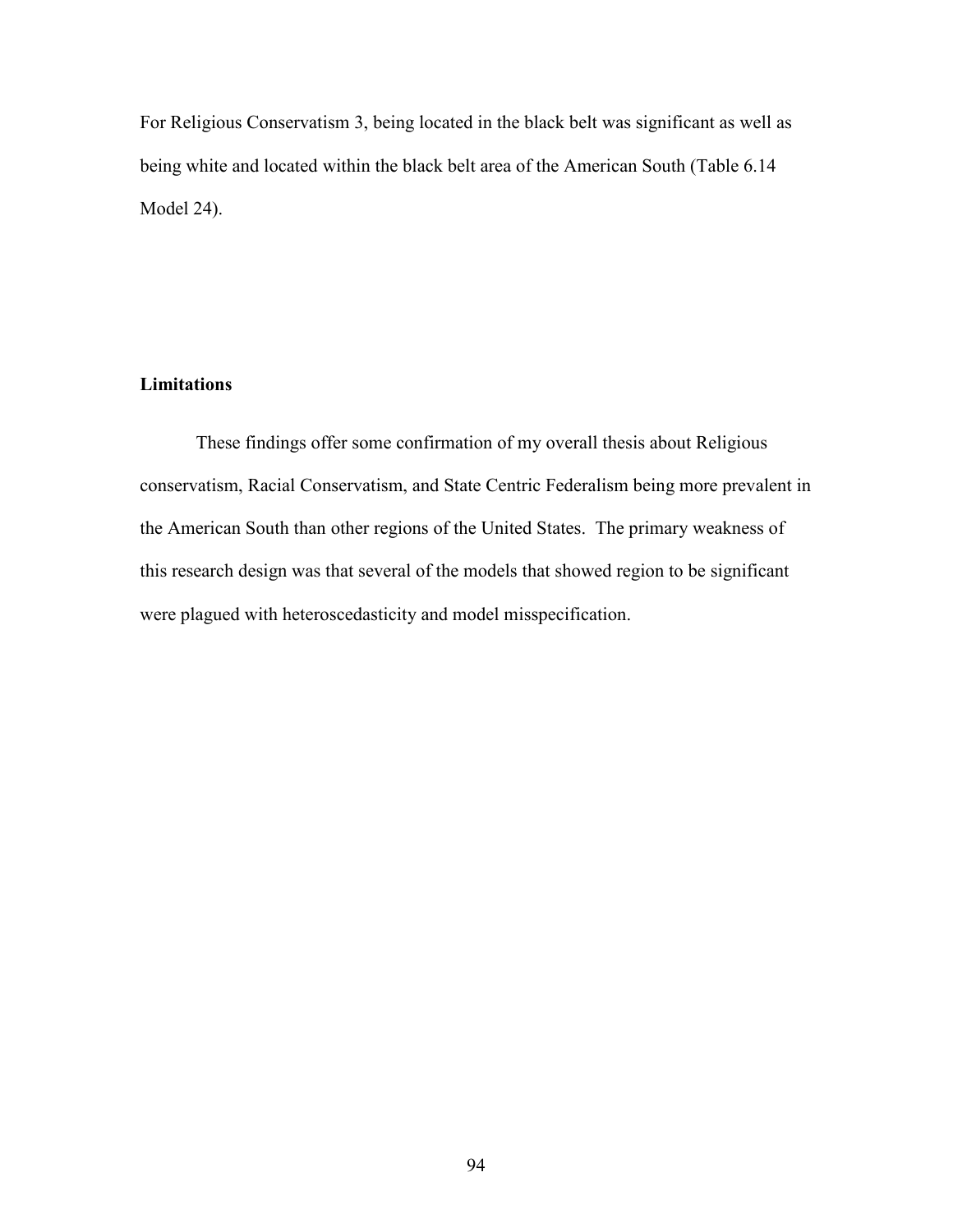For Religious Conservatism 3, being located in the black belt was significant as well as being white and located within the black belt area of the American South (Table 6.14 Model 24).

## Limitations

These findings offer some confirmation of my overall thesis about Religious conservatism, Racial Conservatism, and State Centric Federalism being more prevalent in the American South than other regions of the United States. The primary weakness of this research design was that several of the models that showed region to be significant were plagued with heteroscedasticity and model misspecification.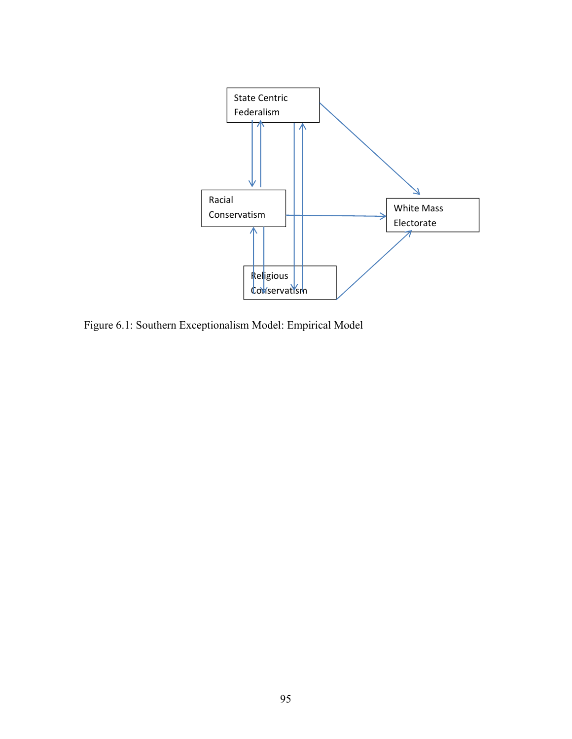State Centric Federalism

Racial Conservatism

White Mass Electorate

Religious Conservatism

Figure 6.1: Southern Exceptionalism Model: Empirical Model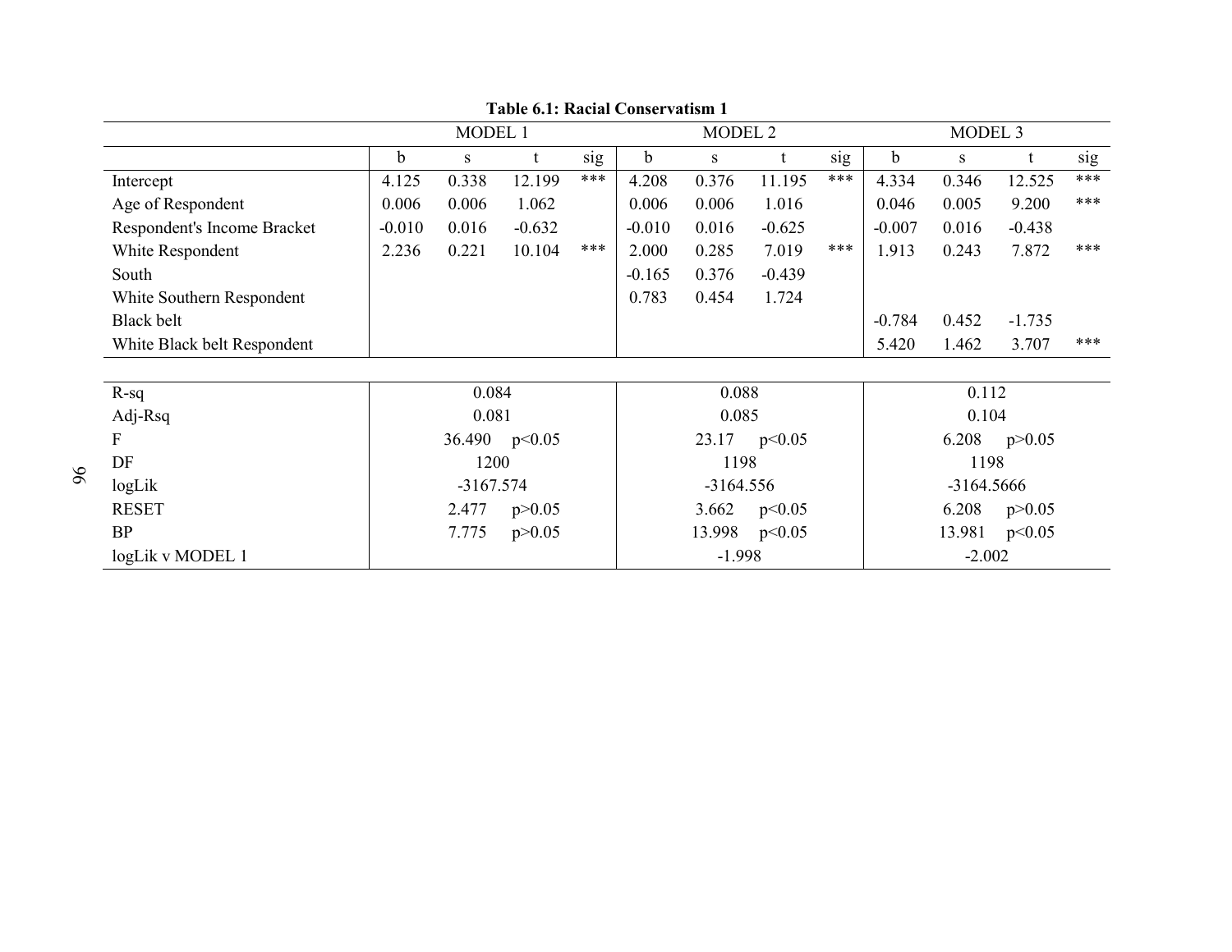**Table 6.1: Racial Conservatism 1**

| | MODEL 1 | | | | MODEL 2 | | | | MODEL 3 | | | |
|---|---|---|---|---|---|---|---|---|---|---|---|---|
| | b | s | t | sig | b | s | t | sig | b | s | t | sig |
| Intercept | 4.125 | 0.338 | 12.199 | *** | 4.208 | 0.376 | 11.195 | *** | 4.334 | 0.346 | 12.525 | *** |
| Age of Respondent | 0.006 | 0.006 | 1.062 | | 0.006 | 0.006 | 1.016 | | 0.046 | 0.005 | 9.200 | *** |
| Respondent's Income Bracket | -0.010 | 0.016 | -0.632 | | -0.010 | 0.016 | -0.625 | | -0.007 | 0.016 | -0.438 | |
| White Respondent | 2.236 | 0.221 | 10.104 | *** | 2.000 | 0.285 | 7.019 | *** | 1.913 | 0.243 | 7.872 | *** |
| South | | | | | -0.165 | 0.376 | -0.439 | | | | | |
| White Southern Respondent | | | | | 0.783 | 0.454 | 1.724 | | | | | |
| Black belt | | | | | | | | | -0.784 | 0.452 | -1.735 | |
| White Black belt Respondent | | | | | | | | | 5.420 | 1.462 | 3.707 | *** |

| | MODEL 1 | MODEL 2 | MODEL 3 |
|---|---|---|---|
| R-sq | 0.084 | 0.088 | 0.112 |
| Adj-Rsq | 0.081 | 0.085 | 0.104 |
| F | 36.490 $p<0.05$ | 23.17 $p<0.05$ | 6.208 $p>0.05$ |
| DF | 1200 | 1198 | 1198 |
| logLik | -3167.574 | -3164.556 | -3164.5666 |
| RESET | 2.477 $p>0.05$ | 3.662 $p<0.05$ | 6.208 $p>0.05$ |
| BP | 7.775 $p>0.05$ | 13.998 $p<0.05$ | 13.981 $p<0.05$ |
| logLik v MODEL 1 | | -1.998 | -2.002 |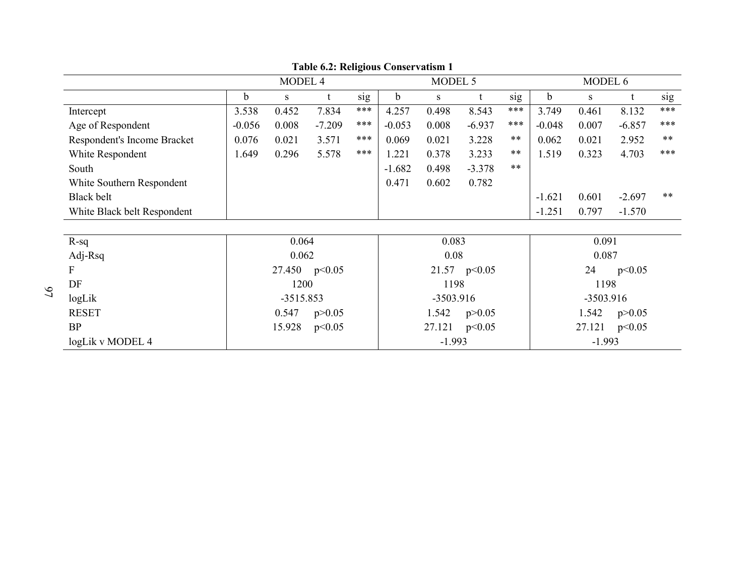**Table 6.2: Religious Conservatism 1**

| | MODEL 4 | | | | MODEL 5 | | | | MODEL 6 | | | |
|---|---|---|---|---|---|---|---|---|---|---|---|---|
| | b | s | t | sig | b | s | t | sig | b | s | t | sig |
| Intercept | 3.538 | 0.452 | 7.834 | *** | 4.257 | 0.498 | 8.543 | *** | 3.749 | 0.461 | 8.132 | *** |
| Age of Respondent | -0.056 | 0.008 | -7.209 | *** | -0.053 | 0.008 | -6.937 | *** | -0.048 | 0.007 | -6.857 | *** |
| Respondent's Income Bracket | 0.076 | 0.021 | 3.571 | *** | 0.069 | 0.021 | 3.228 | ** | 0.062 | 0.021 | 2.952 | ** |
| White Respondent | 1.649 | 0.296 | 5.578 | *** | 1.221 | 0.378 | 3.233 | ** | 1.519 | 0.323 | 4.703 | *** |
| South | | | | | -1.682 | 0.498 | -3.378 | ** | | | | |
| White Southern Respondent | | | | | 0.471 | 0.602 | 0.782 | | | | | |
| Black belt | | | | | | | | | -1.621 | 0.601 | -2.697 | ** |
| White Black belt Respondent | | | | | | | | | -1.251 | 0.797 | -1.570 | |
| | | | | | | | | | | | | |
| R-sq | 0.064 | | | | 0.083 | | | | 0.091 | | | |
| Adj-Rsq | 0.062 | | | | 0.08 | | | | 0.087 | | | |
| F | 27.450 $p<0.05$ | | | | 21.57 $p<0.05$ | | | | 24 $p<0.05$ | | | |
| DF | 1200 | | | | 1198 | | | | 1198 | | | |
| logLik | -3515.853 | | | | -3503.916 | | | | -3503.916 | | | |
| RESET | 0.547 $p>0.05$ | | | | 1.542 $p>0.05$ | | | | 1.542 $p>0.05$ | | | |
| BP | 15.928 $p<0.05$ | | | | 27.121 $p<0.05$ | | | | 27.121 $p<0.05$ | | | |
| logLik v MODEL 4 | | | | | -1.993 | | | | -1.993 | | | |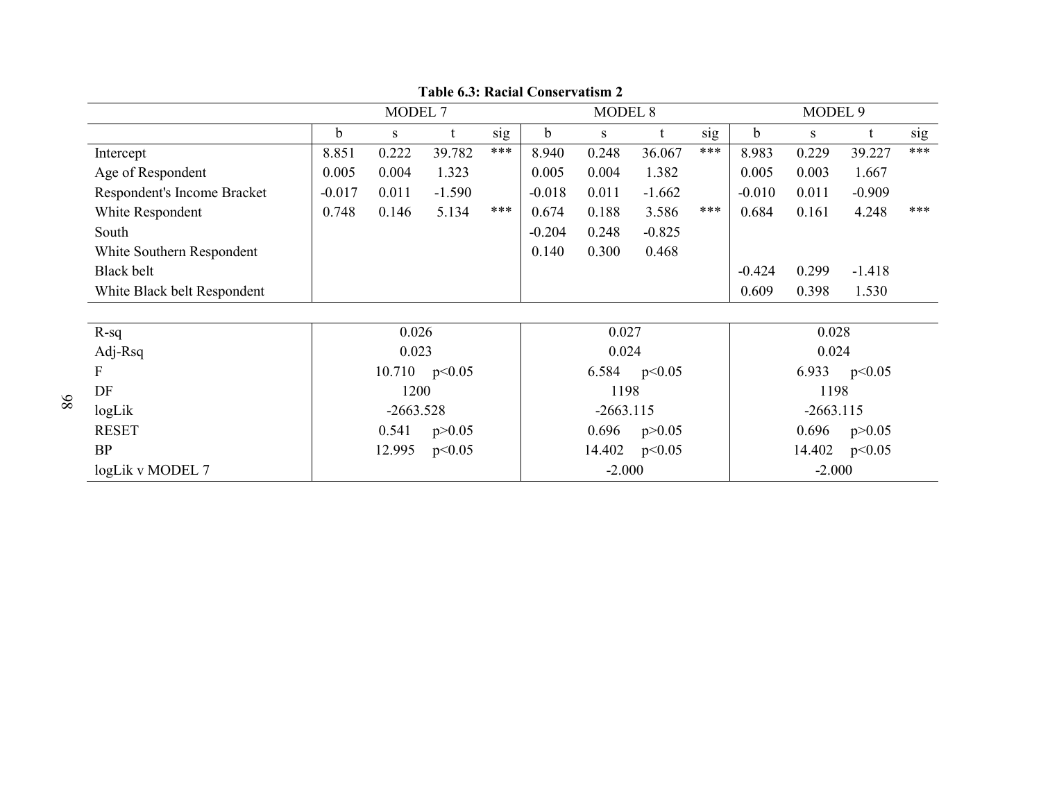**Table 6.3: Racial Conservatism 2**

| | MODEL 7 | | | | MODEL 8 | | | | MODEL 9 | | | |
|---|---|---|---|---|---|---|---|---|---|---|---|---|
| | b | s | t | sig | b | s | t | sig | b | s | t | sig |
| Intercept | 8.851 | 0.222 | 39.782 | *** | 8.940 | 0.248 | 36.067 | *** | 8.983 | 0.229 | 39.227 | *** |
| Age of Respondent | 0.005 | 0.004 | 1.323 | | 0.005 | 0.004 | 1.382 | | 0.005 | 0.003 | 1.667 | |
| Respondent's Income Bracket | -0.017 | 0.011 | -1.590 | | -0.018 | 0.011 | -1.662 | | -0.010 | 0.011 | -0.909 | |
| White Respondent | 0.748 | 0.146 | 5.134 | *** | 0.674 | 0.188 | 3.586 | *** | 0.684 | 0.161 | 4.248 | *** |
| South | | | | | -0.204 | 0.248 | -0.825 | | | | | |
| White Southern Respondent | | | | | 0.140 | 0.300 | 0.468 | | | | | |
| Black belt | | | | | | | | | -0.424 | 0.299 | -1.418 | |
| White Black belt Respondent | | | | | | | | | 0.609 | 0.398 | 1.530 | |
| | | | | | | | | | | | | |
| R-sq | 0.026 | | | | 0.027 | | | | 0.028 | | | |
| Adj-Rsq | 0.023 | | | | 0.024 | | | | 0.024 | | | |
| F | 10.710 $p<0.05$ | | | | 6.584 $p<0.05$ | | | | 6.933 $p<0.05$ | | | |
| DF | 1200 | | | | 1198 | | | | 1198 | | | |
| logLik | -2663.528 | | | | -2663.115 | | | | -2663.115 | | | |
| RESET | 0.541 $p>0.05$ | | | | 0.696 $p>0.05$ | | | | 0.696 $p>0.05$ | | | |
| BP | 12.995 $p<0.05$ | | | | 14.402 $p<0.05$ | | | | 14.402 $p<0.05$ | | | |
| logLik v MODEL 7 | | | | | -2.000 | | | | -2.000 | | | |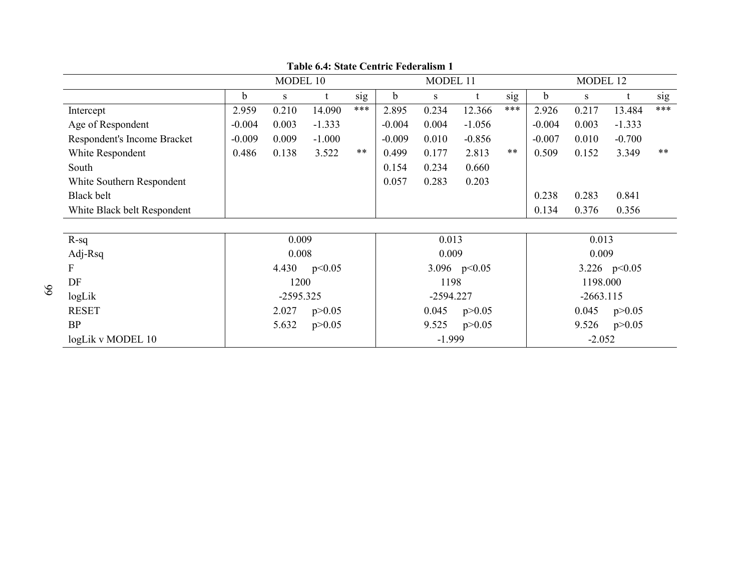**Table 6.4: State Centric Federalism 1**

| | MODEL 10 | | | | MODEL 11 | | | | MODEL 12 | | | |
|---|---|---|---|---|---|---|---|---|---|---|---|---|
| | b | s | t | sig | b | s | t | sig | b | s | t | sig |
| Intercept | 2.959 | 0.210 | 14.090 | *** | 2.895 | 0.234 | 12.366 | *** | 2.926 | 0.217 | 13.484 | *** |
| Age of Respondent | -0.004 | 0.003 | -1.333 | | -0.004 | 0.004 | -1.056 | | -0.004 | 0.003 | -1.333 | |
| Respondent's Income Bracket | -0.009 | 0.009 | -1.000 | | -0.009 | 0.010 | -0.856 | | -0.007 | 0.010 | -0.700 | |
| White Respondent | 0.486 | 0.138 | 3.522 | ** | 0.499 | 0.177 | 2.813 | ** | 0.509 | 0.152 | 3.349 | ** |
| South | | | | | 0.154 | 0.234 | 0.660 | | | | | |
| White Southern Respondent | | | | | 0.057 | 0.283 | 0.203 | | | | | |
| Black belt | | | | | | | | | 0.238 | 0.283 | 0.841 | |
| White Black belt Respondent | | | | | | | | | 0.134 | 0.376 | 0.356 | |

| | MODEL 10 | MODEL 11 | MODEL 12 |
|---|---|---|---|
| R-sq | 0.009 | 0.013 | 0.013 |
| Adj-Rsq | 0.008 | 0.009 | 0.009 |
| F | 4.430 $p<0.05$ | 3.096 $p<0.05$ | 3.226 $p<0.05$ |
| DF | 1200 | 1198 | 1198.000 |
| logLik | -2595.325 | -2594.227 | -2663.115 |
| RESET | 2.027 $p>0.05$ | 0.045 $p>0.05$ | 0.045 $p>0.05$ |
| BP | 5.632 $p>0.05$ | 9.525 $p>0.05$ | 9.526 $p>0.05$ |
| logLik v MODEL 10 | | -1.999 | -2.052 |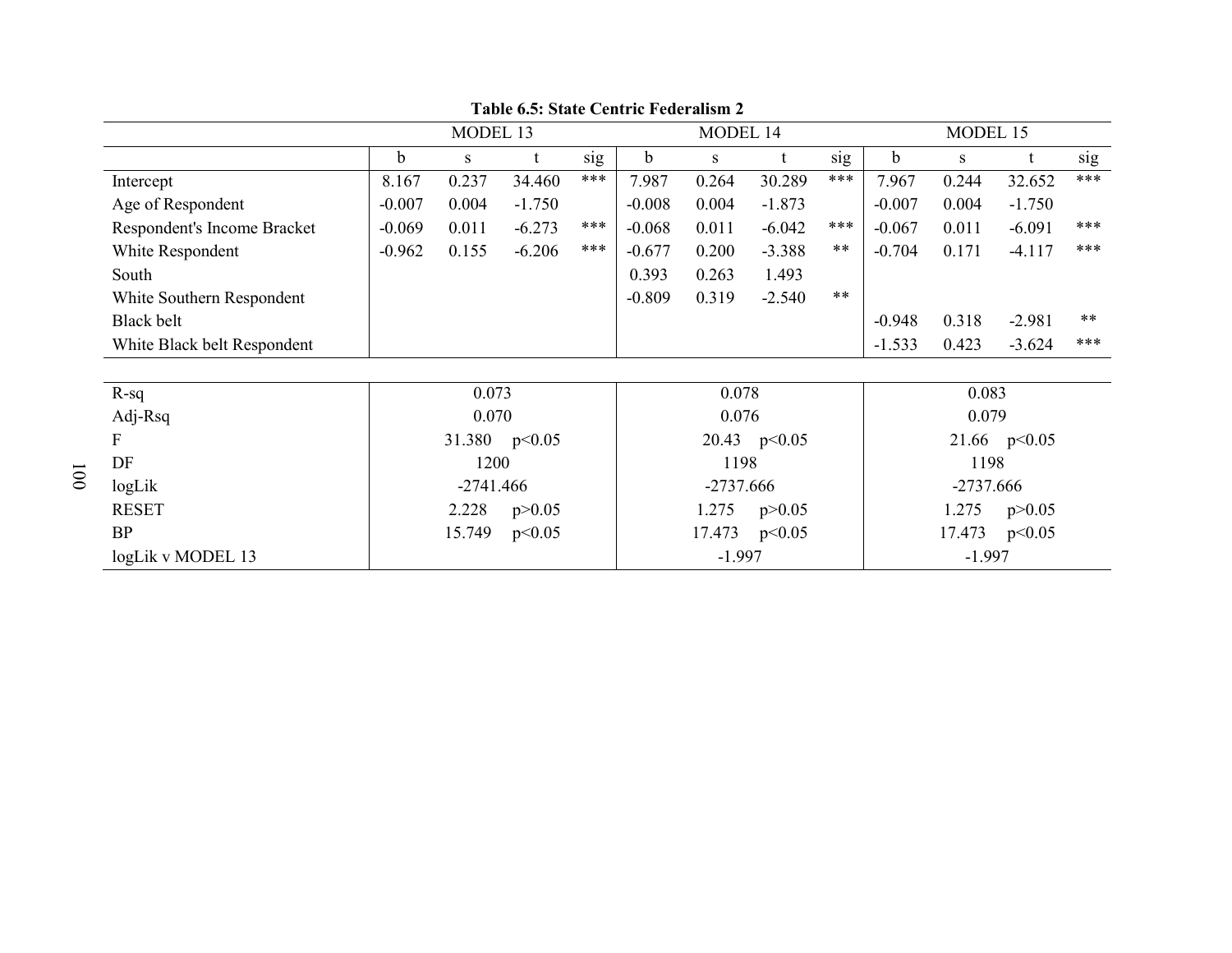**Table 6.5: State Centric Federalism 2**

| | MODEL 13 | | | | MODEL 14 | | | | MODEL 15 | | | |
|---|---|---|---|---|---|---|---|---|---|---|---|---|
| | b | s | t | sig | b | s | t | sig | b | s | t | sig |
| Intercept | 8.167 | 0.237 | 34.460 | *** | 7.987 | 0.264 | 30.289 | *** | 7.967 | 0.244 | 32.652 | *** |
| Age of Respondent | -0.007 | 0.004 | -1.750 | | -0.008 | 0.004 | -1.873 | | -0.007 | 0.004 | -1.750 | |
| Respondent's Income Bracket | -0.069 | 0.011 | -6.273 | *** | -0.068 | 0.011 | -6.042 | *** | -0.067 | 0.011 | -6.091 | *** |
| White Respondent | -0.962 | 0.155 | -6.206 | *** | -0.677 | 0.200 | -3.388 | ** | -0.704 | 0.171 | -4.117 | *** |
| South | | | | | 0.393 | 0.263 | 1.493 | | | | | |
| White Southern Respondent | | | | | -0.809 | 0.319 | -2.540 | ** | | | | |
| Black belt | | | | | | | | | -0.948 | 0.318 | -2.981 | ** |
| White Black belt Respondent | | | | | | | | | -1.533 | 0.423 | -3.624 | *** |
| R-sq | 0.073 | | | | 0.078 | | | | 0.083 | | | |
| Adj-Rsq | 0.070 | | | | 0.076 | | | | 0.079 | | | |
| F | 31.380 $p<0.05$ | | | | 20.43 $p<0.05$ | | | | 21.66 $p<0.05$ | | | |
| DF | 1200 | | | | 1198 | | | | 1198 | | | |
| logLik | -2741.466 | | | | -2737.666 | | | | -2737.666 | | | |
| RESET | 2.228 $p>0.05$ | | | | 1.275 $p>0.05$ | | | | 1.275 $p>0.05$ | | | |
| BP | 15.749 $p<0.05$ | | | | 17.473 $p<0.05$ | | | | 17.473 $p<0.05$ | | | |
| logLik v MODEL 13 | | | | | -1.997 | | | | -1.997 | | | |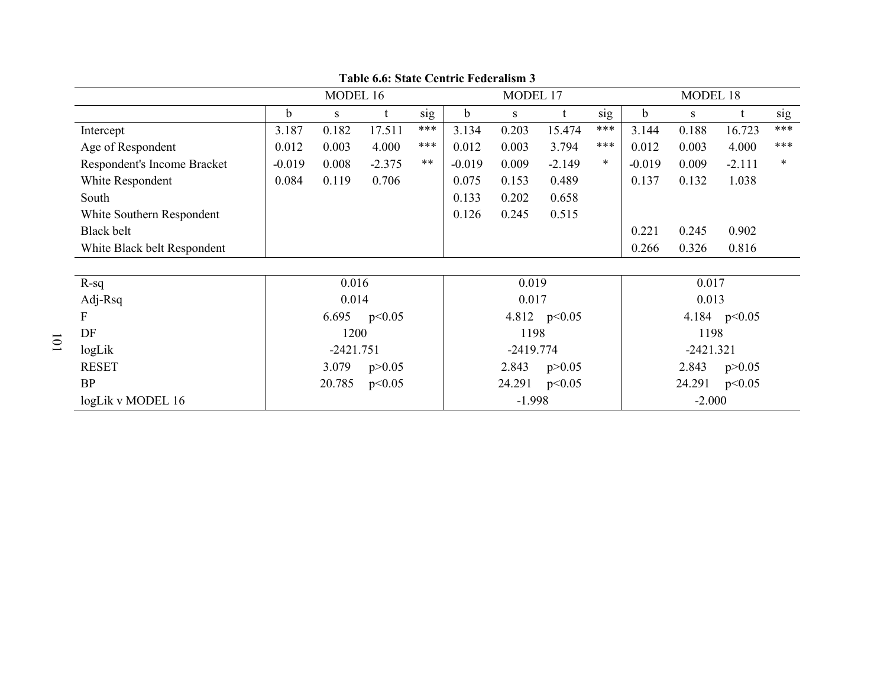**Table 6.6: State Centric Federalism 3**

| | MODEL 16 | | | | MODEL 17 | | | | MODEL 18 | | | |
|---|---|---|---|---|---|---|---|---|---|---|---|---|
| | b | s | t | sig | b | s | t | sig | b | s | t | sig |
| Intercept | 3.187 | 0.182 | 17.511 | *** | 3.134 | 0.203 | 15.474 | *** | 3.144 | 0.188 | 16.723 | *** |
| Age of Respondent | 0.012 | 0.003 | 4.000 | *** | 0.012 | 0.003 | 3.794 | *** | 0.012 | 0.003 | 4.000 | *** |
| Respondent's Income Bracket | -0.019 | 0.008 | -2.375 | ** | -0.019 | 0.009 | -2.149 | * | -0.019 | 0.009 | -2.111 | * |
| White Respondent | 0.084 | 0.119 | 0.706 | | 0.075 | 0.153 | 0.489 | | 0.137 | 0.132 | 1.038 | |
| South | | | | | 0.133 | 0.202 | 0.658 | | | | | |
| White Southern Respondent | | | | | 0.126 | 0.245 | 0.515 | | | | | |
| Black belt | | | | | | | | | 0.221 | 0.245 | 0.902 | |
| White Black belt Respondent | | | | | | | | | 0.266 | 0.326 | 0.816 | |
| R-sq | 0.016 | | | | 0.019 | | | | 0.017 | | | |
| Adj-Rsq | 0.014 | | | | 0.017 | | | | 0.013 | | | |
| F | 6.695 $p<0.05$ | | | | 4.812 $p<0.05$ | | | | 4.184 $p<0.05$ | | | |
| DF | 1200 | | | | 1198 | | | | 1198 | | | |
| logLik | -2421.751 | | | | -2419.774 | | | | -2421.321 | | | |
| RESET | 3.079 $p>0.05$ | | | | 2.843 $p>0.05$ | | | | 2.843 $p>0.05$ | | | |
| BP | 20.785 $p<0.05$ | | | | 24.291 $p<0.05$ | | | | 24.291 $p<0.05$ | | | |
| logLik v MODEL 16 | | | | | -1.998 | | | | -2.000 | | | |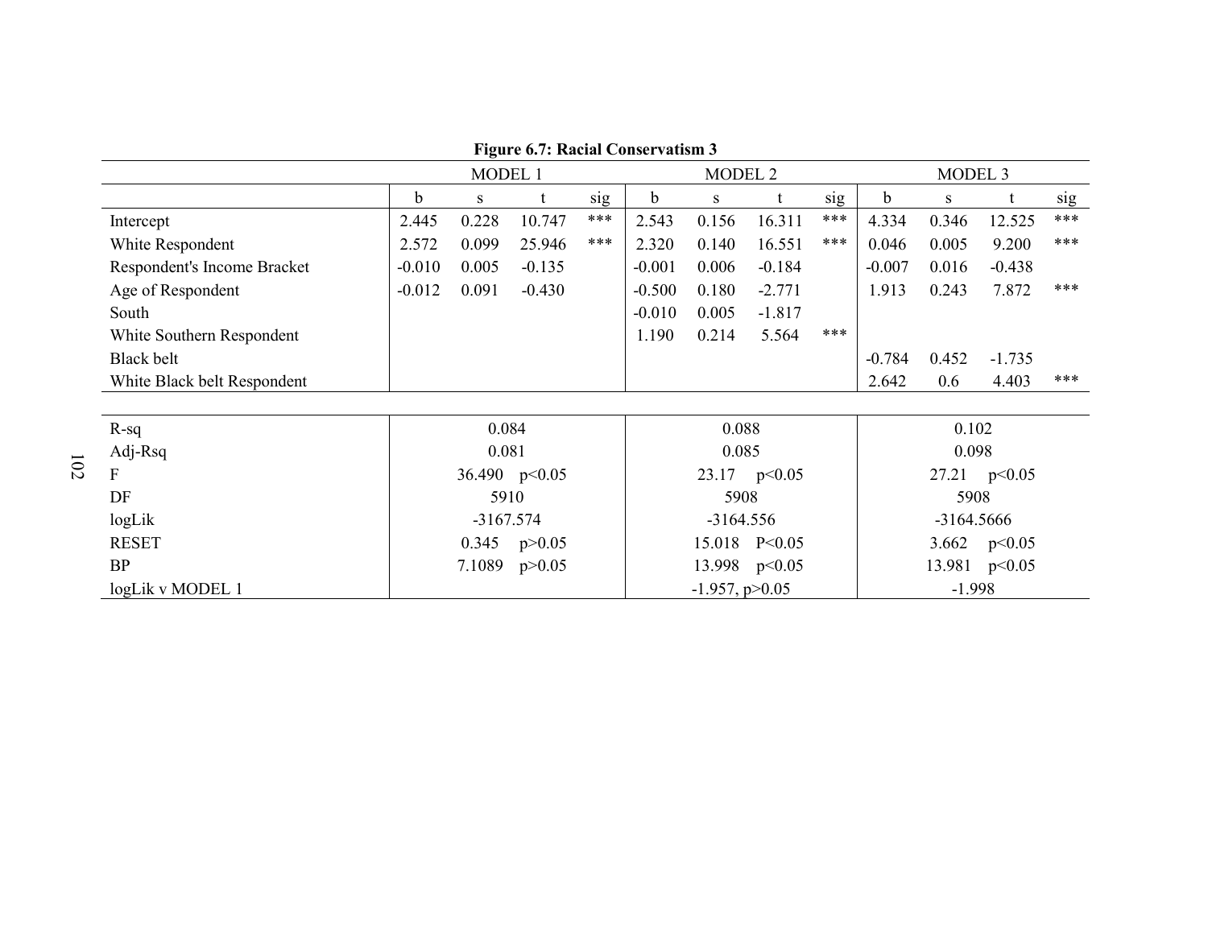**Figure 6.7: Racial Conservatism 3**

| | MODEL 1 | | | | MODEL 2 | | | | MODEL 3 | | | |
|---|---|---|---|---|---|---|---|---|---|---|---|---|
| | b | s | t | sig | b | s | t | sig | b | s | t | sig |
| Intercept | 2.445 | 0.228 | 10.747 | *** | 2.543 | 0.156 | 16.311 | *** | 4.334 | 0.346 | 12.525 | *** |
| White Respondent | 2.572 | 0.099 | 25.946 | *** | 2.320 | 0.140 | 16.551 | *** | 0.046 | 0.005 | 9.200 | *** |
| Respondent's Income Bracket | -0.010 | 0.005 | -0.135 | | -0.001 | 0.006 | -0.184 | | -0.007 | 0.016 | -0.438 | |
| Age of Respondent | -0.012 | 0.091 | -0.430 | | -0.500 | 0.180 | -2.771 | | 1.913 | 0.243 | 7.872 | *** |
| South | | | | | -0.010 | 0.005 | -1.817 | | | | | |
| White Southern Respondent | | | | | 1.190 | 0.214 | 5.564 | *** | | | | |
| Black belt | | | | | | | | | -0.784 | 0.452 | -1.735 | |
| White Black belt Respondent | | | | | | | | | 2.642 | 0.6 | 4.403 | *** |

| | MODEL 1 | MODEL 2 | MODEL 3 |
|---|---|---|---|
| R-sq | 0.084 | 0.088 | 0.102 |
| Adj-Rsq | 0.081 | 0.085 | 0.098 |
| F | 36.490 $p<0.05$ | 23.17 $p<0.05$ | 27.21 $p<0.05$ |
| DF | 5910 | 5908 | 5908 |
| logLik | -3167.574 | -3164.556 | -3164.5666 |
| RESET | 0.345 $p>0.05$ | 15.018 $P<0.05$ | 3.662 $p<0.05$ |
| BP | 7.1089 $p>0.05$ | 13.998 $p<0.05$ | 13.981 $p<0.05$ |
| logLik v MODEL 1 | | -1.957, $p>0.05$ | -1.998 |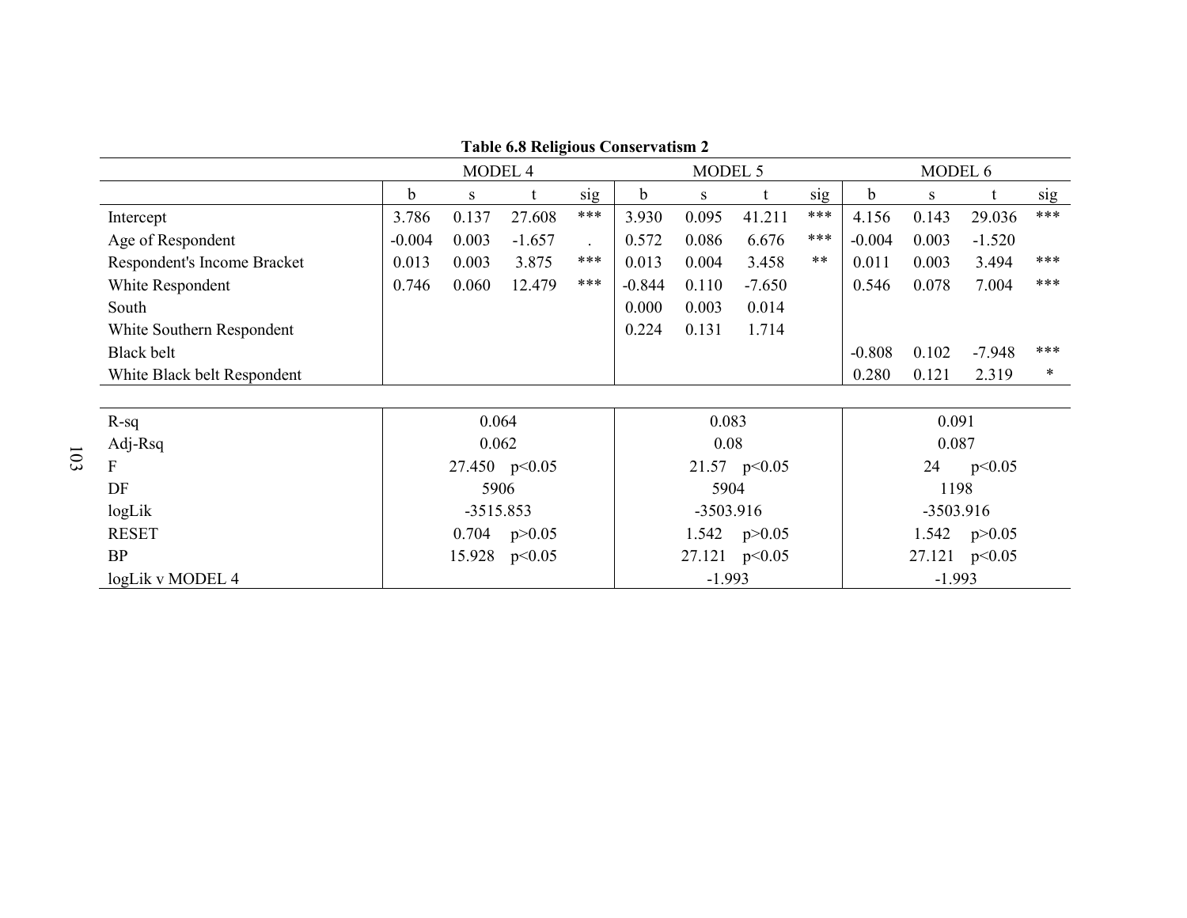**Table 6.8 Religious Conservatism 2**

| | MODEL 4 | | | | MODEL 5 | | | | MODEL 6 | | | |
|---|---|---|---|---|---|---|---|---|---|---|---|---|
| | b | s | t | sig | b | s | t | sig | b | s | t | sig |
| Intercept | 3.786 | 0.137 | 27.608 | *** | 3.930 | 0.095 | 41.211 | *** | 4.156 | 0.143 | 29.036 | *** |
| Age of Respondent | -0.004 | 0.003 | -1.657 | . | 0.572 | 0.086 | 6.676 | *** | -0.004 | 0.003 | -1.520 | |
| Respondent's Income Bracket | 0.013 | 0.003 | 3.875 | *** | 0.013 | 0.004 | 3.458 | ** | 0.011 | 0.003 | 3.494 | *** |
| White Respondent | 0.746 | 0.060 | 12.479 | *** | -0.844 | 0.110 | -7.650 | | 0.546 | 0.078 | 7.004 | *** |
| South | | | | | 0.000 | 0.003 | 0.014 | | | | | |
| White Southern Respondent | | | | | 0.224 | 0.131 | 1.714 | | | | | |
| Black belt | | | | | | | | | -0.808 | 0.102 | -7.948 | *** |
| White Black belt Respondent | | | | | | | | | 0.280 | 0.121 | 2.319 | * |
| | | | | | | | | | | | | |
| R-sq | 0.064 | | | | 0.083 | | | | 0.091 | | | |
| Adj-Rsq | 0.062 | | | | 0.08 | | | | 0.087 | | | |
| F | 27.450 $p<0.05$ | | | | 21.57 $p<0.05$ | | | | 24 $p<0.05$ | | | |
| DF | 5906 | | | | 5904 | | | | 1198 | | | |
| logLik | -3515.853 | | | | -3503.916 | | | | -3503.916 | | | |
| RESET | 0.704 $p>0.05$ | | | | 1.542 $p>0.05$ | | | | 1.542 $p>0.05$ | | | |
| BP | 15.928 $p<0.05$ | | | | 27.121 $p<0.05$ | | | | 27.121 $p<0.05$ | | | |
| logLik v MODEL 4 | | | | | -1.993 | | | | -1.993 | | | |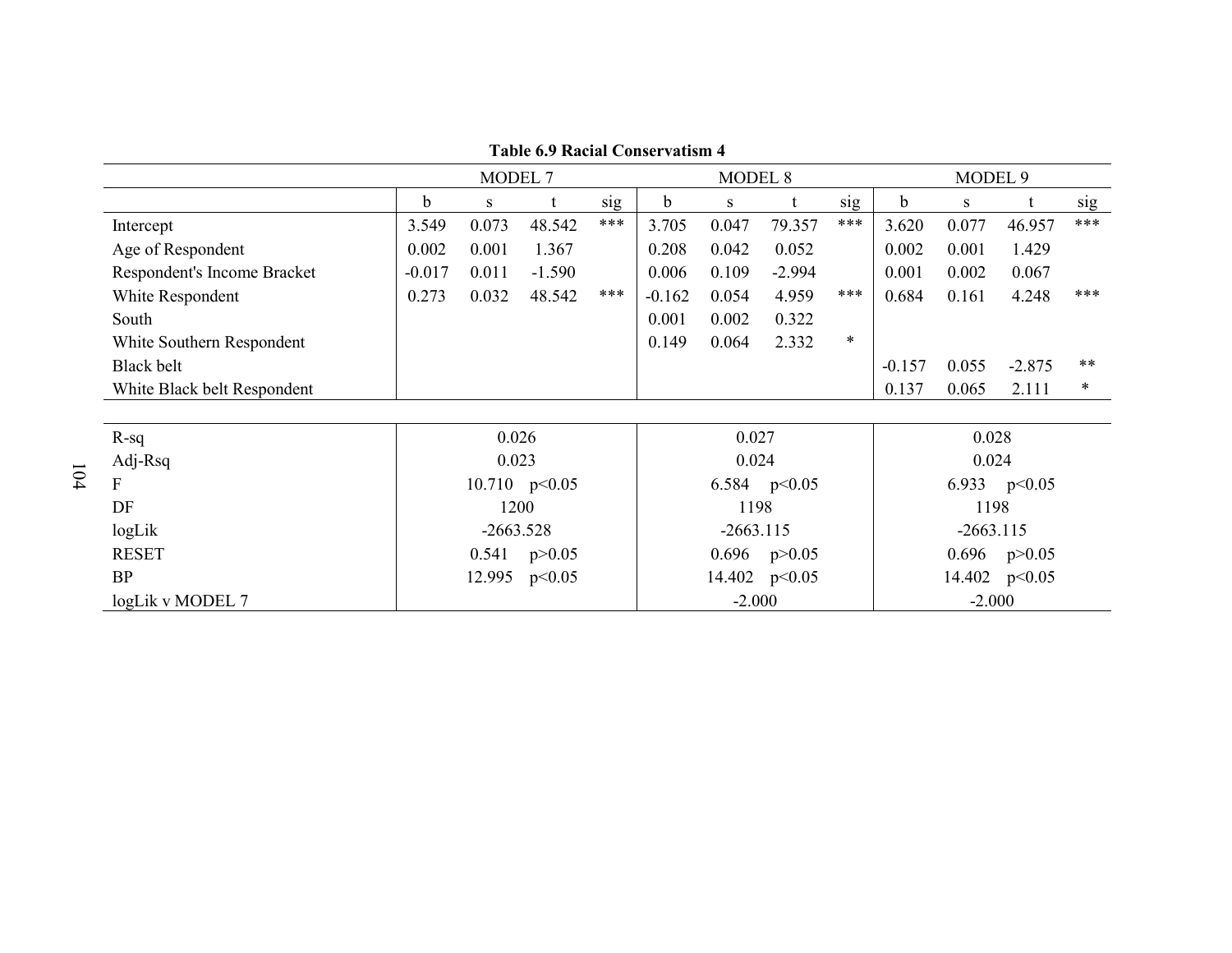**Table 6.9 Racial Conservatism 4**

| | MODEL 7 | | | | MODEL 8 | | | | MODEL 9 | | | |
|---|---|---|---|---|---|---|---|---|---|---|---|---|
| | b | s | t | sig | b | s | t | sig | b | s | t | sig |
| Intercept | 3.549 | 0.073 | 48.542 | *** | 3.705 | 0.047 | 79.357 | *** | 3.620 | 0.077 | 46.957 | *** |
| Age of Respondent | 0.002 | 0.001 | 1.367 | | 0.208 | 0.042 | 0.052 | | 0.002 | 0.001 | 1.429 | |
| Respondent's Income Bracket | -0.017 | 0.011 | -1.590 | | 0.006 | 0.109 | -2.994 | | 0.001 | 0.002 | 0.067 | |
| White Respondent | 0.273 | 0.032 | 48.542 | *** | -0.162 | 0.054 | 4.959 | *** | 0.684 | 0.161 | 4.248 | *** |
| South | | | | | 0.001 | 0.002 | 0.322 | | | | | |
| White Southern Respondent | | | | | 0.149 | 0.064 | 2.332 | * | | | | |
| Black belt | | | | | | | | | -0.157 | 0.055 | -2.875 | ** |
| White Black belt Respondent | | | | | | | | | 0.137 | 0.065 | 2.111 | * |
| R-sq | 0.026 | | | | 0.027 | | | | 0.028 | | | |
| Adj-Rsq | 0.023 | | | | 0.024 | | | | 0.024 | | | |
| F | 10.710 $p<0.05$ | | | | 6.584 $p<0.05$ | | | | 6.933 $p<0.05$ | | | |
| DF | 1200 | | | | 1198 | | | | 1198 | | | |
| logLik | -2663.528 | | | | -2663.115 | | | | -2663.115 | | | |
| RESET | 0.541 $p>0.05$ | | | | 0.696 $p>0.05$ | | | | 0.696 $p>0.05$ | | | |
| BP | 12.995 $p<0.05$ | | | | 14.402 $p<0.05$ | | | | 14.402 $p<0.05$ | | | |
| logLik v MODEL 7 | | | | | -2.000 | | | | -2.000 | | | |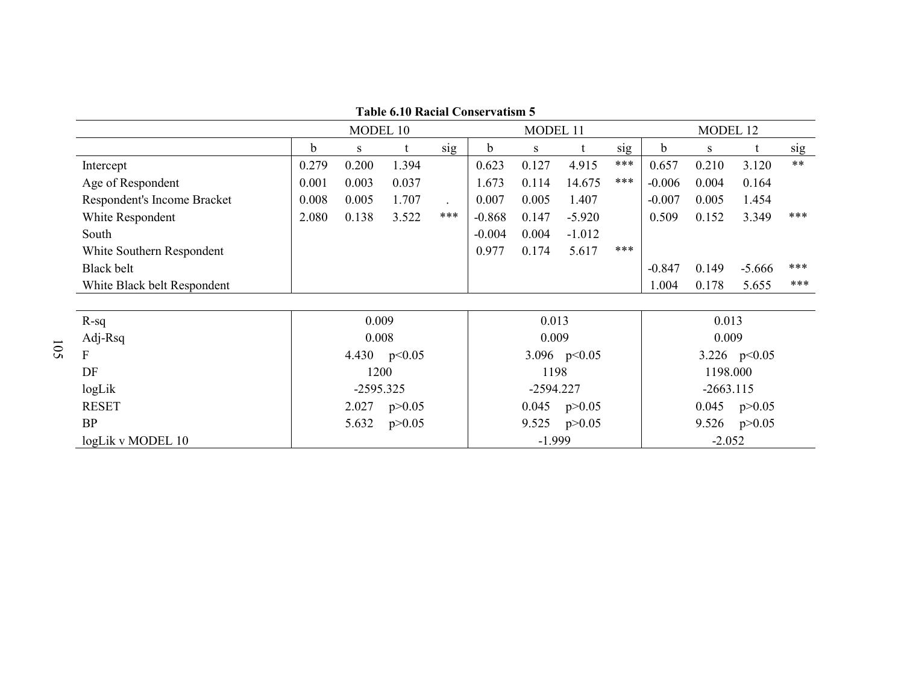**Table 6.10 Racial Conservatism 5**

| | MODEL 10 | | | | MODEL 11 | | | | MODEL 12 | | | |
|---|---|---|---|---|---|---|---|---|---|---|---|---|
| | b | s | t | sig | b | s | t | sig | b | s | t | sig |
| Intercept | 0.279 | 0.200 | 1.394 | | 0.623 | 0.127 | 4.915 | *** | 0.657 | 0.210 | 3.120 | ** |
| Age of Respondent | 0.001 | 0.003 | 0.037 | | 1.673 | 0.114 | 14.675 | *** | -0.006 | 0.004 | 0.164 | |
| Respondent's Income Bracket | 0.008 | 0.005 | 1.707 | . | 0.007 | 0.005 | 1.407 | | -0.007 | 0.005 | 1.454 | |
| White Respondent | 2.080 | 0.138 | 3.522 | *** | -0.868 | 0.147 | -5.920 | | 0.509 | 0.152 | 3.349 | *** |
| South | | | | | -0.004 | 0.004 | -1.012 | | | | | |
| White Southern Respondent | | | | | 0.977 | 0.174 | 5.617 | *** | | | | |
| Black belt | | | | | | | | | -0.847 | 0.149 | -5.666 | *** |
| White Black belt Respondent | | | | | | | | | 1.004 | 0.178 | 5.655 | *** |
| R-sq | 0.009 | | | | 0.013 | | | | 0.013 | | | |
| Adj-Rsq | 0.008 | | | | 0.009 | | | | 0.009 | | | |
| F | 4.430 p<0.05 | | | | 3.096 p<0.05 | | | | 3.226 p<0.05 | | | |
| DF | 1200 | | | | 1198 | | | | 1198.000 | | | |
| logLik | -2595.325 | | | | -2594.227 | | | | -2663.115 | | | |
| RESET | 2.027 p>0.05 | | | | 0.045 p>0.05 | | | | 0.045 p>0.05 | | | |
| BP | 5.632 p>0.05 | | | | 9.525 p>0.05 | | | | 9.526 p>0.05 | | | |
| logLik v MODEL 10 | | | | | -1.999 | | | | -2.052 | | | |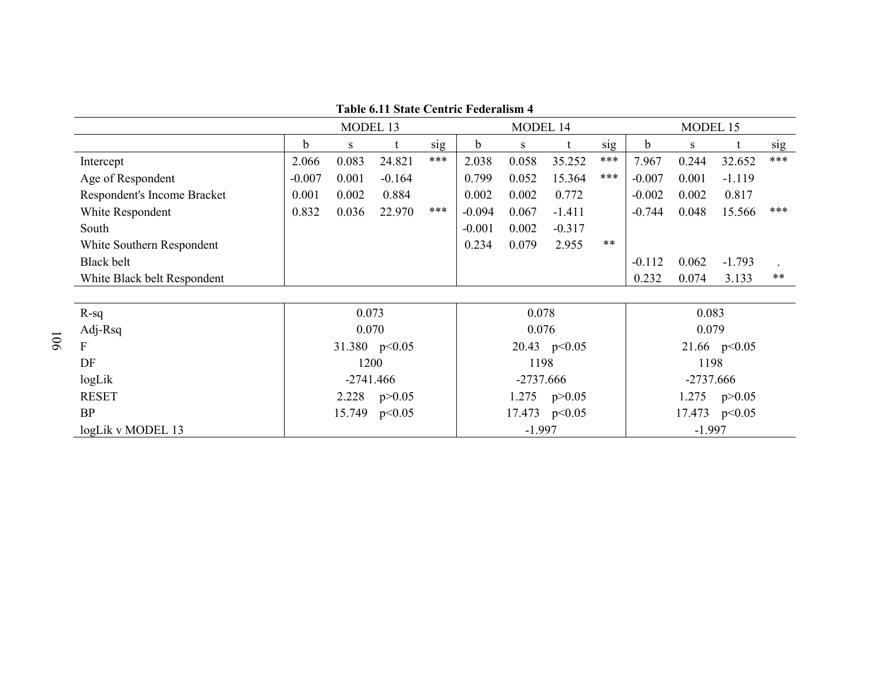**Table 6.11 State Centric Federalism 4**

| | MODEL 13 | | | | MODEL 14 | | | | MODEL 15 | | | |
|---|---|---|---|---|---|---|---|---|---|---|---|---|
| | b | s | t | sig | b | s | t | sig | b | s | t | sig |
| Intercept | 2.066 | 0.083 | 24.821 | *** | 2.038 | 0.058 | 35.252 | *** | 7.967 | 0.244 | 32.652 | *** |
| Age of Respondent | -0.007 | 0.001 | -0.164 | | 0.799 | 0.052 | 15.364 | *** | -0.007 | 0.001 | -1.119 | |
| Respondent's Income Bracket | 0.001 | 0.002 | 0.884 | | 0.002 | 0.002 | 0.772 | | -0.002 | 0.002 | 0.817 | |
| White Respondent | 0.832 | 0.036 | 22.970 | *** | -0.094 | 0.067 | -1.411 | | -0.744 | 0.048 | 15.566 | *** |
| South | | | | | -0.001 | 0.002 | -0.317 | | | | | |
| White Southern Respondent | | | | | 0.234 | 0.079 | 2.955 | ** | | | | |
| Black belt | | | | | | | | | -0.112 | 0.062 | -1.793 | . |
| White Black belt Respondent | | | | | | | | | 0.232 | 0.074 | 3.133 | ** |
| R-sq | 0.073 | | | | 0.078 | | | | 0.083 | | | |
| Adj-Rsq | 0.070 | | | | 0.076 | | | | 0.079 | | | |
| F | 31.380 $p<0.05$ | | | | 20.43 $p<0.05$ | | | | 21.66 $p<0.05$ | | | |
| DF | 1200 | | | | 1198 | | | | 1198 | | | |
| logLik | -2741.466 | | | | -2737.666 | | | | -2737.666 | | | |
| RESET | 2.228 $p>0.05$ | | | | 1.275 $p>0.05$ | | | | 1.275 $p>0.05$ | | | |
| BP | 15.749 $p<0.05$ | | | | 17.473 $p<0.05$ | | | | 17.473 $p<0.05$ | | | |
| logLik v MODEL 13 | | | | | -1.997 | | | | -1.997 | | | |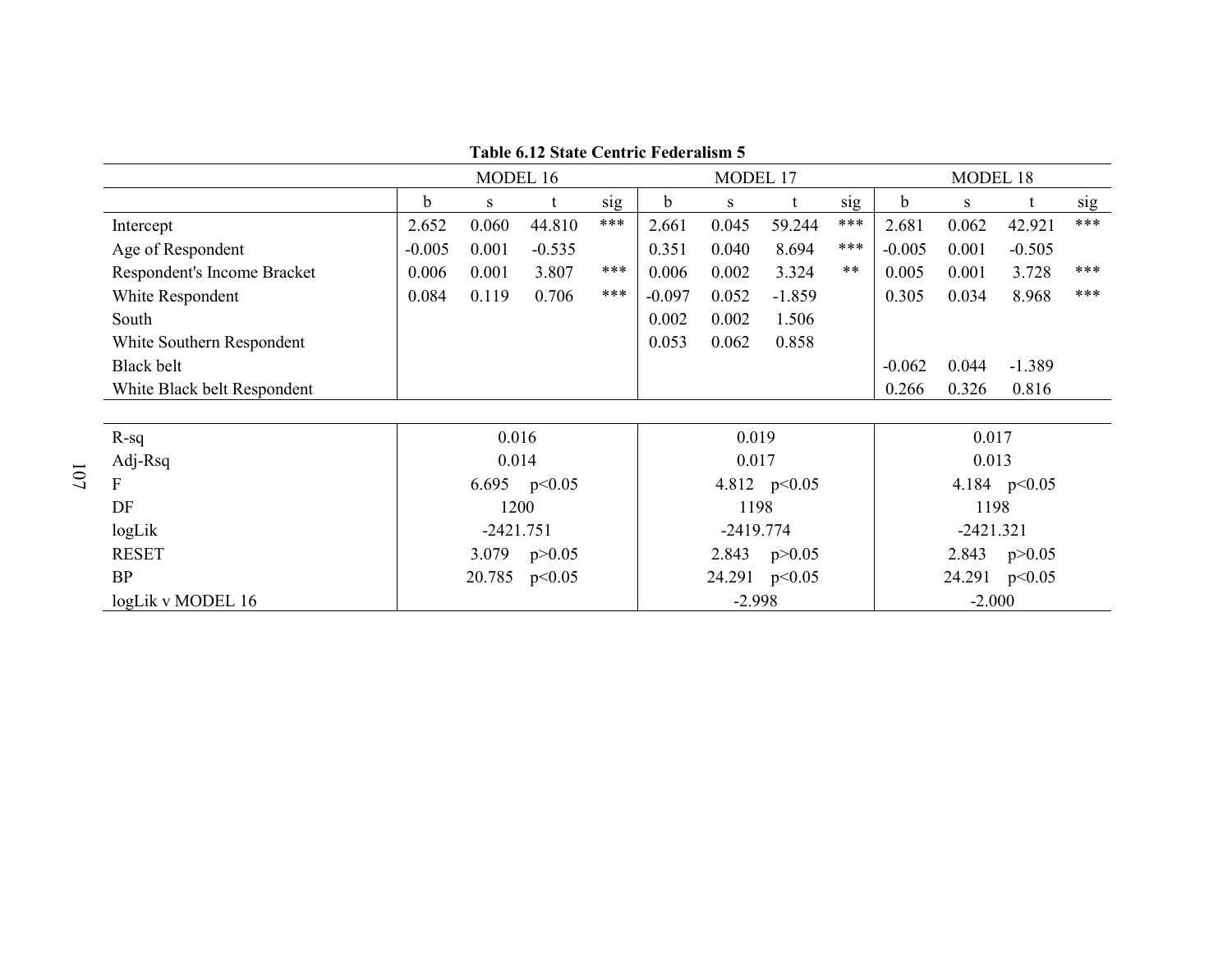**Table 6.12 State Centric Federalism 5**

| | MODEL 16 | | | | MODEL 17 | | | | MODEL 18 | | | |
|---|---|---|---|---|---|---|---|---|---|---|---|---|
| | b | s | t | sig | b | s | t | sig | b | s | t | sig |
| Intercept | 2.652 | 0.060 | 44.810 | *** | 2.661 | 0.045 | 59.244 | *** | 2.681 | 0.062 | 42.921 | *** |
| Age of Respondent | -0.005 | 0.001 | -0.535 | | 0.351 | 0.040 | 8.694 | *** | -0.005 | 0.001 | -0.505 | |
| Respondent's Income Bracket | 0.006 | 0.001 | 3.807 | *** | 0.006 | 0.002 | 3.324 | ** | 0.005 | 0.001 | 3.728 | *** |
| White Respondent | 0.084 | 0.119 | 0.706 | *** | -0.097 | 0.052 | -1.859 | | 0.305 | 0.034 | 8.968 | *** |
| South | | | | | 0.002 | 0.002 | 1.506 | | | | | |
| White Southern Respondent | | | | | 0.053 | 0.062 | 0.858 | | | | | |
| Black belt | | | | | | | | | -0.062 | 0.044 | -1.389 | |
| White Black belt Respondent | | | | | | | | | 0.266 | 0.326 | 0.816 | |
| R-sq | 0.016 | | | | 0.019 | | | | 0.017 | | | |
| Adj-Rsq | 0.014 | | | | 0.017 | | | | 0.013 | | | |
| F | 6.695 p<0.05 | | | | 4.812 p<0.05 | | | | 4.184 p<0.05 | | | |
| DF | 1200 | | | | 1198 | | | | 1198 | | | |
| logLik | -2421.751 | | | | -2419.774 | | | | -2421.321 | | | |
| RESET | 3.079 p>0.05 | | | | 2.843 p>0.05 | | | | 2.843 p>0.05 | | | |
| BP | 20.785 p<0.05 | | | | 24.291 p<0.05 | | | | 24.291 p<0.05 | | | |
| logLik v MODEL 16 | | | | | -2.998 | | | | -2.000 | | | |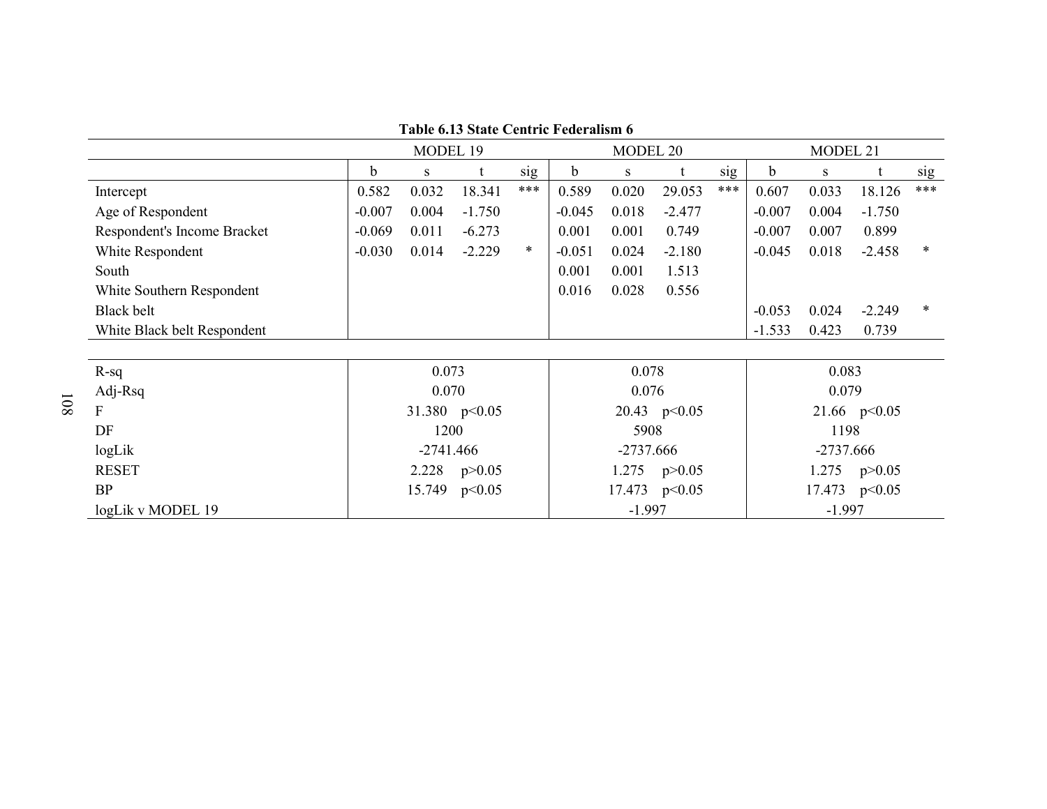**Table 6.13 State Centric Federalism 6**

| | MODEL 19 | | | | MODEL 20 | | | | MODEL 21 | | | |
|---|---|---|---|---|---|---|---|---|---|---|---|---|
| | b | s | t | sig | b | s | t | sig | b | s | t | sig |
| Intercept | 0.582 | 0.032 | 18.341 | *** | 0.589 | 0.020 | 29.053 | *** | 0.607 | 0.033 | 18.126 | *** |
| Age of Respondent | -0.007 | 0.004 | -1.750 | | -0.045 | 0.018 | -2.477 | | -0.007 | 0.004 | -1.750 | |
| Respondent's Income Bracket | -0.069 | 0.011 | -6.273 | | 0.001 | 0.001 | 0.749 | | -0.007 | 0.007 | 0.899 | |
| White Respondent | -0.030 | 0.014 | -2.229 | * | -0.051 | 0.024 | -2.180 | | -0.045 | 0.018 | -2.458 | * |
| South | | | | | 0.001 | 0.001 | 1.513 | | | | | |
| White Southern Respondent | | | | | 0.016 | 0.028 | 0.556 | | | | | |
| Black belt | | | | | | | | | -0.053 | 0.024 | -2.249 | * |
| White Black belt Respondent | | | | | | | | | -1.533 | 0.423 | 0.739 | |
| | | | | | | | | | | | | |
| R-sq | 0.073 | | | | 0.078 | | | | 0.083 | | | |
| Adj-Rsq | 0.070 | | | | 0.076 | | | | 0.079 | | | |
| F | 31.380 p<0.05 | | | | 20.43 p<0.05 | | | | 21.66 p<0.05 | | | |
| DF | 1200 | | | | 5908 | | | | 1198 | | | |
| logLik | -2741.466 | | | | -2737.666 | | | | -2737.666 | | | |
| RESET | 2.228 p>0.05 | | | | 1.275 p>0.05 | | | | 1.275 p>0.05 | | | |
| BP | 15.749 p<0.05 | | | | 17.473 p<0.05 | | | | 17.473 p<0.05 | | | |
| logLik v MODEL 19 | | | | | -1.997 | | | | -1.997 | | | |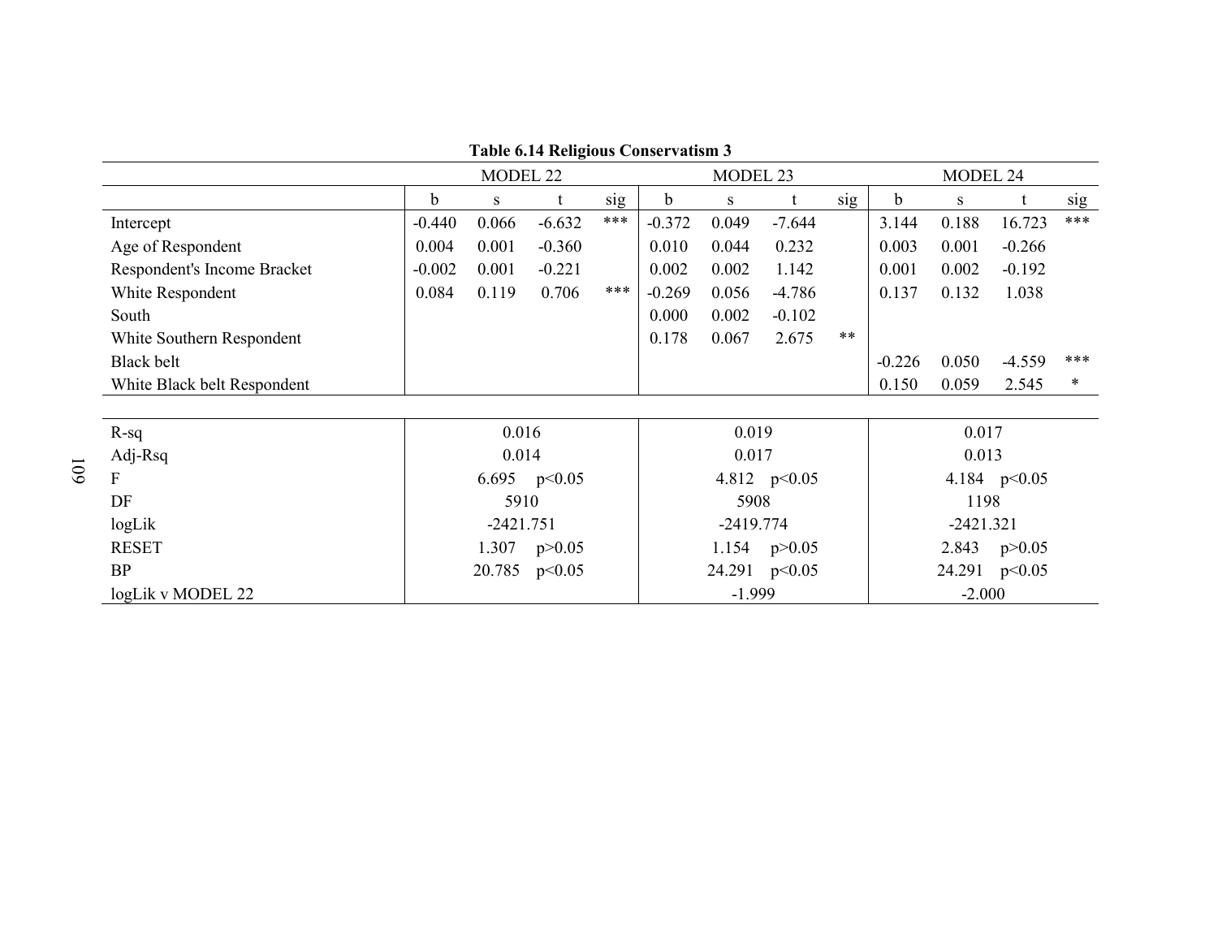**Table 6.14 Religious Conservatism 3**

| | MODEL 22 | | | | MODEL 23 | | | | MODEL 24 | | | |
|---|---|---|---|---|---|---|---|---|---|---|---|---|
| | b | s | t | sig | b | s | t | sig | b | s | t | sig |
| Intercept | -0.440 | 0.066 | -6.632 | *** | -0.372 | 0.049 | -7.644 | | 3.144 | 0.188 | 16.723 | *** |
| Age of Respondent | 0.004 | 0.001 | -0.360 | | 0.010 | 0.044 | 0.232 | | 0.003 | 0.001 | -0.266 | |
| Respondent's Income Bracket | -0.002 | 0.001 | -0.221 | | 0.002 | 0.002 | 1.142 | | 0.001 | 0.002 | -0.192 | |
| White Respondent | 0.084 | 0.119 | 0.706 | *** | -0.269 | 0.056 | -4.786 | | 0.137 | 0.132 | 1.038 | |
| South | | | | | 0.000 | 0.002 | -0.102 | | | | | |
| White Southern Respondent | | | | | 0.178 | 0.067 | 2.675 | ** | | | | |
| Black belt | | | | | | | | | -0.226 | 0.050 | -4.559 | *** |
| White Black belt Respondent | | | | | | | | | 0.150 | 0.059 | 2.545 | * |
| R-sq | 0.016 | | | | 0.019 | | | | 0.017 | | | |
| Adj-Rsq | 0.014 | | | | 0.017 | | | | 0.013 | | | |
| F | 6.695 $p<0.05$ | | | | 4.812 $p<0.05$ | | | | 4.184 $p<0.05$ | | | |
| DF | 5910 | | | | 5908 | | | | 1198 | | | |
| logLik | -2421.751 | | | | -2419.774 | | | | -2421.321 | | | |
| RESET | 1.307 $p>0.05$ | | | | 1.154 $p>0.05$ | | | | 2.843 $p>0.05$ | | | |
| BP | 20.785 $p<0.05$ | | | | 24.291 $p<0.05$ | | | | 24.291 $p<0.05$ | | | |
| logLik v MODEL 22 | | | | | -1.999 | | | | -2.000 | | | |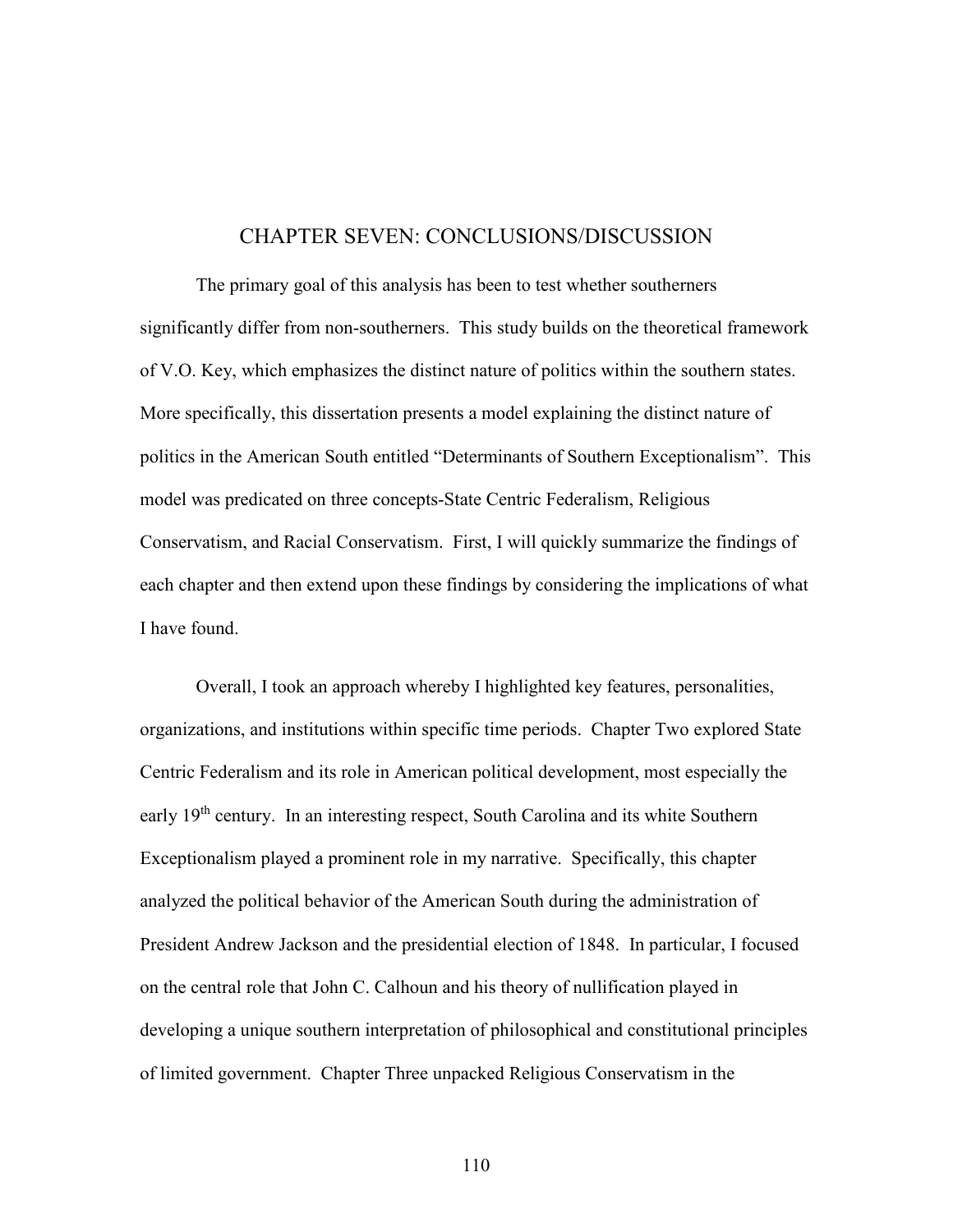# CHAPTER SEVEN: CONCLUSIONS/DISCUSSION

The primary goal of this analysis has been to test whether southerners significantly differ from non-southerners. This study builds on the theoretical framework of V.O. Key, which emphasizes the distinct nature of politics within the southern states. More specifically, this dissertation presents a model explaining the distinct nature of politics in the American South entitled "Determinants of Southern Exceptionalism". This model was predicated on three concepts-State Centric Federalism, Religious Conservatism, and Racial Conservatism. First, I will quickly summarize the findings of each chapter and then extend upon these findings by considering the implications of what I have found.

Overall, I took an approach whereby I highlighted key features, personalities, organizations, and institutions within specific time periods. Chapter Two explored State Centric Federalism and its role in American political development, most especially the early 19th century. In an interesting respect, South Carolina and its white Southern Exceptionalism played a prominent role in my narrative. Specifically, this chapter analyzed the political behavior of the American South during the administration of President Andrew Jackson and the presidential election of 1848. In particular, I focused on the central role that John C. Calhoun and his theory of nullification played in developing a unique southern interpretation of philosophical and constitutional principles of limited government. Chapter Three unpacked Religious Conservatism in the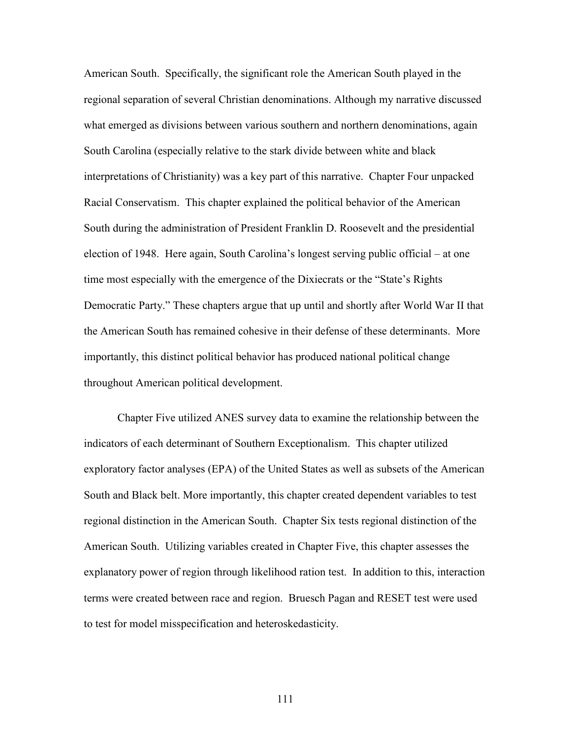American South. Specifically, the significant role the American South played in the regional separation of several Christian denominations. Although my narrative discussed what emerged as divisions between various southern and northern denominations, again South Carolina (especially relative to the stark divide between white and black interpretations of Christianity) was a key part of this narrative. Chapter Four unpacked Racial Conservatism. This chapter explained the political behavior of the American South during the administration of President Franklin D. Roosevelt and the presidential election of 1948. Here again, South Carolina's longest serving public official – at one time most especially with the emergence of the Dixiecrats or the "State's Rights Democratic Party." These chapters argue that up until and shortly after World War II that the American South has remained cohesive in their defense of these determinants. More importantly, this distinct political behavior has produced national political change throughout American political development.

Chapter Five utilized ANES survey data to examine the relationship between the indicators of each determinant of Southern Exceptionalism. This chapter utilized exploratory factor analyses (EPA) of the United States as well as subsets of the American South and Black belt. More importantly, this chapter created dependent variables to test regional distinction in the American South. Chapter Six tests regional distinction of the American South. Utilizing variables created in Chapter Five, this chapter assesses the explanatory power of region through likelihood ration test. In addition to this, interaction terms were created between race and region. Bruesch Pagan and RESET test were used to test for model misspecification and heteroskedasticity.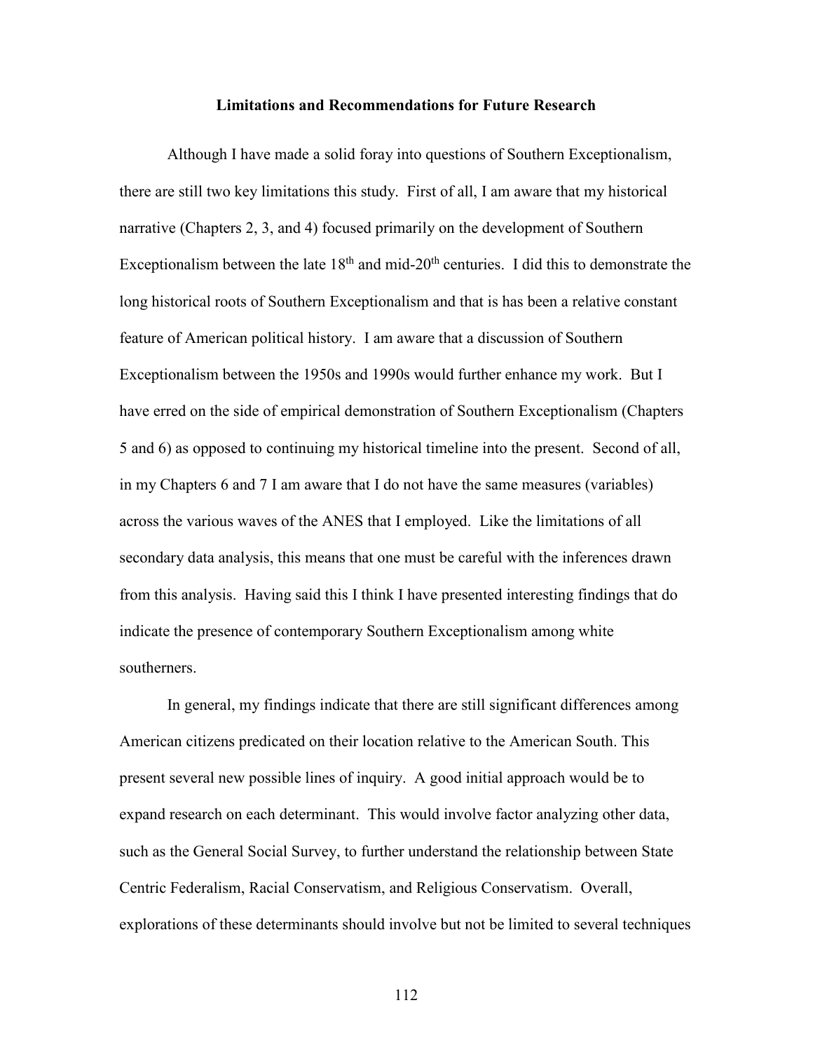## Limitations and Recommendations for Future Research

Although I have made a solid foray into questions of Southern Exceptionalism, there are still two key limitations this study. First of all, I am aware that my historical narrative (Chapters 2, 3, and 4) focused primarily on the development of Southern Exceptionalism between the late 18th and mid-20th centuries. I did this to demonstrate the long historical roots of Southern Exceptionalism and that is has been a relative constant feature of American political history. I am aware that a discussion of Southern Exceptionalism between the 1950s and 1990s would further enhance my work. But I have erred on the side of empirical demonstration of Southern Exceptionalism (Chapters 5 and 6) as opposed to continuing my historical timeline into the present. Second of all, in my Chapters 6 and 7 I am aware that I do not have the same measures (variables) across the various waves of the ANES that I employed. Like the limitations of all secondary data analysis, this means that one must be careful with the inferences drawn from this analysis. Having said this I think I have presented interesting findings that do indicate the presence of contemporary Southern Exceptionalism among white southerners.

In general, my findings indicate that there are still significant differences among American citizens predicated on their location relative to the American South. This present several new possible lines of inquiry. A good initial approach would be to expand research on each determinant. This would involve factor analyzing other data, such as the General Social Survey, to further understand the relationship between State Centric Federalism, Racial Conservatism, and Religious Conservatism. Overall, explorations of these determinants should involve but not be limited to several techniques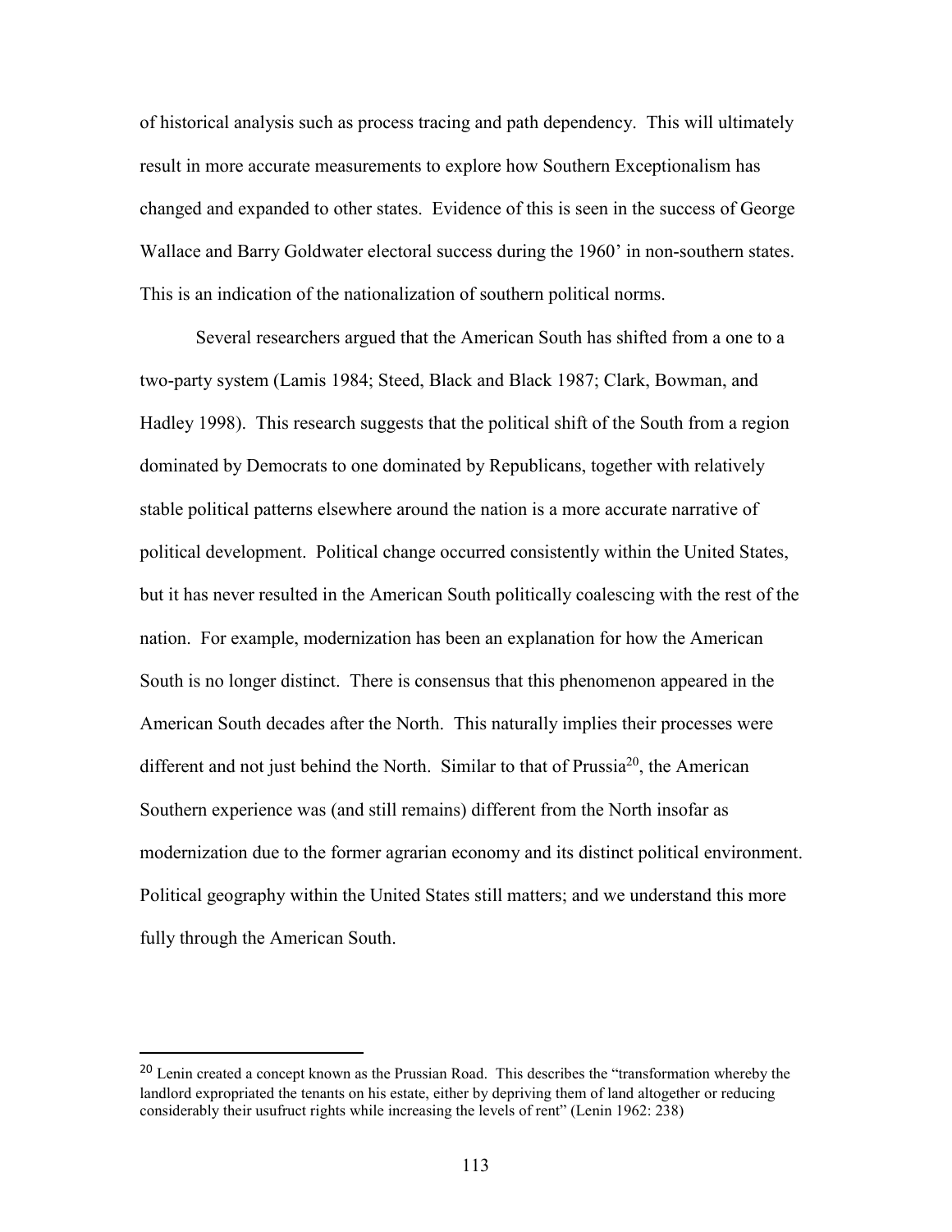of historical analysis such as process tracing and path dependency. This will ultimately result in more accurate measurements to explore how Southern Exceptionalism has changed and expanded to other states. Evidence of this is seen in the success of George Wallace and Barry Goldwater electoral success during the 1960' in non-southern states. This is an indication of the nationalization of southern political norms.

Several researchers argued that the American South has shifted from a one to a two-party system (Lamis 1984; Steed, Black and Black 1987; Clark, Bowman, and Hadley 1998). This research suggests that the political shift of the South from a region dominated by Democrats to one dominated by Republicans, together with relatively stable political patterns elsewhere around the nation is a more accurate narrative of political development. Political change occurred consistently within the United States, but it has never resulted in the American South politically coalescing with the rest of the nation. For example, modernization has been an explanation for how the American South is no longer distinct. There is consensus that this phenomenon appeared in the American South decades after the North. This naturally implies their processes were different and not just behind the North. Similar to that of Prussia[20], the American Southern experience was (and still remains) different from the North insofar as modernization due to the former agrarian economy and its distinct political environment. Political geography within the United States still matters; and we understand this more fully through the American South.

---

[20] Lenin created a concept known as the Prussian Road. This describes the "transformation whereby the landlord expropriated the tenants on his estate, either by depriving them of land altogether or reducing considerably their usufruct rights while increasing the levels of rent" (Lenin 1962: 238)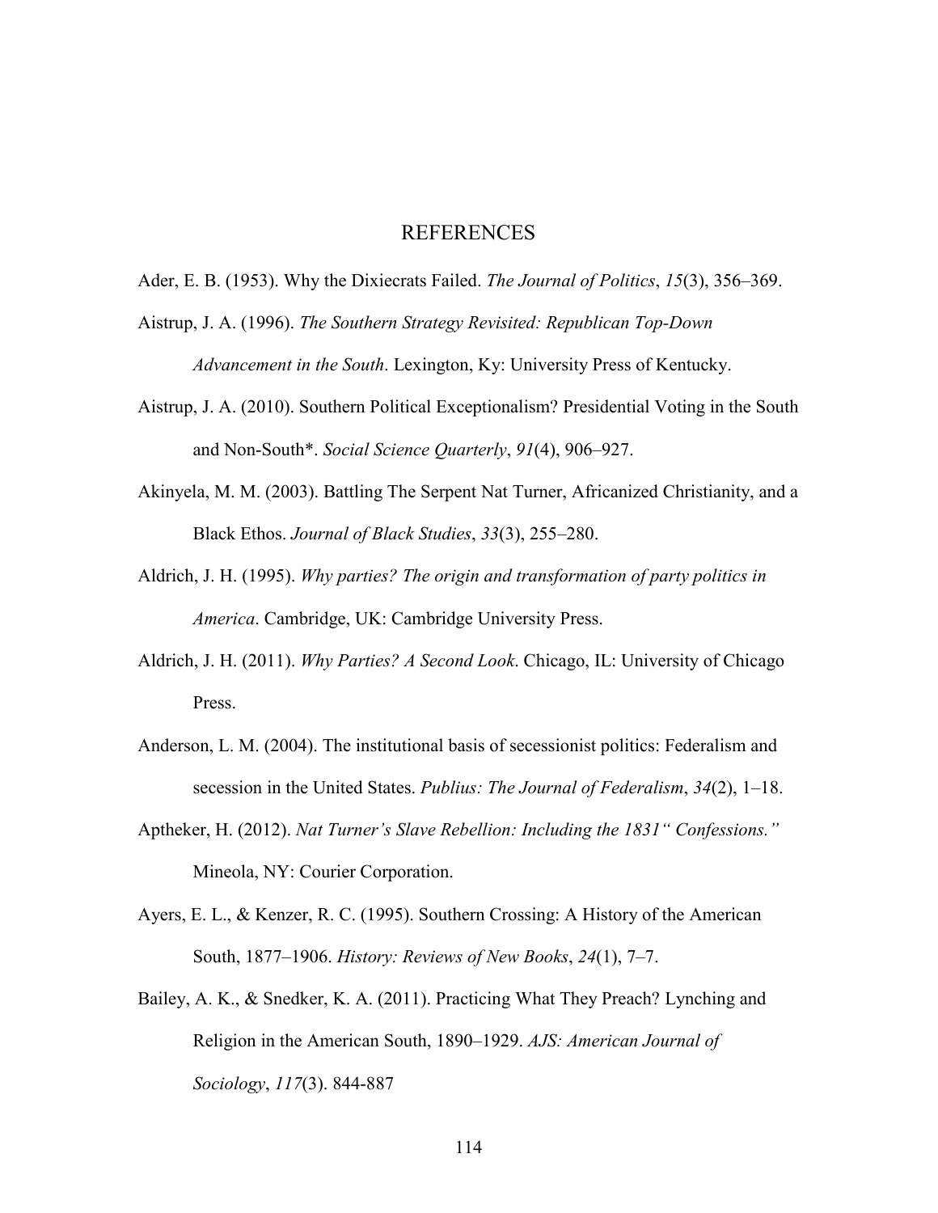# REFERENCES

Ader, E. B. (1953). Why the Dixiecrats Failed. *The Journal of Politics*, *15*(3), 356–369.

Aistrup, J. A. (1996). *The Southern Strategy Revisited: Republican Top-Down Advancement in the South*. Lexington, Ky: University Press of Kentucky.

Aistrup, J. A. (2010). Southern Political Exceptionalism? Presidential Voting in the South and Non-South*. *Social Science Quarterly*, *91*(4), 906–927.

Akinyela, M. M. (2003). Battling The Serpent Nat Turner, Africanized Christianity, and a Black Ethos. *Journal of Black Studies*, *33*(3), 255–280.

Aldrich, J. H. (1995). *Why parties? The origin and transformation of party politics in America*. Cambridge, UK: Cambridge University Press.

Aldrich, J. H. (2011). *Why Parties? A Second Look*. Chicago, IL: University of Chicago Press.

Anderson, L. M. (2004). The institutional basis of secessionist politics: Federalism and secession in the United States. *Publius: The Journal of Federalism*, *34*(2), 1–18.

Aptheker, H. (2012). *Nat Turner's Slave Rebellion: Including the 1831" Confessions."* Mineola, NY: Courier Corporation.

Ayers, E. L., & Kenzer, R. C. (1995). Southern Crossing: A History of the American South, 1877–1906. *History: Reviews of New Books*, *24*(1), 7–7.

Bailey, A. K., & Snedker, K. A. (2011). Practicing What They Preach? Lynching and Religion in the American South, 1890–1929. *AJS: American Journal of Sociology*, *117*(3). 844-887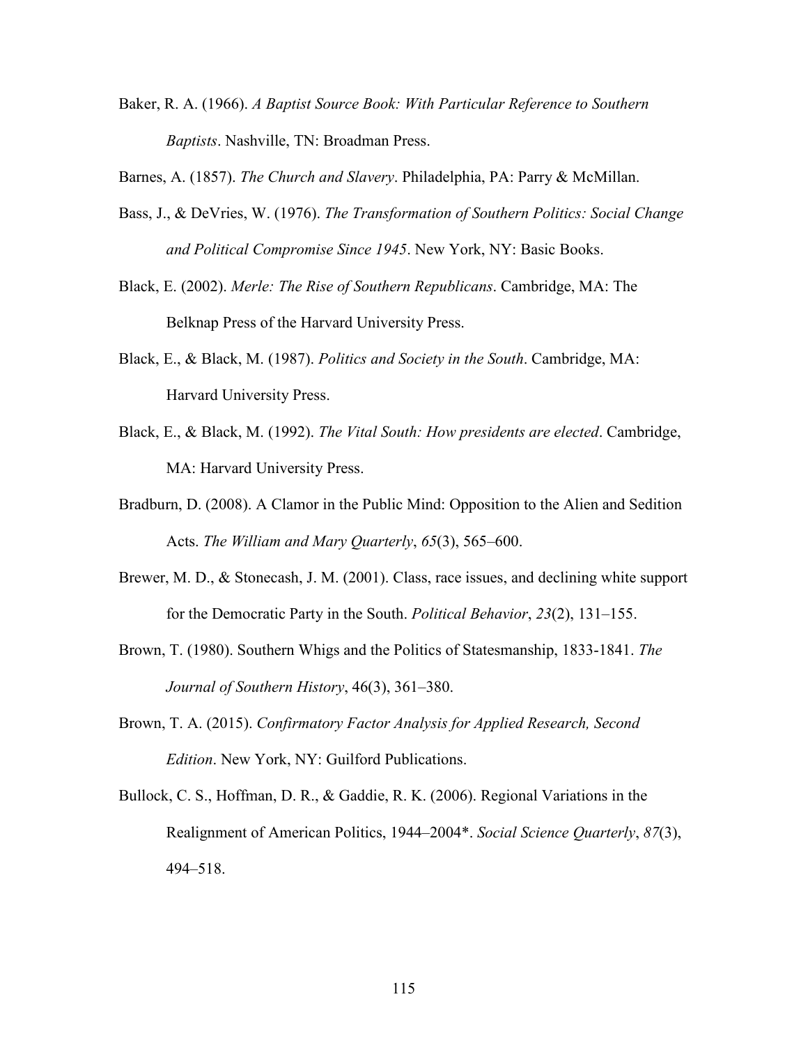Baker, R. A. (1966). *A Baptist Source Book: With Particular Reference to Southern Baptists*. Nashville, TN: Broadman Press.

Barnes, A. (1857). *The Church and Slavery*. Philadelphia, PA: Parry & McMillan.

Bass, J., & DeVries, W. (1976). *The Transformation of Southern Politics: Social Change and Political Compromise Since 1945*. New York, NY: Basic Books.

Black, E. (2002). *Merle: The Rise of Southern Republicans*. Cambridge, MA: The Belknap Press of the Harvard University Press.

Black, E., & Black, M. (1987). *Politics and Society in the South*. Cambridge, MA: Harvard University Press.

Black, E., & Black, M. (1992). *The Vital South: How presidents are elected*. Cambridge, MA: Harvard University Press.

Bradburn, D. (2008). A Clamor in the Public Mind: Opposition to the Alien and Sedition Acts. *The William and Mary Quarterly*, *65*(3), 565–600.

Brewer, M. D., & Stonecash, J. M. (2001). Class, race issues, and declining white support for the Democratic Party in the South. *Political Behavior*, *23*(2), 131–155.

Brown, T. (1980). Southern Whigs and the Politics of Statesmanship, 1833-1841. *The Journal of Southern History*, 46(3), 361–380.

Brown, T. A. (2015). *Confirmatory Factor Analysis for Applied Research, Second Edition*. New York, NY: Guilford Publications.

Bullock, C. S., Hoffman, D. R., & Gaddie, R. K. (2006). Regional Variations in the Realignment of American Politics, 1944–2004*. *Social Science Quarterly*, *87*(3), 494–518.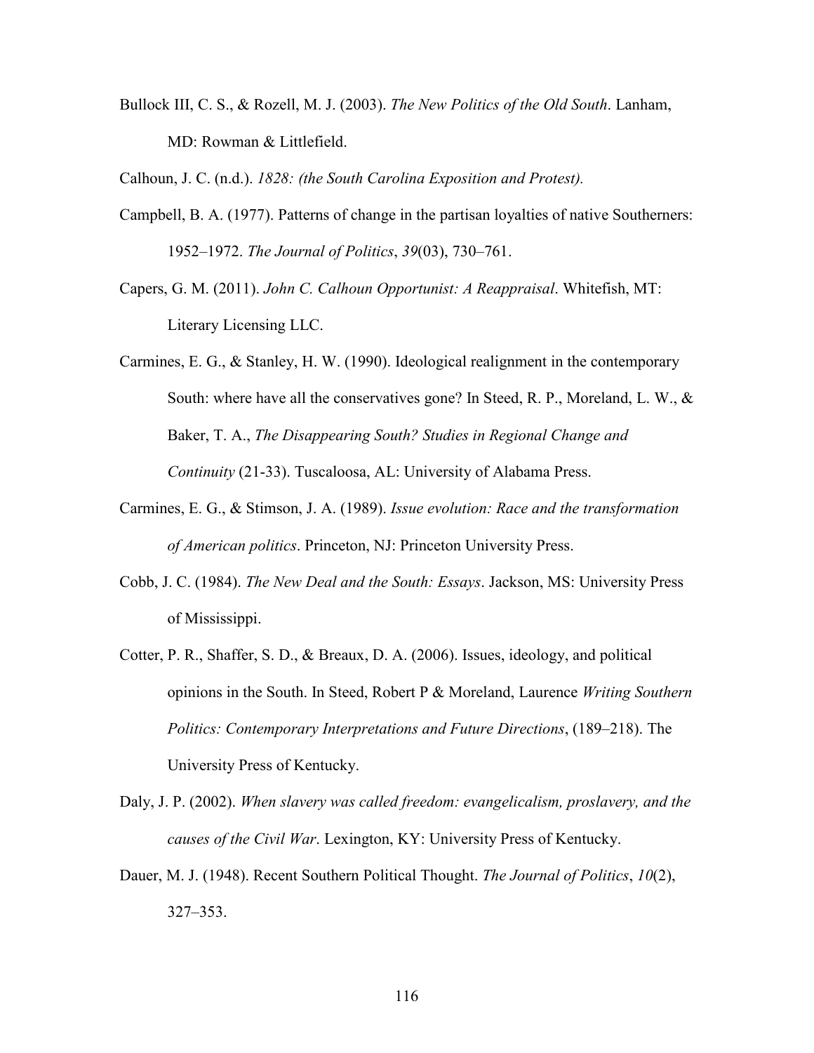Bullock III, C. S., & Rozell, M. J. (2003). *The New Politics of the Old South*. Lanham, MD: Rowman & Littlefield.

Calhoun, J. C. (n.d.). *1828: (the South Carolina Exposition and Protest).*

Campbell, B. A. (1977). Patterns of change in the partisan loyalties of native Southerners: 1952–1972. *The Journal of Politics*, *39*(03), 730–761.

Capers, G. M. (2011). *John C. Calhoun Opportunist: A Reappraisal*. Whitefish, MT: Literary Licensing LLC.

Carmines, E. G., & Stanley, H. W. (1990). Ideological realignment in the contemporary South: where have all the conservatives gone? In Steed, R. P., Moreland, L. W., & Baker, T. A., *The Disappearing South? Studies in Regional Change and Continuity* (21-33). Tuscaloosa, AL: University of Alabama Press.

Carmines, E. G., & Stimson, J. A. (1989). *Issue evolution: Race and the transformation of American politics*. Princeton, NJ: Princeton University Press.

Cobb, J. C. (1984). *The New Deal and the South: Essays*. Jackson, MS: University Press of Mississippi.

Cotter, P. R., Shaffer, S. D., & Breaux, D. A. (2006). Issues, ideology, and political opinions in the South. In Steed, Robert P & Moreland, Laurence *Writing Southern Politics: Contemporary Interpretations and Future Directions*, (189–218). The University Press of Kentucky.

Daly, J. P. (2002). *When slavery was called freedom: evangelicalism, proslavery, and the causes of the Civil War*. Lexington, KY: University Press of Kentucky.

Dauer, M. J. (1948). Recent Southern Political Thought. *The Journal of Politics*, *10*(2), 327–353.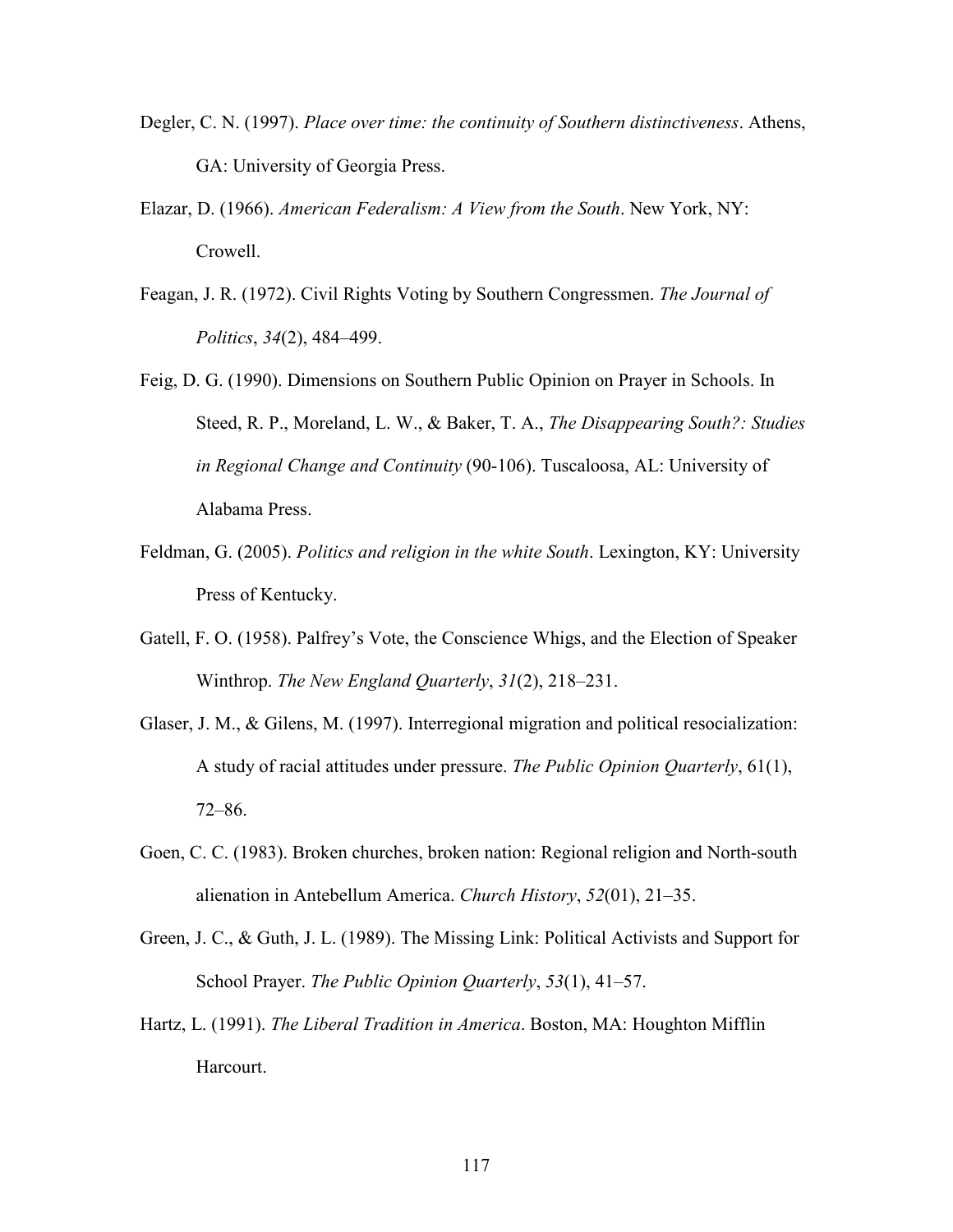Degler, C. N. (1997). *Place over time: the continuity of Southern distinctiveness*. Athens, GA: University of Georgia Press.

Elazar, D. (1966). *American Federalism: A View from the South*. New York, NY: Crowell.

Feagan, J. R. (1972). Civil Rights Voting by Southern Congressmen. *The Journal of Politics*, *34*(2), 484–499.

Feig, D. G. (1990). Dimensions on Southern Public Opinion on Prayer in Schools. In Steed, R. P., Moreland, L. W., & Baker, T. A., *The Disappearing South?: Studies in Regional Change and Continuity* (90-106). Tuscaloosa, AL: University of Alabama Press.

Feldman, G. (2005). *Politics and religion in the white South*. Lexington, KY: University Press of Kentucky.

Gatell, F. O. (1958). Palfrey's Vote, the Conscience Whigs, and the Election of Speaker Winthrop. *The New England Quarterly*, *31*(2), 218–231.

Glaser, J. M., & Gilens, M. (1997). Interregional migration and political resocialization: A study of racial attitudes under pressure. *The Public Opinion Quarterly*, 61(1), 72–86.

Goen, C. C. (1983). Broken churches, broken nation: Regional religion and North-south alienation in Antebellum America. *Church History*, *52*(01), 21–35.

Green, J. C., & Guth, J. L. (1989). The Missing Link: Political Activists and Support for School Prayer. *The Public Opinion Quarterly*, *53*(1), 41–57.

Hartz, L. (1991). *The Liberal Tradition in America*. Boston, MA: Houghton Mifflin Harcourt.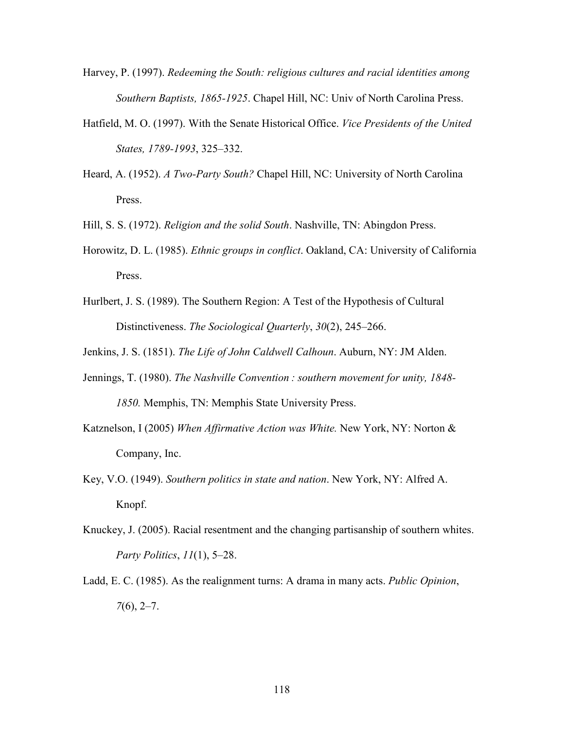Harvey, P. (1997). *Redeeming the South: religious cultures and racial identities among Southern Baptists, 1865-1925*. Chapel Hill, NC: Univ of North Carolina Press.

Hatfield, M. O. (1997). With the Senate Historical Office. *Vice Presidents of the United States, 1789-1993*, 325–332.

Heard, A. (1952). *A Two-Party South?* Chapel Hill, NC: University of North Carolina Press.

Hill, S. S. (1972). *Religion and the solid South*. Nashville, TN: Abingdon Press.

Horowitz, D. L. (1985). *Ethnic groups in conflict*. Oakland, CA: University of California Press.

Hurlbert, J. S. (1989). The Southern Region: A Test of the Hypothesis of Cultural Distinctiveness. *The Sociological Quarterly*, *30*(2), 245–266.

Jenkins, J. S. (1851). *The Life of John Caldwell Calhoun*. Auburn, NY: JM Alden.

Jennings, T. (1980). *The Nashville Convention : southern movement for unity, 1848-1850.* Memphis, TN: Memphis State University Press.

Katznelson, I (2005) *When Affirmative Action was White.* New York, NY: Norton & Company, Inc.

Key, V.O. (1949). *Southern politics in state and nation*. New York, NY: Alfred A. Knopf.

Knuckey, J. (2005). Racial resentment and the changing partisanship of southern whites. *Party Politics*, *11*(1), 5–28.

Ladd, E. C. (1985). As the realignment turns: A drama in many acts. *Public Opinion*, *7*(6), 2–7.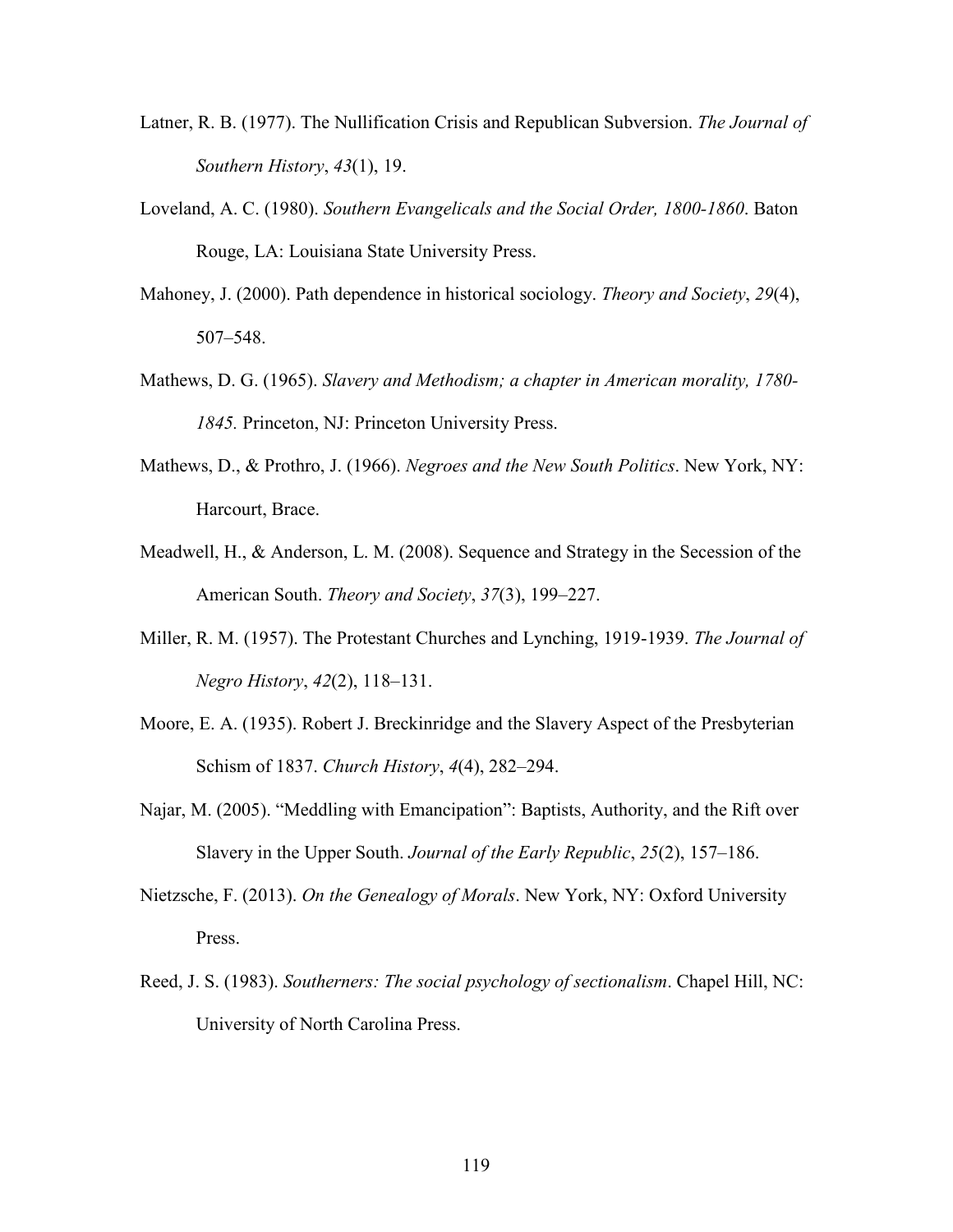Latner, R. B. (1977). The Nullification Crisis and Republican Subversion. *The Journal of Southern History*, *43*(1), 19.

Loveland, A. C. (1980). *Southern Evangelicals and the Social Order, 1800-1860*. Baton Rouge, LA: Louisiana State University Press.

Mahoney, J. (2000). Path dependence in historical sociology. *Theory and Society*, *29*(4), 507–548.

Mathews, D. G. (1965). *Slavery and Methodism; a chapter in American morality, 1780-1845.* Princeton, NJ: Princeton University Press.

Mathews, D., & Prothro, J. (1966). *Negroes and the New South Politics*. New York, NY: Harcourt, Brace.

Meadwell, H., & Anderson, L. M. (2008). Sequence and Strategy in the Secession of the American South. *Theory and Society*, *37*(3), 199–227.

Miller, R. M. (1957). The Protestant Churches and Lynching, 1919-1939. *The Journal of Negro History*, *42*(2), 118–131.

Moore, E. A. (1935). Robert J. Breckinridge and the Slavery Aspect of the Presbyterian Schism of 1837. *Church History*, *4*(4), 282–294.

Najar, M. (2005). "Meddling with Emancipation": Baptists, Authority, and the Rift over Slavery in the Upper South. *Journal of the Early Republic*, *25*(2), 157–186.

Nietzsche, F. (2013). *On the Genealogy of Morals*. New York, NY: Oxford University Press.

Reed, J. S. (1983). *Southerners: The social psychology of sectionalism*. Chapel Hill, NC: University of North Carolina Press.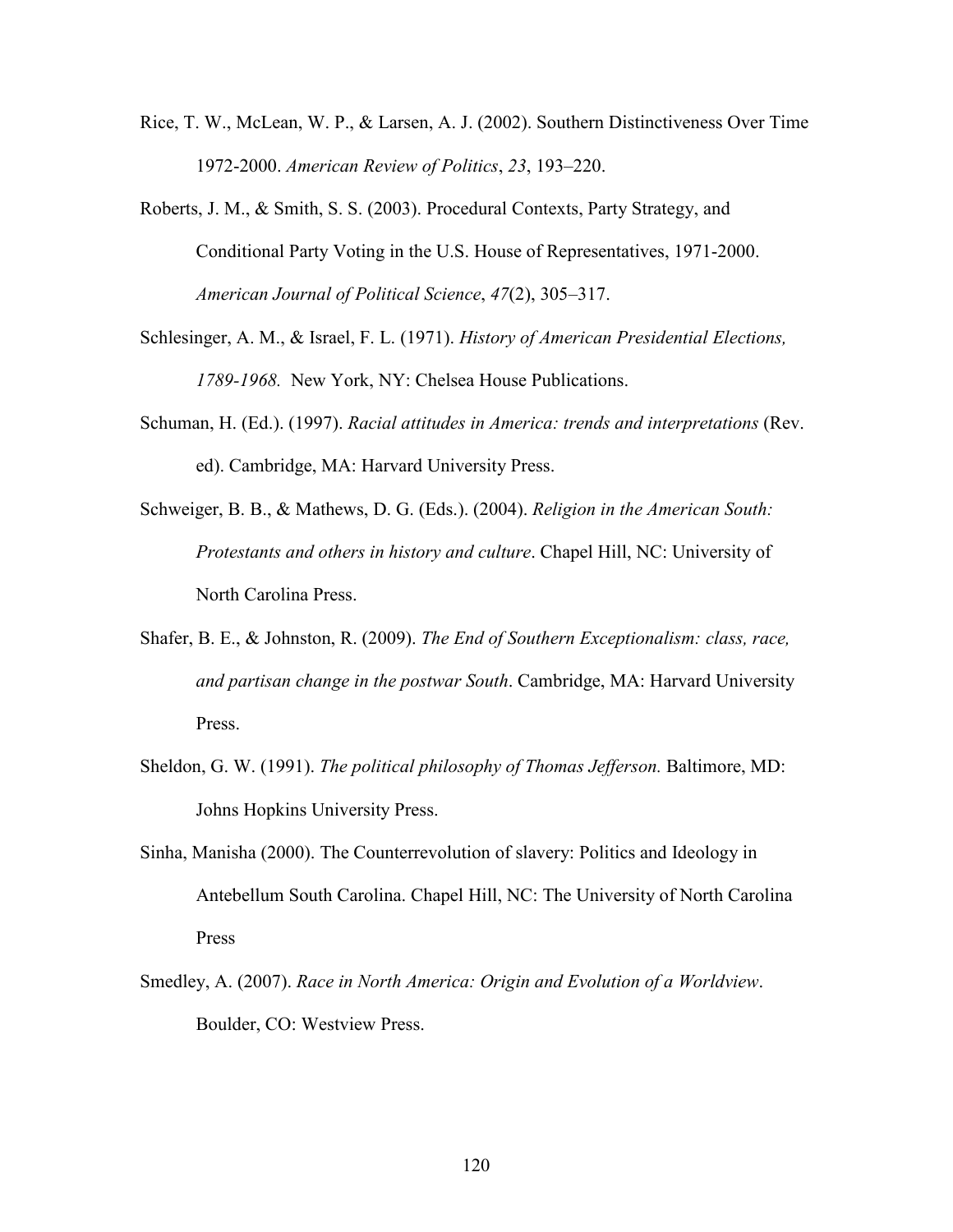Rice, T. W., McLean, W. P., & Larsen, A. J. (2002). Southern Distinctiveness Over Time 1972-2000. *American Review of Politics*, *23*, 193–220.

Roberts, J. M., & Smith, S. S. (2003). Procedural Contexts, Party Strategy, and Conditional Party Voting in the U.S. House of Representatives, 1971-2000. *American Journal of Political Science*, *47*(2), 305–317.

Schlesinger, A. M., & Israel, F. L. (1971). *History of American Presidential Elections, 1789-1968.* New York, NY: Chelsea House Publications.

Schuman, H. (Ed.). (1997). *Racial attitudes in America: trends and interpretations* (Rev. ed). Cambridge, MA: Harvard University Press.

Schweiger, B. B., & Mathews, D. G. (Eds.). (2004). *Religion in the American South: Protestants and others in history and culture*. Chapel Hill, NC: University of North Carolina Press.

Shafer, B. E., & Johnston, R. (2009). *The End of Southern Exceptionalism: class, race, and partisan change in the postwar South*. Cambridge, MA: Harvard University Press.

Sheldon, G. W. (1991). *The political philosophy of Thomas Jefferson.* Baltimore, MD: Johns Hopkins University Press.

Sinha, Manisha (2000). The Counterrevolution of slavery: Politics and Ideology in Antebellum South Carolina. Chapel Hill, NC: The University of North Carolina Press

Smedley, A. (2007). *Race in North America: Origin and Evolution of a Worldview*. Boulder, CO: Westview Press.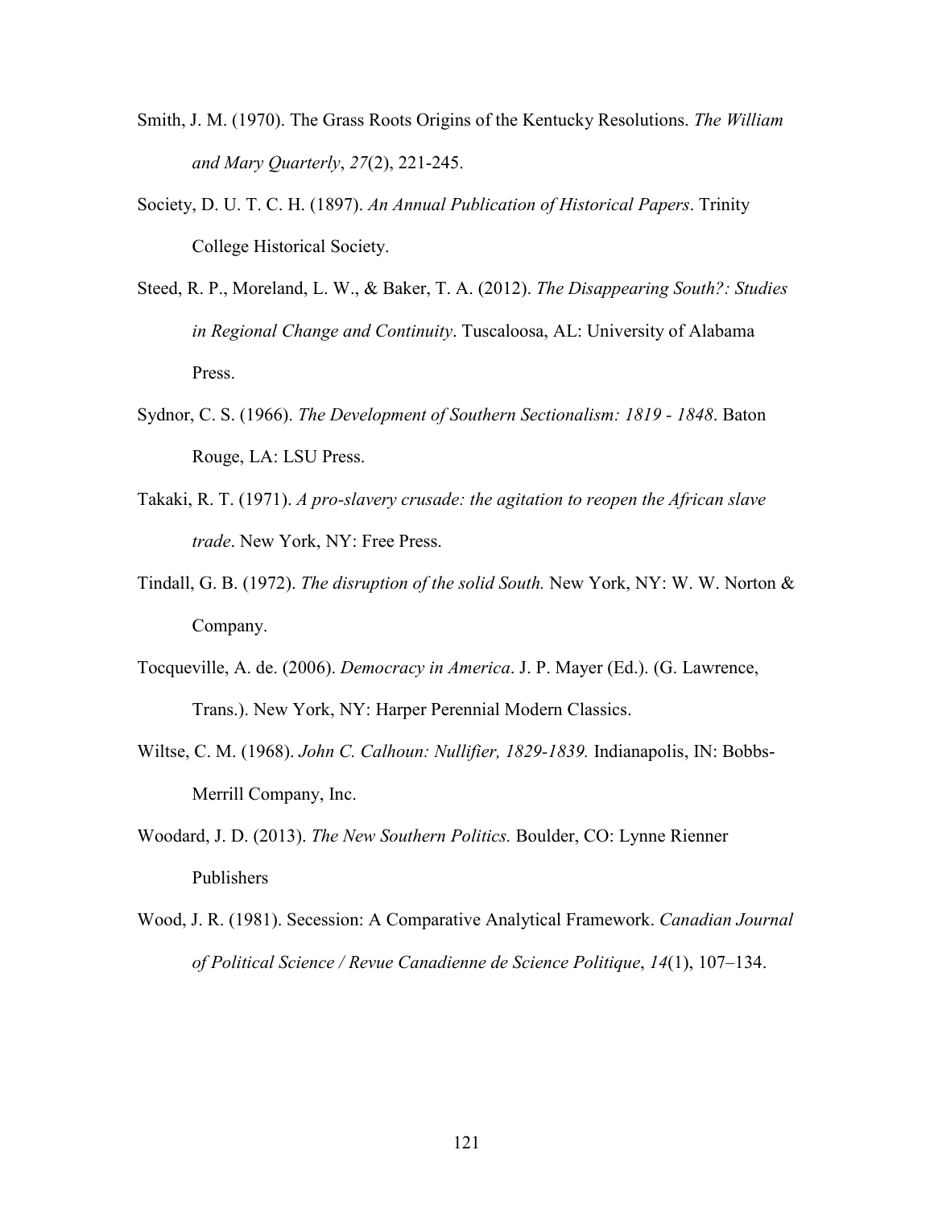Smith, J. M. (1970). The Grass Roots Origins of the Kentucky Resolutions. *The William and Mary Quarterly*, *27*(2), 221-245.

Society, D. U. T. C. H. (1897). *An Annual Publication of Historical Papers*. Trinity College Historical Society.

Steed, R. P., Moreland, L. W., & Baker, T. A. (2012). *The Disappearing South?: Studies in Regional Change and Continuity*. Tuscaloosa, AL: University of Alabama Press.

Sydnor, C. S. (1966). *The Development of Southern Sectionalism: 1819 - 1848*. Baton Rouge, LA: LSU Press.

Takaki, R. T. (1971). *A pro-slavery crusade: the agitation to reopen the African slave trade*. New York, NY: Free Press.

Tindall, G. B. (1972). *The disruption of the solid South.* New York, NY: W. W. Norton & Company.

Tocqueville, A. de. (2006). *Democracy in America*. J. P. Mayer (Ed.). (G. Lawrence, Trans.). New York, NY: Harper Perennial Modern Classics.

Wiltse, C. M. (1968). *John C. Calhoun: Nullifier, 1829-1839.* Indianapolis, IN: Bobbs-Merrill Company, Inc.

Woodard, J. D. (2013). *The New Southern Politics.* Boulder, CO: Lynne Rienner Publishers

Wood, J. R. (1981). Secession: A Comparative Analytical Framework. *Canadian Journal of Political Science / Revue Canadienne de Science Politique*, *14*(1), 107–134.